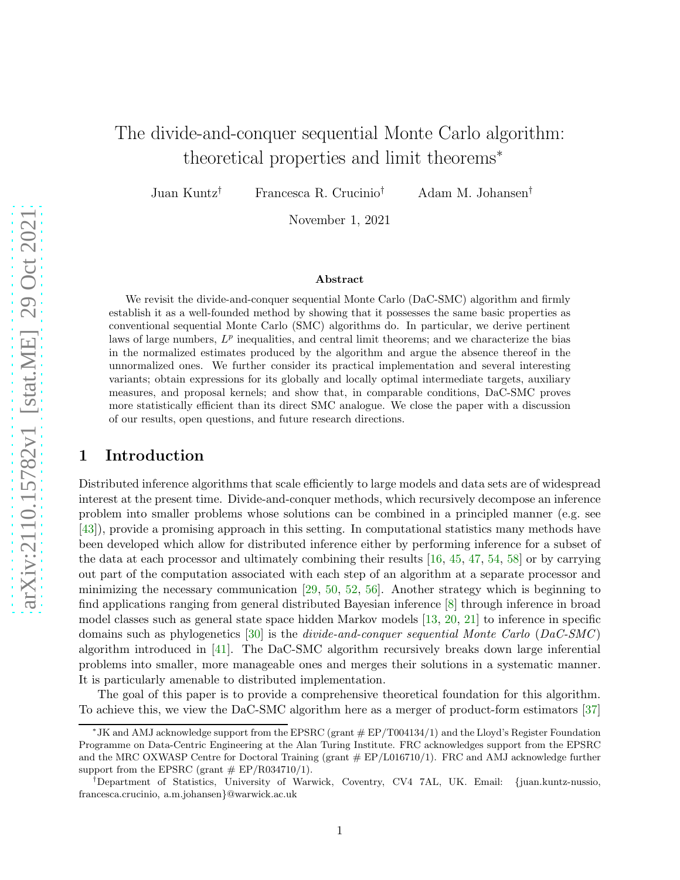# The divide-and-conquer sequential Monte Carlo algorithm: theoretical properties and limit theorems*

Juan Kuntz† Francesca R. Crucinio† Adam M. Johansen†

November 1, 2021

### Abstract

We revisit the divide-and-conquer sequential Monte Carlo (DaC-SMC) algorithm and firmly establish it as a well-founded method by showing that it possesses the same basic properties as conventional sequential Monte Carlo (SMC) algorithms do. In particular, we derive pertinent laws of large numbers, $L^p$ inequalities, and central limit theorems; and we characterize the bias in the normalized estimates produced by the algorithm and argue the absence thereof in the unnormalized ones. We further consider its practical implementation and several interesting variants; obtain expressions for its globally and locally optimal intermediate targets, auxiliary measures, and proposal kernels; and show that, in comparable conditions, DaC-SMC proves more statistically efficient than its direct SMC analogue. We close the paper with a discussion of our results, open questions, and future research directions.

## 1 Introduction

Distributed inference algorithms that scale efficiently to large models and data sets are of widespread interest at the present time. Divide-and-conquer methods, which recursively decompose an inference problem into smaller problems whose solutions can be combined in a principled manner (e.g. see [43]), provide a promising approach in this setting. In computational statistics many methods have been developed which allow for distributed inference either by performing inference for a subset of the data at each processor and ultimately combining their results [16, 45, 47, 54, 58] or by carrying out part of the computation associated with each step of an algorithm at a separate processor and minimizing the necessary communication [29, 50, 52, 56]. Another strategy which is beginning to find applications ranging from general distributed Bayesian inference [8] through inference in broad model classes such as general state space hidden Markov models [13, 20, 21] to inference in specific domains such as phylogenetics [30] is the *divide-and-conquer sequential Monte Carlo* (*DaC-SMC*) algorithm introduced in [41]. The DaC-SMC algorithm recursively breaks down large inferential problems into smaller, more manageable ones and merges their solutions in a systematic manner. It is particularly amenable to distributed implementation.

The goal of this paper is to provide a comprehensive theoretical foundation for this algorithm. To achieve this, we view the DaC-SMC algorithm here as a merger of product-form estimators [37]

---

*JK and AMJ acknowledge support from the EPSRC (grant # EP/T004134/1) and the Lloyd's Register Foundation Programme on Data-Centric Engineering at the Alan Turing Institute. FRC acknowledges support from the EPSRC and the MRC OXWASP Centre for Doctoral Training (grant # EP/L016710/1). FRC and AMJ acknowledge further support from the EPSRC (grant # EP/R034710/1).

†Department of Statistics, University of Warwick, Coventry, CV4 7AL, UK. Email: {juan.kuntz-nussio, francesca.crucinio, a.m.johansen}@warwick.ac.uk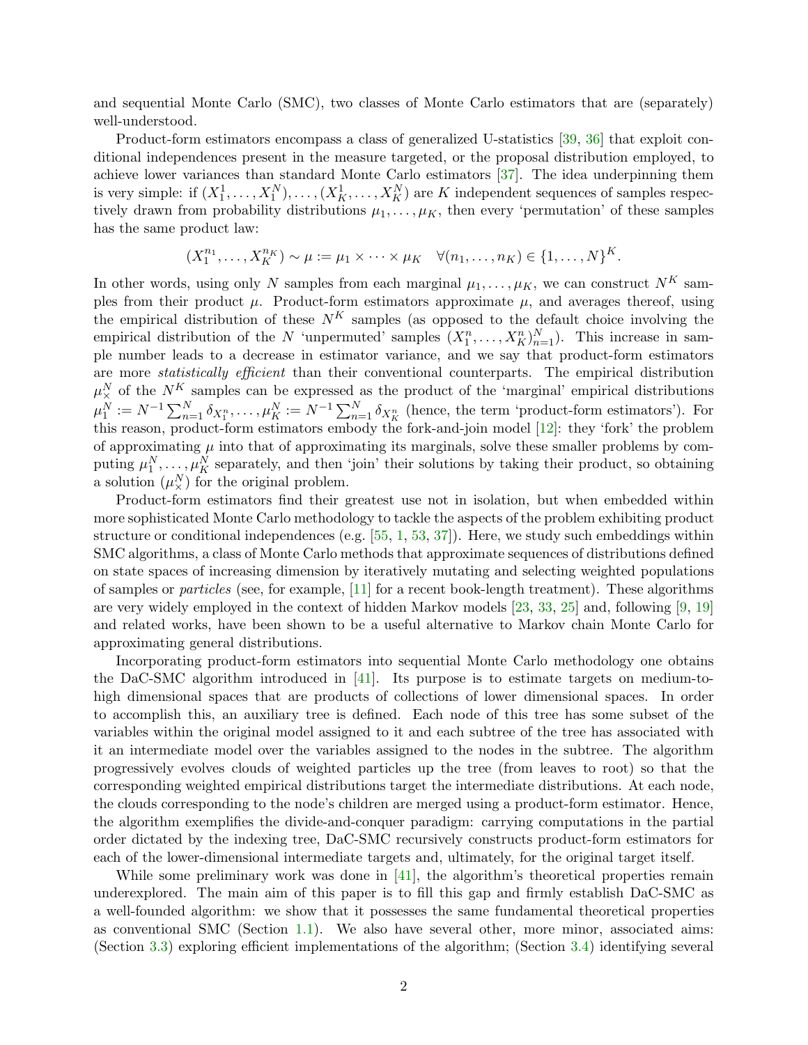and sequential Monte Carlo (SMC), two classes of Monte Carlo estimators that are (separately) well-understood.

Product-form estimators encompass a class of generalized U-statistics [39, 36] that exploit conditional independences present in the measure targeted, or the proposal distribution employed, to achieve lower variances than standard Monte Carlo estimators [37]. The idea underpinning them is very simple: if $(X_1^1, \ldots, X_1^N), \ldots, (X_K^1, \ldots, X_K^N)$ are $K$ independent sequences of samples respectively drawn from probability distributions $\mu_1, \ldots, \mu_K$, then every 'permutation' of these samples has the same product law:

$$(X_1^{n_1}, \ldots, X_K^{n_K}) \sim \mu := \mu_1 \times \cdots \times \mu_K \quad \forall (n_1, \ldots, n_K) \in \{1, \ldots, N\}^K.$$

In other words, using only $N$ samples from each marginal $\mu_1, \ldots, \mu_K$, we can construct $N^K$ samples from their product $\mu$. Product-form estimators approximate $\mu$, and averages thereof, using the empirical distribution of these $N^K$ samples (as opposed to the default choice involving the empirical distribution of the $N$ 'unpermuted' samples $(X_1^n, \ldots, X_K^n)_{n=1}^N$). This increase in sample number leads to a decrease in estimator variance, and we say that product-form estimators are more *statistically efficient* than their conventional counterparts. The empirical distribution $\mu_\times^N$ of the $N^K$ samples can be expressed as the product of the 'marginal' empirical distributions $\mu_1^N := N^{-1} \sum_{n=1}^N \delta_{X_1^n}, \ldots, \mu_K^N := N^{-1} \sum_{n=1}^N \delta_{X_K^n}$ (hence, the term 'product-form estimators'). For this reason, product-form estimators embody the fork-and-join model [12]: they 'fork' the problem of approximating $\mu$ into that of approximating its marginals, solve these smaller problems by computing $\mu_1^N, \ldots, \mu_K^N$ separately, and then 'join' their solutions by taking their product, so obtaining a solution ($\mu_\times^N$) for the original problem.

Product-form estimators find their greatest use not in isolation, but when embedded within more sophisticated Monte Carlo methodology to tackle the aspects of the problem exhibiting product structure or conditional independences (e.g. [55, 1, 53, 37]). Here, we study such embeddings within SMC algorithms, a class of Monte Carlo methods that approximate sequences of distributions defined on state spaces of increasing dimension by iteratively mutating and selecting weighted populations of samples or *particles* (see, for example, [11] for a recent book-length treatment). These algorithms are very widely employed in the context of hidden Markov models [23, 33, 25] and, following [9, 19] and related works, have been shown to be a useful alternative to Markov chain Monte Carlo for approximating general distributions.

Incorporating product-form estimators into sequential Monte Carlo methodology one obtains the DaC-SMC algorithm introduced in [41]. Its purpose is to estimate targets on medium-to-high dimensional spaces that are products of collections of lower dimensional spaces. In order to accomplish this, an auxiliary tree is defined. Each node of this tree has some subset of the variables within the original model assigned to it and each subtree of the tree has associated with it an intermediate model over the variables assigned to the nodes in the subtree. The algorithm progressively evolves clouds of weighted particles up the tree (from leaves to root) so that the corresponding weighted empirical distributions target the intermediate distributions. At each node, the clouds corresponding to the node's children are merged using a product-form estimator. Hence, the algorithm exemplifies the divide-and-conquer paradigm: carrying computations in the partial order dictated by the indexing tree, DaC-SMC recursively constructs product-form estimators for each of the lower-dimensional intermediate targets and, ultimately, for the original target itself.

While some preliminary work was done in [41], the algorithm's theoretical properties remain underexplored. The main aim of this paper is to fill this gap and firmly establish DaC-SMC as a well-founded algorithm: we show that it possesses the same fundamental theoretical properties as conventional SMC (Section 1.1). We also have several other, more minor, associated aims: (Section 3.3) exploring efficient implementations of the algorithm; (Section 3.4) identifying several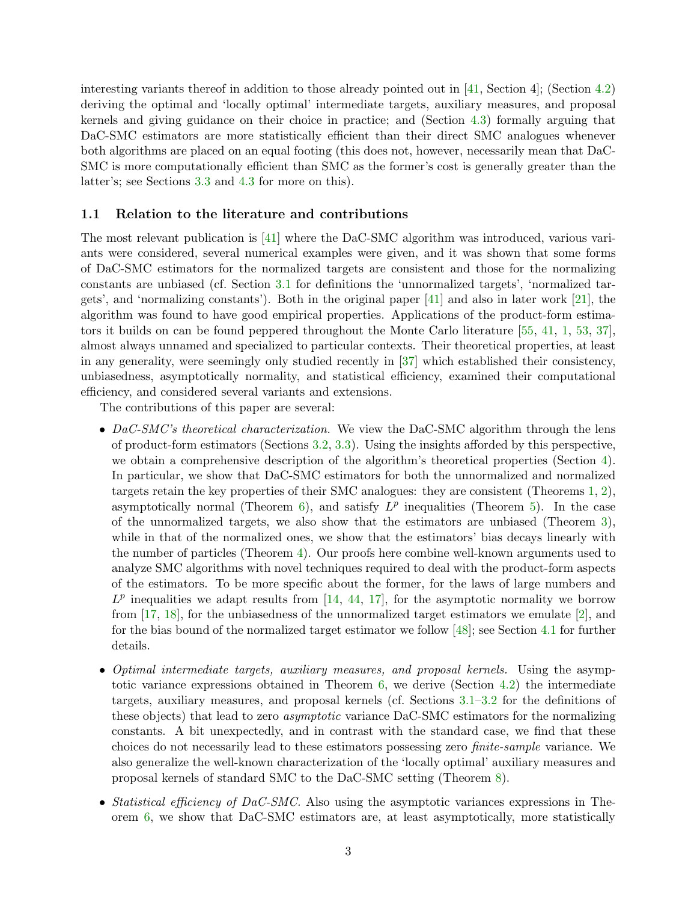interesting variants thereof in addition to those already pointed out in [41, Section 4]; (Section 4.2) deriving the optimal and 'locally optimal' intermediate targets, auxiliary measures, and proposal kernels and giving guidance on their choice in practice; and (Section 4.3) formally arguing that DaC-SMC estimators are more statistically efficient than their direct SMC analogues whenever both algorithms are placed on an equal footing (this does not, however, necessarily mean that DaC-SMC is more computationally efficient than SMC as the former's cost is generally greater than the latter's; see Sections 3.3 and 4.3 for more on this).

### 1.1 Relation to the literature and contributions

The most relevant publication is [41] where the DaC-SMC algorithm was introduced, various variants were considered, several numerical examples were given, and it was shown that some forms of DaC-SMC estimators for the normalized targets are consistent and those for the normalizing constants are unbiased (cf. Section 3.1 for definitions the 'unnormalized targets', 'normalized targets', and 'normalizing constants'). Both in the original paper [41] and also in later work [21], the algorithm was found to have good empirical properties. Applications of the product-form estimators it builds on can be found peppered throughout the Monte Carlo literature [55, 41, 1, 53, 37], almost always unnamed and specialized to particular contexts. Their theoretical properties, at least in any generality, were seemingly only studied recently in [37] which established their consistency, unbiasedness, asymptotically normality, and statistical efficiency, examined their computational efficiency, and considered several variants and extensions.

The contributions of this paper are several:

- *DaC-SMC's theoretical characterization.* We view the DaC-SMC algorithm through the lens of product-form estimators (Sections 3.2, 3.3). Using the insights afforded by this perspective, we obtain a comprehensive description of the algorithm's theoretical properties (Section 4). In particular, we show that DaC-SMC estimators for both the unnormalized and normalized targets retain the key properties of their SMC analogues: they are consistent (Theorems 1, 2), asymptotically normal (Theorem 6), and satisfy $L^p$ inequalities (Theorem 5). In the case of the unnormalized targets, we also show that the estimators are unbiased (Theorem 3), while in that of the normalized ones, we show that the estimators' bias decays linearly with the number of particles (Theorem 4). Our proofs here combine well-known arguments used to analyze SMC algorithms with novel techniques required to deal with the product-form aspects of the estimators. To be more specific about the former, for the laws of large numbers and $L^p$ inequalities we adapt results from [14, 44, 17], for the asymptotic normality we borrow from [17, 18], for the unbiasedness of the unnormalized target estimators we emulate [2], and for the bias bound of the normalized target estimator we follow [48]; see Section 4.1 for further details.

- *Optimal intermediate targets, auxiliary measures, and proposal kernels.* Using the asymptotic variance expressions obtained in Theorem 6, we derive (Section 4.2) the intermediate targets, auxiliary measures, and proposal kernels (cf. Sections 3.1–3.2 for the definitions of these objects) that lead to zero *asymptotic* variance DaC-SMC estimators for the normalizing constants. A bit unexpectedly, and in contrast with the standard case, we find that these choices do not necessarily lead to these estimators possessing zero *finite-sample* variance. We also generalize the well-known characterization of the 'locally optimal' auxiliary measures and proposal kernels of standard SMC to the DaC-SMC setting (Theorem 8).

- *Statistical efficiency of DaC-SMC.* Also using the asymptotic variances expressions in Theorem 6, we show that DaC-SMC estimators are, at least asymptotically, more statistically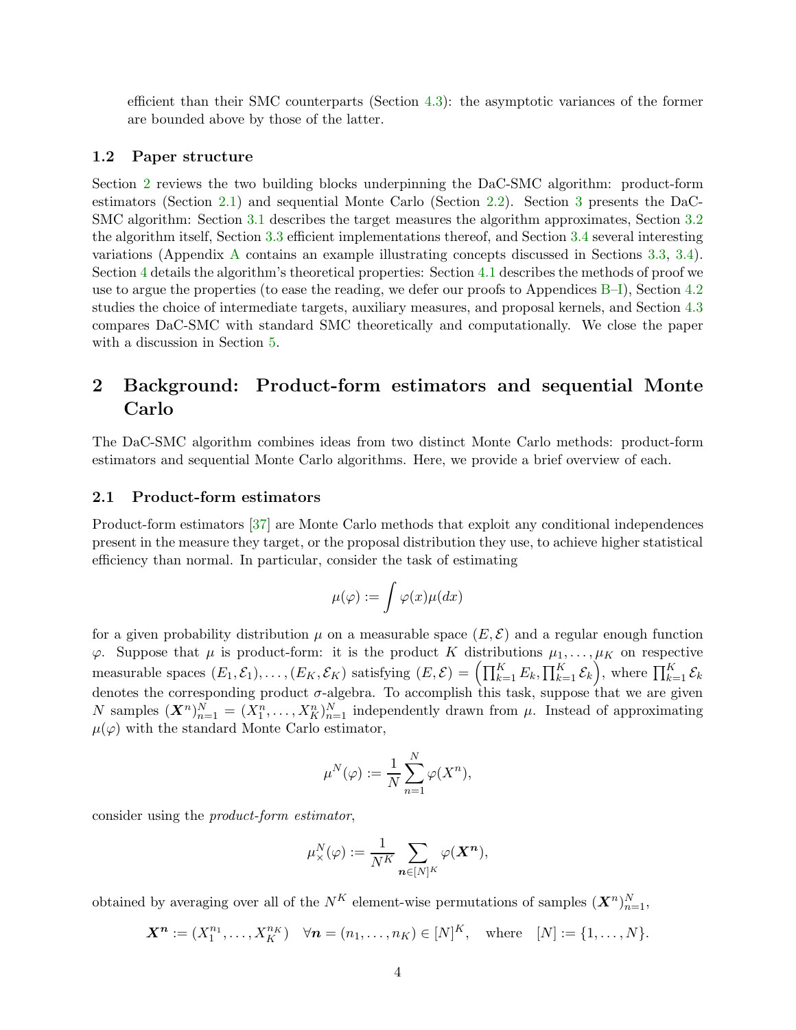efficient than their SMC counterparts (Section 4.3): the asymptotic variances of the former are bounded above by those of the latter.

### 1.2 Paper structure

Section 2 reviews the two building blocks underpinning the DaC-SMC algorithm: product-form estimators (Section 2.1) and sequential Monte Carlo (Section 2.2). Section 3 presents the DaC-SMC algorithm: Section 3.1 describes the target measures the algorithm approximates, Section 3.2 the algorithm itself, Section 3.3 efficient implementations thereof, and Section 3.4 several interesting variations (Appendix A contains an example illustrating concepts discussed in Sections 3.3, 3.4). Section 4 details the algorithm's theoretical properties: Section 4.1 describes the methods of proof we use to argue the properties (to ease the reading, we defer our proofs to Appendices B–I), Section 4.2 studies the choice of intermediate targets, auxiliary measures, and proposal kernels, and Section 4.3 compares DaC-SMC with standard SMC theoretically and computationally. We close the paper with a discussion in Section 5.

## 2 Background: Product-form estimators and sequential Monte Carlo

The DaC-SMC algorithm combines ideas from two distinct Monte Carlo methods: product-form estimators and sequential Monte Carlo algorithms. Here, we provide a brief overview of each.

### 2.1 Product-form estimators

Product-form estimators [37] are Monte Carlo methods that exploit any conditional independences present in the measure they target, or the proposal distribution they use, to achieve higher statistical efficiency than normal. In particular, consider the task of estimating

$$\mu(\varphi) := \int \varphi(x)\mu(dx)$$

for a given probability distribution $\mu$ on a measurable space $(E, \mathcal{E})$ and a regular enough function $\varphi$. Suppose that $\mu$ is product-form: it is the product $K$ distributions $\mu_1, \ldots, \mu_K$ on respective measurable spaces $(E_1, \mathcal{E}_1), \ldots, (E_K, \mathcal{E}_K)$ satisfying $(E, \mathcal{E}) = \left(\prod_{k=1}^K E_k, \prod_{k=1}^K \mathcal{E}_k\right)$, where $\prod_{k=1}^K \mathcal{E}_k$ denotes the corresponding product $\sigma$-algebra. To accomplish this task, suppose that we are given $N$ samples $(\boldsymbol{X}^n)_{n=1}^N = (X_1^n, \ldots, X_K^n)_{n=1}^N$ independently drawn from $\mu$. Instead of approximating $\mu(\varphi)$ with the standard Monte Carlo estimator,

$$\mu^N(\varphi) := \frac{1}{N}\sum_{n=1}^N \varphi(X^n),$$

consider using the *product-form estimator*,

$$\mu_\times^N(\varphi) := \frac{1}{N^K}\sum_{\boldsymbol{n}\in[N]^K} \varphi(\boldsymbol{X}^{\boldsymbol{n}}),$$

obtained by averaging over all of the $N^K$ element-wise permutations of samples $(\boldsymbol{X}^n)_{n=1}^N$,

$$\boldsymbol{X}^{\boldsymbol{n}} := (X_1^{n_1}, \ldots, X_K^{n_K}) \quad \forall \boldsymbol{n} = (n_1, \ldots, n_K) \in [N]^K, \quad \text{where} \quad [N] := \{1, \ldots, N\}.$$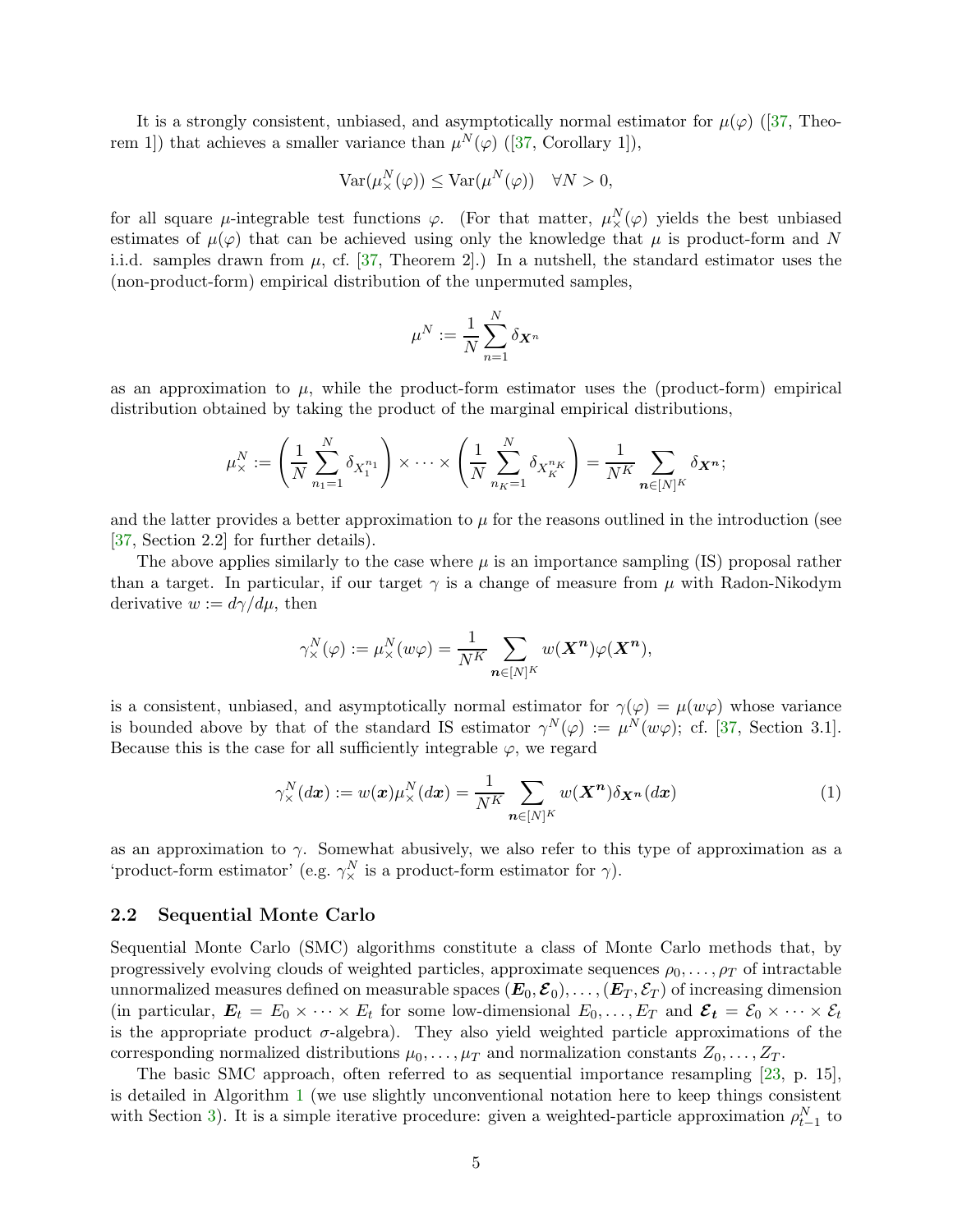It is a strongly consistent, unbiased, and asymptotically normal estimator for $\mu(\varphi)$ ([37, Theorem 1]) that achieves a smaller variance than $\mu^N(\varphi)$ ([37, Corollary 1]),

$$\mathrm{Var}(\mu_\times^N(\varphi)) \leq \mathrm{Var}(\mu^N(\varphi)) \quad \forall N > 0,$$

for all square $\mu$-integrable test functions $\varphi$. (For that matter, $\mu_\times^N(\varphi)$ yields the best unbiased estimates of $\mu(\varphi)$ that can be achieved using only the knowledge that $\mu$ is product-form and $N$ i.i.d. samples drawn from $\mu$, cf. [37, Theorem 2].) In a nutshell, the standard estimator uses the (non-product-form) empirical distribution of the unpermuted samples,

$$\mu^N := \frac{1}{N}\sum_{n=1}^N \delta_{\boldsymbol{X}^n}$$

as an approximation to $\mu$, while the product-form estimator uses the (product-form) empirical distribution obtained by taking the product of the marginal empirical distributions,

$$\mu_\times^N := \left(\frac{1}{N}\sum_{n_1=1}^N \delta_{X_1^{n_1}}\right) \times \cdots \times \left(\frac{1}{N}\sum_{n_K=1}^N \delta_{X_K^{n_K}}\right) = \frac{1}{N^K}\sum_{\boldsymbol{n}\in[N]^K} \delta_{\boldsymbol{X}^{\boldsymbol{n}}};$$

and the latter provides a better approximation to $\mu$ for the reasons outlined in the introduction (see [37, Section 2.2] for further details).

The above applies similarly to the case where $\mu$ is an importance sampling (IS) proposal rather than a target. In particular, if our target $\gamma$ is a change of measure from $\mu$ with Radon-Nikodym derivative $w := d\gamma/d\mu$, then

$$\gamma_\times^N(\varphi) := \mu_\times^N(w\varphi) = \frac{1}{N^K}\sum_{\boldsymbol{n}\in[N]^K} w(\boldsymbol{X}^{\boldsymbol{n}})\varphi(\boldsymbol{X}^{\boldsymbol{n}}),$$

is a consistent, unbiased, and asymptotically normal estimator for $\gamma(\varphi) = \mu(w\varphi)$ whose variance is bounded above by that of the standard IS estimator $\gamma^N(\varphi) := \mu^N(w\varphi)$; cf. [37, Section 3.1]. Because this is the case for all sufficiently integrable $\varphi$, we regard

$$\gamma_\times^N(d\boldsymbol{x}) := w(\boldsymbol{x})\mu_\times^N(d\boldsymbol{x}) = \frac{1}{N^K}\sum_{\boldsymbol{n}\in[N]^K} w(\boldsymbol{X}^{\boldsymbol{n}})\delta_{\boldsymbol{X}^{\boldsymbol{n}}}(d\boldsymbol{x}) \tag{1}$$

as an approximation to $\gamma$. Somewhat abusively, we also refer to this type of approximation as a 'product-form estimator' (e.g. $\gamma_\times^N$ is a product-form estimator for $\gamma$).

### 2.2 Sequential Monte Carlo

Sequential Monte Carlo (SMC) algorithms constitute a class of Monte Carlo methods that, by progressively evolving clouds of weighted particles, approximate sequences $\rho_0, \ldots, \rho_T$ of intractable unnormalized measures defined on measurable spaces $(\boldsymbol{E}_0, \boldsymbol{\mathcal{E}}_0), \ldots, (\boldsymbol{E}_T, \mathcal{E}_T)$ of increasing dimension (in particular, $\boldsymbol{E}_t = E_0 \times \cdots \times E_t$ for some low-dimensional $E_0, \ldots, E_T$ and $\boldsymbol{\mathcal{E}_t} = \mathcal{E}_0 \times \cdots \times \mathcal{E}_t$ is the appropriate product $\sigma$-algebra). They also yield weighted particle approximations of the corresponding normalized distributions $\mu_0, \ldots, \mu_T$ and normalization constants $Z_0, \ldots, Z_T$.

The basic SMC approach, often referred to as sequential importance resampling [23, p. 15], is detailed in Algorithm 1 (we use slightly unconventional notation here to keep things consistent with Section 3). It is a simple iterative procedure: given a weighted-particle approximation $\rho_{t-1}^N$ to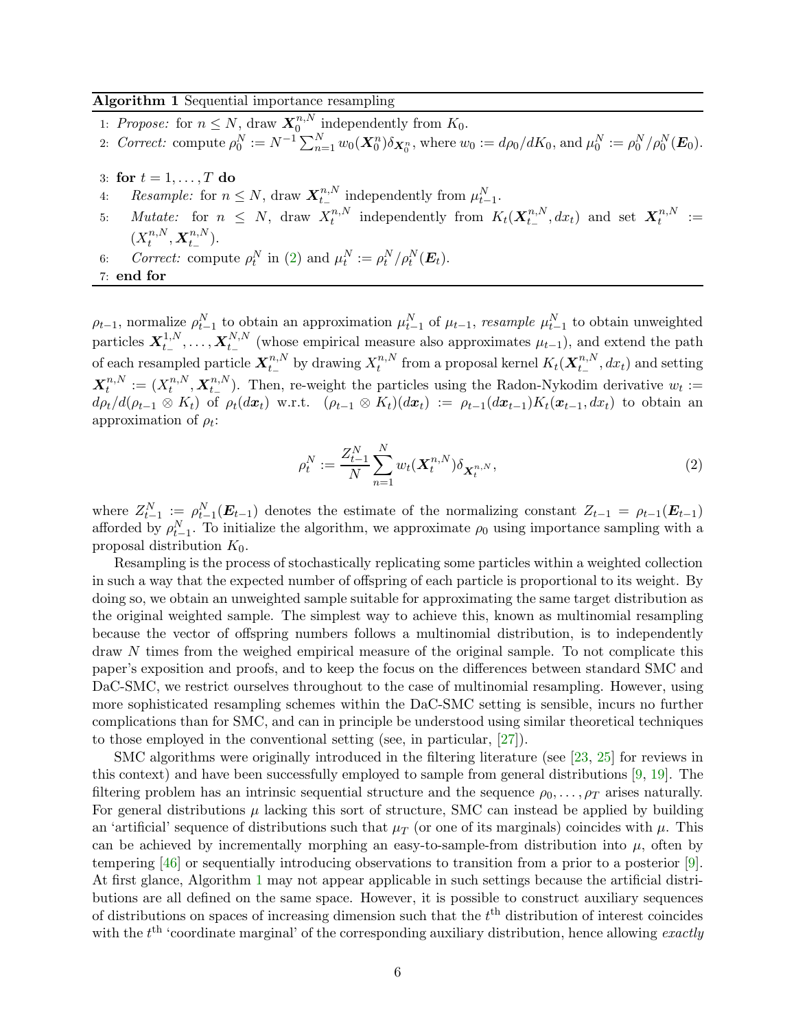**Algorithm 1** Sequential importance resampling

1: *Propose:* for $n \leq N$, draw $\boldsymbol{X}_0^{n,N}$ independently from $K_0$.

2: *Correct:* compute $\rho_0^N := N^{-1}\sum_{n=1}^N w_0(\boldsymbol{X}_0^n)\delta_{\boldsymbol{X}_0^n}$, where $w_0 := d\rho_0/dK_0$, and $\mu_0^N := \rho_0^N/\rho_0^N(\boldsymbol{E}_0)$.

3: **for** $t = 1, \ldots, T$ **do**

4: *Resample:* for $n \leq N$, draw $\boldsymbol{X}_{t_-}^{n,N}$ independently from $\mu_{t-1}^N$.

5: *Mutate:* for $n \leq N$, draw $X_t^{n,N}$ independently from $K_t(\boldsymbol{X}_{t_-}^{n,N}, dx_t)$ and set $\boldsymbol{X}_t^{n,N} := (X_t^{n,N}, \boldsymbol{X}_{t_-}^{n,N})$.

6: *Correct:* compute $\rho_t^N$ in (2) and $\mu_t^N := \rho_t^N/\rho_t^N(\boldsymbol{E}_t)$.

7: **end for**

$\rho_{t-1}$, normalize $\rho_{t-1}^N$ to obtain an approximation $\mu_{t-1}^N$ of $\mu_{t-1}$, *resample* $\mu_{t-1}^N$ to obtain unweighted particles $\boldsymbol{X}_{t_-}^{1,N}, \ldots, \boldsymbol{X}_{t_-}^{N,N}$ (whose empirical measure also approximates $\mu_{t-1}$), and extend the path of each resampled particle $\boldsymbol{X}_{t_-}^{n,N}$ by drawing $X_t^{n,N}$ from a proposal kernel $K_t(\boldsymbol{X}_{t_-}^{n,N}, dx_t)$ and setting $\boldsymbol{X}_t^{n,N} := (X_t^{n,N}, \boldsymbol{X}_{t_-}^{n,N})$. Then, re-weight the particles using the Radon-Nykodim derivative $w_t := d\rho_t/d(\rho_{t-1} \otimes K_t)$ of $\rho_t(d\boldsymbol{x}_t)$ w.r.t. $(\rho_{t-1} \otimes K_t)(d\boldsymbol{x}_t) := \rho_{t-1}(d\boldsymbol{x}_{t-1})K_t(\boldsymbol{x}_{t-1}, dx_t)$ to obtain an approximation of $\rho_t$:

$$\rho_t^N := \frac{Z_{t-1}^N}{N}\sum_{n=1}^N w_t(\boldsymbol{X}_t^{n,N})\delta_{\boldsymbol{X}_t^{n,N}}, \tag{2}$$

where $Z_{t-1}^N := \rho_{t-1}^N(\boldsymbol{E}_{t-1})$ denotes the estimate of the normalizing constant $Z_{t-1} = \rho_{t-1}(\boldsymbol{E}_{t-1})$ afforded by $\rho_{t-1}^N$. To initialize the algorithm, we approximate $\rho_0$ using importance sampling with a proposal distribution $K_0$.

Resampling is the process of stochastically replicating some particles within a weighted collection in such a way that the expected number of offspring of each particle is proportional to its weight. By doing so, we obtain an unweighted sample suitable for approximating the same target distribution as the original weighted sample. The simplest way to achieve this, known as multinomial resampling because the vector of offspring numbers follows a multinomial distribution, is to independently draw $N$ times from the weighed empirical measure of the original sample. To not complicate this paper's exposition and proofs, and to keep the focus on the differences between standard SMC and DaC-SMC, we restrict ourselves throughout to the case of multinomial resampling. However, using more sophisticated resampling schemes within the DaC-SMC setting is sensible, incurs no further complications than for SMC, and can in principle be understood using similar theoretical techniques to those employed in the conventional setting (see, in particular, [27]).

SMC algorithms were originally introduced in the filtering literature (see [23, 25] for reviews in this context) and have been successfully employed to sample from general distributions [9, 19]. The filtering problem has an intrinsic sequential structure and the sequence $\rho_0, \ldots, \rho_T$ arises naturally. For general distributions $\mu$ lacking this sort of structure, SMC can instead be applied by building an 'artificial' sequence of distributions such that $\mu_T$ (or one of its marginals) coincides with $\mu$. This can be achieved by incrementally morphing an easy-to-sample-from distribution into $\mu$, often by tempering [46] or sequentially introducing observations to transition from a prior to a posterior [9]. At first glance, Algorithm 1 may not appear applicable in such settings because the artificial distributions are all defined on the same space. However, it is possible to construct auxiliary sequences of distributions on spaces of increasing dimension such that the $t^{\text{th}}$ distribution of interest coincides with the $t^{\text{th}}$ 'coordinate marginal' of the corresponding auxiliary distribution, hence allowing *exactly*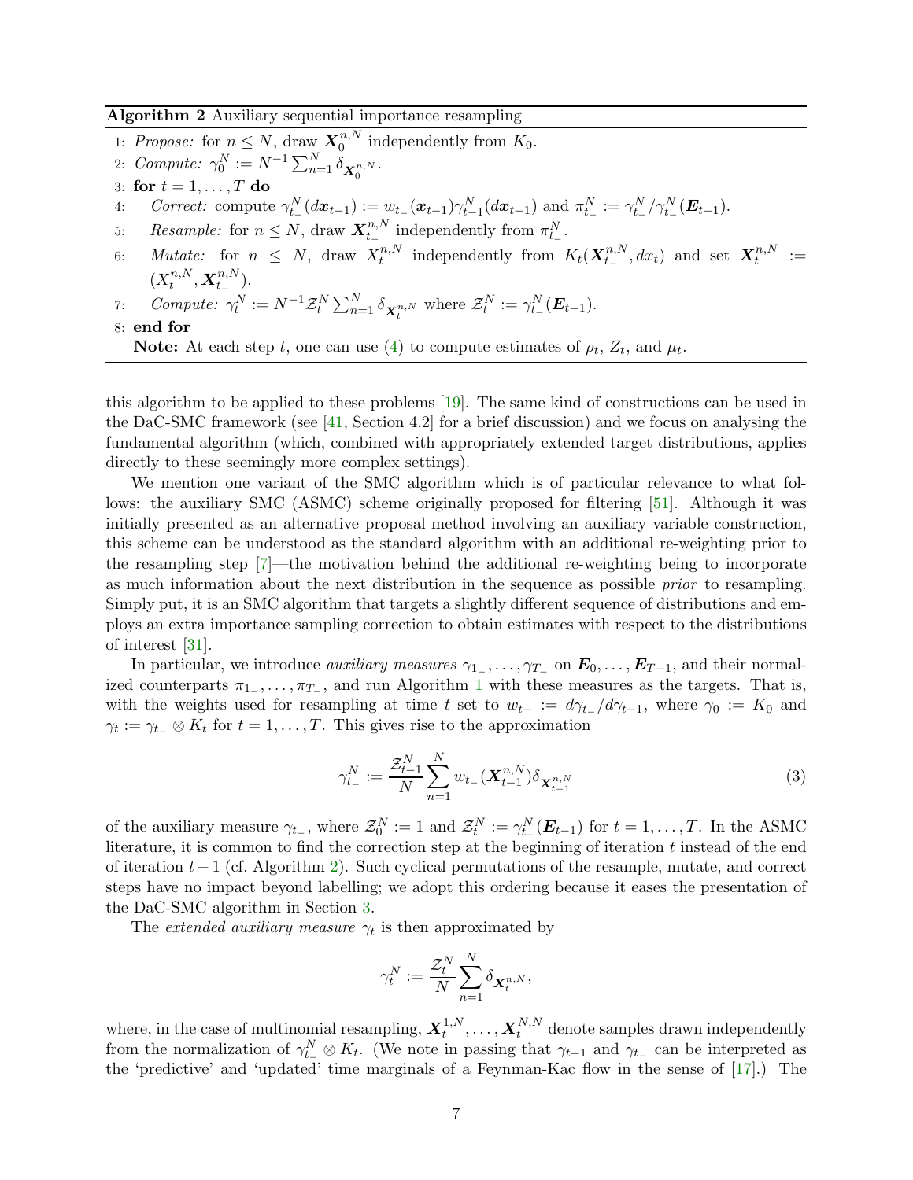**Algorithm 2** Auxiliary sequential importance resampling

1: *Propose:* for $n \leq N$, draw $\boldsymbol{X}_0^{n,N}$ independently from $K_0$.
2: *Compute:* $\gamma_0^N := N^{-1} \sum_{n=1}^N \delta_{\boldsymbol{X}_0^{n,N}}$.
3: **for** $t = 1, \ldots, T$ **do**
4: *Correct:* compute $\gamma_{t_-}^N(d\boldsymbol{x}_{t-1}) := w_{t_-}(\boldsymbol{x}_{t-1})\gamma_{t-1}^N(d\boldsymbol{x}_{t-1})$ and $\pi_{t_-}^N := \gamma_{t_-}^N / \gamma_{t_-}^N(\boldsymbol{E}_{t-1})$.
5: *Resample:* for $n \leq N$, draw $\boldsymbol{X}_{t_-}^{n,N}$ independently from $\pi_{t_-}^N$.
6: *Mutate:* for $n \leq N$, draw $X_t^{n,N}$ independently from $K_t(\boldsymbol{X}_{t_-}^{n,N}, dx_t)$ and set $\boldsymbol{X}_t^{n,N} := (X_t^{n,N}, \boldsymbol{X}_{t_-}^{n,N})$.
7: *Compute:* $\gamma_t^N := N^{-1} \mathcal{Z}_t^N \sum_{n=1}^N \delta_{\boldsymbol{X}_t^{n,N}}$ where $\mathcal{Z}_t^N := \gamma_{t_-}^N(\boldsymbol{E}_{t-1})$.
8: **end for**

**Note:** At each step $t$, one can use (4) to compute estimates of $\rho_t$, $Z_t$, and $\mu_t$.

this algorithm to be applied to these problems [19]. The same kind of constructions can be used in the DaC-SMC framework (see [41, Section 4.2] for a brief discussion) and we focus on analysing the fundamental algorithm (which, combined with appropriately extended target distributions, applies directly to these seemingly more complex settings).

We mention one variant of the SMC algorithm which is of particular relevance to what follows: the auxiliary SMC (ASMC) scheme originally proposed for filtering [51]. Although it was initially presented as an alternative proposal method involving an auxiliary variable construction, this scheme can be understood as the standard algorithm with an additional re-weighting prior to the resampling step [7]—the motivation behind the additional re-weighting being to incorporate as much information about the next distribution in the sequence as possible *prior* to resampling. Simply put, it is an SMC algorithm that targets a slightly different sequence of distributions and employs an extra importance sampling correction to obtain estimates with respect to the distributions of interest [31].

In particular, we introduce *auxiliary measures* $\gamma_{1_-}, \ldots, \gamma_{T_-}$ on $\boldsymbol{E}_0, \ldots, \boldsymbol{E}_{T-1}$, and their normalized counterparts $\pi_{1_-}, \ldots, \pi_{T_-}$, and run Algorithm 1 with these measures as the targets. That is, with the weights used for resampling at time $t$ set to $w_{t-} := d\gamma_{t_-}/d\gamma_{t-1}$, where $\gamma_0 := K_0$ and $\gamma_t := \gamma_{t_-} \otimes K_t$ for $t = 1, \ldots, T$. This gives rise to the approximation

$$\gamma_{t_-}^N := \frac{\mathcal{Z}_{t-1}^N}{N} \sum_{n=1}^N w_{t_-}(\boldsymbol{X}_{t-1}^{n,N}) \delta_{\boldsymbol{X}_{t-1}^{n,N}} \tag{3}$$

of the auxiliary measure $\gamma_{t_-}$, where $\mathcal{Z}_0^N := 1$ and $\mathcal{Z}_t^N := \gamma_{t_-}^N(\boldsymbol{E}_{t-1})$ for $t = 1, \ldots, T$. In the ASMC literature, it is common to find the correction step at the beginning of iteration $t$ instead of the end of iteration $t-1$ (cf. Algorithm 2). Such cyclical permutations of the resample, mutate, and correct steps have no impact beyond labelling; we adopt this ordering because it eases the presentation of the DaC-SMC algorithm in Section 3.

The *extended auxiliary measure* $\gamma_t$ is then approximated by

$$\gamma_t^N := \frac{\mathcal{Z}_t^N}{N} \sum_{n=1}^N \delta_{\boldsymbol{X}_t^{n,N}},$$

where, in the case of multinomial resampling, $\boldsymbol{X}_t^{1,N}, \ldots, \boldsymbol{X}_t^{N,N}$ denote samples drawn independently from the normalization of $\gamma_{t_-}^N \otimes K_t$. (We note in passing that $\gamma_{t-1}$ and $\gamma_{t_-}$ can be interpreted as the 'predictive' and 'updated' time marginals of a Feynman-Kac flow in the sense of [17].) The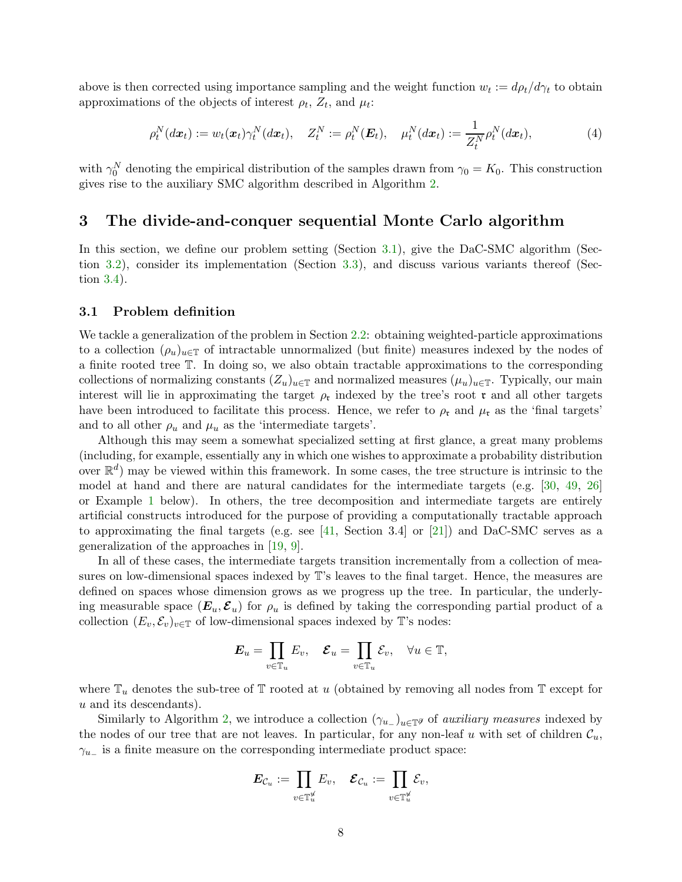above is then corrected using importance sampling and the weight function $w_t := d\rho_t/d\gamma_t$ to obtain approximations of the objects of interest $\rho_t$, $Z_t$, and $\mu_t$:

$$\rho_t^N(d\boldsymbol{x}_t) := w_t(\boldsymbol{x}_t)\gamma_t^N(d\boldsymbol{x}_t), \quad Z_t^N := \rho_t^N(\boldsymbol{E}_t), \quad \mu_t^N(d\boldsymbol{x}_t) := \frac{1}{Z_t^N}\rho_t^N(d\boldsymbol{x}_t), \tag{4}$$

with $\gamma_0^N$ denoting the empirical distribution of the samples drawn from $\gamma_0 = K_0$. This construction gives rise to the auxiliary SMC algorithm described in Algorithm 2.

## 3 The divide-and-conquer sequential Monte Carlo algorithm

In this section, we define our problem setting (Section 3.1), give the DaC-SMC algorithm (Section 3.2), consider its implementation (Section 3.3), and discuss various variants thereof (Section 3.4).

### 3.1 Problem definition

We tackle a generalization of the problem in Section 2.2: obtaining weighted-particle approximations to a collection $(\rho_u)_{u\in\mathbb{T}}$ of intractable unnormalized (but finite) measures indexed by the nodes of a finite rooted tree $\mathbb{T}$. In doing so, we also obtain tractable approximations to the corresponding collections of normalizing constants $(Z_u)_{u\in\mathbb{T}}$ and normalized measures $(\mu_u)_{u\in\mathbb{T}}$. Typically, our main interest will lie in approximating the target $\rho_{\mathfrak{r}}$ indexed by the tree's root $\mathfrak{r}$ and all other targets have been introduced to facilitate this process. Hence, we refer to $\rho_{\mathfrak{r}}$ and $\mu_{\mathfrak{r}}$ as the 'final targets' and to all other $\rho_u$ and $\mu_u$ as the 'intermediate targets'.

Although this may seem a somewhat specialized setting at first glance, a great many problems (including, for example, essentially any in which one wishes to approximate a probability distribution over $\mathbb{R}^d$) may be viewed within this framework. In some cases, the tree structure is intrinsic to the model at hand and there are natural candidates for the intermediate targets (e.g. [30, 49, 26] or Example 1 below). In others, the tree decomposition and intermediate targets are entirely artificial constructs introduced for the purpose of providing a computationally tractable approach to approximating the final targets (e.g. see [41, Section 3.4] or [21]) and DaC-SMC serves as a generalization of the approaches in [19, 9].

In all of these cases, the intermediate targets transition incrementally from a collection of measures on low-dimensional spaces indexed by $\mathbb{T}$'s leaves to the final target. Hence, the measures are defined on spaces whose dimension grows as we progress up the tree. In particular, the underlying measurable space $(\boldsymbol{E}_u, \boldsymbol{\mathcal{E}}_u)$ for $\rho_u$ is defined by taking the corresponding partial product of a collection $(E_v, \mathcal{E}_v)_{v\in\mathbb{T}}$ of low-dimensional spaces indexed by $\mathbb{T}$'s nodes:

$$\boldsymbol{E}_u = \prod_{v\in\mathbb{T}_u} E_v, \quad \boldsymbol{\mathcal{E}}_u = \prod_{v\in\mathbb{T}_u} \mathcal{E}_v, \quad \forall u \in \mathbb{T},$$

where $\mathbb{T}_u$ denotes the sub-tree of $\mathbb{T}$ rooted at $u$ (obtained by removing all nodes from $\mathbb{T}$ except for $u$ and its descendants).

Similarly to Algorithm 2, we introduce a collection $(\gamma_{u_-})_{u\in\mathbb{T}^{\not\partial}}$ of *auxiliary measures* indexed by the nodes of our tree that are not leaves. In particular, for any non-leaf $u$ with set of children $\mathcal{C}_u$, $\gamma_{u_-}$ is a finite measure on the corresponding intermediate product space:

$$\boldsymbol{E}_{\mathcal{C}_u} := \prod_{v\in\mathbb{T}_u^{\not u}} E_v, \quad \boldsymbol{\mathcal{E}}_{\mathcal{C}_u} := \prod_{v\in\mathbb{T}_u^{\not u}} \mathcal{E}_v,$$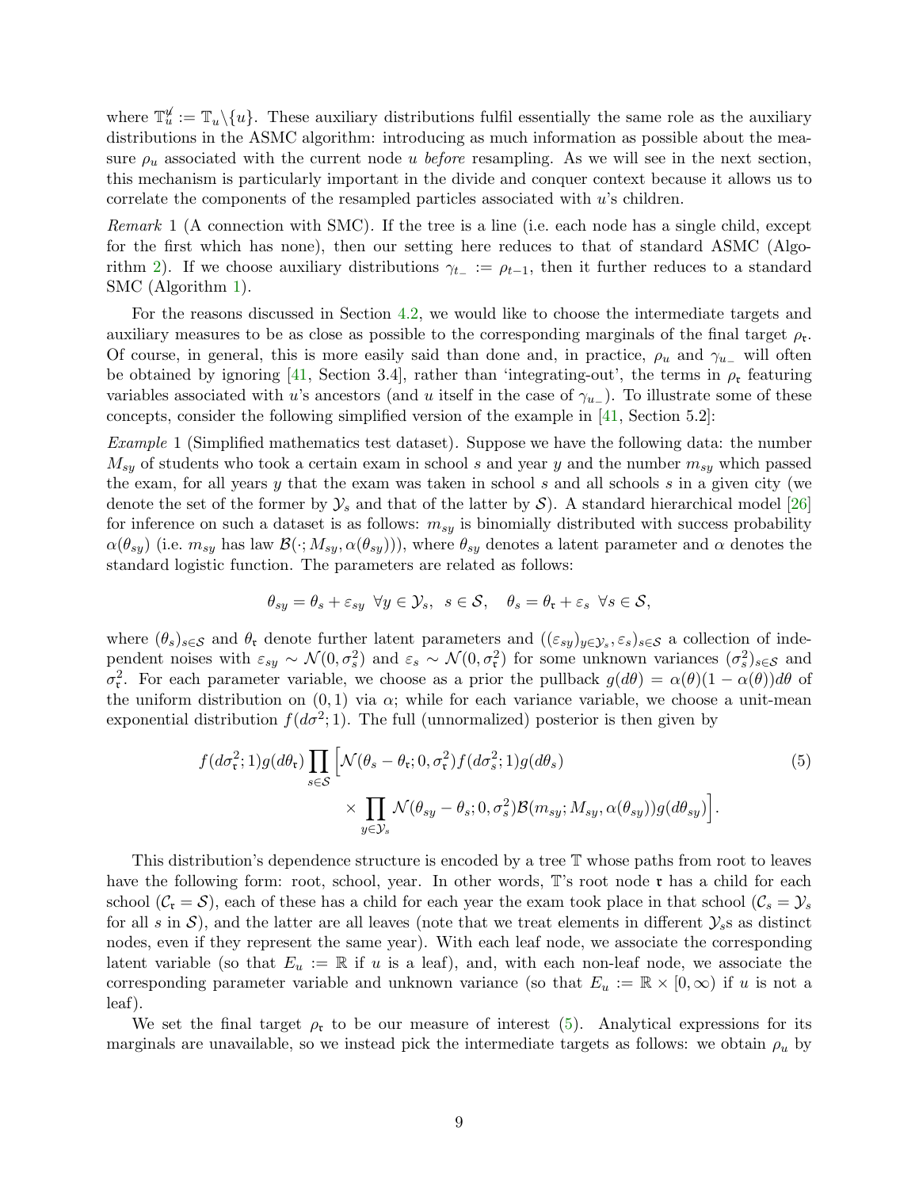where $\mathbb{T}_u^{\not u} := \mathbb{T}_u \backslash \{u\}$. These auxiliary distributions fulfil essentially the same role as the auxiliary distributions in the ASMC algorithm: introducing as much information as possible about the measure $\rho_u$ associated with the current node $u$ *before* resampling. As we will see in the next section, this mechanism is particularly important in the divide and conquer context because it allows us to correlate the components of the resampled particles associated with $u$'s children.

*Remark* 1 (A connection with SMC). If the tree is a line (i.e. each node has a single child, except for the first which has none), then our setting here reduces to that of standard ASMC (Algorithm 2). If we choose auxiliary distributions $\gamma_{t_-} := \rho_{t-1}$, then it further reduces to a standard SMC (Algorithm 1).

For the reasons discussed in Section 4.2, we would like to choose the intermediate targets and auxiliary measures to be as close as possible to the corresponding marginals of the final target $\rho_{\mathfrak{r}}$. Of course, in general, this is more easily said than done and, in practice, $\rho_u$ and $\gamma_{u_-}$ will often be obtained by ignoring [41, Section 3.4], rather than 'integrating-out', the terms in $\rho_{\mathfrak{r}}$ featuring variables associated with $u$'s ancestors (and $u$ itself in the case of $\gamma_{u_-}$). To illustrate some of these concepts, consider the following simplified version of the example in [41, Section 5.2]:

*Example* 1 (Simplified mathematics test dataset). Suppose we have the following data: the number $M_{sy}$ of students who took a certain exam in school $s$ and year $y$ and the number $m_{sy}$ which passed the exam, for all years $y$ that the exam was taken in school $s$ and all schools $s$ in a given city (we denote the set of the former by $\mathcal{Y}_s$ and that of the latter by $\mathcal{S}$). A standard hierarchical model [26] for inference on such a dataset is as follows: $m_{sy}$ is binomially distributed with success probability $\alpha(\theta_{sy})$ (i.e. $m_{sy}$ has law $\mathcal{B}(\cdot; M_{sy}, \alpha(\theta_{sy}))$), where $\theta_{sy}$ denotes a latent parameter and $\alpha$ denotes the standard logistic function. The parameters are related as follows:

$$\theta_{sy} = \theta_s + \varepsilon_{sy} \ \ \forall y \in \mathcal{Y}_s, \ \ s \in \mathcal{S}, \quad \theta_s = \theta_{\mathfrak{r}} + \varepsilon_s \ \ \forall s \in \mathcal{S},$$

where $(\theta_s)_{s\in\mathcal{S}}$ and $\theta_{\mathfrak{r}}$ denote further latent parameters and $((\varepsilon_{sy})_{y\in\mathcal{Y}_s}, \varepsilon_s)_{s\in\mathcal{S}}$ a collection of independent noises with $\varepsilon_{sy} \sim \mathcal{N}(0, \sigma_s^2)$ and $\varepsilon_s \sim \mathcal{N}(0, \sigma_{\mathfrak{r}}^2)$ for some unknown variances $(\sigma_s^2)_{s\in\mathcal{S}}$ and $\sigma_{\mathfrak{r}}^2$. For each parameter variable, we choose as a prior the pullback $g(d\theta) = \alpha(\theta)(1-\alpha(\theta))d\theta$ of the uniform distribution on $(0,1)$ via $\alpha$; while for each variance variable, we choose a unit-mean exponential distribution $f(d\sigma^2; 1)$. The full (unnormalized) posterior is then given by

$$f(d\sigma_{\mathfrak{r}}^2; 1) g(d\theta_{\mathfrak{r}}) \prod_{s\in\mathcal{S}} \Big[ \mathcal{N}(\theta_s - \theta_{\mathfrak{r}}; 0, \sigma_{\mathfrak{r}}^2) f(d\sigma_s^2; 1) g(d\theta_s) \\ \times \prod_{y\in\mathcal{Y}_s} \mathcal{N}(\theta_{sy} - \theta_s; 0, \sigma_s^2) \mathcal{B}(m_{sy}; M_{sy}, \alpha(\theta_{sy})) g(d\theta_{sy}) \Big]. \tag{5}$$

This distribution's dependence structure is encoded by a tree $\mathbb{T}$ whose paths from root to leaves have the following form: root, school, year. In other words, $\mathbb{T}$'s root node $\mathfrak{r}$ has a child for each school ($\mathcal{C}_{\mathfrak{r}} = \mathcal{S}$), each of these has a child for each year the exam took place in that school ($\mathcal{C}_s = \mathcal{Y}_s$ for all $s$ in $\mathcal{S}$), and the latter are all leaves (note that we treat elements in different $\mathcal{Y}_s$s as distinct nodes, even if they represent the same year). With each leaf node, we associate the corresponding latent variable (so that $E_u := \mathbb{R}$ if $u$ is a leaf), and, with each non-leaf node, we associate the corresponding parameter variable and unknown variance (so that $E_u := \mathbb{R} \times [0, \infty)$ if $u$ is not a leaf).

We set the final target $\rho_{\mathfrak{r}}$ to be our measure of interest (5). Analytical expressions for its marginals are unavailable, so we instead pick the intermediate targets as follows: we obtain $\rho_u$ by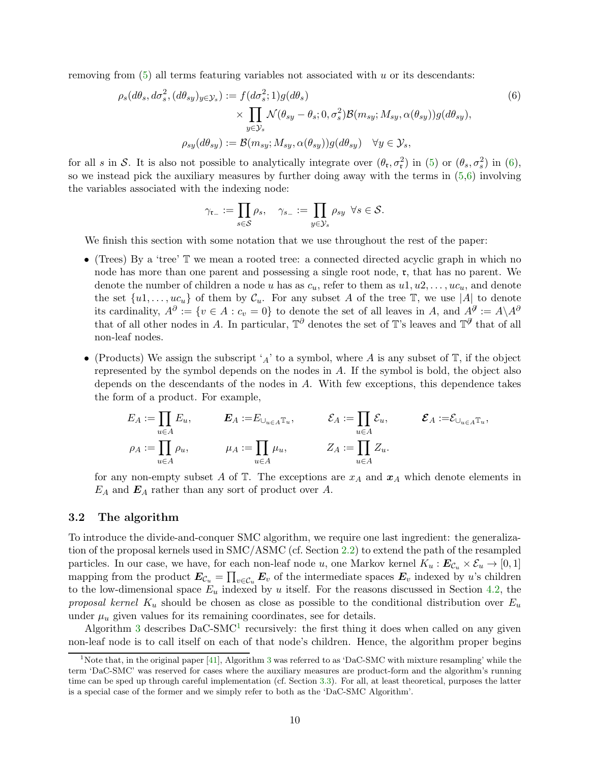removing from (5) all terms featuring variables not associated with $u$ or its descendants:

$$
\begin{aligned}
\rho_s(d\theta_s, d\sigma_s^2, (d\theta_{sy})_{y\in\mathcal{Y}_s}) := f(d\sigma_s^2;1)g(d\theta_s) \\
\times \prod_{y\in\mathcal{Y}_s} \mathcal{N}(\theta_{sy}-\theta_s;0,\sigma_s^2)\mathcal{B}(m_{sy};M_{sy},\alpha(\theta_{sy}))g(d\theta_{sy}), \\
\rho_{sy}(d\theta_{sy}) := \mathcal{B}(m_{sy};M_{sy},\alpha(\theta_{sy}))g(d\theta_{sy}) \quad \forall y\in\mathcal{Y}_s,
\end{aligned} \tag{6}
$$

for all $s$ in $\mathcal{S}$. It is also not possible to analytically integrate over $(\theta_{\mathfrak{r}}, \sigma_{\mathfrak{r}}^2)$ in (5) or $(\theta_s, \sigma_s^2)$ in (6), so we instead pick the auxiliary measures by further doing away with the terms in (5,6) involving the variables associated with the indexing node:

$$
\gamma_{\mathfrak{r}_-} := \prod_{s\in\mathcal{S}} \rho_s, \quad \gamma_{s_-} := \prod_{y\in\mathcal{Y}_s} \rho_{sy} \ \ \forall s\in\mathcal{S}.
$$

We finish this section with some notation that we use throughout the rest of the paper:

- (Trees) By a 'tree' $\mathbb{T}$ we mean a rooted tree: a connected directed acyclic graph in which no node has more than one parent and possessing a single root node, $\mathfrak{r}$, that has no parent. We denote the number of children a node $u$ has as $c_u$, refer to them as $u1, u2, \dots, uc_u$, and denote the set $\{u1, \dots, uc_u\}$ of them by $\mathcal{C}_u$. For any subset $A$ of the tree $\mathbb{T}$, we use $|A|$ to denote its cardinality, $A^\partial := \{v \in A : c_v = 0\}$ to denote the set of all leaves in $A$, and $A^{\not\partial} := A\backslash A^\partial$ that of all other nodes in $A$. In particular, $\mathbb{T}^\partial$ denotes the set of $\mathbb{T}$'s leaves and $\mathbb{T}^{\not\partial}$ that of all non-leaf nodes.

- (Products) We assign the subscript '$_A$' to a symbol, where $A$ is any subset of $\mathbb{T}$, if the object represented by the symbol depends on the nodes in $A$. If the symbol is bold, the object also depends on the descendants of the nodes in $A$. With few exceptions, this dependence takes the form of a product. For example,

$$
E_A := \prod_{u\in A} E_u, \qquad \boldsymbol{E}_A := E_{\cup_{u\in A}\mathbb{T}_u}, \qquad \mathcal{E}_A := \prod_{u\in A} \mathcal{E}_u, \qquad \boldsymbol{\mathcal{E}}_A := \mathcal{E}_{\cup_{u\in A}\mathbb{T}_u},
$$
$$
\rho_A := \prod_{u\in A} \rho_u, \qquad \mu_A := \prod_{u\in A} \mu_u, \qquad Z_A := \prod_{u\in A} Z_u.
$$

for any non-empty subset $A$ of $\mathbb{T}$. The exceptions are $x_A$ and $\boldsymbol{x}_A$ which denote elements in $E_A$ and $\boldsymbol{E}_A$ rather than any sort of product over $A$.

### 3.2 The algorithm

To introduce the divide-and-conquer SMC algorithm, we require one last ingredient: the generalization of the proposal kernels used in SMC/ASMC (cf. Section 2.2) to extend the path of the resampled particles. In our case, we have, for each non-leaf node $u$, one Markov kernel $K_u : \boldsymbol{E}_{\mathcal{C}_u} \times \mathcal{E}_u \to [0,1]$ mapping from the product $\boldsymbol{E}_{\mathcal{C}_u} = \prod_{v\in\mathcal{C}_u} \boldsymbol{E}_v$ of the intermediate spaces $\boldsymbol{E}_v$ indexed by $u$'s children to the low-dimensional space $E_u$ indexed by $u$ itself. For the reasons discussed in Section 4.2, the *proposal kernel* $K_u$ should be chosen as close as possible to the conditional distribution over $E_u$ under $\mu_u$ given values for its remaining coordinates, see for details.

Algorithm 3 describes DaC-SMC[1] recursively: the first thing it does when called on any given non-leaf node is to call itself on each of that node's children. Hence, the algorithm proper begins

[1] Note that, in the original paper [41], Algorithm 3 was referred to as 'DaC-SMC with mixture resampling' while the term 'DaC-SMC' was reserved for cases where the auxiliary measures are product-form and the algorithm's running time can be sped up through careful implementation (cf. Section 3.3). For all, at least theoretical, purposes the latter is a special case of the former and we simply refer to both as the 'DaC-SMC Algorithm'.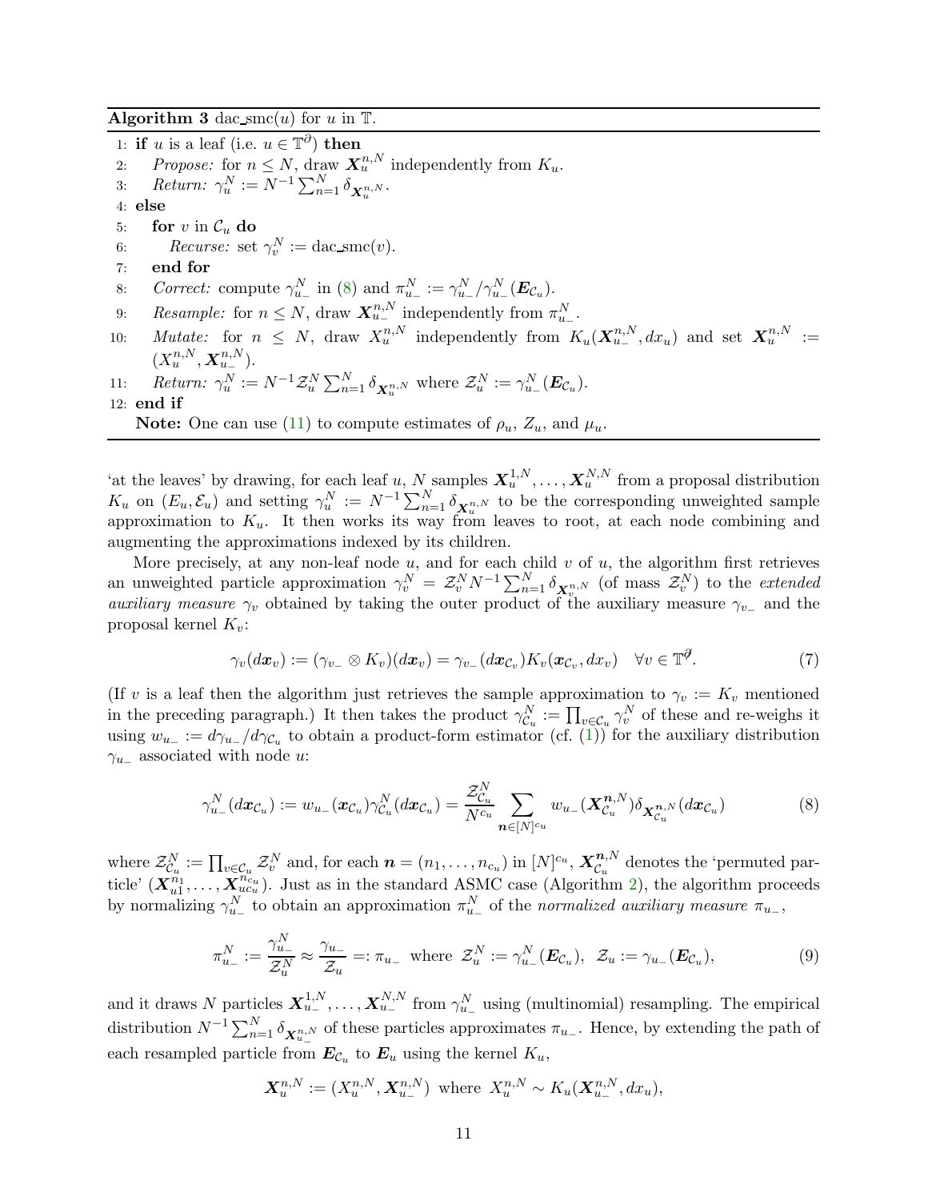**Algorithm 3** dac_smc($u$) for $u$ in $\mathbb{T}$.

1: **if** $u$ is a leaf (i.e. $u \in \mathbb{T}^{\partial}$) **then**
2: *Propose:* for $n \leq N$, draw $\boldsymbol{X}_u^{n,N}$ independently from $K_u$.
3: *Return:* $\gamma_u^N := N^{-1}\sum_{n=1}^N \delta_{\boldsymbol{X}_u^{n,N}}$.
4: **else**
5: **for** $v$ in $\mathcal{C}_u$ **do**
6: *Recurse:* set $\gamma_v^N :=$ dac_smc($v$).
7: **end for**
8: *Correct:* compute $\gamma_{u_-}^N$ in (8) and $\pi_{u_-}^N := \gamma_{u_-}^N / \gamma_{u_-}^N(\boldsymbol{E}_{\mathcal{C}_u})$.
9: *Resample:* for $n \leq N$, draw $\boldsymbol{X}_{u_-}^{n,N}$ independently from $\pi_{u_-}^N$.
10: *Mutate:* for $n \leq N$, draw $X_u^{n,N}$ independently from $K_u(\boldsymbol{X}_{u_-}^{n,N}, dx_u)$ and set $\boldsymbol{X}_u^{n,N} := (X_u^{n,N}, \boldsymbol{X}_{u_-}^{n,N})$.
11: *Return:* $\gamma_u^N := N^{-1}\mathcal{Z}_u^N \sum_{n=1}^N \delta_{\boldsymbol{X}_u^{n,N}}$ where $\mathcal{Z}_u^N := \gamma_{u_-}^N(\boldsymbol{E}_{\mathcal{C}_u})$.
12: **end if**

**Note:** One can use (11) to compute estimates of $\rho_u$, $Z_u$, and $\mu_u$.

'at the leaves' by drawing, for each leaf $u$, $N$ samples $\boldsymbol{X}_u^{1,N}, \ldots, \boldsymbol{X}_u^{N,N}$ from a proposal distribution $K_u$ on $(E_u, \mathcal{E}_u)$ and setting $\gamma_u^N := N^{-1}\sum_{n=1}^N \delta_{\boldsymbol{X}_u^{n,N}}$ to be the corresponding unweighted sample approximation to $K_u$. It then works its way from leaves to root, at each node combining and augmenting the approximations indexed by its children.

More precisely, at any non-leaf node $u$, and for each child $v$ of $u$, the algorithm first retrieves an unweighted particle approximation $\gamma_v^N = \mathcal{Z}_v^N N^{-1}\sum_{n=1}^N \delta_{\boldsymbol{X}_v^{n,N}}$ (of mass $\mathcal{Z}_v^N$) to the *extended auxiliary measure* $\gamma_v$ obtained by taking the outer product of the auxiliary measure $\gamma_{v_-}$ and the proposal kernel $K_v$:

$$\gamma_v(d\boldsymbol{x}_v) := (\gamma_{v_-} \otimes K_v)(d\boldsymbol{x}_v) = \gamma_{v_-}(d\boldsymbol{x}_{\mathcal{C}_v})K_v(\boldsymbol{x}_{\mathcal{C}_v}, dx_v) \quad \forall v \in \mathbb{T}^{\not\partial}. \tag{7}$$

(If $v$ is a leaf then the algorithm just retrieves the sample approximation to $\gamma_v := K_v$ mentioned in the preceding paragraph.) It then takes the product $\gamma_{\mathcal{C}_u}^N := \prod_{v\in\mathcal{C}_u} \gamma_v^N$ of these and re-weighs it using $w_{u_-} := d\gamma_{u_-}/d\gamma_{\mathcal{C}_u}$ to obtain a product-form estimator (cf. (1)) for the auxiliary distribution $\gamma_{u_-}$ associated with node $u$:

$$\gamma_{u_-}^N(d\boldsymbol{x}_{\mathcal{C}_u}) := w_{u_-}(\boldsymbol{x}_{\mathcal{C}_u})\gamma_{\mathcal{C}_u}^N(d\boldsymbol{x}_{\mathcal{C}_u}) = \frac{\mathcal{Z}_{\mathcal{C}_u}^N}{N^{c_u}} \sum_{\boldsymbol{n}\in[N]^{c_u}} w_{u_-}(\boldsymbol{X}_{\mathcal{C}_u}^{\boldsymbol{n},N})\delta_{\boldsymbol{X}_{\mathcal{C}_u}^{\boldsymbol{n},N}}(d\boldsymbol{x}_{\mathcal{C}_u}) \tag{8}$$

where $\mathcal{Z}_{\mathcal{C}_u}^N := \prod_{v\in\mathcal{C}_u} \mathcal{Z}_v^N$ and, for each $\boldsymbol{n} = (n_1, \ldots, n_{c_u})$ in $[N]^{c_u}$, $\boldsymbol{X}_{\mathcal{C}_u}^{\boldsymbol{n},N}$ denotes the 'permuted particle' $(\boldsymbol{X}_{u1}^{n_1}, \ldots, \boldsymbol{X}_{uc_u}^{n_{c_u}})$. Just as in the standard ASMC case (Algorithm 2), the algorithm proceeds by normalizing $\gamma_{u_-}^N$ to obtain an approximation $\pi_{u_-}^N$ of the *normalized auxiliary measure* $\pi_{u_-}$,

$$\pi_{u_-}^N := \frac{\gamma_{u_-}^N}{\mathcal{Z}_u^N} \approx \frac{\gamma_{u_-}}{\mathcal{Z}_u} =: \pi_{u_-} \text{ where } \mathcal{Z}_u^N := \gamma_{u_-}^N(\boldsymbol{E}_{\mathcal{C}_u}), \ \ \mathcal{Z}_u := \gamma_{u_-}(\boldsymbol{E}_{\mathcal{C}_u}), \tag{9}$$

and it draws $N$ particles $\boldsymbol{X}_{u_-}^{1,N}, \ldots, \boldsymbol{X}_{u_-}^{N,N}$ from $\gamma_{u_-}^N$ using (multinomial) resampling. The empirical distribution $N^{-1}\sum_{n=1}^N \delta_{\boldsymbol{X}_{u_-}^{n,N}}$ of these particles approximates $\pi_{u_-}$. Hence, by extending the path of each resampled particle from $\boldsymbol{E}_{\mathcal{C}_u}$ to $\boldsymbol{E}_u$ using the kernel $K_u$,

$$\boldsymbol{X}_u^{n,N} := (X_u^{n,N}, \boldsymbol{X}_{u_-}^{n,N}) \text{ where } X_u^{n,N} \sim K_u(\boldsymbol{X}_{u_-}^{n,N}, dx_u),$$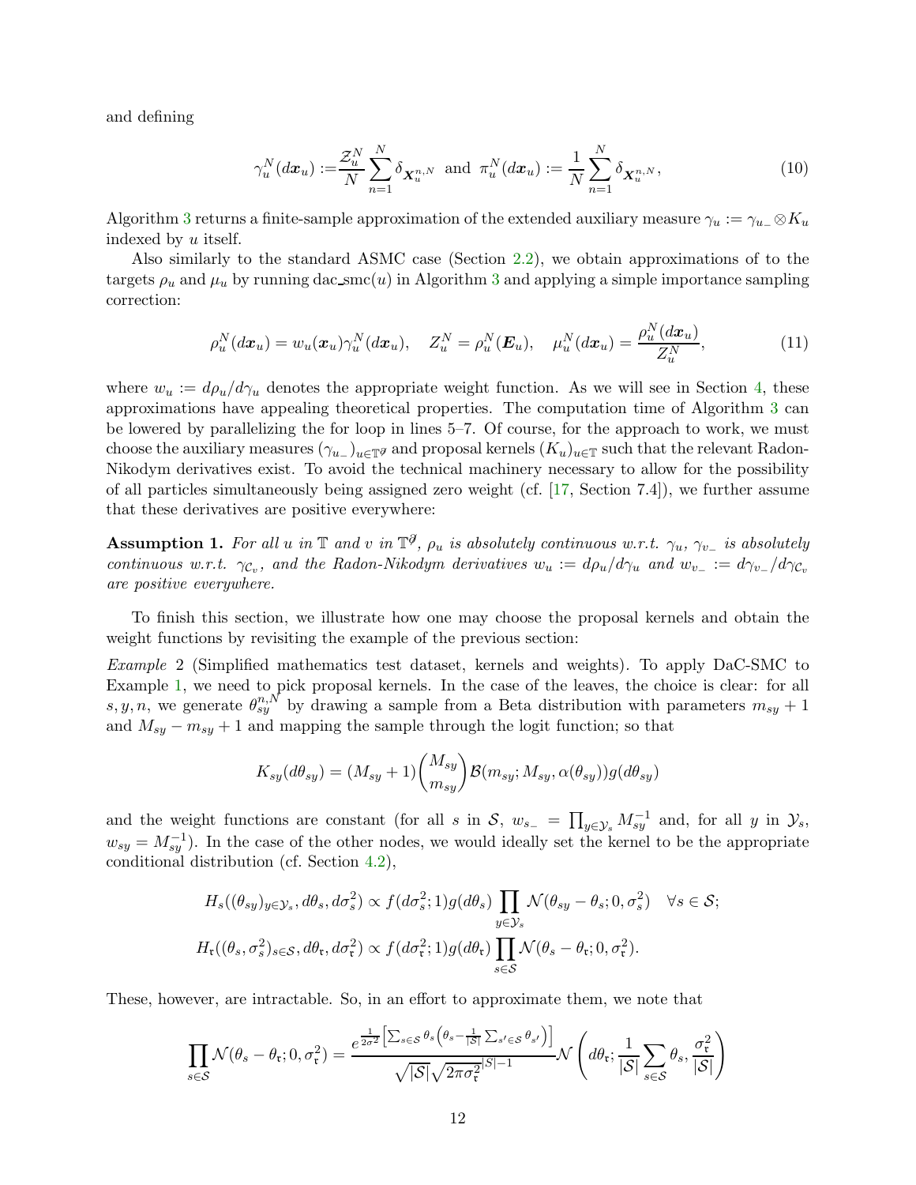and defining

$$\gamma_u^N(d\boldsymbol{x}_u) := \frac{\mathcal{Z}_u^N}{N}\sum_{n=1}^N \delta_{\boldsymbol{X}_u^{n,N}} \text{ and } \pi_u^N(d\boldsymbol{x}_u) := \frac{1}{N}\sum_{n=1}^N \delta_{\boldsymbol{X}_u^{n,N}}, \tag{10}$$

Algorithm 3 returns a finite-sample approximation of the extended auxiliary measure $\gamma_u := \gamma_{u_-} \otimes K_u$ indexed by $u$ itself.

Also similarly to the standard ASMC case (Section 2.2), we obtain approximations of to the targets $\rho_u$ and $\mu_u$ by running dac_smc($u$) in Algorithm 3 and applying a simple importance sampling correction:

$$\rho_u^N(d\boldsymbol{x}_u) = w_u(\boldsymbol{x}_u)\gamma_u^N(d\boldsymbol{x}_u), \quad Z_u^N = \rho_u^N(\boldsymbol{E}_u), \quad \mu_u^N(d\boldsymbol{x}_u) = \frac{\rho_u^N(d\boldsymbol{x}_u)}{Z_u^N}, \tag{11}$$

where $w_u := d\rho_u/d\gamma_u$ denotes the appropriate weight function. As we will see in Section 4, these approximations have appealing theoretical properties. The computation time of Algorithm 3 can be lowered by parallelizing the for loop in lines 5–7. Of course, for the approach to work, we must choose the auxiliary measures $(\gamma_{u_-})_{u\in\mathbb{T}^{\partial}}$ and proposal kernels $(K_u)_{u\in\mathbb{T}}$ such that the relevant Radon-Nikodym derivatives exist. To avoid the technical machinery necessary to allow for the possibility of all particles simultaneously being assigned zero weight (cf. [17, Section 7.4]), we further assume that these derivatives are positive everywhere:

**Assumption 1.** *For all $u$ in $\mathbb{T}$ and $v$ in $\mathbb{T}^{\partial}$, $\rho_u$ is absolutely continuous w.r.t. $\gamma_u$, $\gamma_{v_-}$ is absolutely continuous w.r.t. $\gamma_{\mathcal{C}_v}$, and the Radon-Nikodym derivatives $w_u := d\rho_u/d\gamma_u$ and $w_{v_-} := d\gamma_{v_-}/d\gamma_{\mathcal{C}_v}$ are positive everywhere.*

To finish this section, we illustrate how one may choose the proposal kernels and obtain the weight functions by revisiting the example of the previous section:

*Example* 2 (Simplified mathematics test dataset, kernels and weights). To apply DaC-SMC to Example 1, we need to pick proposal kernels. In the case of the leaves, the choice is clear: for all $s, y, n$, we generate $\theta_{sy}^{n,N}$ by drawing a sample from a Beta distribution with parameters $m_{sy}+1$ and $M_{sy}-m_{sy}+1$ and mapping the sample through the logit function; so that

$$K_{sy}(d\theta_{sy}) = (M_{sy}+1)\binom{M_{sy}}{m_{sy}}\mathcal{B}(m_{sy}; M_{sy}, \alpha(\theta_{sy}))g(d\theta_{sy})$$

and the weight functions are constant (for all $s$ in $\mathcal{S}$, $w_{s_-} = \prod_{y\in\mathcal{Y}_s} M_{sy}^{-1}$ and, for all $y$ in $\mathcal{Y}_s$, $w_{sy} = M_{sy}^{-1}$). In the case of the other nodes, we would ideally set the kernel to be the appropriate conditional distribution (cf. Section 4.2),

$$H_s((\theta_{sy})_{y\in\mathcal{Y}_s}, d\theta_s, d\sigma_s^2) \propto f(d\sigma_s^2; 1)g(d\theta_s)\prod_{y\in\mathcal{Y}_s}\mathcal{N}(\theta_{sy}-\theta_s; 0, \sigma_s^2) \quad \forall s\in\mathcal{S};$$
$$H_{\mathfrak{r}}((\theta_s, \sigma_s^2)_{s\in\mathcal{S}}, d\theta_{\mathfrak{r}}, d\sigma_{\mathfrak{r}}^2) \propto f(d\sigma_{\mathfrak{r}}^2; 1)g(d\theta_{\mathfrak{r}})\prod_{s\in\mathcal{S}}\mathcal{N}(\theta_s-\theta_{\mathfrak{r}}; 0, \sigma_{\mathfrak{r}}^2).$$

These, however, are intractable. So, in an effort to approximate them, we note that

$$\prod_{s\in\mathcal{S}}\mathcal{N}(\theta_s-\theta_{\mathfrak{r}}; 0, \sigma_{\mathfrak{r}}^2) = \frac{e^{\frac{1}{2\sigma^2}\left[\sum_{s\in\mathcal{S}}\theta_s\left(\theta_s - \frac{1}{|\mathcal{S}|}\sum_{s'\in\mathcal{S}}\theta_{s'}\right)\right]}}{\sqrt{|\mathcal{S}|}\sqrt{2\pi\sigma_{\mathfrak{r}}^2}^{|\mathcal{S}|-1}}\mathcal{N}\left(d\theta_{\mathfrak{r}}; \frac{1}{|\mathcal{S}|}\sum_{s\in\mathcal{S}}\theta_s, \frac{\sigma_{\mathfrak{r}}^2}{|\mathcal{S}|}\right)$$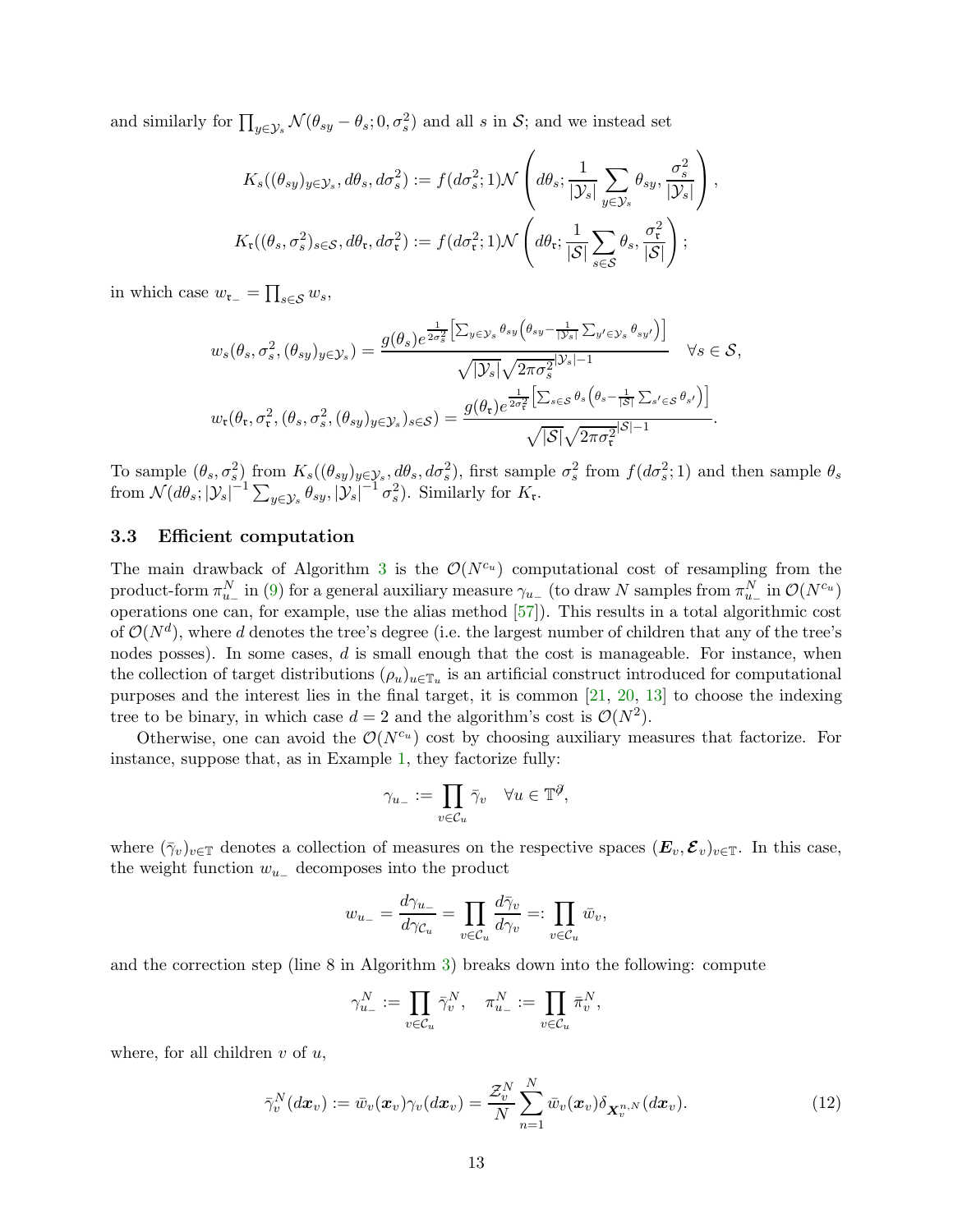and similarly for $\prod_{y\in\mathcal{Y}_s}\mathcal{N}(\theta_{sy}-\theta_s;0,\sigma_s^2)$ and all $s$ in $\mathcal{S}$; and we instead set

$$
K_s((\theta_{sy})_{y\in\mathcal{Y}_s},d\theta_s,d\sigma_s^2):=f(d\sigma_s^2;1)\mathcal{N}\left(d\theta_s;\frac{1}{|\mathcal{Y}_s|}\sum_{y\in\mathcal{Y}_s}\theta_{sy},\frac{\sigma_s^2}{|\mathcal{Y}_s|}\right),
$$

$$
K_{\mathfrak{r}}((\theta_s,\sigma_s^2)_{s\in\mathcal{S}},d\theta_{\mathfrak{r}},d\sigma_{\mathfrak{r}}^2):=f(d\sigma_{\mathfrak{r}}^2;1)\mathcal{N}\left(d\theta_{\mathfrak{r}};\frac{1}{|\mathcal{S}|}\sum_{s\in\mathcal{S}}\theta_s,\frac{\sigma_{\mathfrak{r}}^2}{|\mathcal{S}|}\right);
$$

in which case $w_{\mathfrak{r}_-}=\prod_{s\in\mathcal{S}}w_s$,

$$
w_s(\theta_s,\sigma_s^2,(\theta_{sy})_{y\in\mathcal{Y}_s})=\frac{g(\theta_s)e^{\frac{1}{2\sigma_s^2}\left[\sum_{y\in\mathcal{Y}_s}\theta_{sy}\left(\theta_{sy}-\frac{1}{|\mathcal{Y}_s|}\sum_{y'\in\mathcal{Y}_s}\theta_{sy'}\right)\right]}}{\sqrt{|\mathcal{Y}_s|}\sqrt{2\pi\sigma_s^2}^{|\mathcal{Y}_s|-1}}\quad\forall s\in\mathcal{S},
$$

$$
w_{\mathfrak{r}}(\theta_{\mathfrak{r}},\sigma_{\mathfrak{r}}^2,(\theta_s,\sigma_s^2,(\theta_{sy})_{y\in\mathcal{Y}_s})_{s\in\mathcal{S}})=\frac{g(\theta_{\mathfrak{r}})e^{\frac{1}{2\sigma_{\mathfrak{r}}^2}\left[\sum_{s\in\mathcal{S}}\theta_s\left(\theta_s-\frac{1}{|\mathcal{S}|}\sum_{s'\in\mathcal{S}}\theta_{s'}\right)\right]}}{\sqrt{|\mathcal{S}|}\sqrt{2\pi\sigma_{\mathfrak{r}}^2}^{|\mathcal{S}|-1}}.
$$

To sample $(\theta_s,\sigma_s^2)$ from $K_s((\theta_{sy})_{y\in\mathcal{Y}_s},d\theta_s,d\sigma_s^2)$, first sample $\sigma_s^2$ from $f(d\sigma_s^2;1)$ and then sample $\theta_s$ from $\mathcal{N}(d\theta_s;|\mathcal{Y}_s|^{-1}\sum_{y\in\mathcal{Y}_s}\theta_{sy},|\mathcal{Y}_s|^{-1}\sigma_s^2)$. Similarly for $K_{\mathfrak{r}}$.

### 3.3 Efficient computation

The main drawback of Algorithm 3 is the $\mathcal{O}(N^{c_u})$ computational cost of resampling from the product-form $\pi_{u_-}^N$ in (9) for a general auxiliary measure $\gamma_{u_-}$ (to draw $N$ samples from $\pi_{u_-}^N$ in $\mathcal{O}(N^{c_u})$ operations one can, for example, use the alias method [57]). This results in a total algorithmic cost of $\mathcal{O}(N^d)$, where $d$ denotes the tree's degree (i.e. the largest number of children that any of the tree's nodes posses). In some cases, $d$ is small enough that the cost is manageable. For instance, when the collection of target distributions $(\rho_u)_{u\in\mathbb{T}_u}$ is an artificial construct introduced for computational purposes and the interest lies in the final target, it is common [21, 20, 13] to choose the indexing tree to be binary, in which case $d=2$ and the algorithm's cost is $\mathcal{O}(N^2)$.

Otherwise, one can avoid the $\mathcal{O}(N^{c_u})$ cost by choosing auxiliary measures that factorize. For instance, suppose that, as in Example 1, they factorize fully:

$$
\gamma_{u_-}:=\prod_{v\in\mathcal{C}_u}\bar{\gamma}_v\quad\forall u\in\mathbb{T}^{\not\partial},
$$

where $(\bar{\gamma}_v)_{v\in\mathbb{T}}$ denotes a collection of measures on the respective spaces $(\boldsymbol{E}_v,\boldsymbol{\mathcal{E}}_v)_{v\in\mathbb{T}}$. In this case, the weight function $w_{u_-}$ decomposes into the product

$$
w_{u_-}=\frac{d\gamma_{u_-}}{d\gamma_{\mathcal{C}_u}}=\prod_{v\in\mathcal{C}_u}\frac{d\bar{\gamma}_v}{d\gamma_v}=:\prod_{v\in\mathcal{C}_u}\bar{w}_v,
$$

and the correction step (line 8 in Algorithm 3) breaks down into the following: compute

$$
\gamma_{u_-}^N:=\prod_{v\in\mathcal{C}_u}\bar{\gamma}_v^N,\quad\pi_{u_-}^N:=\prod_{v\in\mathcal{C}_u}\bar{\pi}_v^N,
$$

where, for all children $v$ of $u$,

$$
\bar{\gamma}_v^N(d\boldsymbol{x}_v):=\bar{w}_v(\boldsymbol{x}_v)\gamma_v(d\boldsymbol{x}_v)=\frac{\mathcal{Z}_v^N}{N}\sum_{n=1}^N\bar{w}_v(\boldsymbol{x}_v)\delta_{\boldsymbol{X}_v^{n,N}}(d\boldsymbol{x}_v).\tag{12}
$$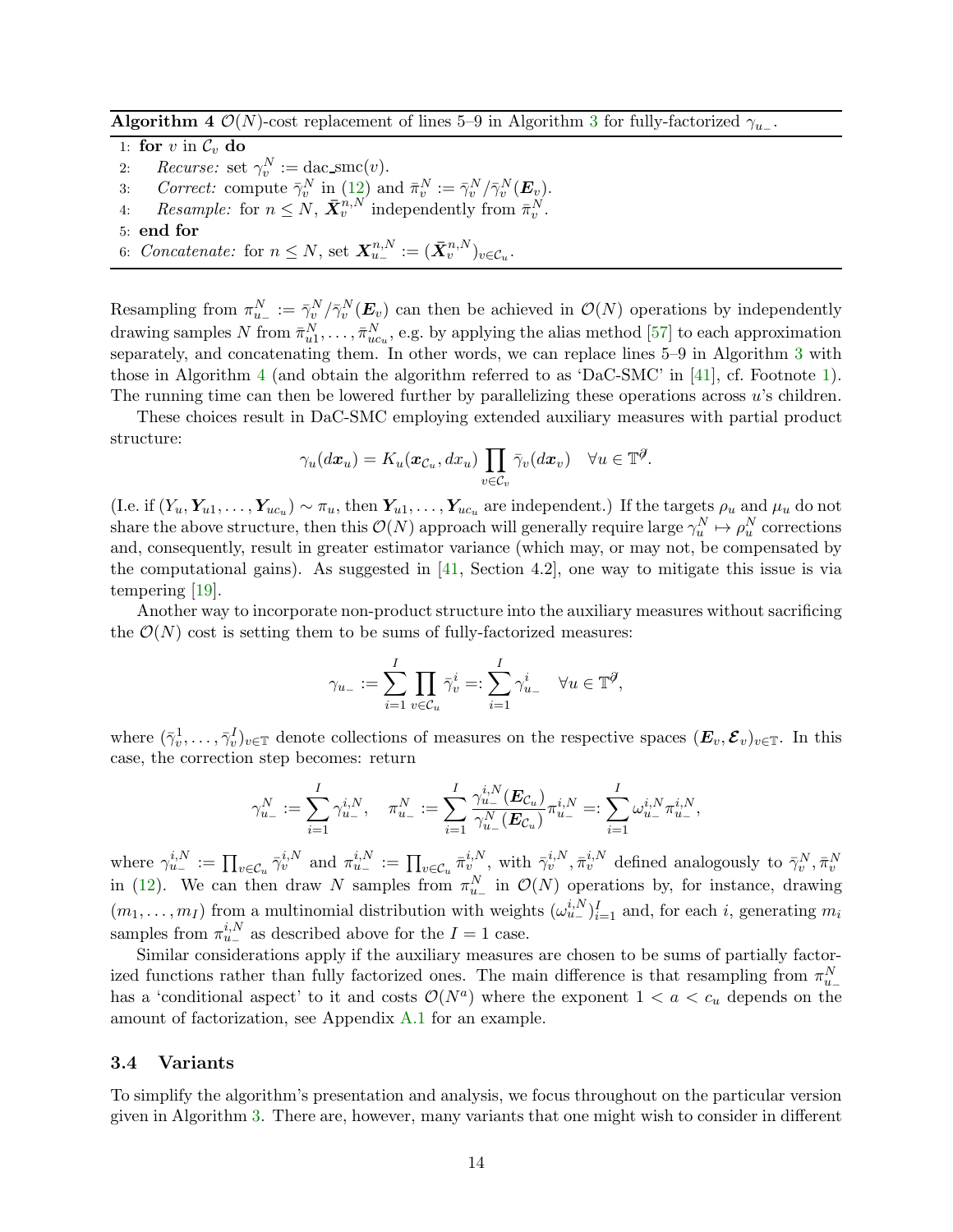**Algorithm 4** $\mathcal{O}(N)$-cost replacement of lines 5–9 in Algorithm 3 for fully-factorized $\gamma_{u_-}$.

```
1: for v in C_v do
2:     Recurse: set γ_v^N := dac_smc(v).
3:     Correct: compute γ̄_v^N in (12) and π̄_v^N := γ̄_v^N / γ̄_v^N(E_v).
4:     Resample: for n ≤ N, X̄_v^{n,N} independently from π̄_v^N.
5: end for
6: Concatenate: for n ≤ N, set X_{u_-}^{n,N} := (X̄_v^{n,N})_{v∈C_u}.
```

Resampling from $\pi_{u_-}^N := \bar{\gamma}_v^N / \bar{\gamma}_v^N(\boldsymbol{E}_v)$ can then be achieved in $\mathcal{O}(N)$ operations by independently drawing samples $N$ from $\bar{\pi}_{u1}^N, \dots, \bar{\pi}_{uc_u}^N$, e.g. by applying the alias method [57] to each approximation separately, and concatenating them. In other words, we can replace lines 5–9 in Algorithm 3 with those in Algorithm 4 (and obtain the algorithm referred to as 'DaC-SMC' in [41], cf. Footnote 1). The running time can then be lowered further by parallelizing these operations across $u$'s children.

These choices result in DaC-SMC employing extended auxiliary measures with partial product structure:

$$\gamma_u(d\boldsymbol{x}_u) = K_u(\boldsymbol{x}_{\mathcal{C}_u}, dx_u) \prod_{v \in \mathcal{C}_v} \bar{\gamma}_v(d\boldsymbol{x}_v) \quad \forall u \in \mathbb{T}^{\partial}.$$

(I.e. if $(Y_u, \boldsymbol{Y}_{u1}, \dots, \boldsymbol{Y}_{uc_u}) \sim \pi_u$, then $\boldsymbol{Y}_{u1}, \dots, \boldsymbol{Y}_{uc_u}$ are independent.) If the targets $\rho_u$ and $\mu_u$ do not share the above structure, then this $\mathcal{O}(N)$ approach will generally require large $\gamma_u^N \mapsto \rho_u^N$ corrections and, consequently, result in greater estimator variance (which may, or may not, be compensated by the computational gains). As suggested in [41, Section 4.2], one way to mitigate this issue is via tempering [19].

Another way to incorporate non-product structure into the auxiliary measures without sacrificing the $\mathcal{O}(N)$ cost is setting them to be sums of fully-factorized measures:

$$\gamma_{u_-} := \sum_{i=1}^{I} \prod_{v \in \mathcal{C}_u} \bar{\gamma}_v^i =: \sum_{i=1}^{I} \gamma_{u_-}^i \quad \forall u \in \mathbb{T}^{\partial},$$

where $(\bar{\gamma}_v^1, \dots, \bar{\gamma}_v^I)_{v \in \mathbb{T}}$ denote collections of measures on the respective spaces $(\boldsymbol{E}_v, \boldsymbol{\mathcal{E}}_v)_{v \in \mathbb{T}}$. In this case, the correction step becomes: return

$$\gamma_{u_-}^N := \sum_{i=1}^{I} \gamma_{u_-}^{i,N}, \quad \pi_{u_-}^N := \sum_{i=1}^{I} \frac{\gamma_{u_-}^{i,N}(\boldsymbol{E}_{\mathcal{C}_u})}{\gamma_{u_-}^N(\boldsymbol{E}_{\mathcal{C}_u})} \pi_{u_-}^{i,N} =: \sum_{i=1}^{I} \omega_{u_-}^{i,N} \pi_{u_-}^{i,N},$$

where $\gamma_{u_-}^{i,N} := \prod_{v \in \mathcal{C}_u} \bar{\gamma}_v^{i,N}$ and $\pi_{u_-}^{i,N} := \prod_{v \in \mathcal{C}_u} \bar{\pi}_v^{i,N}$, with $\bar{\gamma}_v^{i,N}, \bar{\pi}_v^{i,N}$ defined analogously to $\bar{\gamma}_v^N, \bar{\pi}_v^N$ in (12). We can then draw $N$ samples from $\pi_{u_-}^N$ in $\mathcal{O}(N)$ operations by, for instance, drawing $(m_1, \dots, m_I)$ from a multinomial distribution with weights $(\omega_{u_-}^{i,N})_{i=1}^I$ and, for each $i$, generating $m_i$ samples from $\pi_{u_-}^{i,N}$ as described above for the $I = 1$ case.

Similar considerations apply if the auxiliary measures are chosen to be sums of partially factorized functions rather than fully factorized ones. The main difference is that resampling from $\pi_{u_-}^N$ has a 'conditional aspect' to it and costs $\mathcal{O}(N^a)$ where the exponent $1 < a < c_u$ depends on the amount of factorization, see Appendix A.1 for an example.

### 3.4 Variants

To simplify the algorithm's presentation and analysis, we focus throughout on the particular version given in Algorithm 3. There are, however, many variants that one might wish to consider in different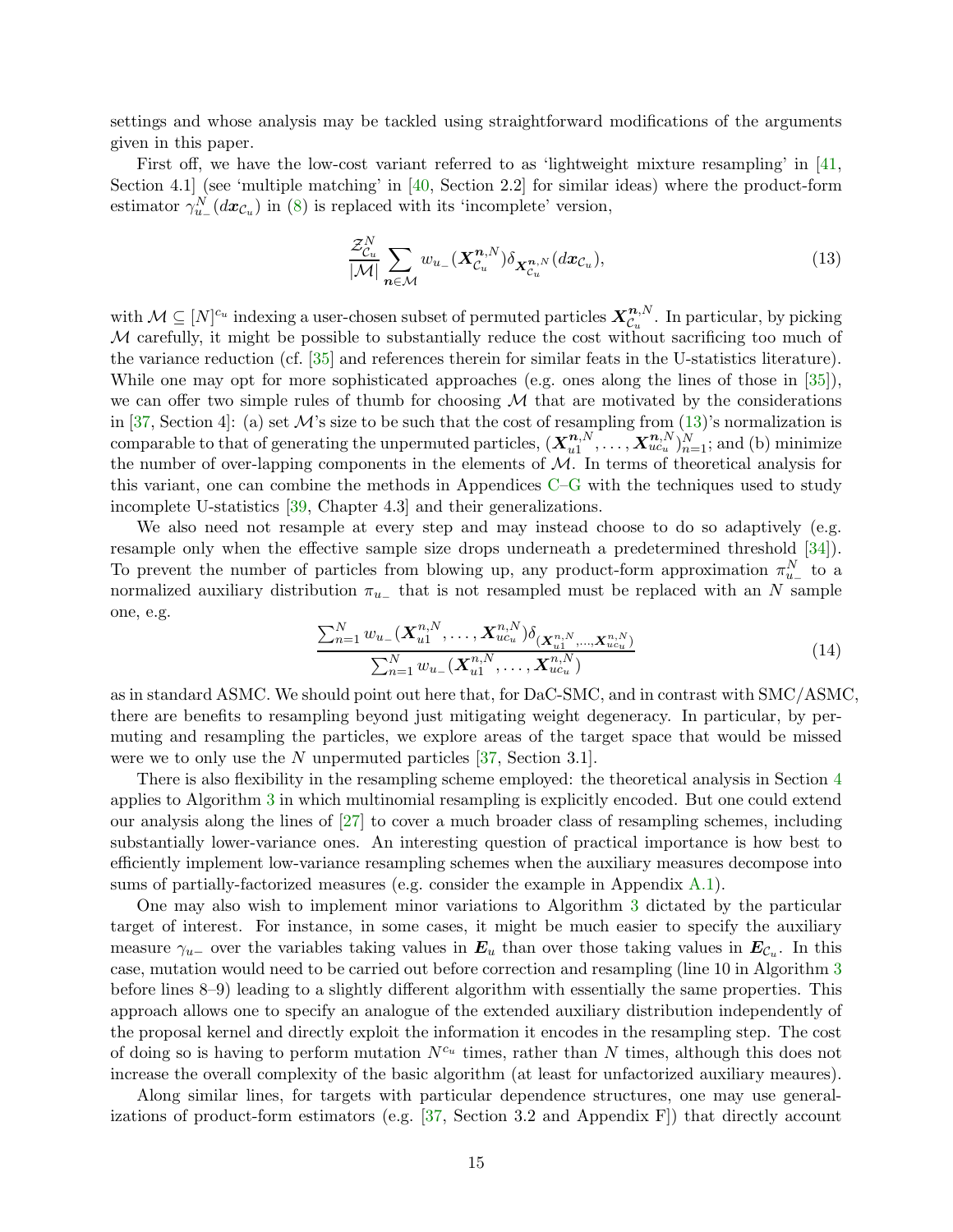settings and whose analysis may be tackled using straightforward modifications of the arguments given in this paper.

First off, we have the low-cost variant referred to as 'lightweight mixture resampling' in [41, Section 4.1] (see 'multiple matching' in [40, Section 2.2] for similar ideas) where the product-form estimator $\gamma^N_{u_-}(d\boldsymbol{x}_{\mathcal{C}_u})$ in (8) is replaced with its 'incomplete' version,

$$\frac{\mathcal{Z}^N_{\mathcal{C}_u}}{|\mathcal{M}|}\sum_{\boldsymbol{n}\in\mathcal{M}} w_{u_-}(\boldsymbol{X}^{\boldsymbol{n},N}_{\mathcal{C}_u})\delta_{\boldsymbol{X}^{\boldsymbol{n},N}_{\mathcal{C}_u}}(d\boldsymbol{x}_{\mathcal{C}_u}), \tag{13}$$

with $\mathcal{M}\subseteq[N]^{c_u}$ indexing a user-chosen subset of permuted particles $\boldsymbol{X}^{\boldsymbol{n},N}_{\mathcal{C}_u}$. In particular, by picking $\mathcal{M}$ carefully, it might be possible to substantially reduce the cost without sacrificing too much of the variance reduction (cf. [35] and references therein for similar feats in the U-statistics literature). While one may opt for more sophisticated approaches (e.g. ones along the lines of those in [35]), we can offer two simple rules of thumb for choosing $\mathcal{M}$ that are motivated by the considerations in [37, Section 4]: (a) set $\mathcal{M}$'s size to be such that the cost of resampling from (13)'s normalization is comparable to that of generating the unpermuted particles, $(\boldsymbol{X}^{\boldsymbol{n},N}_{u1},\ldots,\boldsymbol{X}^{\boldsymbol{n},N}_{uc_u})^N_{n=1}$; and (b) minimize the number of over-lapping components in the elements of $\mathcal{M}$. In terms of theoretical analysis for this variant, one can combine the methods in Appendices C–G with the techniques used to study incomplete U-statistics [39, Chapter 4.3] and their generalizations.

We also need not resample at every step and may instead choose to do so adaptively (e.g. resample only when the effective sample size drops underneath a predetermined threshold [34]). To prevent the number of particles from blowing up, any product-form approximation $\pi^N_{u_-}$ to a normalized auxiliary distribution $\pi_{u_-}$ that is not resampled must be replaced with an $N$ sample one, e.g.

$$\frac{\sum_{n=1}^N w_{u_-}(\boldsymbol{X}^{n,N}_{u1},\ldots,\boldsymbol{X}^{n,N}_{uc_u})\delta_{(\boldsymbol{X}^{n,N}_{u1},\ldots,\boldsymbol{X}^{n,N}_{uc_u})}}{\sum_{n=1}^N w_{u_-}(\boldsymbol{X}^{n,N}_{u1},\ldots,\boldsymbol{X}^{n,N}_{uc_u})} \tag{14}$$

as in standard ASMC. We should point out here that, for DaC-SMC, and in contrast with SMC/ASMC, there are benefits to resampling beyond just mitigating weight degeneracy. In particular, by permuting and resampling the particles, we explore areas of the target space that would be missed were we to only use the $N$ unpermuted particles [37, Section 3.1].

There is also flexibility in the resampling scheme employed: the theoretical analysis in Section 4 applies to Algorithm 3 in which multinomial resampling is explicitly encoded. But one could extend our analysis along the lines of [27] to cover a much broader class of resampling schemes, including substantially lower-variance ones. An interesting question of practical importance is how best to efficiently implement low-variance resampling schemes when the auxiliary measures decompose into sums of partially-factorized measures (e.g. consider the example in Appendix A.1).

One may also wish to implement minor variations to Algorithm 3 dictated by the particular target of interest. For instance, in some cases, it might be much easier to specify the auxiliary measure $\gamma_{u-}$ over the variables taking values in $\boldsymbol{E}_u$ than over those taking values in $\boldsymbol{E}_{\mathcal{C}_u}$. In this case, mutation would need to be carried out before correction and resampling (line 10 in Algorithm 3 before lines 8–9) leading to a slightly different algorithm with essentially the same properties. This approach allows one to specify an analogue of the extended auxiliary distribution independently of the proposal kernel and directly exploit the information it encodes in the resampling step. The cost of doing so is having to perform mutation $N^{c_u}$ times, rather than $N$ times, although this does not increase the overall complexity of the basic algorithm (at least for unfactorized auxiliary meaures).

Along similar lines, for targets with particular dependence structures, one may use generalizations of product-form estimators (e.g. [37, Section 3.2 and Appendix F]) that directly account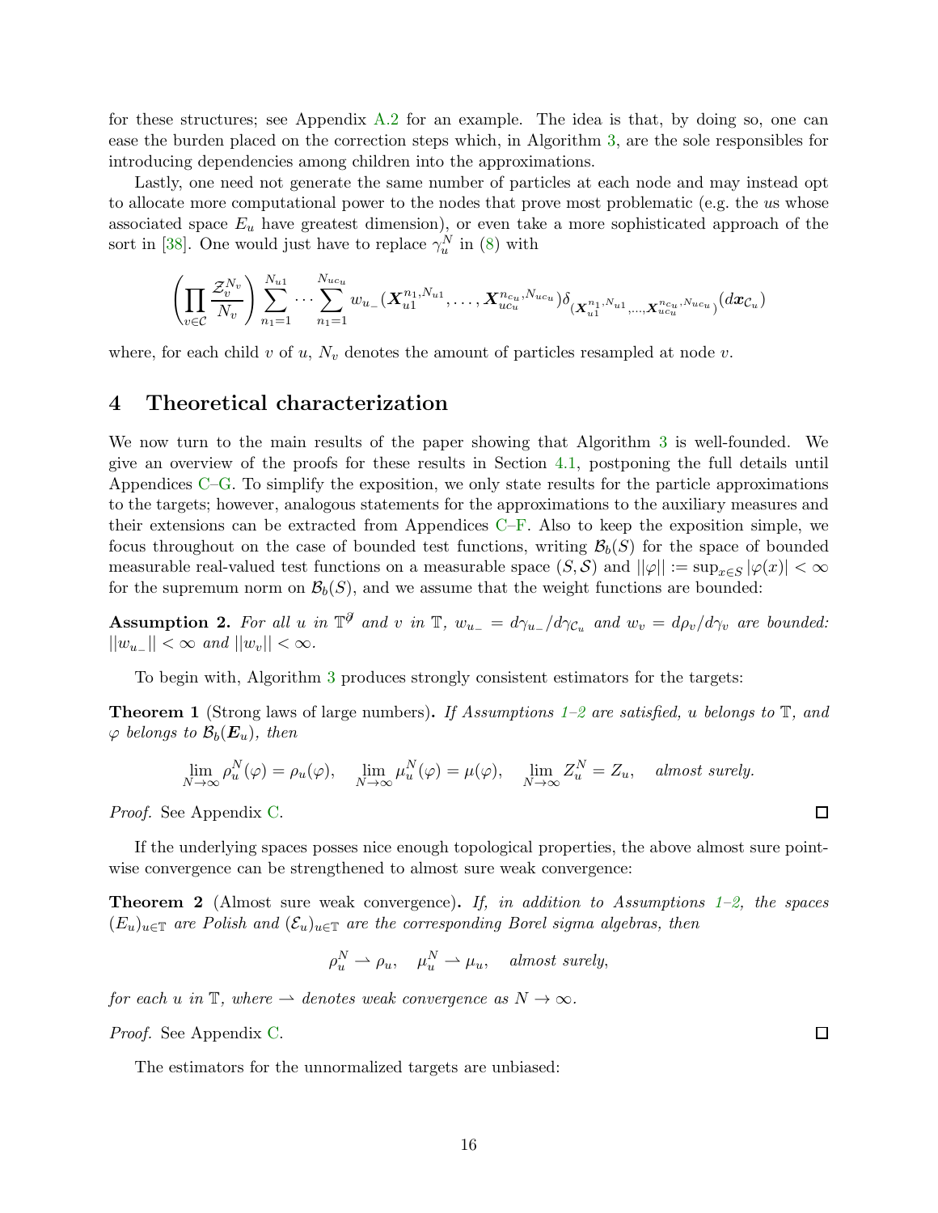for these structures; see Appendix A.2 for an example. The idea is that, by doing so, one can ease the burden placed on the correction steps which, in Algorithm 3, are the sole responsibles for introducing dependencies among children into the approximations.

Lastly, one need not generate the same number of particles at each node and may instead opt to allocate more computational power to the nodes that prove most problematic (e.g. the $u$s whose associated space $E_u$ have greatest dimension), or even take a more sophisticated approach of the sort in [38]. One would just have to replace $\gamma_u^N$ in (8) with

$$\left(\prod_{v\in\mathcal{C}} \frac{\mathcal{Z}_v^{N_v}}{N_v}\right) \sum_{n_1=1}^{N_{u1}} \cdots \sum_{n_1=1}^{N_{uc_u}} w_{u_-}(\boldsymbol{X}_{u1}^{n_1,N_{u1}}, \ldots, \boldsymbol{X}_{uc_u}^{n_{c_u},N_{uc_u}})\delta_{(\boldsymbol{X}_{u1}^{n_1,N_{u1}},\ldots,\boldsymbol{X}_{uc_u}^{n_{c_u},N_{uc_u}})}(d\boldsymbol{x}_{\mathcal{C}_u})$$

where, for each child $v$ of $u$, $N_v$ denotes the amount of particles resampled at node $v$.

# 4 Theoretical characterization

We now turn to the main results of the paper showing that Algorithm 3 is well-founded. We give an overview of the proofs for these results in Section 4.1, postponing the full details until Appendices C–G. To simplify the exposition, we only state results for the particle approximations to the targets; however, analogous statements for the approximations to the auxiliary measures and their extensions can be extracted from Appendices C–F. Also to keep the exposition simple, we focus throughout on the case of bounded test functions, writing $\mathcal{B}_b(S)$ for the space of bounded measurable real-valued test functions on a measurable space $(S, \mathcal{S})$ and $||\varphi|| := \sup_{x\in S}|\varphi(x)| < \infty$ for the supremum norm on $\mathcal{B}_b(S)$, and we assume that the weight functions are bounded:

**Assumption 2.** *For all $u$ in $\mathbb{T}^{\partial}$ and $v$ in $\mathbb{T}$, $w_{u_-} = d\gamma_{u_-}/d\gamma_{\mathcal{C}_u}$ and $w_v = d\rho_v/d\gamma_v$ are bounded: $||w_{u_-}|| < \infty$ and $||w_v|| < \infty$.*

To begin with, Algorithm 3 produces strongly consistent estimators for the targets:

**Theorem 1** (Strong laws of large numbers)**.** *If Assumptions 1–2 are satisfied, $u$ belongs to $\mathbb{T}$, and $\varphi$ belongs to $\mathcal{B}_b(\boldsymbol{E}_u)$, then*

$$\lim_{N\to\infty} \rho_u^N(\varphi) = \rho_u(\varphi), \quad \lim_{N\to\infty} \mu_u^N(\varphi) = \mu(\varphi), \quad \lim_{N\to\infty} Z_u^N = Z_u, \quad \textit{almost surely.}$$

*Proof.* See Appendix C. □

If the underlying spaces posses nice enough topological properties, the above almost sure point-wise convergence can be strengthened to almost sure weak convergence:

**Theorem 2** (Almost sure weak convergence)**.** *If, in addition to Assumptions 1–2, the spaces $(E_u)_{u\in\mathbb{T}}$ are Polish and $(\mathcal{E}_u)_{u\in\mathbb{T}}$ are the corresponding Borel sigma algebras, then*

$$\rho_u^N \rightharpoonup \rho_u, \quad \mu_u^N \rightharpoonup \mu_u, \quad \textit{almost surely,}$$

*for each $u$ in $\mathbb{T}$, where $\rightharpoonup$ denotes weak convergence as $N \to \infty$.*

*Proof.* See Appendix C. □

The estimators for the unnormalized targets are unbiased: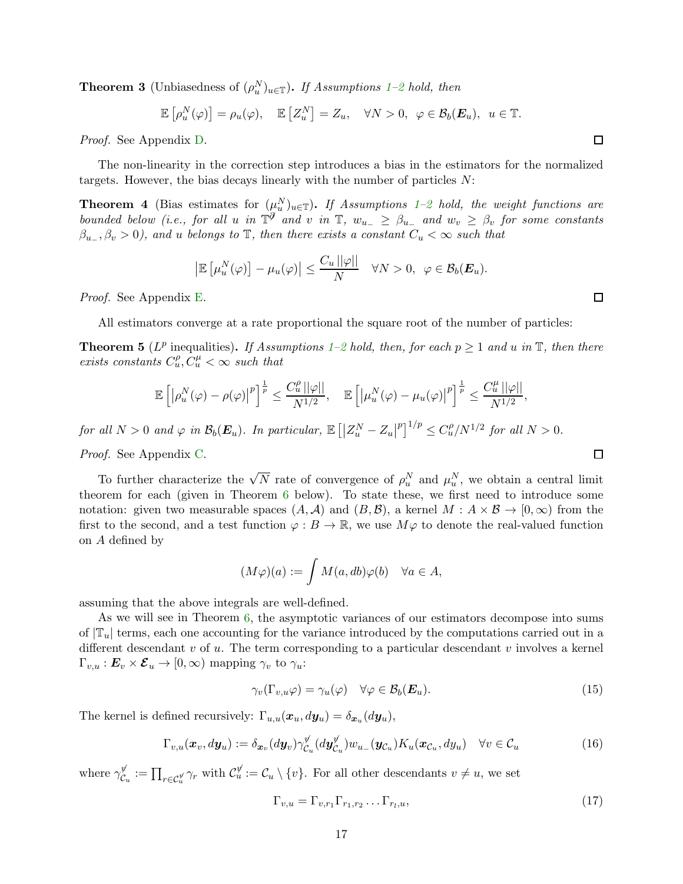**Theorem 3** (Unbiasedness of $(\rho_u^N)_{u\in\mathbb{T}}$)**.** *If Assumptions 1–2 hold, then*

$$\mathbb{E}\left[\rho_u^N(\varphi)\right] = \rho_u(\varphi), \quad \mathbb{E}\left[Z_u^N\right] = Z_u, \quad \forall N > 0, \;\; \varphi \in \mathcal{B}_b(\boldsymbol{E}_u), \;\; u \in \mathbb{T}.$$

*Proof.* See Appendix D. □

The non-linearity in the correction step introduces a bias in the estimators for the normalized targets. However, the bias decays linearly with the number of particles $N$:

**Theorem 4** (Bias estimates for $(\mu_u^N)_{u\in\mathbb{T}}$)**.** *If Assumptions 1–2 hold, the weight functions are bounded below (i.e., for all $u$ in $\mathbb{T}^{\not\partial}$ and $v$ in $\mathbb{T}$, $w_{u_-} \geq \beta_{u_-}$ and $w_v \geq \beta_v$ for some constants $\beta_{u_-}, \beta_v > 0$), and $u$ belongs to $\mathbb{T}$, then there exists a constant $C_u < \infty$ such that*

$$\left|\mathbb{E}\left[\mu_u^N(\varphi)\right] - \mu_u(\varphi)\right| \leq \frac{C_u \, ||\varphi||}{N} \quad \forall N > 0, \;\; \varphi \in \mathcal{B}_b(\boldsymbol{E}_u).$$

*Proof.* See Appendix E. □

All estimators converge at a rate proportional the square root of the number of particles:

**Theorem 5** ($L^p$ inequalities)**.** *If Assumptions 1–2 hold, then, for each $p \geq 1$ and $u$ in $\mathbb{T}$, then there exists constants $C_u^\rho, C_u^\mu < \infty$ such that*

$$\mathbb{E}\left[\left|\rho_u^N(\varphi) - \rho(\varphi)\right|^p\right]^{\frac{1}{p}} \leq \frac{C_u^\rho \, ||\varphi||}{N^{1/2}}, \quad \mathbb{E}\left[\left|\mu_u^N(\varphi) - \mu_u(\varphi)\right|^p\right]^{\frac{1}{p}} \leq \frac{C_u^\mu \, ||\varphi||}{N^{1/2}},$$

*for all $N > 0$ and $\varphi$ in $\mathcal{B}_b(\boldsymbol{E}_u)$. In particular, $\mathbb{E}\left[\left|Z_u^N - Z_u\right|^p\right]^{1/p} \leq C_u^\rho / N^{1/2}$ for all $N > 0$.*

*Proof.* See Appendix C. □

To further characterize the $\sqrt{N}$ rate of convergence of $\rho_u^N$ and $\mu_u^N$, we obtain a central limit theorem for each (given in Theorem 6 below). To state these, we first need to introduce some notation: given two measurable spaces $(A, \mathcal{A})$ and $(B, \mathcal{B})$, a kernel $M : A \times \mathcal{B} \to [0, \infty)$ from the first to the second, and a test function $\varphi : B \to \mathbb{R}$, we use $M\varphi$ to denote the real-valued function on $A$ defined by

$$(M\varphi)(a) := \int M(a, db)\varphi(b) \quad \forall a \in A,$$

assuming that the above integrals are well-defined.

As we will see in Theorem 6, the asymptotic variances of our estimators decompose into sums of $|\mathbb{T}_u|$ terms, each one accounting for the variance introduced by the computations carried out in a different descendant $v$ of $u$. The term corresponding to a particular descendant $v$ involves a kernel $\Gamma_{v,u} : \boldsymbol{E}_v \times \boldsymbol{\mathcal{E}}_u \to [0, \infty)$ mapping $\gamma_v$ to $\gamma_u$:

$$\gamma_v(\Gamma_{v,u}\varphi) = \gamma_u(\varphi) \quad \forall \varphi \in \mathcal{B}_b(\boldsymbol{E}_u). \tag{15}$$

The kernel is defined recursively: $\Gamma_{u,u}(\boldsymbol{x}_u, d\boldsymbol{y}_u) = \delta_{\boldsymbol{x}_u}(d\boldsymbol{y}_u)$,

$$\Gamma_{v,u}(\boldsymbol{x}_v, d\boldsymbol{y}_u) := \delta_{\boldsymbol{x}_v}(d\boldsymbol{y}_v)\gamma_{\mathcal{C}_u}^{\not v}(d\boldsymbol{y}_{\mathcal{C}_u}^{\not v})w_{u_-}(\boldsymbol{y}_{\mathcal{C}_u})K_u(\boldsymbol{x}_{\mathcal{C}_u}, dy_u) \quad \forall v \in \mathcal{C}_u \tag{16}$$

where $\gamma_{\mathcal{C}_u}^{\not v} := \prod_{r\in\mathcal{C}_u^{\not v}} \gamma_r$ with $\mathcal{C}_u^{\not v} := \mathcal{C}_u \setminus \{v\}$. For all other descendants $v \neq u$, we set

$$\Gamma_{v,u} = \Gamma_{v,r_1}\Gamma_{r_1,r_2}\ldots\Gamma_{r_l,u}, \tag{17}$$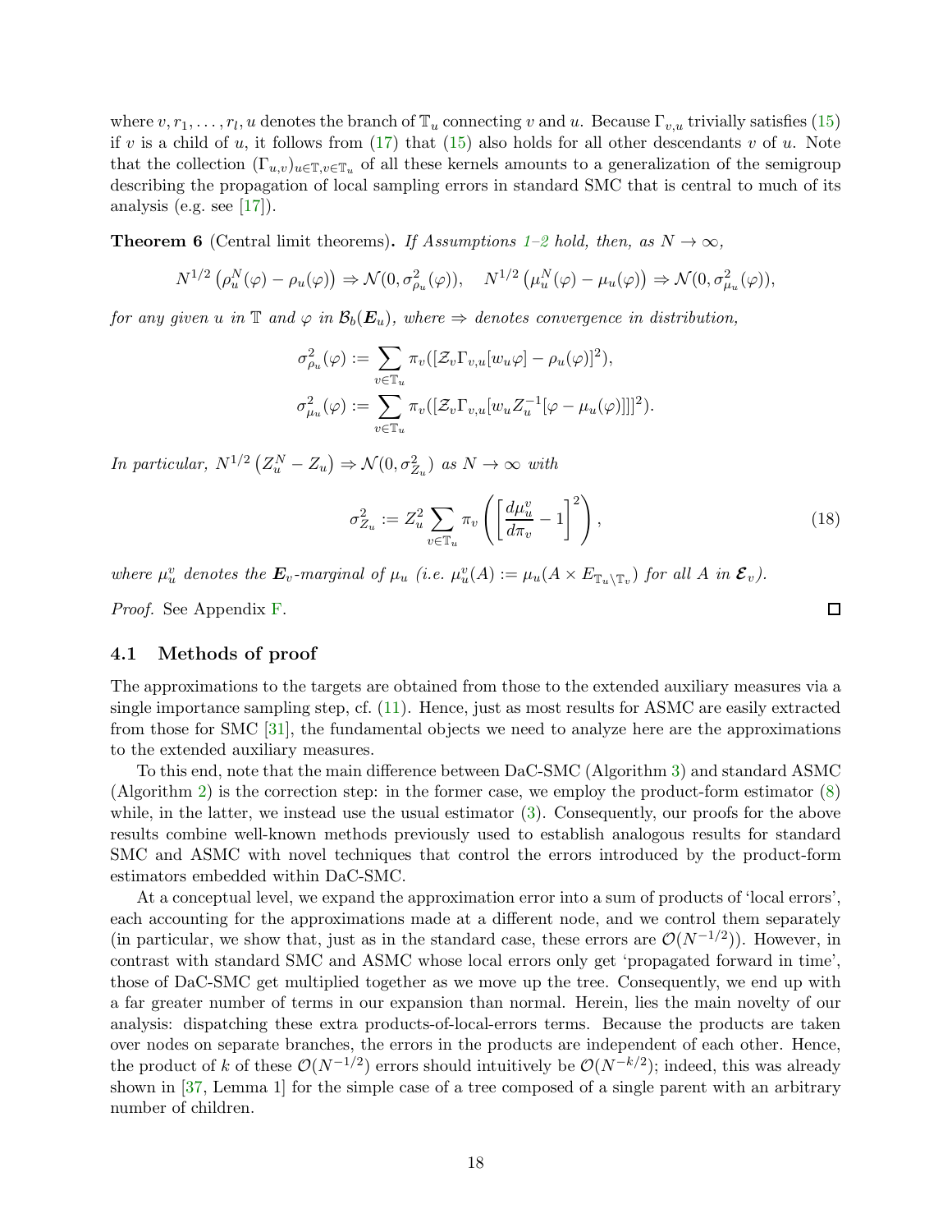where $v, r_1, \dots, r_l, u$ denotes the branch of $\mathbb{T}_u$ connecting $v$ and $u$. Because $\Gamma_{v,u}$ trivially satisfies (15) if $v$ is a child of $u$, it follows from (17) that (15) also holds for all other descendants $v$ of $u$. Note that the collection $(\Gamma_{u,v})_{u\in\mathbb{T},v\in\mathbb{T}_u}$ of all these kernels amounts to a generalization of the semigroup describing the propagation of local sampling errors in standard SMC that is central to much of its analysis (e.g. see [17]).

**Theorem 6** (Central limit theorems)**.** *If Assumptions 1–2 hold, then, as $N \to \infty$,*

$$N^{1/2}\left(\rho_u^N(\varphi) - \rho_u(\varphi)\right) \Rightarrow \mathcal{N}(0, \sigma_{\rho_u}^2(\varphi)), \quad N^{1/2}\left(\mu_u^N(\varphi) - \mu_u(\varphi)\right) \Rightarrow \mathcal{N}(0, \sigma_{\mu_u}^2(\varphi)),$$

*for any given $u$ in $\mathbb{T}$ and $\varphi$ in $\mathcal{B}_b(\boldsymbol{E}_u)$, where $\Rightarrow$ denotes convergence in distribution,*

$$\sigma_{\rho_u}^2(\varphi) := \sum_{v\in\mathbb{T}_u} \pi_v([\mathcal{Z}_v\Gamma_{v,u}[w_u\varphi] - \rho_u(\varphi)]^2),$$

$$\sigma_{\mu_u}^2(\varphi) := \sum_{v\in\mathbb{T}_u} \pi_v([\mathcal{Z}_v\Gamma_{v,u}[w_u Z_u^{-1}[\varphi - \mu_u(\varphi)]]]^2).$$

*In particular, $N^{1/2}\left(Z_u^N - Z_u\right) \Rightarrow \mathcal{N}(0, \sigma_{Z_u}^2)$ as $N \to \infty$ with*

$$\sigma_{Z_u}^2 := Z_u^2 \sum_{v\in\mathbb{T}_u} \pi_v\left(\left[\frac{d\mu_u^v}{d\pi_v} - 1\right]^2\right), \tag{18}$$

*where $\mu_u^v$ denotes the $\boldsymbol{E}_v$-marginal of $\mu_u$ (i.e. $\mu_u^v(A) := \mu_u(A \times E_{\mathbb{T}_u\setminus\mathbb{T}_v})$ for all $A$ in $\boldsymbol{\mathcal{E}}_v$).*

*Proof.* See Appendix F. □

### 4.1 Methods of proof

The approximations to the targets are obtained from those to the extended auxiliary measures via a single importance sampling step, cf. (11). Hence, just as most results for ASMC are easily extracted from those for SMC [31], the fundamental objects we need to analyze here are the approximations to the extended auxiliary measures.

To this end, note that the main difference between DaC-SMC (Algorithm 3) and standard ASMC (Algorithm 2) is the correction step: in the former case, we employ the product-form estimator (8) while, in the latter, we instead use the usual estimator (3). Consequently, our proofs for the above results combine well-known methods previously used to establish analogous results for standard SMC and ASMC with novel techniques that control the errors introduced by the product-form estimators embedded within DaC-SMC.

At a conceptual level, we expand the approximation error into a sum of products of 'local errors', each accounting for the approximations made at a different node, and we control them separately (in particular, we show that, just as in the standard case, these errors are $\mathcal{O}(N^{-1/2})$). However, in contrast with standard SMC and ASMC whose local errors only get 'propagated forward in time', those of DaC-SMC get multiplied together as we move up the tree. Consequently, we end up with a far greater number of terms in our expansion than normal. Herein, lies the main novelty of our analysis: dispatching these extra products-of-local-errors terms. Because the products are taken over nodes on separate branches, the errors in the products are independent of each other. Hence, the product of $k$ of these $\mathcal{O}(N^{-1/2})$ errors should intuitively be $\mathcal{O}(N^{-k/2})$; indeed, this was already shown in [37, Lemma 1] for the simple case of a tree composed of a single parent with an arbitrary number of children.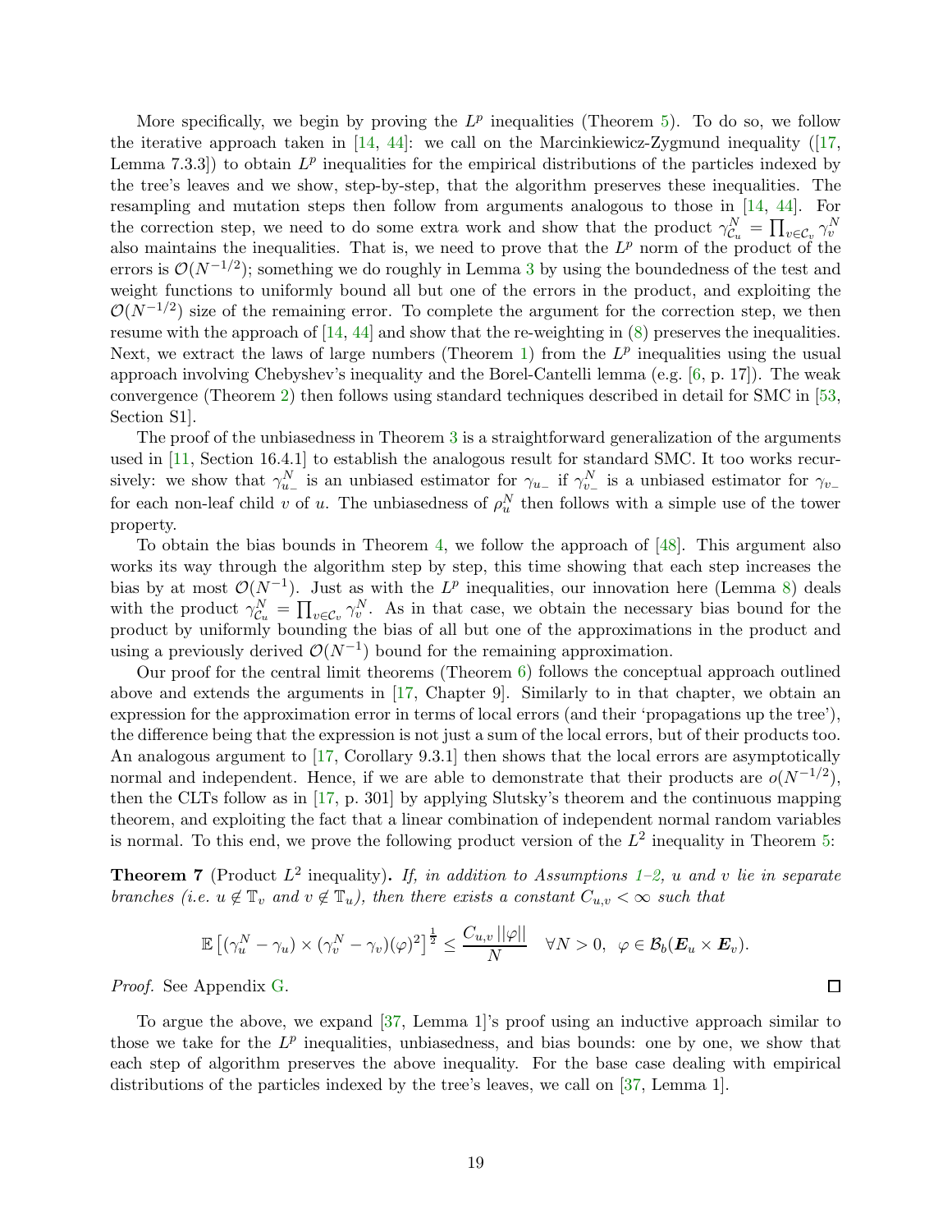More specifically, we begin by proving the $L^p$ inequalities (Theorem 5). To do so, we follow the iterative approach taken in [14, 44]: we call on the Marcinkiewicz-Zygmund inequality ([17, Lemma 7.3.3]) to obtain $L^p$ inequalities for the empirical distributions of the particles indexed by the tree's leaves and we show, step-by-step, that the algorithm preserves these inequalities. The resampling and mutation steps then follow from arguments analogous to those in [14, 44]. For the correction step, we need to do some extra work and show that the product $\gamma^N_{\mathcal{C}_u} = \prod_{v\in\mathcal{C}_v} \gamma^N_v$ also maintains the inequalities. That is, we need to prove that the $L^p$ norm of the product of the errors is $\mathcal{O}(N^{-1/2})$; something we do roughly in Lemma 3 by using the boundedness of the test and weight functions to uniformly bound all but one of the errors in the product, and exploiting the $\mathcal{O}(N^{-1/2})$ size of the remaining error. To complete the argument for the correction step, we then resume with the approach of [14, 44] and show that the re-weighting in (8) preserves the inequalities. Next, we extract the laws of large numbers (Theorem 1) from the $L^p$ inequalities using the usual approach involving Chebyshev's inequality and the Borel-Cantelli lemma (e.g. [6, p. 17]). The weak convergence (Theorem 2) then follows using standard techniques described in detail for SMC in [53, Section S1].

The proof of the unbiasedness in Theorem 3 is a straightforward generalization of the arguments used in [11, Section 16.4.1] to establish the analogous result for standard SMC. It too works recursively: we show that $\gamma^N_{u_-}$ is an unbiased estimator for $\gamma_{u_-}$ if $\gamma^N_{v_-}$ is a unbiased estimator for $\gamma_{v_-}$ for each non-leaf child $v$ of $u$. The unbiasedness of $\rho^N_u$ then follows with a simple use of the tower property.

To obtain the bias bounds in Theorem 4, we follow the approach of [48]. This argument also works its way through the algorithm step by step, this time showing that each step increases the bias by at most $\mathcal{O}(N^{-1})$. Just as with the $L^p$ inequalities, our innovation here (Lemma 8) deals with the product $\gamma^N_{\mathcal{C}_u} = \prod_{v\in\mathcal{C}_v} \gamma^N_v$. As in that case, we obtain the necessary bias bound for the product by uniformly bounding the bias of all but one of the approximations in the product and using a previously derived $\mathcal{O}(N^{-1})$ bound for the remaining approximation.

Our proof for the central limit theorems (Theorem 6) follows the conceptual approach outlined above and extends the arguments in [17, Chapter 9]. Similarly to in that chapter, we obtain an expression for the approximation error in terms of local errors (and their 'propagations up the tree'), the difference being that the expression is not just a sum of the local errors, but of their products too. An analogous argument to [17, Corollary 9.3.1] then shows that the local errors are asymptotically normal and independent. Hence, if we are able to demonstrate that their products are $o(N^{-1/2})$, then the CLTs follow as in [17, p. 301] by applying Slutsky's theorem and the continuous mapping theorem, and exploiting the fact that a linear combination of independent normal random variables is normal. To this end, we prove the following product version of the $L^2$ inequality in Theorem 5:

**Theorem 7** (Product $L^2$ inequality)**.** *If, in addition to Assumptions 1–2, $u$ and $v$ lie in separate branches (i.e. $u \notin \mathbb{T}_v$ and $v \notin \mathbb{T}_u$), then there exists a constant $C_{u,v} < \infty$ such that*

$$\mathbb{E}\left[(\gamma^N_u - \gamma_u) \times (\gamma^N_v - \gamma_v)(\varphi)^2\right]^{\frac{1}{2}} \leq \frac{C_{u,v}\,||\varphi||}{N} \quad \forall N > 0, \;\; \varphi \in \mathcal{B}_b(\boldsymbol{E}_u \times \boldsymbol{E}_v).$$

*Proof.* See Appendix G. ∎

To argue the above, we expand [37, Lemma 1]'s proof using an inductive approach similar to those we take for the $L^p$ inequalities, unbiasedness, and bias bounds: one by one, we show that each step of algorithm preserves the above inequality. For the base case dealing with empirical distributions of the particles indexed by the tree's leaves, we call on [37, Lemma 1].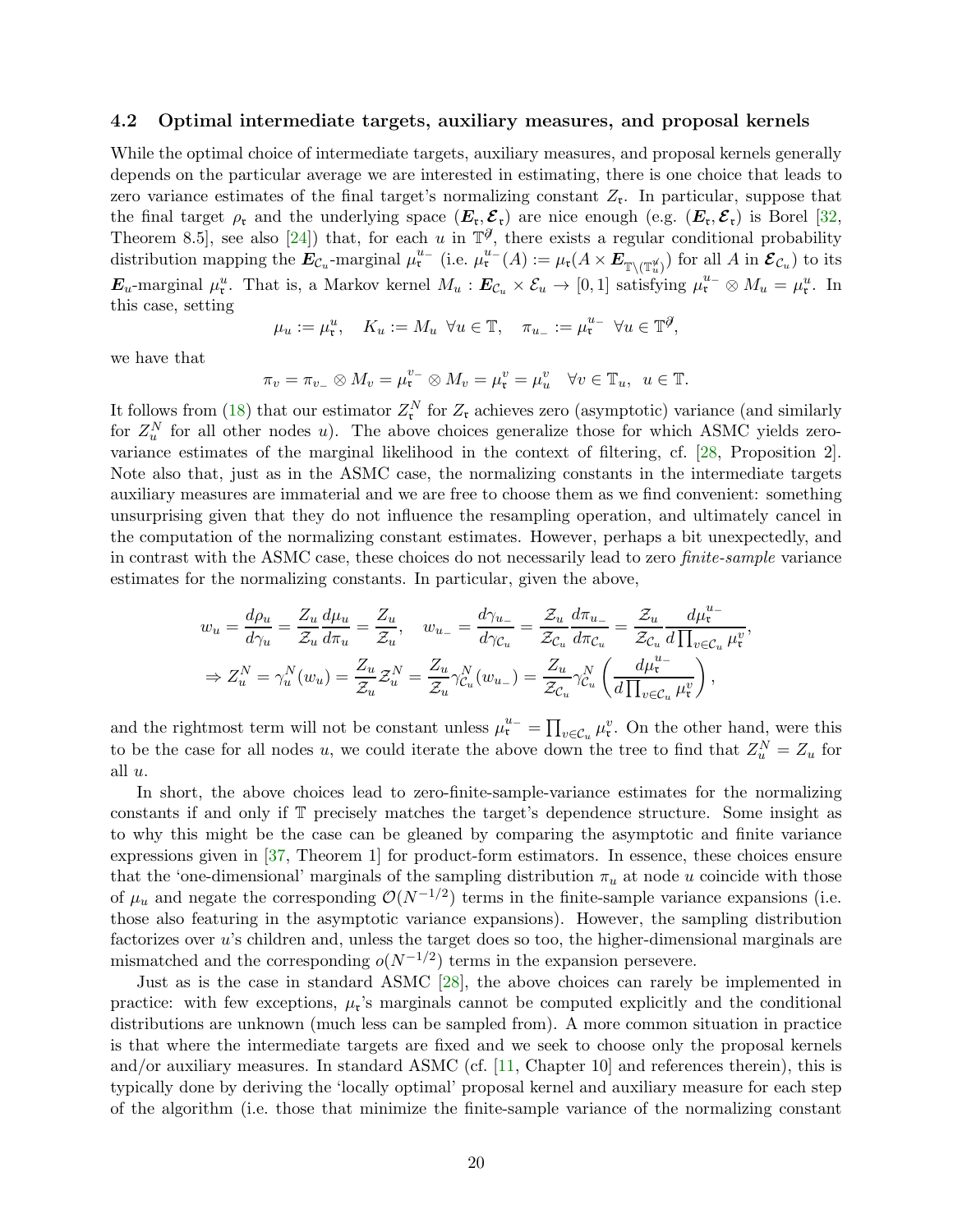### 4.2 Optimal intermediate targets, auxiliary measures, and proposal kernels

While the optimal choice of intermediate targets, auxiliary measures, and proposal kernels generally depends on the particular average we are interested in estimating, there is one choice that leads to zero variance estimates of the final target's normalizing constant $Z_{\mathfrak{r}}$. In particular, suppose that the final target $\rho_{\mathfrak{r}}$ and the underlying space $(\boldsymbol{E}_{\mathfrak{r}}, \boldsymbol{\mathcal{E}}_{\mathfrak{r}})$ are nice enough (e.g. $(\boldsymbol{E}_{\mathfrak{r}}, \boldsymbol{\mathcal{E}}_{\mathfrak{r}})$ is Borel [32, Theorem 8.5], see also [24]) that, for each $u$ in $\mathbb{T}^{\not\partial}$, there exists a regular conditional probability distribution mapping the $\boldsymbol{E}_{\mathcal{C}_u}$-marginal $\mu_{\mathfrak{r}}^{u_-}$ (i.e. $\mu_{\mathfrak{r}}^{u_-}(A) := \mu_{\mathfrak{r}}(A \times \boldsymbol{E}_{\mathbb{T}\setminus(\mathbb{T}_u^{\not u})})$ for all $A$ in $\boldsymbol{\mathcal{E}}_{\mathcal{C}_u}$) to its $\boldsymbol{E}_u$-marginal $\mu_{\mathfrak{r}}^u$. That is, a Markov kernel $M_u : \boldsymbol{E}_{\mathcal{C}_u} \times \mathcal{E}_u \to [0,1]$ satisfying $\mu_{\mathfrak{r}}^{u_-} \otimes M_u = \mu_{\mathfrak{r}}^u$. In this case, setting

$$\mu_u := \mu_{\mathfrak{r}}^u, \quad K_u := M_u \;\; \forall u \in \mathbb{T}, \quad \pi_{u_-} := \mu_{\mathfrak{r}}^{u_-} \;\; \forall u \in \mathbb{T}^{\not\partial},$$

we have that

$$\pi_v = \pi_{v_-} \otimes M_v = \mu_{\mathfrak{r}}^{v_-} \otimes M_v = \mu_{\mathfrak{r}}^v = \mu_u^v \quad \forall v \in \mathbb{T}_u, \;\; u \in \mathbb{T}.$$

It follows from (18) that our estimator $Z_{\mathfrak{r}}^N$ for $Z_{\mathfrak{r}}$ achieves zero (asymptotic) variance (and similarly for $Z_u^N$ for all other nodes $u$). The above choices generalize those for which ASMC yields zero-variance estimates of the marginal likelihood in the context of filtering, cf. [28, Proposition 2]. Note also that, just as in the ASMC case, the normalizing constants in the intermediate targets auxiliary measures are immaterial and we are free to choose them as we find convenient: something unsurprising given that they do not influence the resampling operation, and ultimately cancel in the computation of the normalizing constant estimates. However, perhaps a bit unexpectedly, and in contrast with the ASMC case, these choices do not necessarily lead to zero *finite-sample* variance estimates for the normalizing constants. In particular, given the above,

$$w_u = \frac{d\rho_u}{d\gamma_u} = \frac{Z_u}{\mathcal{Z}_u}\frac{d\mu_u}{d\pi_u} = \frac{Z_u}{\mathcal{Z}_u}, \quad w_{u_-} = \frac{d\gamma_{u_-}}{d\gamma_{\mathcal{C}_u}} = \frac{\mathcal{Z}_u}{\mathcal{Z}_{\mathcal{C}_u}}\frac{d\pi_{u_-}}{d\pi_{\mathcal{C}_u}} = \frac{\mathcal{Z}_u}{\mathcal{Z}_{\mathcal{C}_u}}\frac{d\mu_{\mathfrak{r}}^{u_-}}{d\prod_{v\in\mathcal{C}_u}\mu_{\mathfrak{r}}^v},$$
$$\Rightarrow Z_u^N = \gamma_u^N(w_u) = \frac{Z_u}{\mathcal{Z}_u}\mathcal{Z}_u^N = \frac{Z_u}{\mathcal{Z}_u}\gamma_{\mathcal{C}_u}^N(w_{u_-}) = \frac{Z_u}{\mathcal{Z}_{\mathcal{C}_u}}\gamma_{\mathcal{C}_u}^N\left(\frac{d\mu_{\mathfrak{r}}^{u_-}}{d\prod_{v\in\mathcal{C}_u}\mu_{\mathfrak{r}}^v}\right),$$

and the rightmost term will not be constant unless $\mu_{\mathfrak{r}}^{u_-} = \prod_{v\in\mathcal{C}_u}\mu_{\mathfrak{r}}^v$. On the other hand, were this to be the case for all nodes $u$, we could iterate the above down the tree to find that $Z_u^N = Z_u$ for all $u$.

In short, the above choices lead to zero-finite-sample-variance estimates for the normalizing constants if and only if $\mathbb{T}$ precisely matches the target's dependence structure. Some insight as to why this might be the case can be gleaned by comparing the asymptotic and finite variance expressions given in [37, Theorem 1] for product-form estimators. In essence, these choices ensure that the 'one-dimensional' marginals of the sampling distribution $\pi_u$ at node $u$ coincide with those of $\mu_u$ and negate the corresponding $\mathcal{O}(N^{-1/2})$ terms in the finite-sample variance expansions (i.e. those also featuring in the asymptotic variance expansions). However, the sampling distribution factorizes over $u$'s children and, unless the target does so too, the higher-dimensional marginals are mismatched and the corresponding $o(N^{-1/2})$ terms in the expansion persevere.

Just as is the case in standard ASMC [28], the above choices can rarely be implemented in practice: with few exceptions, $\mu_{\mathfrak{r}}$'s marginals cannot be computed explicitly and the conditional distributions are unknown (much less can be sampled from). A more common situation in practice is that where the intermediate targets are fixed and we seek to choose only the proposal kernels and/or auxiliary measures. In standard ASMC (cf. [11, Chapter 10] and references therein), this is typically done by deriving the 'locally optimal' proposal kernel and auxiliary measure for each step of the algorithm (i.e. those that minimize the finite-sample variance of the normalizing constant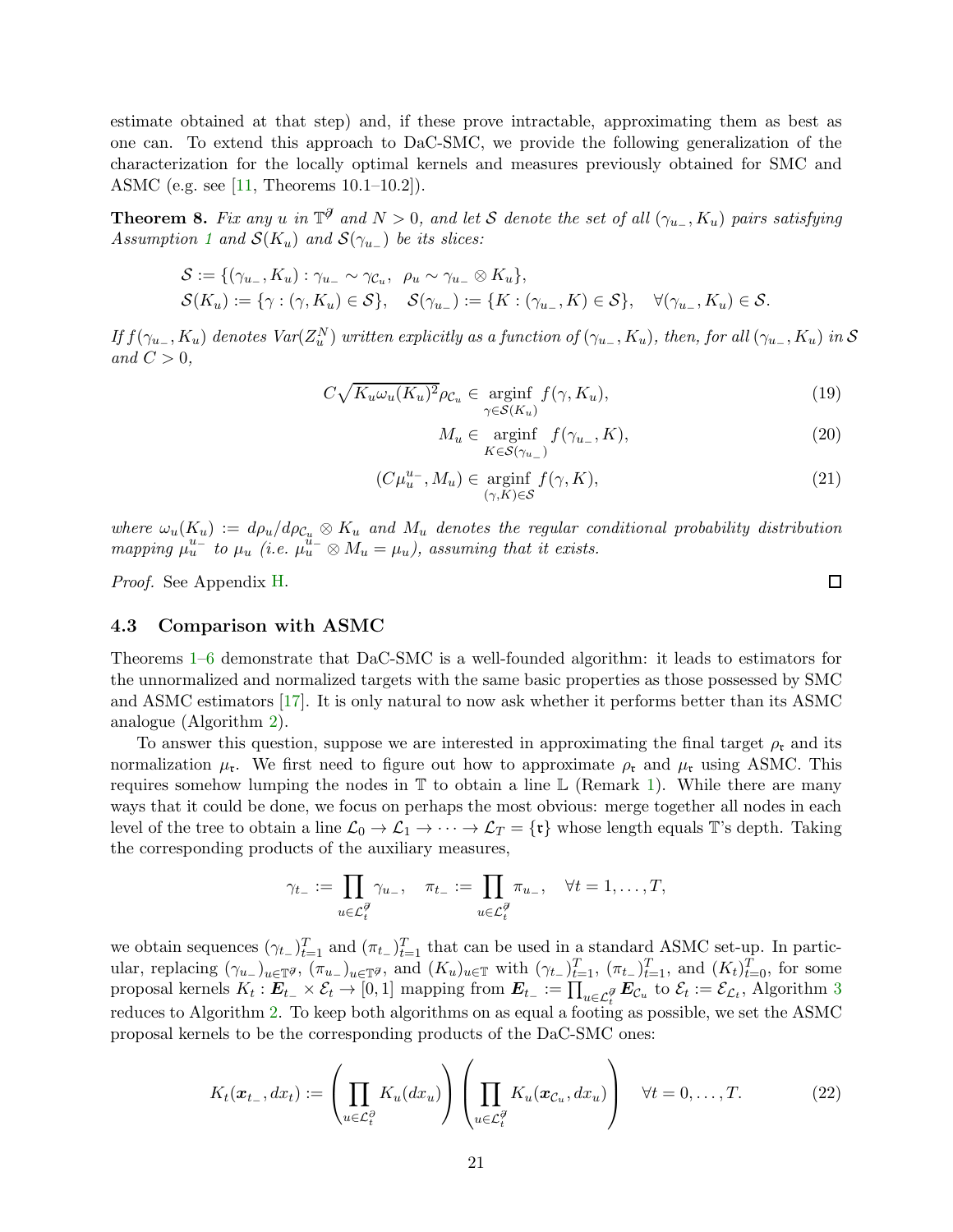estimate obtained at that step) and, if these prove intractable, approximating them as best as one can. To extend this approach to DaC-SMC, we provide the following generalization of the characterization for the locally optimal kernels and measures previously obtained for SMC and ASMC (e.g. see [11, Theorems 10.1–10.2]).

**Theorem 8.** *Fix any $u$ in $\mathbb{T}^{\not\partial}$ and $N > 0$, and let $\mathcal{S}$ denote the set of all $(\gamma_{u_-}, K_u)$ pairs satisfying Assumption 1 and $\mathcal{S}(K_u)$ and $\mathcal{S}(\gamma_{u_-})$ be its slices:*

$$
\begin{aligned}
&\mathcal{S} := \{(\gamma_{u_-}, K_u) : \gamma_{u_-} \sim \gamma_{\mathcal{C}_u},\ \ \rho_u \sim \gamma_{u_-} \otimes K_u\},\\
&\mathcal{S}(K_u) := \{\gamma : (\gamma, K_u) \in \mathcal{S}\}, \quad \mathcal{S}(\gamma_{u_-}) := \{K : (\gamma_{u_-}, K) \in \mathcal{S}\}, \quad \forall (\gamma_{u_-}, K_u) \in \mathcal{S}.
\end{aligned}
$$

*If $f(\gamma_{u_-}, K_u)$ denotes $Var(Z_u^N)$ written explicitly as a function of $(\gamma_{u_-}, K_u)$, then, for all $(\gamma_{u_-}, K_u)$ in $\mathcal{S}$ and $C > 0$,*

$$
C\sqrt{K_u \omega_u(K_u)^2}\rho_{\mathcal{C}_u} \in \underset{\gamma \in \mathcal{S}(K_u)}{\operatorname{arginf}}\ f(\gamma, K_u), \tag{19}
$$

$$
M_u \in \underset{K \in \mathcal{S}(\gamma_{u_-})}{\operatorname{arginf}}\ f(\gamma_{u_-}, K), \tag{20}
$$

$$
(C\mu_u^{u_-}, M_u) \in \underset{(\gamma, K) \in \mathcal{S}}{\operatorname{arginf}}\ f(\gamma, K), \tag{21}
$$

*where $\omega_u(K_u) := d\rho_u / d\rho_{\mathcal{C}_u} \otimes K_u$ and $M_u$ denotes the regular conditional probability distribution mapping $\mu_u^{u_-}$ to $\mu_u$ (i.e. $\mu_u^{u_-} \otimes M_u = \mu_u$), assuming that it exists.*

*Proof.* See Appendix H. ∎

### 4.3 Comparison with ASMC

Theorems 1–6 demonstrate that DaC-SMC is a well-founded algorithm: it leads to estimators for the unnormalized and normalized targets with the same basic properties as those possessed by SMC and ASMC estimators [17]. It is only natural to now ask whether it performs better than its ASMC analogue (Algorithm 2).

To answer this question, suppose we are interested in approximating the final target $\rho_{\mathfrak{r}}$ and its normalization $\mu_{\mathfrak{r}}$. We first need to figure out how to approximate $\rho_{\mathfrak{r}}$ and $\mu_{\mathfrak{r}}$ using ASMC. This requires somehow lumping the nodes in $\mathbb{T}$ to obtain a line $\mathbb{L}$ (Remark 1). While there are many ways that it could be done, we focus on perhaps the most obvious: merge together all nodes in each level of the tree to obtain a line $\mathcal{L}_0 \to \mathcal{L}_1 \to \cdots \to \mathcal{L}_T = \{\mathfrak{r}\}$ whose length equals $\mathbb{T}$'s depth. Taking the corresponding products of the auxiliary measures,

$$
\gamma_{t_-} := \prod_{u \in \mathcal{L}_t^{\not\partial}} \gamma_{u_-}, \quad \pi_{t_-} := \prod_{u \in \mathcal{L}_t^{\not\partial}} \pi_{u_-}, \quad \forall t = 1, \dots, T,
$$

we obtain sequences $(\gamma_{t_-})_{t=1}^T$ and $(\pi_{t_-})_{t=1}^T$ that can be used in a standard ASMC set-up. In particular, replacing $(\gamma_{u_-})_{u \in \mathbb{T}^{\not\partial}}$, $(\pi_{u_-})_{u \in \mathbb{T}^{\not\partial}}$, and $(K_u)_{u \in \mathbb{T}}$ with $(\gamma_{t_-})_{t=1}^T$, $(\pi_{t_-})_{t=1}^T$, and $(K_t)_{t=0}^T$, for some proposal kernels $K_t : \boldsymbol{E}_{t_-} \times \mathcal{E}_t \to [0, 1]$ mapping from $\boldsymbol{E}_{t_-} := \prod_{u \in \mathcal{L}_t^{\not\partial}} \boldsymbol{E}_{\mathcal{C}_u}$ to $\mathcal{E}_t := \mathcal{E}_{\mathcal{L}_t}$, Algorithm 3 reduces to Algorithm 2. To keep both algorithms on as equal a footing as possible, we set the ASMC proposal kernels to be the corresponding products of the DaC-SMC ones:

$$
K_t(\boldsymbol{x}_{t_-}, dx_t) := \left( \prod_{u \in \mathcal{L}_t^{\partial}} K_u(dx_u) \right) \left( \prod_{u \in \mathcal{L}_t^{\not\partial}} K_u(\boldsymbol{x}_{\mathcal{C}_u}, dx_u) \right) \quad \forall t = 0, \dots, T. \tag{22}
$$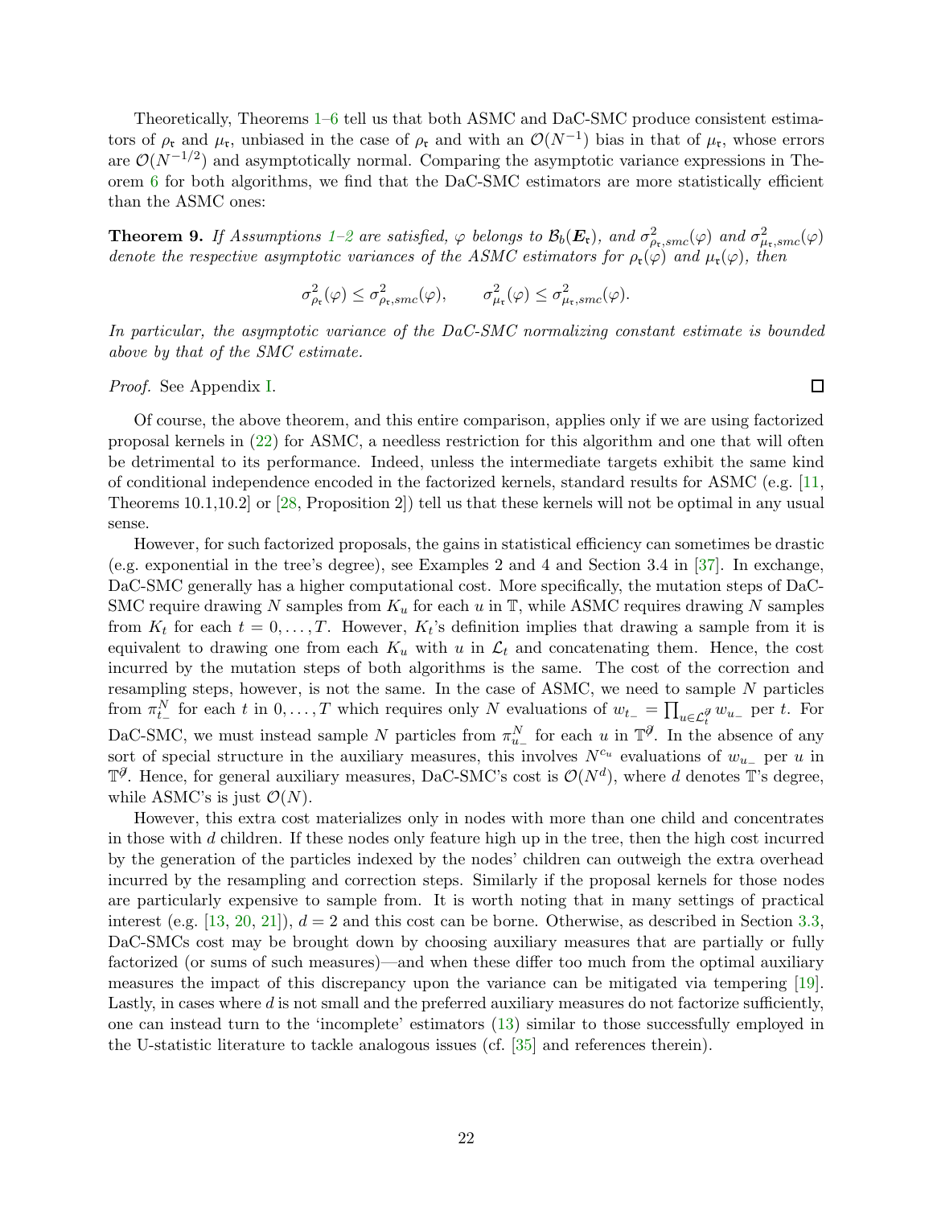Theoretically, Theorems 1–6 tell us that both ASMC and DaC-SMC produce consistent estimators of $\rho_{\mathfrak{r}}$ and $\mu_{\mathfrak{r}}$, unbiased in the case of $\rho_{\mathfrak{r}}$ and with an $\mathcal{O}(N^{-1})$ bias in that of $\mu_{\mathfrak{r}}$, whose errors are $\mathcal{O}(N^{-1/2})$ and asymptotically normal. Comparing the asymptotic variance expressions in Theorem 6 for both algorithms, we find that the DaC-SMC estimators are more statistically efficient than the ASMC ones:

**Theorem 9.** *If Assumptions 1–2 are satisfied, $\varphi$ belongs to $\mathcal{B}_b(\boldsymbol{E}_{\mathfrak{r}})$, and $\sigma^2_{\rho_{\mathfrak{r}},smc}(\varphi)$ and $\sigma^2_{\mu_{\mathfrak{r}},smc}(\varphi)$ denote the respective asymptotic variances of the ASMC estimators for $\rho_{\mathfrak{r}}(\varphi)$ and $\mu_{\mathfrak{r}}(\varphi)$, then*

$$\sigma^2_{\rho_{\mathfrak{r}}}(\varphi) \leq \sigma^2_{\rho_{\mathfrak{r}},smc}(\varphi), \qquad \sigma^2_{\mu_{\mathfrak{r}}}(\varphi) \leq \sigma^2_{\mu_{\mathfrak{r}},smc}(\varphi).$$

*In particular, the asymptotic variance of the DaC-SMC normalizing constant estimate is bounded above by that of the SMC estimate.*

*Proof.* See Appendix I. □

Of course, the above theorem, and this entire comparison, applies only if we are using factorized proposal kernels in (22) for ASMC, a needless restriction for this algorithm and one that will often be detrimental to its performance. Indeed, unless the intermediate targets exhibit the same kind of conditional independence encoded in the factorized kernels, standard results for ASMC (e.g. [11, Theorems 10.1,10.2] or [28, Proposition 2]) tell us that these kernels will not be optimal in any usual sense.

However, for such factorized proposals, the gains in statistical efficiency can sometimes be drastic (e.g. exponential in the tree's degree), see Examples 2 and 4 and Section 3.4 in [37]. In exchange, DaC-SMC generally has a higher computational cost. More specifically, the mutation steps of DaC-SMC require drawing $N$ samples from $K_u$ for each $u$ in $\mathbb{T}$, while ASMC requires drawing $N$ samples from $K_t$ for each $t = 0, \dots, T$. However, $K_t$'s definition implies that drawing a sample from it is equivalent to drawing one from each $K_u$ with $u$ in $\mathcal{L}_t$ and concatenating them. Hence, the cost incurred by the mutation steps of both algorithms is the same. The cost of the correction and resampling steps, however, is not the same. In the case of ASMC, we need to sample $N$ particles from $\pi^N_{t_-}$ for each $t$ in $0, \dots, T$ which requires only $N$ evaluations of $w_{t_-} = \prod_{u \in \mathcal{L}^{\not\partial}_t} w_{u_-}$ per $t$. For DaC-SMC, we must instead sample $N$ particles from $\pi^N_{u_-}$ for each $u$ in $\mathbb{T}^{\not\partial}$. In the absence of any sort of special structure in the auxiliary measures, this involves $N^{c_u}$ evaluations of $w_{u_-}$ per $u$ in $\mathbb{T}^{\not\partial}$. Hence, for general auxiliary measures, DaC-SMC's cost is $\mathcal{O}(N^d)$, where $d$ denotes $\mathbb{T}$'s degree, while ASMC's is just $\mathcal{O}(N)$.

However, this extra cost materializes only in nodes with more than one child and concentrates in those with $d$ children. If these nodes only feature high up in the tree, then the high cost incurred by the generation of the particles indexed by the nodes' children can outweigh the extra overhead incurred by the resampling and correction steps. Similarly if the proposal kernels for those nodes are particularly expensive to sample from. It is worth noting that in many settings of practical interest (e.g. [13, 20, 21]), $d = 2$ and this cost can be borne. Otherwise, as described in Section 3.3, DaC-SMCs cost may be brought down by choosing auxiliary measures that are partially or fully factorized (or sums of such measures)—and when these differ too much from the optimal auxiliary measures the impact of this discrepancy upon the variance can be mitigated via tempering [19]. Lastly, in cases where $d$ is not small and the preferred auxiliary measures do not factorize sufficiently, one can instead turn to the 'incomplete' estimators (13) similar to those successfully employed in the U-statistic literature to tackle analogous issues (cf. [35] and references therein).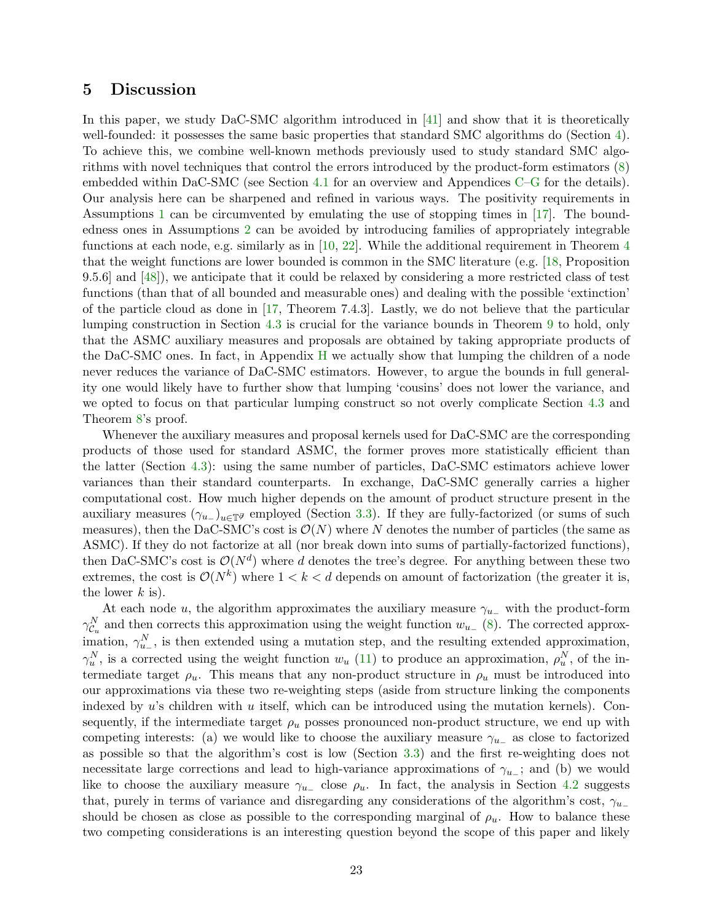## 5 Discussion

In this paper, we study DaC-SMC algorithm introduced in [41] and show that it is theoretically well-founded: it possesses the same basic properties that standard SMC algorithms do (Section 4). To achieve this, we combine well-known methods previously used to study standard SMC algorithms with novel techniques that control the errors introduced by the product-form estimators (8) embedded within DaC-SMC (see Section 4.1 for an overview and Appendices C–G for the details). Our analysis here can be sharpened and refined in various ways. The positivity requirements in Assumptions 1 can be circumvented by emulating the use of stopping times in [17]. The boundedness ones in Assumptions 2 can be avoided by introducing families of appropriately integrable functions at each node, e.g. similarly as in [10, 22]. While the additional requirement in Theorem 4 that the weight functions are lower bounded is common in the SMC literature (e.g. [18, Proposition 9.5.6] and [48]), we anticipate that it could be relaxed by considering a more restricted class of test functions (than that of all bounded and measurable ones) and dealing with the possible 'extinction' of the particle cloud as done in [17, Theorem 7.4.3]. Lastly, we do not believe that the particular lumping construction in Section 4.3 is crucial for the variance bounds in Theorem 9 to hold, only that the ASMC auxiliary measures and proposals are obtained by taking appropriate products of the DaC-SMC ones. In fact, in Appendix H we actually show that lumping the children of a node never reduces the variance of DaC-SMC estimators. However, to argue the bounds in full generality one would likely have to further show that lumping 'cousins' does not lower the variance, and we opted to focus on that particular lumping construct so not overly complicate Section 4.3 and Theorem 8's proof.

Whenever the auxiliary measures and proposal kernels used for DaC-SMC are the corresponding products of those used for standard ASMC, the former proves more statistically efficient than the latter (Section 4.3): using the same number of particles, DaC-SMC estimators achieve lower variances than their standard counterparts. In exchange, DaC-SMC generally carries a higher computational cost. How much higher depends on the amount of product structure present in the auxiliary measures $(\gamma_{u_-})_{u\in\mathbb{T}^{\not{\partial}}}$ employed (Section 3.3). If they are fully-factorized (or sums of such measures), then the DaC-SMC's cost is $\mathcal{O}(N)$ where $N$ denotes the number of particles (the same as ASMC). If they do not factorize at all (nor break down into sums of partially-factorized functions), then DaC-SMC's cost is $\mathcal{O}(N^d)$ where $d$ denotes the tree's degree. For anything between these two extremes, the cost is $\mathcal{O}(N^k)$ where $1 < k < d$ depends on amount of factorization (the greater it is, the lower $k$ is).

At each node $u$, the algorithm approximates the auxiliary measure $\gamma_{u_-}$ with the product-form $\gamma^N_{\mathcal{C}_u}$ and then corrects this approximation using the weight function $w_{u_-}$ (8). The corrected approximation, $\gamma^N_{u_-}$, is then extended using a mutation step, and the resulting extended approximation, $\gamma^N_u$, is a corrected using the weight function $w_u$ (11) to produce an approximation, $\rho^N_u$, of the intermediate target $\rho_u$. This means that any non-product structure in $\rho_u$ must be introduced into our approximations via these two re-weighting steps (aside from structure linking the components indexed by $u$'s children with $u$ itself, which can be introduced using the mutation kernels). Consequently, if the intermediate target $\rho_u$ posses pronounced non-product structure, we end up with competing interests: (a) we would like to choose the auxiliary measure $\gamma_{u_-}$ as close to factorized as possible so that the algorithm's cost is low (Section 3.3) and the first re-weighting does not necessitate large corrections and lead to high-variance approximations of $\gamma_{u_-}$; and (b) we would like to choose the auxiliary measure $\gamma_{u_-}$ close $\rho_u$. In fact, the analysis in Section 4.2 suggests that, purely in terms of variance and disregarding any considerations of the algorithm's cost, $\gamma_{u_-}$ should be chosen as close as possible to the corresponding marginal of $\rho_u$. How to balance these two competing considerations is an interesting question beyond the scope of this paper and likely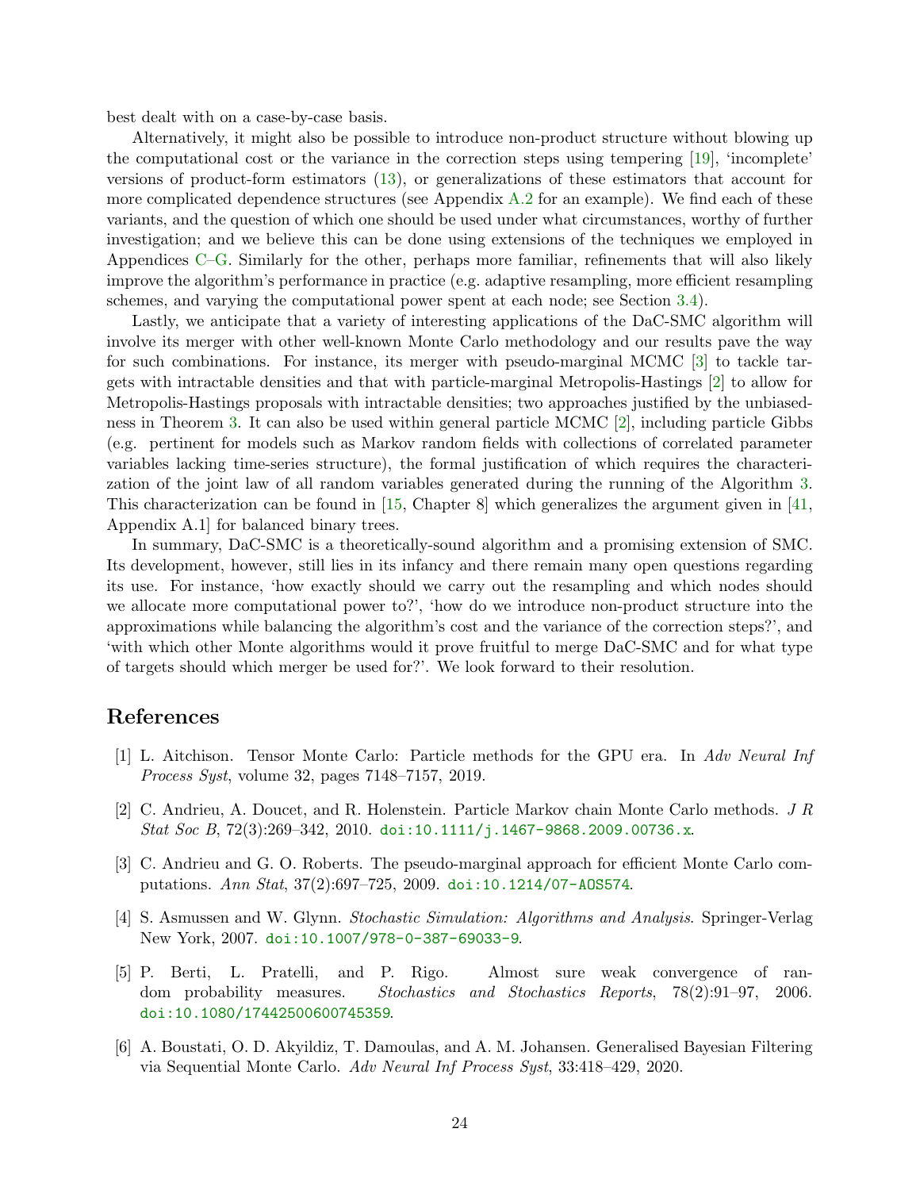best dealt with on a case-by-case basis.

Alternatively, it might also be possible to introduce non-product structure without blowing up the computational cost or the variance in the correction steps using tempering [19], 'incomplete' versions of product-form estimators (13), or generalizations of these estimators that account for more complicated dependence structures (see Appendix A.2 for an example). We find each of these variants, and the question of which one should be used under what circumstances, worthy of further investigation; and we believe this can be done using extensions of the techniques we employed in Appendices C–G. Similarly for the other, perhaps more familiar, refinements that will also likely improve the algorithm's performance in practice (e.g. adaptive resampling, more efficient resampling schemes, and varying the computational power spent at each node; see Section 3.4).

Lastly, we anticipate that a variety of interesting applications of the DaC-SMC algorithm will involve its merger with other well-known Monte Carlo methodology and our results pave the way for such combinations. For instance, its merger with pseudo-marginal MCMC [3] to tackle targets with intractable densities and that with particle-marginal Metropolis-Hastings [2] to allow for Metropolis-Hastings proposals with intractable densities; two approaches justified by the unbiasedness in Theorem 3. It can also be used within general particle MCMC [2], including particle Gibbs (e.g. pertinent for models such as Markov random fields with collections of correlated parameter variables lacking time-series structure), the formal justification of which requires the characterization of the joint law of all random variables generated during the running of the Algorithm 3. This characterization can be found in [15, Chapter 8] which generalizes the argument given in [41, Appendix A.1] for balanced binary trees.

In summary, DaC-SMC is a theoretically-sound algorithm and a promising extension of SMC. Its development, however, still lies in its infancy and there remain many open questions regarding its use. For instance, 'how exactly should we carry out the resampling and which nodes should we allocate more computational power to?', 'how do we introduce non-product structure into the approximations while balancing the algorithm's cost and the variance of the correction steps?', and 'with which other Monte algorithms would it prove fruitful to merge DaC-SMC and for what type of targets should which merger be used for?'. We look forward to their resolution.

## References

[1] L. Aitchison. Tensor Monte Carlo: Particle methods for the GPU era. In *Adv Neural Inf Process Syst*, volume 32, pages 7148–7157, 2019.

[2] C. Andrieu, A. Doucet, and R. Holenstein. Particle Markov chain Monte Carlo methods. *J R Stat Soc B*, 72(3):269–342, 2010. doi:10.1111/j.1467-9868.2009.00736.x.

[3] C. Andrieu and G. O. Roberts. The pseudo-marginal approach for efficient Monte Carlo computations. *Ann Stat*, 37(2):697–725, 2009. doi:10.1214/07-AOS574.

[4] S. Asmussen and W. Glynn. *Stochastic Simulation: Algorithms and Analysis*. Springer-Verlag New York, 2007. doi:10.1007/978-0-387-69033-9.

[5] P. Berti, L. Pratelli, and P. Rigo. Almost sure weak convergence of random probability measures. *Stochastics and Stochastics Reports*, 78(2):91–97, 2006. doi:10.1080/17442500600745359.

[6] A. Boustati, O. D. Akyildiz, T. Damoulas, and A. M. Johansen. Generalised Bayesian Filtering via Sequential Monte Carlo. *Adv Neural Inf Process Syst*, 33:418–429, 2020.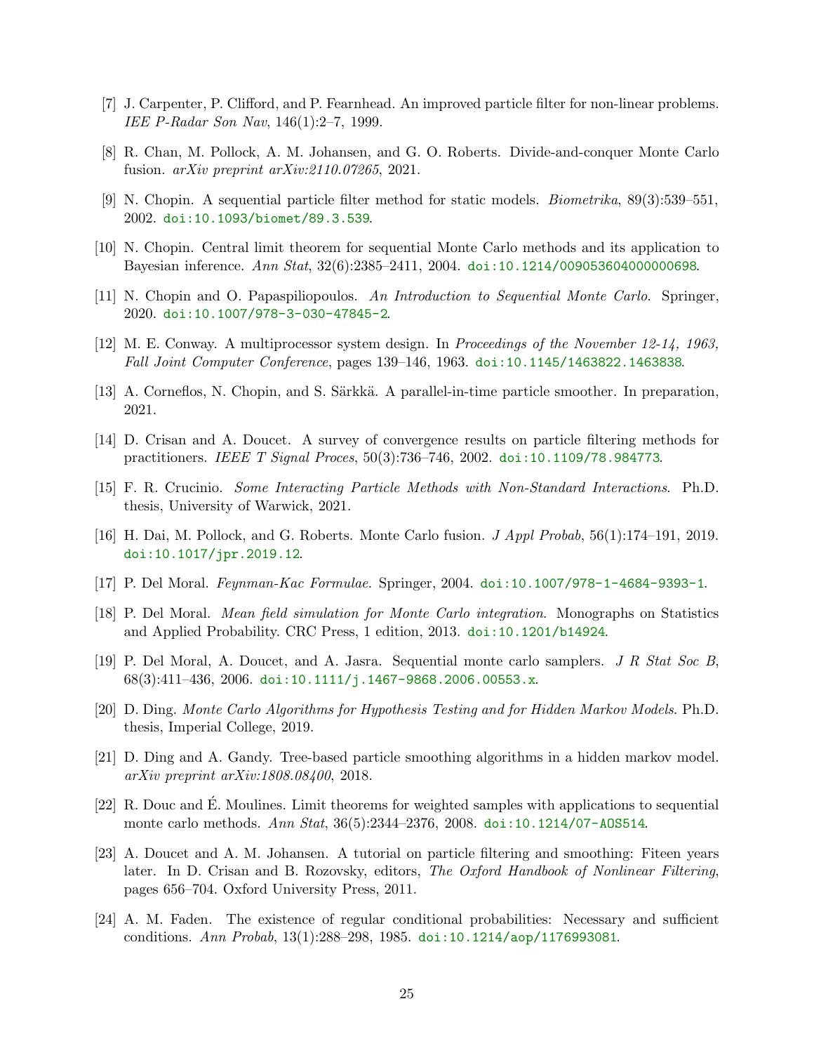[7] J. Carpenter, P. Clifford, and P. Fearnhead. An improved particle filter for non-linear problems. *IEE P-Radar Son Nav*, 146(1):2–7, 1999.

[8] R. Chan, M. Pollock, A. M. Johansen, and G. O. Roberts. Divide-and-conquer Monte Carlo fusion. *arXiv preprint arXiv:2110.07265*, 2021.

[9] N. Chopin. A sequential particle filter method for static models. *Biometrika*, 89(3):539–551, 2002. doi:10.1093/biomet/89.3.539.

[10] N. Chopin. Central limit theorem for sequential Monte Carlo methods and its application to Bayesian inference. *Ann Stat*, 32(6):2385–2411, 2004. doi:10.1214/009053604000000698.

[11] N. Chopin and O. Papaspiliopoulos. *An Introduction to Sequential Monte Carlo*. Springer, 2020. doi:10.1007/978-3-030-47845-2.

[12] M. E. Conway. A multiprocessor system design. In *Proceedings of the November 12-14, 1963, Fall Joint Computer Conference*, pages 139–146, 1963. doi:10.1145/1463822.1463838.

[13] A. Corneflos, N. Chopin, and S. Särkkä. A parallel-in-time particle smoother. In preparation, 2021.

[14] D. Crisan and A. Doucet. A survey of convergence results on particle filtering methods for practitioners. *IEEE T Signal Proces*, 50(3):736–746, 2002. doi:10.1109/78.984773.

[15] F. R. Crucinio. *Some Interacting Particle Methods with Non-Standard Interactions*. Ph.D. thesis, University of Warwick, 2021.

[16] H. Dai, M. Pollock, and G. Roberts. Monte Carlo fusion. *J Appl Probab*, 56(1):174–191, 2019. doi:10.1017/jpr.2019.12.

[17] P. Del Moral. *Feynman-Kac Formulae*. Springer, 2004. doi:10.1007/978-1-4684-9393-1.

[18] P. Del Moral. *Mean field simulation for Monte Carlo integration*. Monographs on Statistics and Applied Probability. CRC Press, 1 edition, 2013. doi:10.1201/b14924.

[19] P. Del Moral, A. Doucet, and A. Jasra. Sequential monte carlo samplers. *J R Stat Soc B*, 68(3):411–436, 2006. doi:10.1111/j.1467-9868.2006.00553.x.

[20] D. Ding. *Monte Carlo Algorithms for Hypothesis Testing and for Hidden Markov Models*. Ph.D. thesis, Imperial College, 2019.

[21] D. Ding and A. Gandy. Tree-based particle smoothing algorithms in a hidden markov model. *arXiv preprint arXiv:1808.08400*, 2018.

[22] R. Douc and É. Moulines. Limit theorems for weighted samples with applications to sequential monte carlo methods. *Ann Stat*, 36(5):2344–2376, 2008. doi:10.1214/07-AOS514.

[23] A. Doucet and A. M. Johansen. A tutorial on particle filtering and smoothing: Fiteen years later. In D. Crisan and B. Rozovsky, editors, *The Oxford Handbook of Nonlinear Filtering*, pages 656–704. Oxford University Press, 2011.

[24] A. M. Faden. The existence of regular conditional probabilities: Necessary and sufficient conditions. *Ann Probab*, 13(1):288–298, 1985. doi:10.1214/aop/1176993081.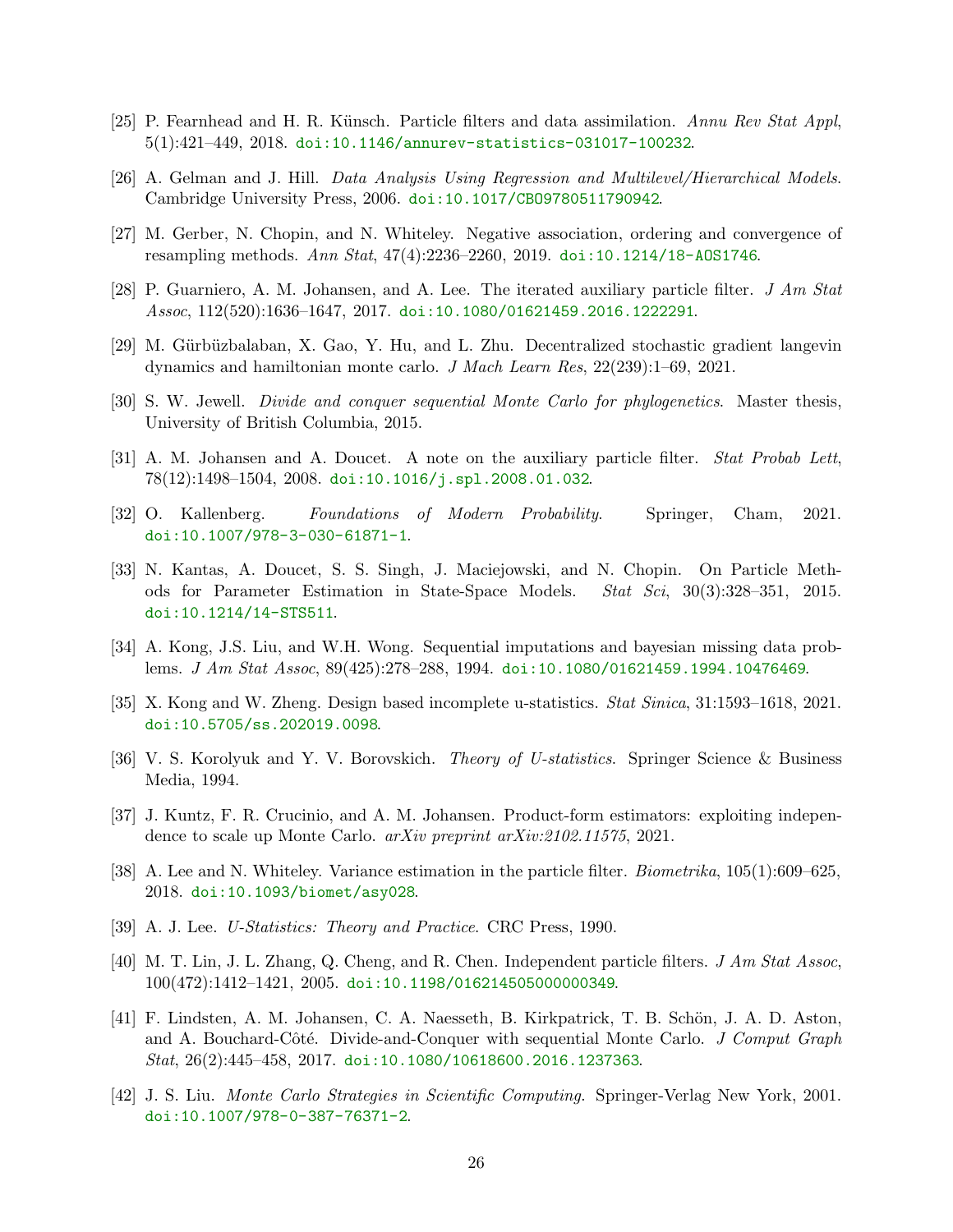[25] P. Fearnhead and H. R. Künsch. Particle filters and data assimilation. *Annu Rev Stat Appl*, 5(1):421–449, 2018. doi:10.1146/annurev-statistics-031017-100232.

[26] A. Gelman and J. Hill. *Data Analysis Using Regression and Multilevel/Hierarchical Models*. Cambridge University Press, 2006. doi:10.1017/CBO9780511790942.

[27] M. Gerber, N. Chopin, and N. Whiteley. Negative association, ordering and convergence of resampling methods. *Ann Stat*, 47(4):2236–2260, 2019. doi:10.1214/18-AOS1746.

[28] P. Guarniero, A. M. Johansen, and A. Lee. The iterated auxiliary particle filter. *J Am Stat Assoc*, 112(520):1636–1647, 2017. doi:10.1080/01621459.2016.1222291.

[29] M. Gürbüzbalaban, X. Gao, Y. Hu, and L. Zhu. Decentralized stochastic gradient langevin dynamics and hamiltonian monte carlo. *J Mach Learn Res*, 22(239):1–69, 2021.

[30] S. W. Jewell. *Divide and conquer sequential Monte Carlo for phylogenetics*. Master thesis, University of British Columbia, 2015.

[31] A. M. Johansen and A. Doucet. A note on the auxiliary particle filter. *Stat Probab Lett*, 78(12):1498–1504, 2008. doi:10.1016/j.spl.2008.01.032.

[32] O. Kallenberg. *Foundations of Modern Probability*. Springer, Cham, 2021. doi:10.1007/978-3-030-61871-1.

[33] N. Kantas, A. Doucet, S. S. Singh, J. Maciejowski, and N. Chopin. On Particle Methods for Parameter Estimation in State-Space Models. *Stat Sci*, 30(3):328–351, 2015. doi:10.1214/14-STS511.

[34] A. Kong, J.S. Liu, and W.H. Wong. Sequential imputations and bayesian missing data problems. *J Am Stat Assoc*, 89(425):278–288, 1994. doi:10.1080/01621459.1994.10476469.

[35] X. Kong and W. Zheng. Design based incomplete u-statistics. *Stat Sinica*, 31:1593–1618, 2021. doi:10.5705/ss.202019.0098.

[36] V. S. Korolyuk and Y. V. Borovskich. *Theory of U-statistics*. Springer Science & Business Media, 1994.

[37] J. Kuntz, F. R. Crucinio, and A. M. Johansen. Product-form estimators: exploiting independence to scale up Monte Carlo. *arXiv preprint arXiv:2102.11575*, 2021.

[38] A. Lee and N. Whiteley. Variance estimation in the particle filter. *Biometrika*, 105(1):609–625, 2018. doi:10.1093/biomet/asy028.

[39] A. J. Lee. *U-Statistics: Theory and Practice*. CRC Press, 1990.

[40] M. T. Lin, J. L. Zhang, Q. Cheng, and R. Chen. Independent particle filters. *J Am Stat Assoc*, 100(472):1412–1421, 2005. doi:10.1198/016214505000000349.

[41] F. Lindsten, A. M. Johansen, C. A. Naesseth, B. Kirkpatrick, T. B. Schön, J. A. D. Aston, and A. Bouchard-Côté. Divide-and-Conquer with sequential Monte Carlo. *J Comput Graph Stat*, 26(2):445–458, 2017. doi:10.1080/10618600.2016.1237363.

[42] J. S. Liu. *Monte Carlo Strategies in Scientific Computing*. Springer-Verlag New York, 2001. doi:10.1007/978-0-387-76371-2.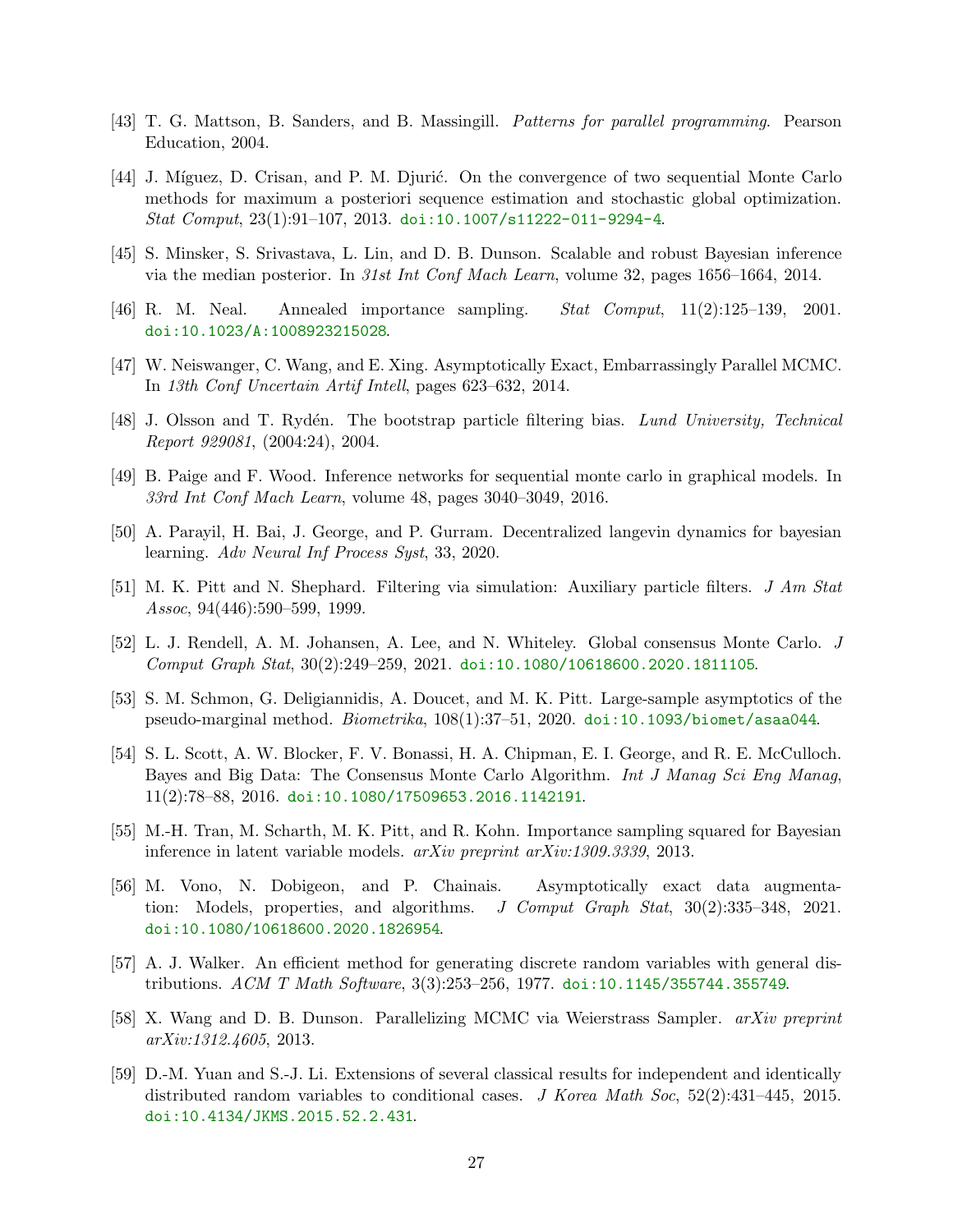[43] T. G. Mattson, B. Sanders, and B. Massingill. *Patterns for parallel programming*. Pearson Education, 2004.

[44] J. Míguez, D. Crisan, and P. M. Djurić. On the convergence of two sequential Monte Carlo methods for maximum a posteriori sequence estimation and stochastic global optimization. *Stat Comput*, 23(1):91–107, 2013. doi:10.1007/s11222-011-9294-4.

[45] S. Minsker, S. Srivastava, L. Lin, and D. B. Dunson. Scalable and robust Bayesian inference via the median posterior. In *31st Int Conf Mach Learn*, volume 32, pages 1656–1664, 2014.

[46] R. M. Neal. Annealed importance sampling. *Stat Comput*, 11(2):125–139, 2001. doi:10.1023/A:1008923215028.

[47] W. Neiswanger, C. Wang, and E. Xing. Asymptotically Exact, Embarrassingly Parallel MCMC. In *13th Conf Uncertain Artif Intell*, pages 623–632, 2014.

[48] J. Olsson and T. Rydén. The bootstrap particle filtering bias. *Lund University, Technical Report 929081*, (2004:24), 2004.

[49] B. Paige and F. Wood. Inference networks for sequential monte carlo in graphical models. In *33rd Int Conf Mach Learn*, volume 48, pages 3040–3049, 2016.

[50] A. Parayil, H. Bai, J. George, and P. Gurram. Decentralized langevin dynamics for bayesian learning. *Adv Neural Inf Process Syst*, 33, 2020.

[51] M. K. Pitt and N. Shephard. Filtering via simulation: Auxiliary particle filters. *J Am Stat Assoc*, 94(446):590–599, 1999.

[52] L. J. Rendell, A. M. Johansen, A. Lee, and N. Whiteley. Global consensus Monte Carlo. *J Comput Graph Stat*, 30(2):249–259, 2021. doi:10.1080/10618600.2020.1811105.

[53] S. M. Schmon, G. Deligiannidis, A. Doucet, and M. K. Pitt. Large-sample asymptotics of the pseudo-marginal method. *Biometrika*, 108(1):37–51, 2020. doi:10.1093/biomet/asaa044.

[54] S. L. Scott, A. W. Blocker, F. V. Bonassi, H. A. Chipman, E. I. George, and R. E. McCulloch. Bayes and Big Data: The Consensus Monte Carlo Algorithm. *Int J Manag Sci Eng Manag*, 11(2):78–88, 2016. doi:10.1080/17509653.2016.1142191.

[55] M.-H. Tran, M. Scharth, M. K. Pitt, and R. Kohn. Importance sampling squared for Bayesian inference in latent variable models. *arXiv preprint arXiv:1309.3339*, 2013.

[56] M. Vono, N. Dobigeon, and P. Chainais. Asymptotically exact data augmentation: Models, properties, and algorithms. *J Comput Graph Stat*, 30(2):335–348, 2021. doi:10.1080/10618600.2020.1826954.

[57] A. J. Walker. An efficient method for generating discrete random variables with general distributions. *ACM T Math Software*, 3(3):253–256, 1977. doi:10.1145/355744.355749.

[58] X. Wang and D. B. Dunson. Parallelizing MCMC via Weierstrass Sampler. *arXiv preprint arXiv:1312.4605*, 2013.

[59] D.-M. Yuan and S.-J. Li. Extensions of several classical results for independent and identically distributed random variables to conditional cases. *J Korea Math Soc*, 52(2):431–445, 2015. doi:10.4134/JKMS.2015.52.2.431.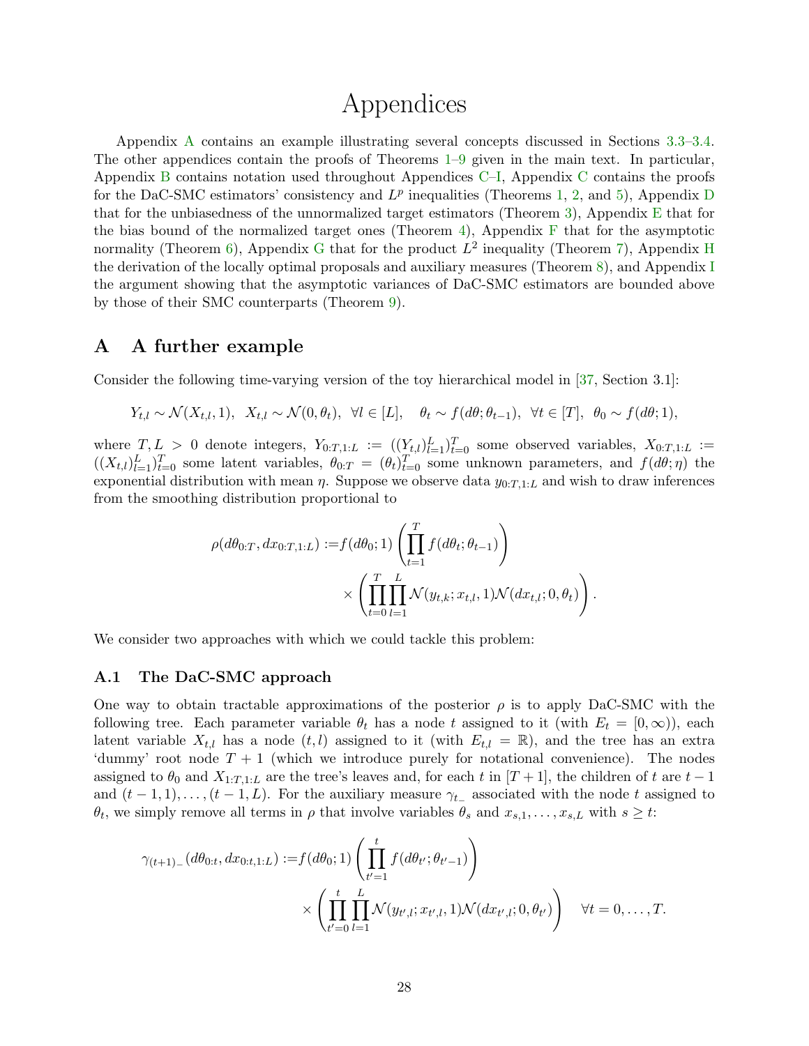# Appendices

Appendix A contains an example illustrating several concepts discussed in Sections 3.3–3.4. The other appendices contain the proofs of Theorems 1–9 given in the main text. In particular, Appendix B contains notation used throughout Appendices C–I, Appendix C contains the proofs for the DaC-SMC estimators' consistency and $L^p$ inequalities (Theorems 1, 2, and 5), Appendix D that for the unbiasedness of the unnormalized target estimators (Theorem 3), Appendix E that for the bias bound of the normalized target ones (Theorem 4), Appendix F that for the asymptotic normality (Theorem 6), Appendix G that for the product $L^2$ inequality (Theorem 7), Appendix H the derivation of the locally optimal proposals and auxiliary measures (Theorem 8), and Appendix I the argument showing that the asymptotic variances of DaC-SMC estimators are bounded above by those of their SMC counterparts (Theorem 9).

## A A further example

Consider the following time-varying version of the toy hierarchical model in [37, Section 3.1]:

$$
Y_{t,l} \sim \mathcal{N}(X_{t,l}, 1), \quad X_{t,l} \sim \mathcal{N}(0, \theta_t), \quad \forall l \in [L], \quad \theta_t \sim f(d\theta; \theta_{t-1}), \quad \forall t \in [T], \quad \theta_0 \sim f(d\theta; 1),
$$

where $T, L > 0$ denote integers, $Y_{0:T,1:L} := ((Y_{t,l})_{l=1}^L)_{t=0}^T$ some observed variables, $X_{0:T,1:L} := ((X_{t,l})_{l=1}^L)_{t=0}^T$ some latent variables, $\theta_{0:T} = (\theta_t)_{t=0}^T$ some unknown parameters, and $f(d\theta; \eta)$ the exponential distribution with mean $\eta$. Suppose we observe data $y_{0:T,1:L}$ and wish to draw inferences from the smoothing distribution proportional to

$$
\begin{aligned}
\rho(d\theta_{0:T}, dx_{0:T,1:L}) :=& f(d\theta_0; 1) \left( \prod_{t=1}^{T} f(d\theta_t; \theta_{t-1}) \right) \\
&\times \left( \prod_{t=0}^{T} \prod_{l=1}^{L} \mathcal{N}(y_{t,k}; x_{t,l}, 1) \mathcal{N}(dx_{t,l}; 0, \theta_t) \right).
\end{aligned}
$$

We consider two approaches with which we could tackle this problem:

### A.1 The DaC-SMC approach

One way to obtain tractable approximations of the posterior $\rho$ is to apply DaC-SMC with the following tree. Each parameter variable $\theta_t$ has a node $t$ assigned to it (with $E_t = [0, \infty)$), each latent variable $X_{t,l}$ has a node $(t, l)$ assigned to it (with $E_{t,l} = \mathbb{R}$), and the tree has an extra 'dummy' root node $T+1$ (which we introduce purely for notational convenience). The nodes assigned to $\theta_0$ and $X_{1:T,1:L}$ are the tree's leaves and, for each $t$ in $[T+1]$, the children of $t$ are $t-1$ and $(t-1, 1), \ldots, (t-1, L)$. For the auxiliary measure $\gamma_{t_-}$ associated with the node $t$ assigned to $\theta_t$, we simply remove all terms in $\rho$ that involve variables $\theta_s$ and $x_{s,1}, \ldots, x_{s,L}$ with $s \geq t$:

$$
\begin{aligned}
\gamma_{(t+1)_-}(d\theta_{0:t}, dx_{0:t,1:L}) :=& f(d\theta_0; 1) \left( \prod_{t'=1}^{t} f(d\theta_{t'}; \theta_{t'-1}) \right) \\
&\times \left( \prod_{t'=0}^{t} \prod_{l=1}^{L} \mathcal{N}(y_{t',l}; x_{t',l}, 1) \mathcal{N}(dx_{t',l}; 0, \theta_{t'}) \right) \quad \forall t = 0, \ldots, T.
\end{aligned}
$$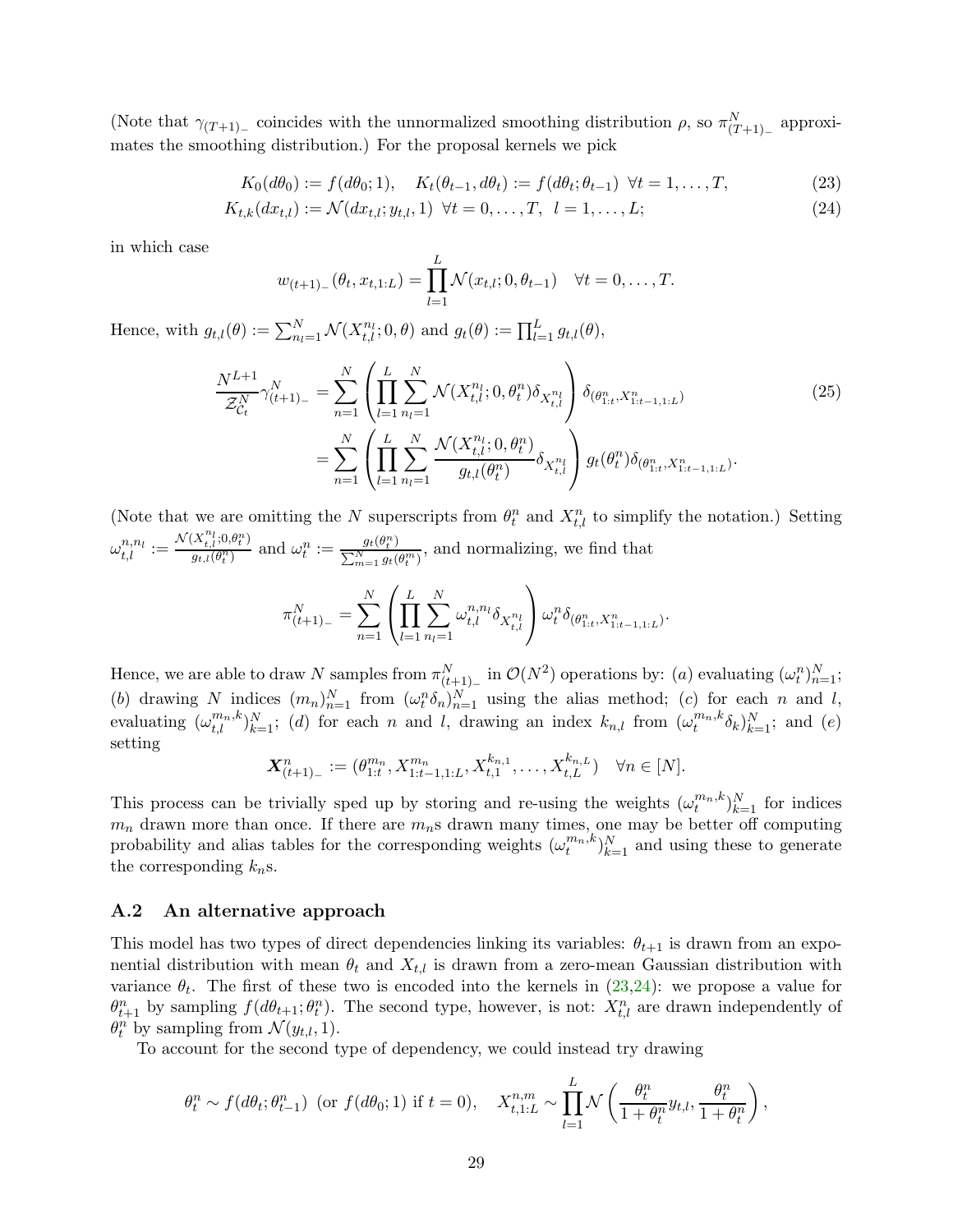(Note that $\gamma_{(T+1)_-}$ coincides with the unnormalized smoothing distribution $\rho$, so $\pi^N_{(T+1)_-}$ approximates the smoothing distribution.) For the proposal kernels we pick

$$K_0(d\theta_0) := f(d\theta_0; 1), \quad K_t(\theta_{t-1}, d\theta_t) := f(d\theta_t; \theta_{t-1}) \;\; \forall t = 1, \dots, T, \tag{23}$$

$$K_{t,k}(dx_{t,l}) := \mathcal{N}(dx_{t,l}; y_{t,l}, 1) \;\; \forall t = 0, \dots, T, \;\; l = 1, \dots, L; \tag{24}$$

in which case

$$w_{(t+1)_-}(\theta_t, x_{t,1:L}) = \prod_{l=1}^{L} \mathcal{N}(x_{t,l}; 0, \theta_{t-1}) \quad \forall t = 0, \dots, T.$$

Hence, with $g_{t,l}(\theta) := \sum_{n_l=1}^{N} \mathcal{N}(X^{n_l}_{t,l}; 0, \theta)$ and $g_t(\theta) := \prod_{l=1}^{L} g_{t,l}(\theta)$,

$$\begin{aligned}
\frac{N^{L+1}}{\mathcal{Z}^N_{\mathcal{C}_t}} \gamma^N_{(t+1)_-} &= \sum_{n=1}^{N} \left( \prod_{l=1}^{L} \sum_{n_l=1}^{N} \mathcal{N}(X^{n_l}_{t,l}; 0, \theta^n_t) \delta_{X^{n_l}_{t,l}} \right) \delta_{(\theta^n_{1:t}, X^n_{1:t-1,1:L})} \\
&= \sum_{n=1}^{N} \left( \prod_{l=1}^{L} \sum_{n_l=1}^{N} \frac{\mathcal{N}(X^{n_l}_{t,l}; 0, \theta^n_t)}{g_{t,l}(\theta^n_t)} \delta_{X^{n_l}_{t,l}} \right) g_t(\theta^n_t) \delta_{(\theta^n_{1:t}, X^n_{1:t-1,1:L})}.
\end{aligned} \tag{25}$$

(Note that we are omitting the $N$ superscripts from $\theta^n_t$ and $X^n_{t,l}$ to simplify the notation.) Setting $\omega^{n,n_l}_{t,l} := \frac{\mathcal{N}(X^{n_l}_{t,l}; 0, \theta^n_t)}{g_{t,l}(\theta^n_t)}$ and $\omega^n_t := \frac{g_t(\theta^n_t)}{\sum_{m=1}^{N} g_t(\theta^m_t)}$, and normalizing, we find that

$$\pi^N_{(t+1)_-} = \sum_{n=1}^{N} \left( \prod_{l=1}^{L} \sum_{n_l=1}^{N} \omega^{n,n_l}_{t,l} \delta_{X^{n_l}_{t,l}} \right) \omega^n_t \delta_{(\theta^n_{1:t}, X^n_{1:t-1,1:L})}.$$

Hence, we are able to draw $N$ samples from $\pi^N_{(t+1)_-}$ in $\mathcal{O}(N^2)$ operations by: $(a)$ evaluating $(\omega^n_t)^N_{n=1}$; $(b)$ drawing $N$ indices $(m_n)^N_{n=1}$ from $(\omega^n_t \delta_n)^N_{n=1}$ using the alias method; $(c)$ for each $n$ and $l$, evaluating $(\omega^{m_n,k}_{t,l})^N_{k=1}$; $(d)$ for each $n$ and $l$, drawing an index $k_{n,l}$ from $(\omega^{m_n,k}_t \delta_k)^N_{k=1}$; and $(e)$ setting

$$\boldsymbol{X}^n_{(t+1)_-} := (\theta^{m_n}_{1:t}, X^{m_n}_{1:t-1,1:L}, X^{k_{n,1}}_{t,1}, \dots, X^{k_{n,L}}_{t,L}) \quad \forall n \in [N].$$

This process can be trivially sped up by storing and re-using the weights $(\omega^{m_n,k}_t)^N_{k=1}$ for indices $m_n$ drawn more than once. If there are $m_n$s drawn many times, one may be better off computing probability and alias tables for the corresponding weights $(\omega^{m_n,k}_t)^N_{k=1}$ and using these to generate the corresponding $k_n$s.

### A.2 An alternative approach

This model has two types of direct dependencies linking its variables: $\theta_{t+1}$ is drawn from an exponential distribution with mean $\theta_t$ and $X_{t,l}$ is drawn from a zero-mean Gaussian distribution with variance $\theta_t$. The first of these two is encoded into the kernels in (23,24): we propose a value for $\theta^n_{t+1}$ by sampling $f(d\theta_{t+1}; \theta^n_t)$. The second type, however, is not: $X^n_{t,l}$ are drawn independently of $\theta^n_t$ by sampling from $\mathcal{N}(y_{t,l}, 1)$.

To account for the second type of dependency, we could instead try drawing

$$\theta^n_t \sim f(d\theta_t; \theta^n_{t-1}) \;\; (\text{or } f(d\theta_0; 1) \text{ if } t = 0), \quad X^{n,m}_{t,1:L} \sim \prod_{l=1}^{L} \mathcal{N}\left( \frac{\theta^n_t}{1 + \theta^n_t} y_{t,l}, \frac{\theta^n_t}{1 + \theta^n_t} \right),$$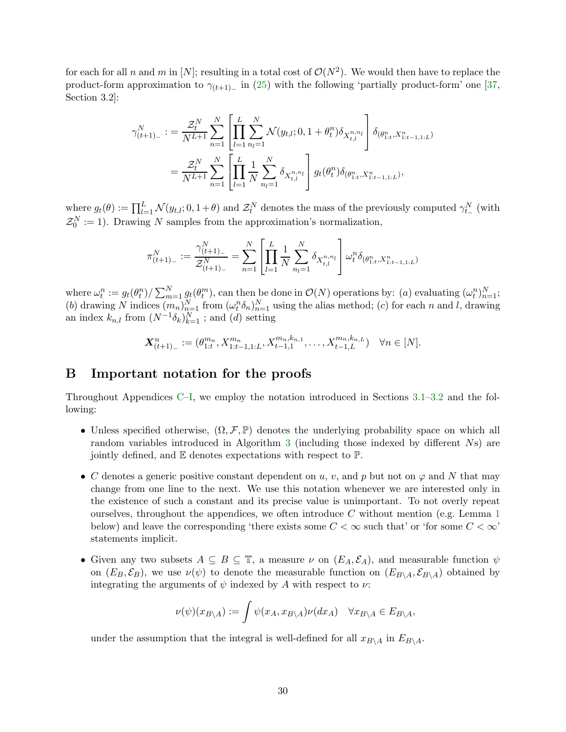for each for all $n$ and $m$ in $[N]$; resulting in a total cost of $\mathcal{O}(N^2)$. We would then have to replace the product-form approximation to $\gamma_{(t+1)_-}$ in (25) with the following 'partially product-form' one [37, Section 3.2]:

$$
\begin{aligned}
\gamma^N_{(t+1)_-} &:= \frac{\mathcal{Z}^N_t}{N^{L+1}} \sum_{n=1}^{N} \left[ \prod_{l=1}^{L} \sum_{n_l=1}^{N} \mathcal{N}(y_{t,l}; 0, 1+\theta^n_t) \delta_{X^{n,n_l}_{t,l}} \right] \delta_{(\theta^n_{1:t}, X^n_{1:t-1,1:L})} \\
&= \frac{\mathcal{Z}^N_t}{N^{L+1}} \sum_{n=1}^{N} \left[ \prod_{l=1}^{L} \frac{1}{N} \sum_{n_l=1}^{N} \delta_{X^{n,n_l}_{t,l}} \right] g_t(\theta^n_t) \delta_{(\theta^n_{1:t}, X^n_{1:t-1,1:L})},
\end{aligned}
$$

where $g_t(\theta) := \prod_{l=1}^{L} \mathcal{N}(y_{t,l}; 0, 1+\theta)$ and $\mathcal{Z}^N_t$ denotes the mass of the previously computed $\gamma^N_{t_-}$ (with $\mathcal{Z}^N_0 := 1$). Drawing $N$ samples from the approximation's normalization,

$$
\pi^N_{(t+1)_-} := \frac{\gamma^N_{(t+1)_-}}{\mathcal{Z}^N_{(t+1)_-}} = \sum_{n=1}^{N} \left[ \prod_{l=1}^{L} \frac{1}{N} \sum_{n_l=1}^{N} \delta_{X^{n,n_l}_{t,l}} \right] \omega^n_t \delta_{(\theta^n_{1:t}, X^n_{1:t-1,1:L})}
$$

where $\omega^n_t := g_t(\theta^n_t) / \sum_{m=1}^{N} g_t(\theta^m_t)$, can then be done in $\mathcal{O}(N)$ operations by: $(a)$ evaluating $(\omega^n_t)_{n=1}^N$; $(b)$ drawing $N$ indices $(m_n)_{n=1}^N$ from $(\omega^n_t \delta_n)_{n=1}^N$ using the alias method; $(c)$ for each $n$ and $l$, drawing an index $k_{n,l}$ from $(N^{-1}\delta_k)_{k=1}^N$ ; and $(d)$ setting

$$
\boldsymbol{X}^n_{(t+1)_-} := (\theta^{m_n}_{1:t}, X^{m_n}_{1:t-1,1:L}, X^{m_n,k_{n,1}}_{t-1,1}, \ldots, X^{m_n,k_{n,L}}_{t-1,L}) \quad \forall n \in [N].
$$

# B Important notation for the proofs

Throughout Appendices C–I, we employ the notation introduced in Sections 3.1–3.2 and the following:

- Unless specified otherwise, $(\Omega, \mathcal{F}, \mathbb{P})$ denotes the underlying probability space on which all random variables introduced in Algorithm 3 (including those indexed by different $N$s) are jointly defined, and $\mathbb{E}$ denotes expectations with respect to $\mathbb{P}$.
- $C$ denotes a generic positive constant dependent on $u$, $v$, and $p$ but not on $\varphi$ and $N$ that may change from one line to the next. We use this notation whenever we are interested only in the existence of such a constant and its precise value is unimportant. To not overly repeat ourselves, throughout the appendices, we often introduce $C$ without mention (e.g. Lemma 1 below) and leave the corresponding 'there exists some $C < \infty$ such that' or 'for some $C < \infty$' statements implicit.
- Given any two subsets $A \subseteq B \subseteq \mathbb{T}$, a measure $\nu$ on $(E_A, \mathcal{E}_A)$, and measurable function $\psi$ on $(E_B, \mathcal{E}_B)$, we use $\nu(\psi)$ to denote the measurable function on $(E_{B\setminus A}, \mathcal{E}_{B\setminus A})$ obtained by integrating the arguments of $\psi$ indexed by $A$ with respect to $\nu$:

$$
\nu(\psi)(x_{B\setminus A}) := \int \psi(x_A, x_{B\setminus A}) \nu(dx_A) \quad \forall x_{B\setminus A} \in E_{B\setminus A},
$$

under the assumption that the integral is well-defined for all $x_{B\setminus A}$ in $E_{B\setminus A}$.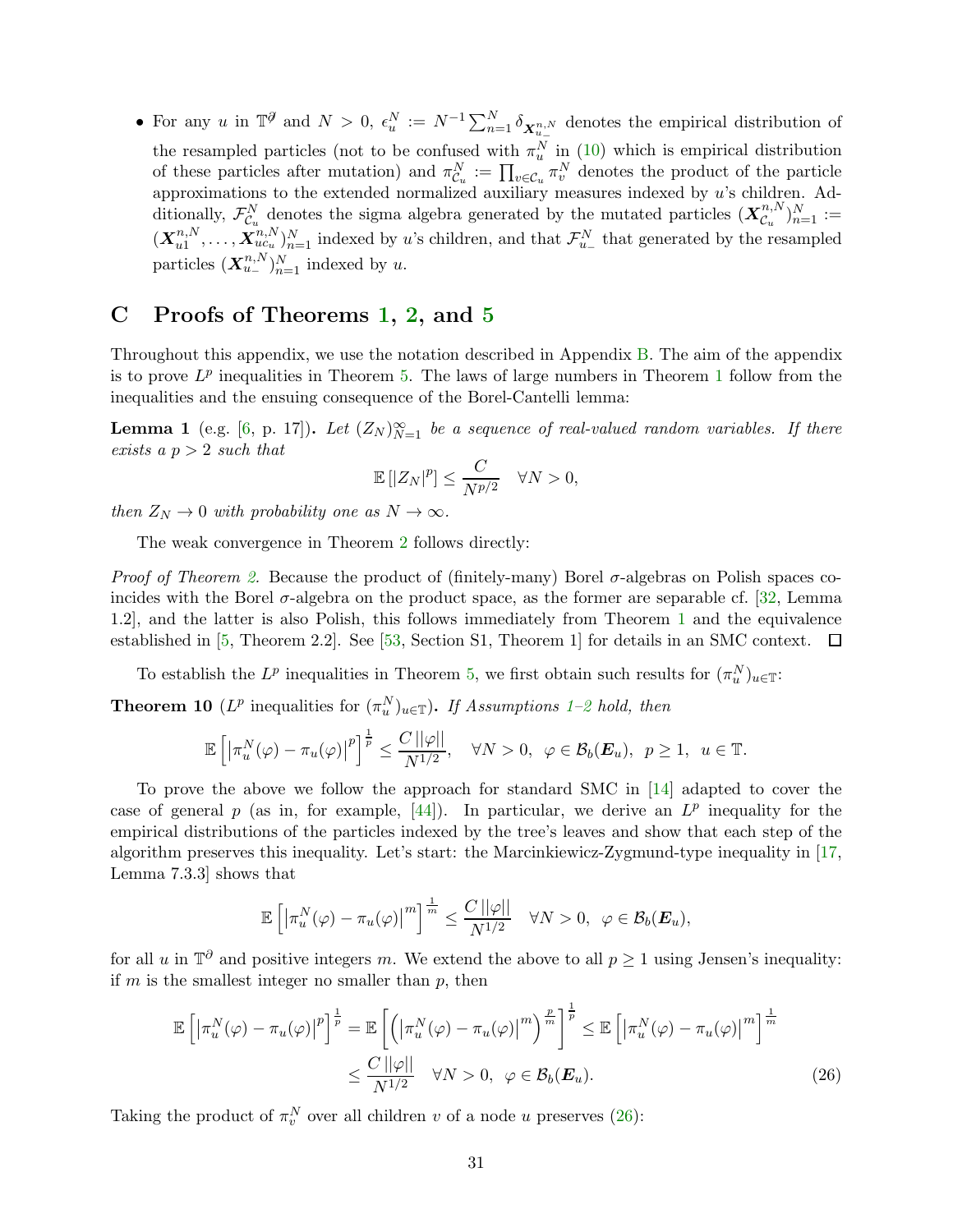- For any $u$ in $\mathbb{T}^\partial$ and $N > 0$, $\epsilon_u^N := N^{-1}\sum_{n=1}^N \delta_{\boldsymbol{X}_{u_-}^{n,N}}$ denotes the empirical distribution of the resampled particles (not to be confused with $\pi_u^N$ in (10) which is empirical distribution of these particles after mutation) and $\pi_{\mathcal{C}_u}^N := \prod_{v\in\mathcal{C}_u} \pi_v^N$ denotes the product of the particle approximations to the extended normalized auxiliary measures indexed by $u$'s children. Additionally, $\mathcal{F}_{\mathcal{C}_u}^N$ denotes the sigma algebra generated by the mutated particles $(\boldsymbol{X}_{\mathcal{C}_u}^{n,N})_{n=1}^N := (\boldsymbol{X}_{u1}^{n,N}, \dots, \boldsymbol{X}_{uc_u}^{n,N})_{n=1}^N$ indexed by $u$'s children, and that $\mathcal{F}_{u_-}^N$ that generated by the resampled particles $(\boldsymbol{X}_{u_-}^{n,N})_{n=1}^N$ indexed by $u$.

# C Proofs of Theorems 1, 2, and 5

Throughout this appendix, we use the notation described in Appendix B. The aim of the appendix is to prove $L^p$ inequalities in Theorem 5. The laws of large numbers in Theorem 1 follow from the inequalities and the ensuing consequence of the Borel-Cantelli lemma:

**Lemma 1** (e.g. [6, p. 17])**.** *Let $(Z_N)_{N=1}^\infty$ be a sequence of real-valued random variables. If there exists a $p > 2$ such that*

$$\mathbb{E}\left[|Z_N|^p\right] \le \frac{C}{N^{p/2}} \quad \forall N > 0,$$

*then $Z_N \to 0$ with probability one as $N \to \infty$.*

The weak convergence in Theorem 2 follows directly:

*Proof of Theorem 2.* Because the product of (finitely-many) Borel $\sigma$-algebras on Polish spaces coincides with the Borel $\sigma$-algebra on the product space, as the former are separable cf. [32, Lemma 1.2], and the latter is also Polish, this follows immediately from Theorem 1 and the equivalence established in [5, Theorem 2.2]. See [53, Section S1, Theorem 1] for details in an SMC context. $\square$

To establish the $L^p$ inequalities in Theorem 5, we first obtain such results for $(\pi_u^N)_{u\in\mathbb{T}}$:

**Theorem 10** ($L^p$ inequalities for $(\pi_u^N)_{u\in\mathbb{T}}$)**.** *If Assumptions 1–2 hold, then*

$$\mathbb{E}\left[\left|\pi_u^N(\varphi) - \pi_u(\varphi)\right|^p\right]^{\frac{1}{p}} \le \frac{C\,||\varphi||}{N^{1/2}}, \quad \forall N > 0,\ \ \varphi \in \mathcal{B}_b(\boldsymbol{E}_u),\ \ p \ge 1,\ \ u \in \mathbb{T}.$$

To prove the above we follow the approach for standard SMC in [14] adapted to cover the case of general $p$ (as in, for example, [44]). In particular, we derive an $L^p$ inequality for the empirical distributions of the particles indexed by the tree's leaves and show that each step of the algorithm preserves this inequality. Let's start: the Marcinkiewicz-Zygmund-type inequality in [17, Lemma 7.3.3] shows that

$$\mathbb{E}\left[\left|\pi_u^N(\varphi) - \pi_u(\varphi)\right|^m\right]^{\frac{1}{m}} \le \frac{C\,||\varphi||}{N^{1/2}} \quad \forall N > 0,\ \ \varphi \in \mathcal{B}_b(\boldsymbol{E}_u),$$

for all $u$ in $\mathbb{T}^\partial$ and positive integers $m$. We extend the above to all $p \ge 1$ using Jensen's inequality: if $m$ is the smallest integer no smaller than $p$, then

$$\begin{aligned}\mathbb{E}\left[\left|\pi_u^N(\varphi) - \pi_u(\varphi)\right|^p\right]^{\frac{1}{p}} &= \mathbb{E}\left[\left(\left|\pi_u^N(\varphi) - \pi_u(\varphi)\right|^m\right)^{\frac{p}{m}}\right]^{\frac{1}{p}} \le \mathbb{E}\left[\left|\pi_u^N(\varphi) - \pi_u(\varphi)\right|^m\right]^{\frac{1}{m}} \\ &\le \frac{C\,||\varphi||}{N^{1/2}} \quad \forall N > 0,\ \ \varphi \in \mathcal{B}_b(\boldsymbol{E}_u).\end{aligned} \tag{26}$$

Taking the product of $\pi_v^N$ over all children $v$ of a node $u$ preserves (26):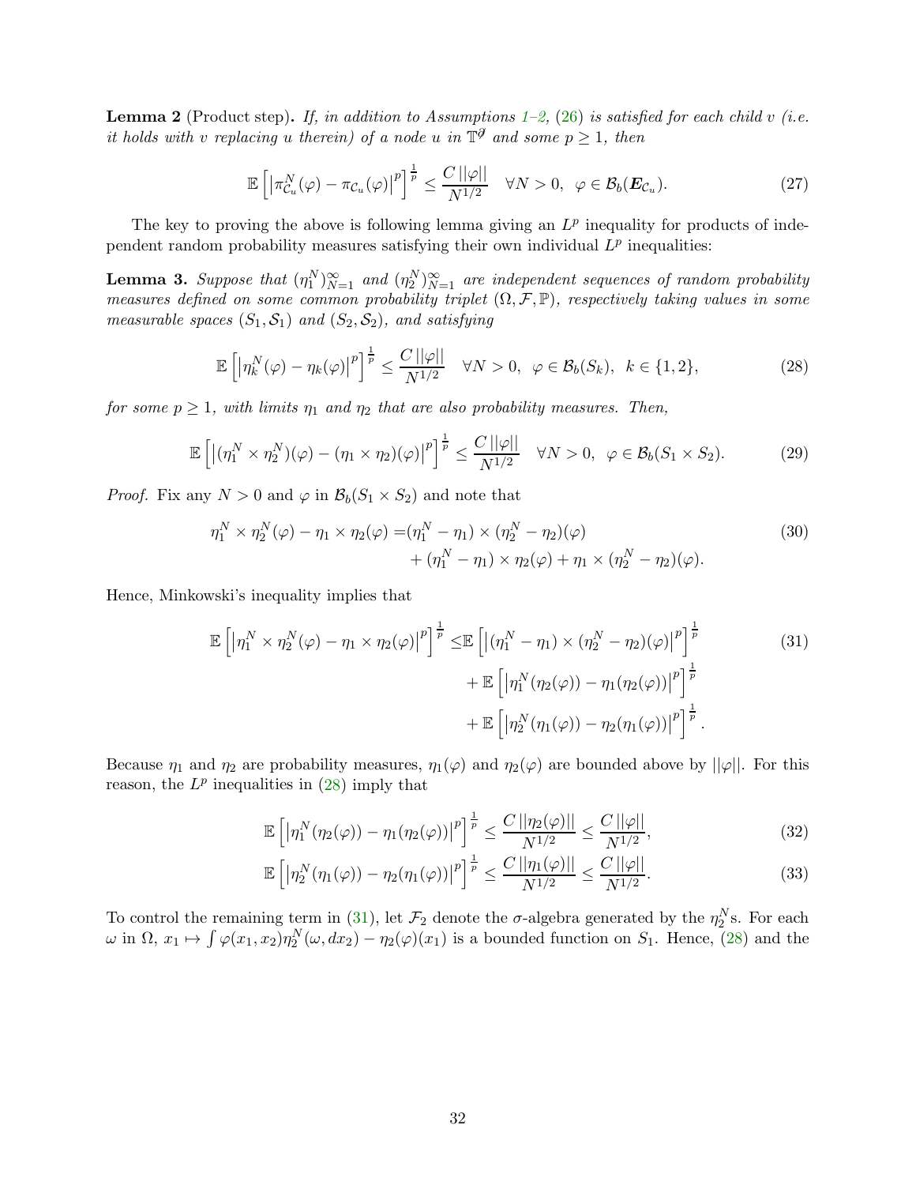**Lemma 2** (Product step)**.** *If, in addition to Assumptions 1–2, (26) is satisfied for each child $v$ (i.e. it holds with $v$ replacing $u$ therein) of a node $u$ in $\mathbb{T}^{\partial}$ and some $p \geq 1$, then*

$$\mathbb{E}\left[\left|\pi^N_{\mathcal{C}_u}(\varphi) - \pi_{\mathcal{C}_u}(\varphi)\right|^p\right]^{\frac{1}{p}} \leq \frac{C\,||\varphi||}{N^{1/2}} \quad \forall N > 0,\ \ \varphi \in \mathcal{B}_b(\boldsymbol{E}_{\mathcal{C}_u}). \tag{27}$$

The key to proving the above is following lemma giving an $L^p$ inequality for products of independent random probability measures satisfying their own individual $L^p$ inequalities:

**Lemma 3.** *Suppose that $(\eta_1^N)_{N=1}^\infty$ and $(\eta_2^N)_{N=1}^\infty$ are independent sequences of random probability measures defined on some common probability triplet $(\Omega, \mathcal{F}, \mathbb{P})$, respectively taking values in some measurable spaces $(S_1, \mathcal{S}_1)$ and $(S_2, \mathcal{S}_2)$, and satisfying*

$$\mathbb{E}\left[\left|\eta_k^N(\varphi) - \eta_k(\varphi)\right|^p\right]^{\frac{1}{p}} \leq \frac{C\,||\varphi||}{N^{1/2}} \quad \forall N > 0,\ \ \varphi \in \mathcal{B}_b(S_k),\ \ k \in \{1, 2\}, \tag{28}$$

*for some $p \geq 1$, with limits $\eta_1$ and $\eta_2$ that are also probability measures. Then,*

$$\mathbb{E}\left[\left|(\eta_1^N \times \eta_2^N)(\varphi) - (\eta_1 \times \eta_2)(\varphi)\right|^p\right]^{\frac{1}{p}} \leq \frac{C\,||\varphi||}{N^{1/2}} \quad \forall N > 0,\ \ \varphi \in \mathcal{B}_b(S_1 \times S_2). \tag{29}$$

*Proof.* Fix any $N > 0$ and $\varphi$ in $\mathcal{B}_b(S_1 \times S_2)$ and note that

$$\begin{aligned}\eta_1^N \times \eta_2^N(\varphi) - \eta_1 \times \eta_2(\varphi) =& (\eta_1^N - \eta_1) \times (\eta_2^N - \eta_2)(\varphi) \\ &+ (\eta_1^N - \eta_1) \times \eta_2(\varphi) + \eta_1 \times (\eta_2^N - \eta_2)(\varphi).\end{aligned} \tag{30}$$

Hence, Minkowski's inequality implies that

$$\begin{aligned}\mathbb{E}\left[\left|\eta_1^N \times \eta_2^N(\varphi) - \eta_1 \times \eta_2(\varphi)\right|^p\right]^{\frac{1}{p}} \leq & \mathbb{E}\left[\left|(\eta_1^N - \eta_1) \times (\eta_2^N - \eta_2)(\varphi)\right|^p\right]^{\frac{1}{p}} \\ &+ \mathbb{E}\left[\left|\eta_1^N(\eta_2(\varphi)) - \eta_1(\eta_2(\varphi))\right|^p\right]^{\frac{1}{p}} \\ &+ \mathbb{E}\left[\left|\eta_2^N(\eta_1(\varphi)) - \eta_2(\eta_1(\varphi))\right|^p\right]^{\frac{1}{p}}.\end{aligned} \tag{31}$$

Because $\eta_1$ and $\eta_2$ are probability measures, $\eta_1(\varphi)$ and $\eta_2(\varphi)$ are bounded above by $||\varphi||$. For this reason, the $L^p$ inequalities in (28) imply that

$$\mathbb{E}\left[\left|\eta_1^N(\eta_2(\varphi)) - \eta_1(\eta_2(\varphi))\right|^p\right]^{\frac{1}{p}} \leq \frac{C\,||\eta_2(\varphi)||}{N^{1/2}} \leq \frac{C\,||\varphi||}{N^{1/2}}, \tag{32}$$

$$\mathbb{E}\left[\left|\eta_2^N(\eta_1(\varphi)) - \eta_2(\eta_1(\varphi))\right|^p\right]^{\frac{1}{p}} \leq \frac{C\,||\eta_1(\varphi)||}{N^{1/2}} \leq \frac{C\,||\varphi||}{N^{1/2}}. \tag{33}$$

To control the remaining term in (31), let $\mathcal{F}_2$ denote the $\sigma$-algebra generated by the $\eta_2^N$s. For each $\omega$ in $\Omega$, $x_1 \mapsto \int \varphi(x_1, x_2)\eta_2^N(\omega, dx_2) - \eta_2(\varphi)(x_1)$ is a bounded function on $S_1$. Hence, (28) and the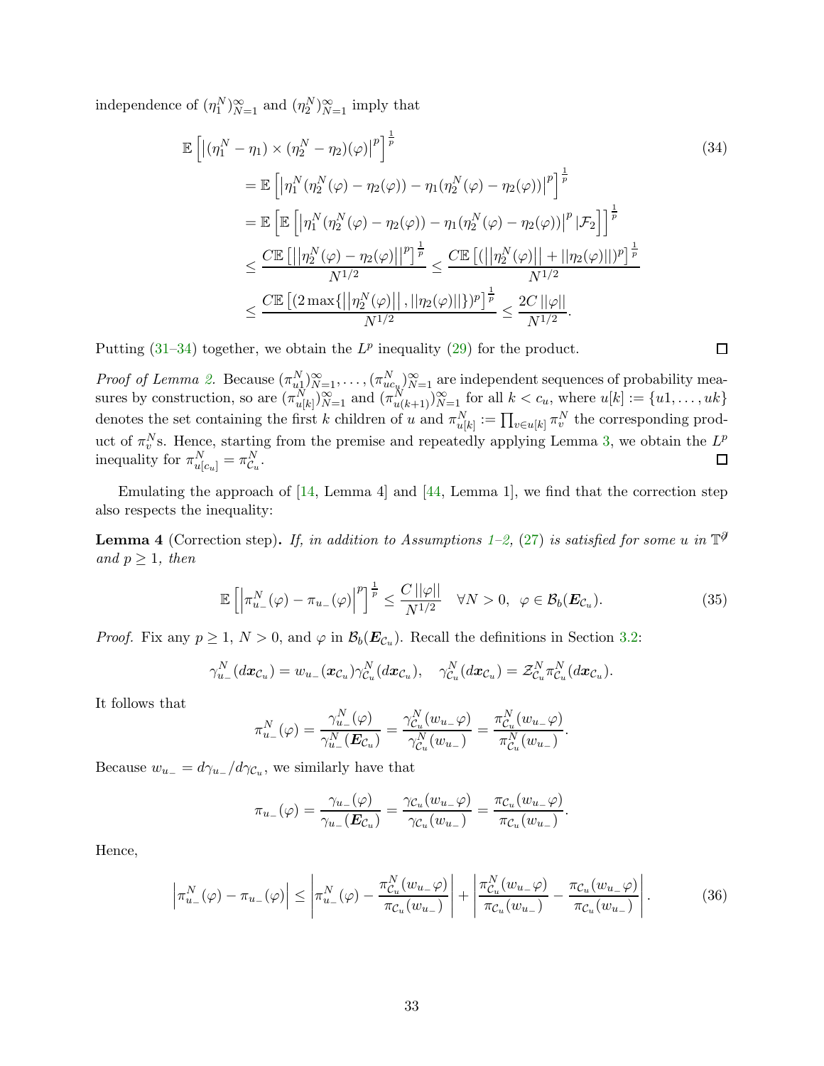independence of $(\eta_1^N)_{N=1}^\infty$ and $(\eta_2^N)_{N=1}^\infty$ imply that

$$
\begin{aligned}
&\mathbb{E}\left[\left|(\eta_1^N-\eta_1)\times(\eta_2^N-\eta_2)(\varphi)\right|^p\right]^{\frac{1}{p}} \\
&\quad=\mathbb{E}\left[\left|\eta_1^N(\eta_2^N(\varphi)-\eta_2(\varphi))-\eta_1(\eta_2^N(\varphi)-\eta_2(\varphi))\right|^p\right]^{\frac{1}{p}} \\
&\quad=\mathbb{E}\left[\mathbb{E}\left[\left|\eta_1^N(\eta_2^N(\varphi)-\eta_2(\varphi))-\eta_1(\eta_2^N(\varphi)-\eta_2(\varphi))\right|^p\middle|\mathcal{F}_2\right]\right]^{\frac{1}{p}} \\
&\quad\leq \frac{C\mathbb{E}\left[\left|\left|\eta_2^N(\varphi)-\eta_2(\varphi)\right|\right|^p\right]^{\frac{1}{p}}}{N^{1/2}} \leq \frac{C\mathbb{E}\left[(\left|\left|\eta_2^N(\varphi)\right|\right|+||\eta_2(\varphi)||)^p\right]^{\frac{1}{p}}}{N^{1/2}} \\
&\quad\leq \frac{C\mathbb{E}\left[(2\max\{\left|\left|\eta_2^N(\varphi)\right|\right|,||\eta_2(\varphi)||\})^p\right]^{\frac{1}{p}}}{N^{1/2}} \leq \frac{2C\,||\varphi||}{N^{1/2}}.
\end{aligned}
\tag{34}
$$

Putting (31–34) together, we obtain the $L^p$ inequality (29) for the product. $\square$

*Proof of Lemma 2.* Because $(\pi_{u1}^N)_{N=1}^\infty,\ldots,(\pi_{uc_u}^N)_{N=1}^\infty$ are independent sequences of probability measures by construction, so are $(\pi_{u[k]}^N)_{N=1}^\infty$ and $(\pi_{u(k+1)}^N)_{N=1}^\infty$ for all $k<c_u$, where $u[k]:=\{u1,\ldots,uk\}$ denotes the set containing the first $k$ children of $u$ and $\pi_{u[k]}^N:=\prod_{v\in u[k]}\pi_v^N$ the corresponding product of $\pi_v^N$s. Hence, starting from the premise and repeatedly applying Lemma 3, we obtain the $L^p$ inequality for $\pi_{u[c_u]}^N=\pi_{\mathcal{C}_u}^N$. $\square$

Emulating the approach of [14, Lemma 4] and [44, Lemma 1], we find that the correction step also respects the inequality:

**Lemma 4** (Correction step)**.** *If, in addition to Assumptions 1–2, (27) is satisfied for some $u$ in $\mathbb{T}^\partial$ and $p\geq 1$, then*

$$
\mathbb{E}\left[\left|\pi_{u_-}^N(\varphi)-\pi_{u_-}(\varphi)\right|^p\right]^{\frac{1}{p}}\leq\frac{C\,||\varphi||}{N^{1/2}}\quad\forall N>0,\ \ \varphi\in\mathcal{B}_b(\boldsymbol{E}_{\mathcal{C}_u}). \tag{35}
$$

*Proof.* Fix any $p\geq 1$, $N>0$, and $\varphi$ in $\mathcal{B}_b(\boldsymbol{E}_{\mathcal{C}_u})$. Recall the definitions in Section 3.2:

$$
\gamma_{u_-}^N(d\boldsymbol{x}_{\mathcal{C}_u})=w_{u_-}(\boldsymbol{x}_{\mathcal{C}_u})\gamma_{\mathcal{C}_u}^N(d\boldsymbol{x}_{\mathcal{C}_u}),\quad \gamma_{\mathcal{C}_u}^N(d\boldsymbol{x}_{\mathcal{C}_u})=\mathcal{Z}_{\mathcal{C}_u}^N\pi_{\mathcal{C}_u}^N(d\boldsymbol{x}_{\mathcal{C}_u}).
$$

It follows that

$$
\pi_{u_-}^N(\varphi)=\frac{\gamma_{u_-}^N(\varphi)}{\gamma_{u_-}^N(\boldsymbol{E}_{\mathcal{C}_u})}=\frac{\gamma_{\mathcal{C}_u}^N(w_{u_-}\varphi)}{\gamma_{\mathcal{C}_u}^N(w_{u_-})}=\frac{\pi_{\mathcal{C}_u}^N(w_{u_-}\varphi)}{\pi_{\mathcal{C}_u}^N(w_{u_-})}.
$$

Because $w_{u_-}=d\gamma_{u_-}/d\gamma_{\mathcal{C}_u}$, we similarly have that

$$
\pi_{u_-}(\varphi)=\frac{\gamma_{u_-}(\varphi)}{\gamma_{u_-}(\boldsymbol{E}_{\mathcal{C}_u})}=\frac{\gamma_{\mathcal{C}_u}(w_{u_-}\varphi)}{\gamma_{\mathcal{C}_u}(w_{u_-})}=\frac{\pi_{\mathcal{C}_u}(w_{u_-}\varphi)}{\pi_{\mathcal{C}_u}(w_{u_-})}.
$$

Hence,

$$
\left|\pi_{u_-}^N(\varphi)-\pi_{u_-}(\varphi)\right|\leq\left|\pi_{u_-}^N(\varphi)-\frac{\pi_{\mathcal{C}_u}^N(w_{u_-}\varphi)}{\pi_{\mathcal{C}_u}(w_{u_-})}\right|+\left|\frac{\pi_{\mathcal{C}_u}^N(w_{u_-}\varphi)}{\pi_{\mathcal{C}_u}(w_{u_-})}-\frac{\pi_{\mathcal{C}_u}(w_{u_-}\varphi)}{\pi_{\mathcal{C}_u}(w_{u_-})}\right|. \tag{36}
$$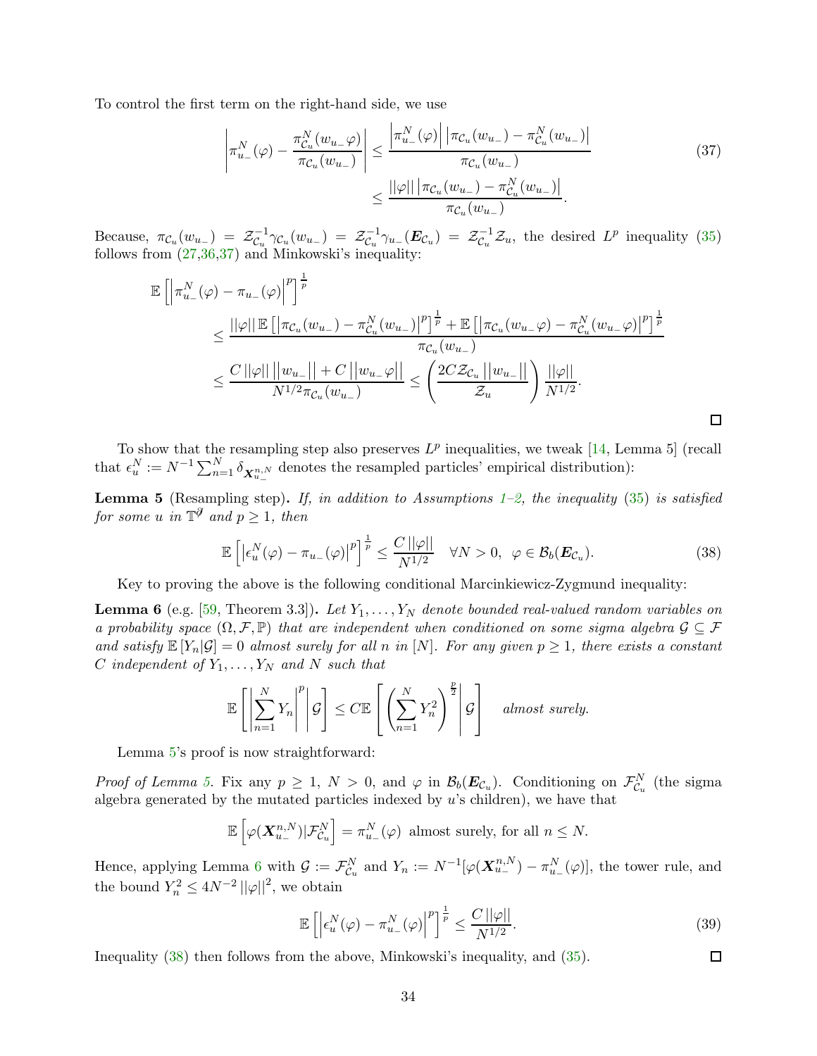To control the first term on the right-hand side, we use

$$\left|\pi_{u_-}^N(\varphi) - \frac{\pi_{\mathcal{C}_u}^N(w_{u_-}\varphi)}{\pi_{\mathcal{C}_u}(w_{u_-})}\right| \leq \frac{\left|\pi_{u_-}^N(\varphi)\right| \left|\pi_{\mathcal{C}_u}(w_{u_-}) - \pi_{\mathcal{C}_u}^N(w_{u_-})\right|}{\pi_{\mathcal{C}_u}(w_{u_-})} \tag{37}$$

$$\leq \frac{||\varphi|| \left|\pi_{\mathcal{C}_u}(w_{u_-}) - \pi_{\mathcal{C}_u}^N(w_{u_-})\right|}{\pi_{\mathcal{C}_u}(w_{u_-})}.$$

Because, $\pi_{\mathcal{C}_u}(w_{u_-}) = \mathcal{Z}_{\mathcal{C}_u}^{-1}\gamma_{\mathcal{C}_u}(w_{u_-}) = \mathcal{Z}_{\mathcal{C}_u}^{-1}\gamma_{u_-}(\boldsymbol{E}_{\mathcal{C}_u}) = \mathcal{Z}_{\mathcal{C}_u}^{-1}\mathcal{Z}_u$, the desired $L^p$ inequality (35) follows from (27,36,37) and Minkowski's inequality:

$$\begin{aligned}
\mathbb{E}\left[\left|\pi_{u_-}^N(\varphi) - \pi_{u_-}(\varphi)\right|^p\right]^{\frac{1}{p}} &\leq \frac{||\varphi||\,\mathbb{E}\left[\left|\pi_{\mathcal{C}_u}(w_{u_-}) - \pi_{\mathcal{C}_u}^N(w_{u_-})\right|^p\right]^{\frac{1}{p}} + \mathbb{E}\left[\left|\pi_{\mathcal{C}_u}(w_{u_-}\varphi) - \pi_{\mathcal{C}_u}^N(w_{u_-}\varphi)\right|^p\right]^{\frac{1}{p}}}{\pi_{\mathcal{C}_u}(w_{u_-})} \\
&\leq \frac{C\,||\varphi||\,||w_{u_-}|| + C\,||w_{u_-}\varphi||}{N^{1/2}\pi_{\mathcal{C}_u}(w_{u_-})} \leq \left(\frac{2C\mathcal{Z}_{\mathcal{C}_u}\,||w_{u_-}||}{\mathcal{Z}_u}\right)\frac{||\varphi||}{N^{1/2}}.
\end{aligned}$$

□

To show that the resampling step also preserves $L^p$ inequalities, we tweak [14, Lemma 5] (recall that $\epsilon_u^N := N^{-1}\sum_{n=1}^N \delta_{\boldsymbol{X}_{u_-}^{n,N}}$ denotes the resampled particles' empirical distribution):

**Lemma 5** (Resampling step)**.** *If, in addition to Assumptions 1–2, the inequality (35) is satisfied for some $u$ in $\mathbb{T}^{\vartheta}$ and $p \geq 1$, then*

$$\mathbb{E}\left[\left|\epsilon_u^N(\varphi) - \pi_{u_-}(\varphi)\right|^p\right]^{\frac{1}{p}} \leq \frac{C\,||\varphi||}{N^{1/2}} \quad \forall N > 0,\ \ \varphi \in \mathcal{B}_b(\boldsymbol{E}_{\mathcal{C}_u}). \tag{38}$$

Key to proving the above is the following conditional Marcinkiewicz-Zygmund inequality:

**Lemma 6** (e.g. [59, Theorem 3.3])**.** *Let $Y_1, \ldots, Y_N$ denote bounded real-valued random variables on a probability space $(\Omega, \mathcal{F}, \mathbb{P})$ that are independent when conditioned on some sigma algebra $\mathcal{G} \subseteq \mathcal{F}$ and satisfy $\mathbb{E}[Y_n|\mathcal{G}] = 0$ almost surely for all $n$ in $[N]$. For any given $p \geq 1$, there exists a constant $C$ independent of $Y_1, \ldots, Y_N$ and $N$ such that*

$$\mathbb{E}\left[\left|\sum_{n=1}^N Y_n\right|^p \middle| \mathcal{G}\right] \leq C\mathbb{E}\left[\left(\sum_{n=1}^N Y_n^2\right)^{\frac{p}{2}} \middle| \mathcal{G}\right] \quad \textit{almost surely.}$$

Lemma 5's proof is now straightforward:

*Proof of Lemma 5.* Fix any $p \geq 1$, $N > 0$, and $\varphi$ in $\mathcal{B}_b(\boldsymbol{E}_{\mathcal{C}_u})$. Conditioning on $\mathcal{F}_{\mathcal{C}_u}^N$ (the sigma algebra generated by the mutated particles indexed by $u$'s children), we have that

$$\mathbb{E}\left[\varphi(\boldsymbol{X}_{u_-}^{n,N})|\mathcal{F}_{\mathcal{C}_u}^N\right] = \pi_{u_-}^N(\varphi) \text{ almost surely, for all } n \leq N.$$

Hence, applying Lemma 6 with $\mathcal{G} := \mathcal{F}_{\mathcal{C}_u}^N$ and $Y_n := N^{-1}[\varphi(\boldsymbol{X}_{u_-}^{n,N}) - \pi_{u_-}^N(\varphi)]$, the tower rule, and the bound $Y_n^2 \leq 4N^{-2}\,||\varphi||^2$, we obtain

$$\mathbb{E}\left[\left|\epsilon_u^N(\varphi) - \pi_{u_-}^N(\varphi)\right|^p\right]^{\frac{1}{p}} \leq \frac{C\,||\varphi||}{N^{1/2}}. \tag{39}$$

Inequality (38) then follows from the above, Minkowski's inequality, and (35). □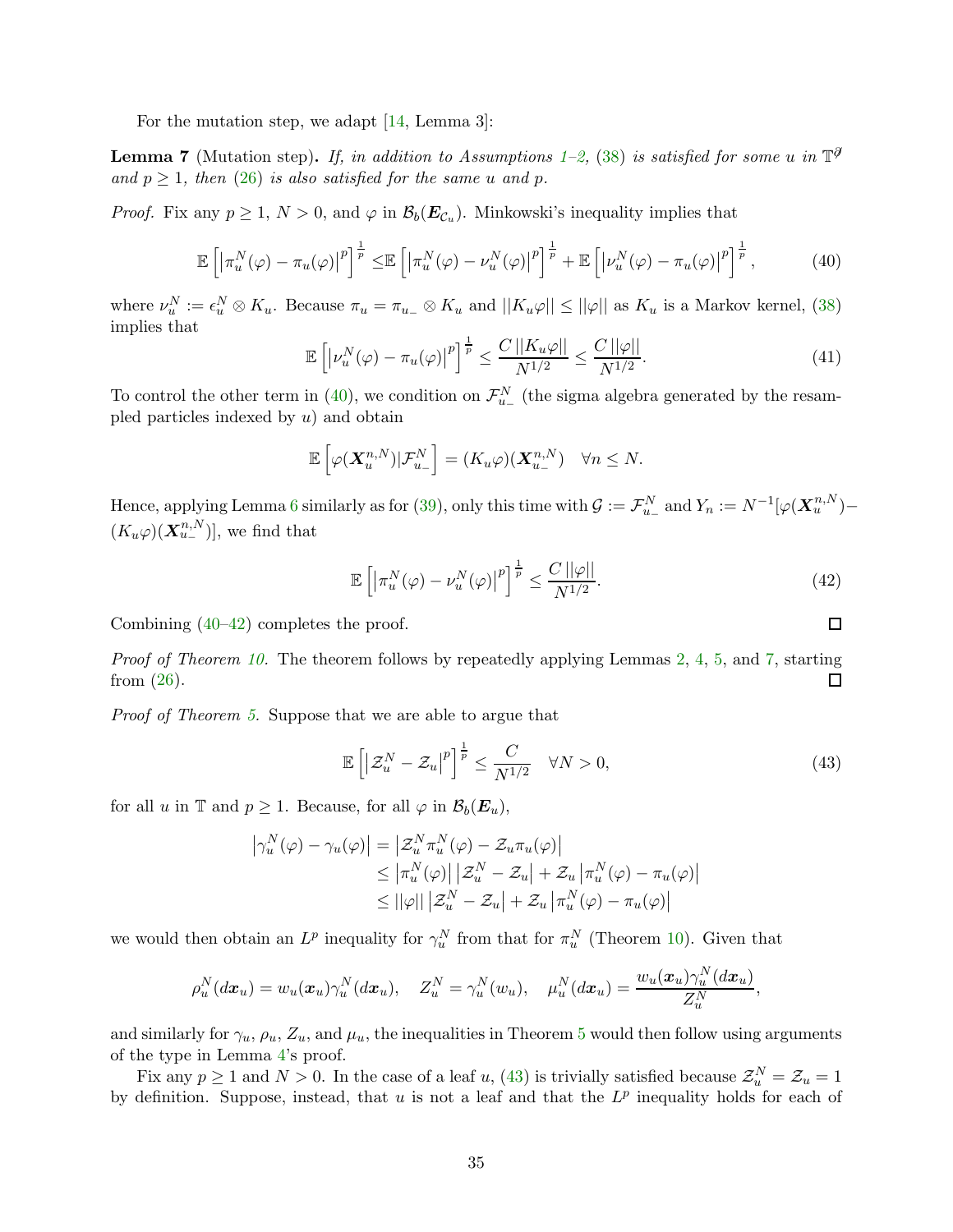For the mutation step, we adapt [14, Lemma 3]:

**Lemma 7** (Mutation step)**.** *If, in addition to Assumptions 1–2, (38) is satisfied for some $u$ in $\mathbb{T}^{\partial}$ and $p \geq 1$, then (26) is also satisfied for the same $u$ and $p$.*

*Proof.* Fix any $p \geq 1$, $N > 0$, and $\varphi$ in $\mathcal{B}_b(\boldsymbol{E}_{\mathcal{C}_u})$. Minkowski's inequality implies that

$$\mathbb{E}\left[\left|\pi_u^N(\varphi) - \pi_u(\varphi)\right|^p\right]^{\frac{1}{p}} \leq \mathbb{E}\left[\left|\pi_u^N(\varphi) - \nu_u^N(\varphi)\right|^p\right]^{\frac{1}{p}} + \mathbb{E}\left[\left|\nu_u^N(\varphi) - \pi_u(\varphi)\right|^p\right]^{\frac{1}{p}}, \tag{40}$$

where $\nu_u^N := \epsilon_u^N \otimes K_u$. Because $\pi_u = \pi_{u_-} \otimes K_u$ and $||K_u\varphi|| \leq ||\varphi||$ as $K_u$ is a Markov kernel, (38) implies that

$$\mathbb{E}\left[\left|\nu_u^N(\varphi) - \pi_u(\varphi)\right|^p\right]^{\frac{1}{p}} \leq \frac{C\,||K_u\varphi||}{N^{1/2}} \leq \frac{C\,||\varphi||}{N^{1/2}}. \tag{41}$$

To control the other term in (40), we condition on $\mathcal{F}_{u_-}^N$ (the sigma algebra generated by the resampled particles indexed by $u$) and obtain

$$\mathbb{E}\left[\varphi(\boldsymbol{X}_u^{n,N})|\mathcal{F}_{u_-}^N\right] = (K_u\varphi)(\boldsymbol{X}_{u_-}^{n,N}) \quad \forall n \leq N.$$

Hence, applying Lemma 6 similarly as for (39), only this time with $\mathcal{G} := \mathcal{F}_{u_-}^N$ and $Y_n := N^{-1}[\varphi(\boldsymbol{X}_u^{n,N}) - (K_u\varphi)(\boldsymbol{X}_{u_-}^{n,N})]$, we find that

$$\mathbb{E}\left[\left|\pi_u^N(\varphi) - \nu_u^N(\varphi)\right|^p\right]^{\frac{1}{p}} \leq \frac{C\,||\varphi||}{N^{1/2}}. \tag{42}$$

Combining (40–42) completes the proof. □

*Proof of Theorem 10.* The theorem follows by repeatedly applying Lemmas 2, 4, 5, and 7, starting from (26). □

*Proof of Theorem 5.* Suppose that we are able to argue that

$$\mathbb{E}\left[\left|\mathcal{Z}_u^N - \mathcal{Z}_u\right|^p\right]^{\frac{1}{p}} \leq \frac{C}{N^{1/2}} \quad \forall N > 0, \tag{43}$$

for all $u$ in $\mathbb{T}$ and $p \geq 1$. Because, for all $\varphi$ in $\mathcal{B}_b(\boldsymbol{E}_u)$,

$$\begin{aligned}
\left|\gamma_u^N(\varphi) - \gamma_u(\varphi)\right| &= \left|\mathcal{Z}_u^N\pi_u^N(\varphi) - \mathcal{Z}_u\pi_u(\varphi)\right| \\
&\leq \left|\pi_u^N(\varphi)\right|\left|\mathcal{Z}_u^N - \mathcal{Z}_u\right| + \mathcal{Z}_u\left|\pi_u^N(\varphi) - \pi_u(\varphi)\right| \\
&\leq ||\varphi||\left|\mathcal{Z}_u^N - \mathcal{Z}_u\right| + \mathcal{Z}_u\left|\pi_u^N(\varphi) - \pi_u(\varphi)\right|
\end{aligned}$$

we would then obtain an $L^p$ inequality for $\gamma_u^N$ from that for $\pi_u^N$ (Theorem 10). Given that

$$\rho_u^N(d\boldsymbol{x}_u) = w_u(\boldsymbol{x}_u)\gamma_u^N(d\boldsymbol{x}_u), \quad Z_u^N = \gamma_u^N(w_u), \quad \mu_u^N(d\boldsymbol{x}_u) = \frac{w_u(\boldsymbol{x}_u)\gamma_u^N(d\boldsymbol{x}_u)}{Z_u^N},$$

and similarly for $\gamma_u$, $\rho_u$, $Z_u$, and $\mu_u$, the inequalities in Theorem 5 would then follow using arguments of the type in Lemma 4's proof.

Fix any $p \geq 1$ and $N > 0$. In the case of a leaf $u$, (43) is trivially satisfied because $\mathcal{Z}_u^N = \mathcal{Z}_u = 1$ by definition. Suppose, instead, that $u$ is not a leaf and that the $L^p$ inequality holds for each of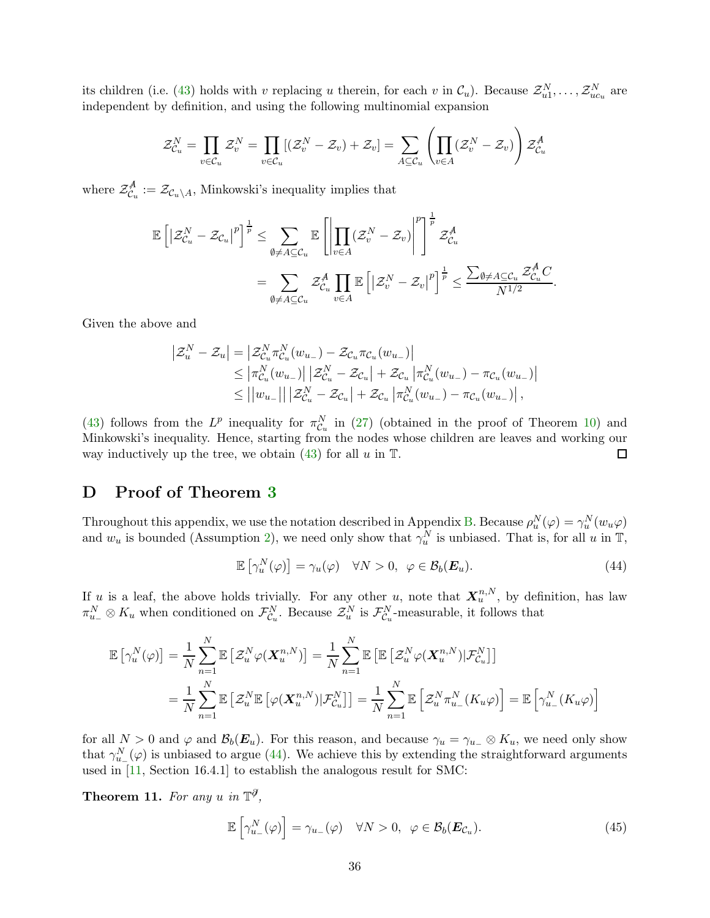its children (i.e. (43) holds with $v$ replacing $u$ therein, for each $v$ in $\mathcal{C}_u$). Because $\mathcal{Z}_{u1}^N, \ldots, \mathcal{Z}_{uc_u}^N$ are independent by definition, and using the following multinomial expansion

$$\mathcal{Z}_{\mathcal{C}_u}^N = \prod_{v\in\mathcal{C}_u} \mathcal{Z}_v^N = \prod_{v\in\mathcal{C}_u} [(\mathcal{Z}_v^N - \mathcal{Z}_v) + \mathcal{Z}_v] = \sum_{A\subseteq\mathcal{C}_u} \left(\prod_{v\in A} (\mathcal{Z}_v^N - \mathcal{Z}_v)\right) \mathcal{Z}_{\mathcal{C}_u}^{\not A}$$

where $\mathcal{Z}_{\mathcal{C}_u}^{\not A} := \mathcal{Z}_{\mathcal{C}_u\setminus A}$, Minkowski's inequality implies that

$$\begin{aligned}\mathbb{E}\left[\left|\mathcal{Z}_{\mathcal{C}_u}^N - \mathcal{Z}_{\mathcal{C}_u}\right|^p\right]^{\frac{1}{p}} &\leq \sum_{\emptyset\neq A\subseteq\mathcal{C}_u} \mathbb{E}\left[\left|\prod_{v\in A}(\mathcal{Z}_v^N - \mathcal{Z}_v)\right|^p\right]^{\frac{1}{p}} \mathcal{Z}_{\mathcal{C}_u}^{\not A} \\ &= \sum_{\emptyset\neq A\subseteq\mathcal{C}_u} \mathcal{Z}_{\mathcal{C}_u}^{\not A} \prod_{v\in A} \mathbb{E}\left[\left|\mathcal{Z}_v^N - \mathcal{Z}_v\right|^p\right]^{\frac{1}{p}} \leq \frac{\sum_{\emptyset\neq A\subseteq\mathcal{C}_u} \mathcal{Z}_{\mathcal{C}_u}^{\not A} C}{N^{1/2}}.\end{aligned}$$

Given the above and

$$\begin{aligned}\left|\mathcal{Z}_u^N - \mathcal{Z}_u\right| &= \left|\mathcal{Z}_{\mathcal{C}_u}^N \pi_{\mathcal{C}_u}^N(w_{u_-}) - \mathcal{Z}_{\mathcal{C}_u}\pi_{\mathcal{C}_u}(w_{u_-})\right| \\ &\leq \left|\pi_{\mathcal{C}_u}^N(w_{u_-})\right| \left|\mathcal{Z}_{\mathcal{C}_u}^N - \mathcal{Z}_{\mathcal{C}_u}\right| + \mathcal{Z}_{\mathcal{C}_u}\left|\pi_{\mathcal{C}_u}^N(w_{u_-}) - \pi_{\mathcal{C}_u}(w_{u_-})\right| \\ &\leq \left|\left|w_{u_-}\right|\right| \left|\mathcal{Z}_{\mathcal{C}_u}^N - \mathcal{Z}_{\mathcal{C}_u}\right| + \mathcal{Z}_{\mathcal{C}_u}\left|\pi_{\mathcal{C}_u}^N(w_{u_-}) - \pi_{\mathcal{C}_u}(w_{u_-})\right|,\end{aligned}$$

(43) follows from the $L^p$ inequality for $\pi_{\mathcal{C}_u}^N$ in (27) (obtained in the proof of Theorem 10) and Minkowski's inequality. Hence, starting from the nodes whose children are leaves and working our way inductively up the tree, we obtain (43) for all $u$ in $\mathbb{T}$. □

# D Proof of Theorem 3

Throughout this appendix, we use the notation described in Appendix B. Because $\rho_u^N(\varphi) = \gamma_u^N(w_u\varphi)$ and $w_u$ is bounded (Assumption 2), we need only show that $\gamma_u^N$ is unbiased. That is, for all $u$ in $\mathbb{T}$,

$$\mathbb{E}\left[\gamma_u^N(\varphi)\right] = \gamma_u(\varphi) \quad \forall N > 0, \;\; \varphi \in \mathcal{B}_b(\boldsymbol{E}_u). \tag{44}$$

If $u$ is a leaf, the above holds trivially. For any other $u$, note that $\boldsymbol{X}_u^{n,N}$, by definition, has law $\pi_{u_-}^N \otimes K_u$ when conditioned on $\mathcal{F}_{\mathcal{C}_u}^N$. Because $\mathcal{Z}_u^N$ is $\mathcal{F}_{\mathcal{C}_u}^N$-measurable, it follows that

$$\begin{aligned}\mathbb{E}\left[\gamma_u^N(\varphi)\right] &= \frac{1}{N}\sum_{n=1}^N \mathbb{E}\left[\mathcal{Z}_u^N\varphi(\boldsymbol{X}_u^{n,N})\right] = \frac{1}{N}\sum_{n=1}^N \mathbb{E}\left[\mathbb{E}\left[\mathcal{Z}_u^N\varphi(\boldsymbol{X}_u^{n,N})|\mathcal{F}_{\mathcal{C}_u}^N\right]\right] \\ &= \frac{1}{N}\sum_{n=1}^N \mathbb{E}\left[\mathcal{Z}_u^N\mathbb{E}\left[\varphi(\boldsymbol{X}_u^{n,N})|\mathcal{F}_{\mathcal{C}_u}^N\right]\right] = \frac{1}{N}\sum_{n=1}^N \mathbb{E}\left[\mathcal{Z}_u^N\pi_{u_-}^N(K_u\varphi)\right] = \mathbb{E}\left[\gamma_{u_-}^N(K_u\varphi)\right]\end{aligned}$$

for all $N > 0$ and $\varphi$ and $\mathcal{B}_b(\boldsymbol{E}_u)$. For this reason, and because $\gamma_u = \gamma_{u_-} \otimes K_u$, we need only show that $\gamma_{u_-}^N(\varphi)$ is unbiased to argue (44). We achieve this by extending the straightforward arguments used in [11, Section 16.4.1] to establish the analogous result for SMC:

**Theorem 11.** *For any $u$ in $\mathbb{T}^{\not\partial}$,*

$$\mathbb{E}\left[\gamma_{u_-}^N(\varphi)\right] = \gamma_{u_-}(\varphi) \quad \forall N > 0, \;\; \varphi \in \mathcal{B}_b(\boldsymbol{E}_{\mathcal{C}_u}). \tag{45}$$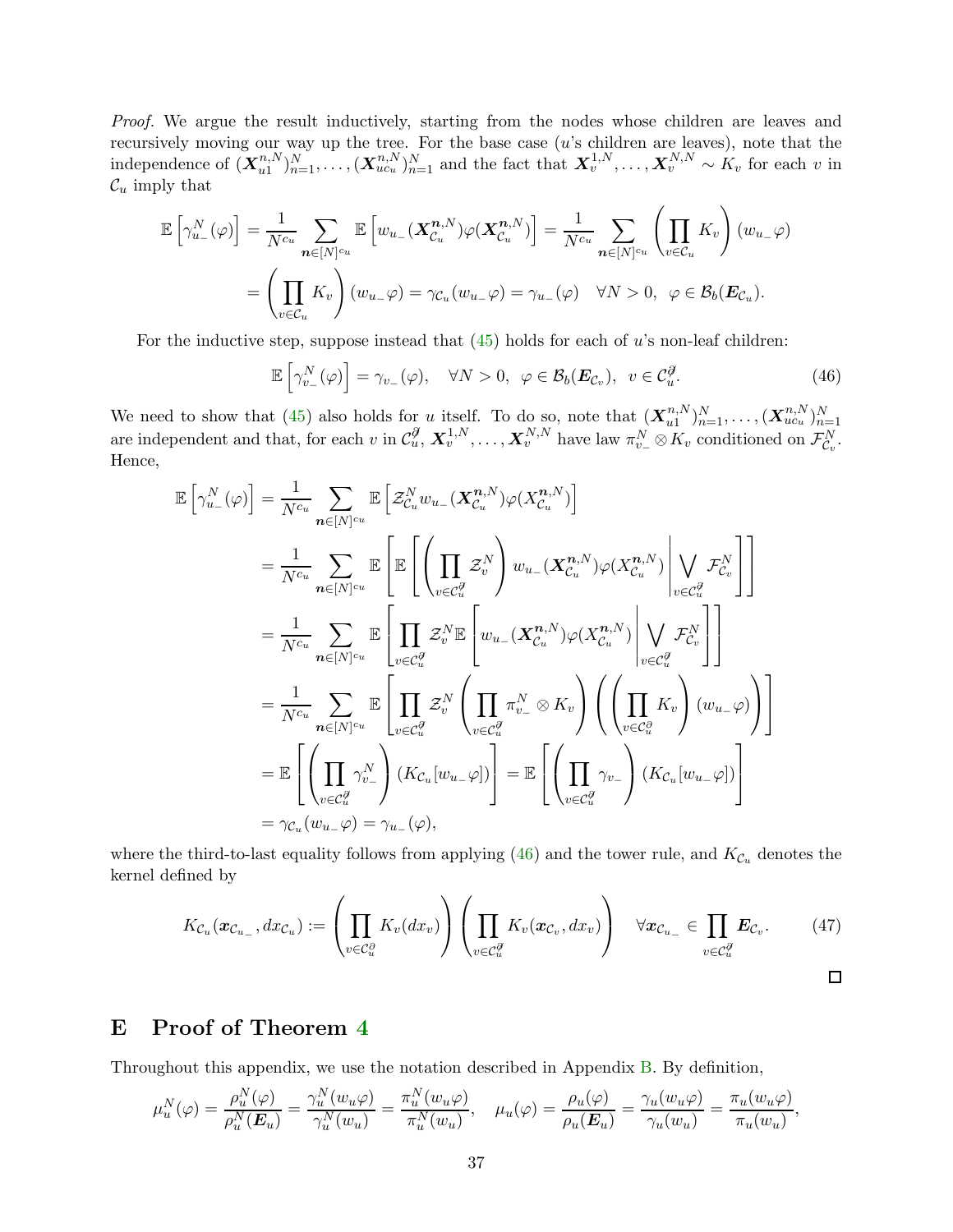*Proof.* We argue the result inductively, starting from the nodes whose children are leaves and recursively moving our way up the tree. For the base case ($u$'s children are leaves), note that the independence of $(\boldsymbol{X}_{u1}^{n,N})_{n=1}^N, \ldots, (\boldsymbol{X}_{uc_u}^{n,N})_{n=1}^N$ and the fact that $\boldsymbol{X}_v^{1,N}, \ldots, \boldsymbol{X}_v^{N,N} \sim K_v$ for each $v$ in $\mathcal{C}_u$ imply that

$$
\begin{aligned}
\mathbb{E}\left[\gamma_{u_-}^N(\varphi)\right] &= \frac{1}{N^{c_u}} \sum_{\boldsymbol{n}\in[N]^{c_u}} \mathbb{E}\left[w_{u_-}(\boldsymbol{X}_{\mathcal{C}_u}^{\boldsymbol{n},N})\varphi(\boldsymbol{X}_{\mathcal{C}_u}^{\boldsymbol{n},N})\right] = \frac{1}{N^{c_u}} \sum_{\boldsymbol{n}\in[N]^{c_u}} \left(\prod_{v\in\mathcal{C}_u} K_v\right)(w_{u_-}\varphi) \\
&= \left(\prod_{v\in\mathcal{C}_u} K_v\right)(w_{u_-}\varphi) = \gamma_{\mathcal{C}_u}(w_{u_-}\varphi) = \gamma_{u_-}(\varphi) \quad \forall N>0,\ \varphi\in\mathcal{B}_b(\boldsymbol{E}_{\mathcal{C}_u}).
\end{aligned}
$$

For the inductive step, suppose instead that (45) holds for each of $u$'s non-leaf children:

$$
\mathbb{E}\left[\gamma_{v_-}^N(\varphi)\right] = \gamma_{v_-}(\varphi), \quad \forall N>0,\ \varphi\in\mathcal{B}_b(\boldsymbol{E}_{\mathcal{C}_v}),\ v\in\mathcal{C}_u^{\not\partial}. \tag{46}
$$

We need to show that (45) also holds for $u$ itself. To do so, note that $(\boldsymbol{X}_{u1}^{n,N})_{n=1}^N, \ldots, (\boldsymbol{X}_{uc_u}^{n,N})_{n=1}^N$ are independent and that, for each $v$ in $\mathcal{C}_u^{\not\partial}$, $\boldsymbol{X}_v^{1,N}, \ldots, \boldsymbol{X}_v^{N,N}$ have law $\pi_{v_-}^N \otimes K_v$ conditioned on $\mathcal{F}_{\mathcal{C}_v}^N$. Hence,

$$
\begin{aligned}
\mathbb{E}\left[\gamma_{u_-}^N(\varphi)\right] &= \frac{1}{N^{c_u}} \sum_{\boldsymbol{n}\in[N]^{c_u}} \mathbb{E}\left[\mathcal{Z}_{\mathcal{C}_u}^N w_{u_-}(\boldsymbol{X}_{\mathcal{C}_u}^{\boldsymbol{n},N})\varphi(X_{\mathcal{C}_u}^{\boldsymbol{n},N})\right] \\
&= \frac{1}{N^{c_u}} \sum_{\boldsymbol{n}\in[N]^{c_u}} \mathbb{E}\left[\mathbb{E}\left[\left(\prod_{v\in\mathcal{C}_u^{\not\partial}} \mathcal{Z}_v^N\right) w_{u_-}(\boldsymbol{X}_{\mathcal{C}_u}^{\boldsymbol{n},N})\varphi(X_{\mathcal{C}_u}^{\boldsymbol{n},N}) \middle| \bigvee_{v\in\mathcal{C}_u^{\not\partial}} \mathcal{F}_{\mathcal{C}_v}^N\right]\right] \\
&= \frac{1}{N^{c_u}} \sum_{\boldsymbol{n}\in[N]^{c_u}} \mathbb{E}\left[\prod_{v\in\mathcal{C}_u^{\not\partial}} \mathcal{Z}_v^N \mathbb{E}\left[w_{u_-}(\boldsymbol{X}_{\mathcal{C}_u}^{\boldsymbol{n},N})\varphi(X_{\mathcal{C}_u}^{\boldsymbol{n},N}) \middle| \bigvee_{v\in\mathcal{C}_u^{\not\partial}} \mathcal{F}_{\mathcal{C}_v}^N\right]\right] \\
&= \frac{1}{N^{c_u}} \sum_{\boldsymbol{n}\in[N]^{c_u}} \mathbb{E}\left[\prod_{v\in\mathcal{C}_u^{\not\partial}} \mathcal{Z}_v^N \left(\prod_{v\in\mathcal{C}_u^{\not\partial}} \pi_{v_-}^N\otimes K_v\right)\left(\left(\prod_{v\in\mathcal{C}_u^{\partial}} K_v\right)(w_{u_-}\varphi)\right)\right] \\
&= \mathbb{E}\left[\left(\prod_{v\in\mathcal{C}_u^{\not\partial}} \gamma_{v_-}^N\right)(K_{\mathcal{C}_u}[w_{u_-}\varphi])\right] = \mathbb{E}\left[\left(\prod_{v\in\mathcal{C}_u^{\not\partial}} \gamma_{v_-}\right)(K_{\mathcal{C}_u}[w_{u_-}\varphi])\right] \\
&= \gamma_{\mathcal{C}_u}(w_{u_-}\varphi) = \gamma_{u_-}(\varphi),
\end{aligned}
$$

where the third-to-last equality follows from applying (46) and the tower rule, and $K_{\mathcal{C}_u}$ denotes the kernel defined by

$$
K_{\mathcal{C}_u}(\boldsymbol{x}_{\mathcal{C}_{u_-}}, d\boldsymbol{x}_{\mathcal{C}_u}) := \left(\prod_{v\in\mathcal{C}_u^{\partial}} K_v(dx_v)\right)\left(\prod_{v\in\mathcal{C}_u^{\not\partial}} K_v(\boldsymbol{x}_{\mathcal{C}_v}, dx_v)\right) \quad \forall \boldsymbol{x}_{\mathcal{C}_{u_-}} \in \prod_{v\in\mathcal{C}_u^{\not\partial}} \boldsymbol{E}_{\mathcal{C}_v}. \tag{47}
$$

□

# E Proof of Theorem 4

Throughout this appendix, we use the notation described in Appendix B. By definition,

$$
\mu_u^N(\varphi) = \frac{\rho_u^N(\varphi)}{\rho_u^N(\boldsymbol{E}_u)} = \frac{\gamma_u^N(w_u\varphi)}{\gamma_u^N(w_u)} = \frac{\pi_u^N(w_u\varphi)}{\pi_u^N(w_u)}, \quad \mu_u(\varphi) = \frac{\rho_u(\varphi)}{\rho_u(\boldsymbol{E}_u)} = \frac{\gamma_u(w_u\varphi)}{\gamma_u(w_u)} = \frac{\pi_u(w_u\varphi)}{\pi_u(w_u)},
$$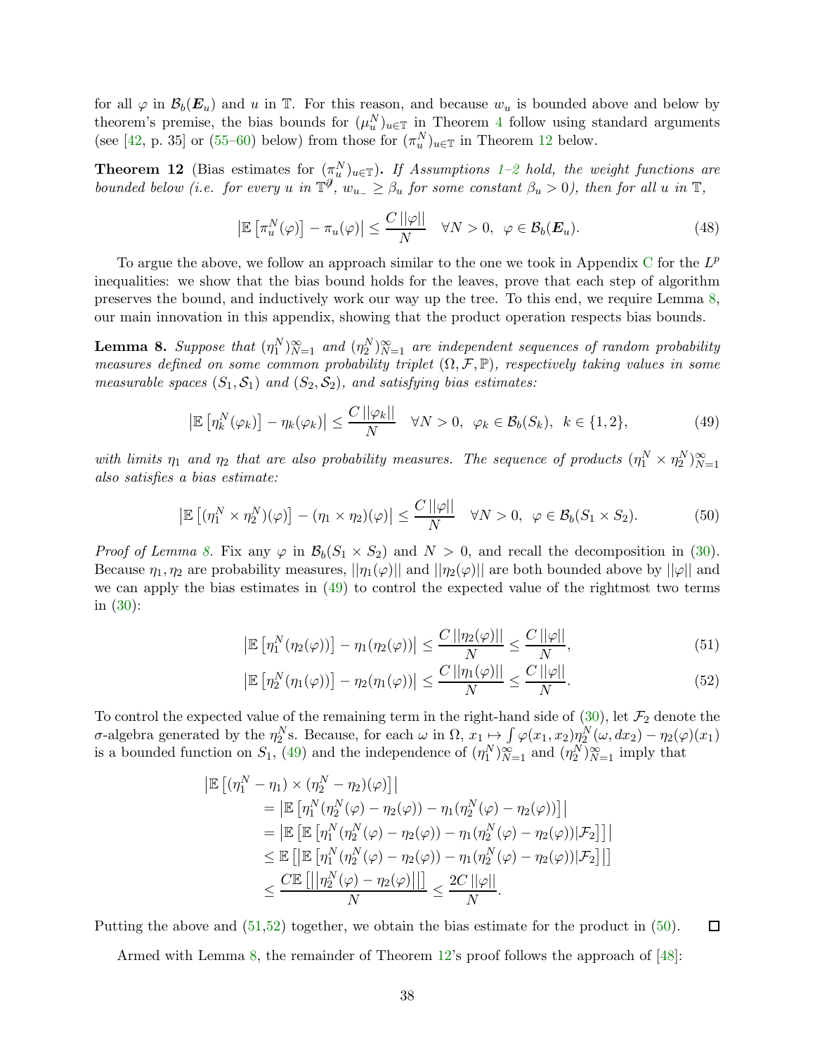for all $\varphi$ in $\mathcal{B}_b(\boldsymbol{E}_u)$ and $u$ in $\mathbb{T}$. For this reason, and because $w_u$ is bounded above and below by theorem's premise, the bias bounds for $(\mu_u^N)_{u\in\mathbb{T}}$ in Theorem 4 follow using standard arguments (see [42, p. 35] or (55–60) below) from those for $(\pi_u^N)_{u\in\mathbb{T}}$ in Theorem 12 below.

**Theorem 12** (Bias estimates for $(\pi_u^N)_{u\in\mathbb{T}}$). *If Assumptions 1–2 hold, the weight functions are bounded below (i.e. for every $u$ in $\mathbb{T}^{\not\partial}$, $w_{u_-} \geq \beta_u$ for some constant $\beta_u > 0$), then for all $u$ in $\mathbb{T}$,*

$$\left|\mathbb{E}\left[\pi_u^N(\varphi)\right] - \pi_u(\varphi)\right| \leq \frac{C\,||\varphi||}{N} \quad \forall N > 0, \;\; \varphi \in \mathcal{B}_b(\boldsymbol{E}_u). \tag{48}$$

To argue the above, we follow an approach similar to the one we took in Appendix C for the $L^p$ inequalities: we show that the bias bound holds for the leaves, prove that each step of algorithm preserves the bound, and inductively work our way up the tree. To this end, we require Lemma 8, our main innovation in this appendix, showing that the product operation respects bias bounds.

**Lemma 8.** *Suppose that $(\eta_1^N)_{N=1}^\infty$ and $(\eta_2^N)_{N=1}^\infty$ are independent sequences of random probability measures defined on some common probability triplet $(\Omega, \mathcal{F}, \mathbb{P})$, respectively taking values in some measurable spaces $(S_1, \mathcal{S}_1)$ and $(S_2, \mathcal{S}_2)$, and satisfying bias estimates:*

$$\left|\mathbb{E}\left[\eta_k^N(\varphi_k)\right] - \eta_k(\varphi_k)\right| \leq \frac{C\,||\varphi_k||}{N} \quad \forall N > 0, \;\; \varphi_k \in \mathcal{B}_b(S_k), \;\; k \in \{1, 2\}, \tag{49}$$

*with limits $\eta_1$ and $\eta_2$ that are also probability measures. The sequence of products $(\eta_1^N \times \eta_2^N)_{N=1}^\infty$ also satisfies a bias estimate:*

$$\left|\mathbb{E}\left[(\eta_1^N \times \eta_2^N)(\varphi)\right] - (\eta_1 \times \eta_2)(\varphi)\right| \leq \frac{C\,||\varphi||}{N} \quad \forall N > 0, \;\; \varphi \in \mathcal{B}_b(S_1 \times S_2). \tag{50}$$

*Proof of Lemma 8.* Fix any $\varphi$ in $\mathcal{B}_b(S_1 \times S_2)$ and $N > 0$, and recall the decomposition in (30). Because $\eta_1, \eta_2$ are probability measures, $||\eta_1(\varphi)||$ and $||\eta_2(\varphi)||$ are both bounded above by $||\varphi||$ and we can apply the bias estimates in (49) to control the expected value of the rightmost two terms in (30):

$$\left|\mathbb{E}\left[\eta_1^N(\eta_2(\varphi))\right] - \eta_1(\eta_2(\varphi))\right| \leq \frac{C\,||\eta_2(\varphi)||}{N} \leq \frac{C\,||\varphi||}{N}, \tag{51}$$

$$\left|\mathbb{E}\left[\eta_2^N(\eta_1(\varphi))\right] - \eta_2(\eta_1(\varphi))\right| \leq \frac{C\,||\eta_1(\varphi)||}{N} \leq \frac{C\,||\varphi||}{N}. \tag{52}$$

To control the expected value of the remaining term in the right-hand side of (30), let $\mathcal{F}_2$ denote the $\sigma$-algebra generated by the $\eta_2^N$s. Because, for each $\omega$ in $\Omega$, $x_1 \mapsto \int \varphi(x_1, x_2)\eta_2^N(\omega, dx_2) - \eta_2(\varphi)(x_1)$ is a bounded function on $S_1$, (49) and the independence of $(\eta_1^N)_{N=1}^\infty$ and $(\eta_2^N)_{N=1}^\infty$ imply that

$$\begin{aligned}
&\left|\mathbb{E}\left[(\eta_1^N - \eta_1) \times (\eta_2^N - \eta_2)(\varphi)\right]\right| \\
&\quad = \left|\mathbb{E}\left[\eta_1^N(\eta_2^N(\varphi) - \eta_2(\varphi)) - \eta_1(\eta_2^N(\varphi) - \eta_2(\varphi))\right]\right| \\
&\quad = \left|\mathbb{E}\left[\mathbb{E}\left[\eta_1^N(\eta_2^N(\varphi) - \eta_2(\varphi)) - \eta_1(\eta_2^N(\varphi) - \eta_2(\varphi))|\mathcal{F}_2\right]\right]\right| \\
&\quad \leq \mathbb{E}\left[\left|\mathbb{E}\left[\eta_1^N(\eta_2^N(\varphi) - \eta_2(\varphi)) - \eta_1(\eta_2^N(\varphi) - \eta_2(\varphi))|\mathcal{F}_2\right]\right|\right] \\
&\quad \leq \frac{C\mathbb{E}\left[\left|\left|\eta_2^N(\varphi) - \eta_2(\varphi)\right|\right|\right]}{N} \leq \frac{2C\,||\varphi||}{N}.
\end{aligned}$$

Putting the above and (51,52) together, we obtain the bias estimate for the product in (50). ☐

Armed with Lemma 8, the remainder of Theorem 12's proof follows the approach of [48]: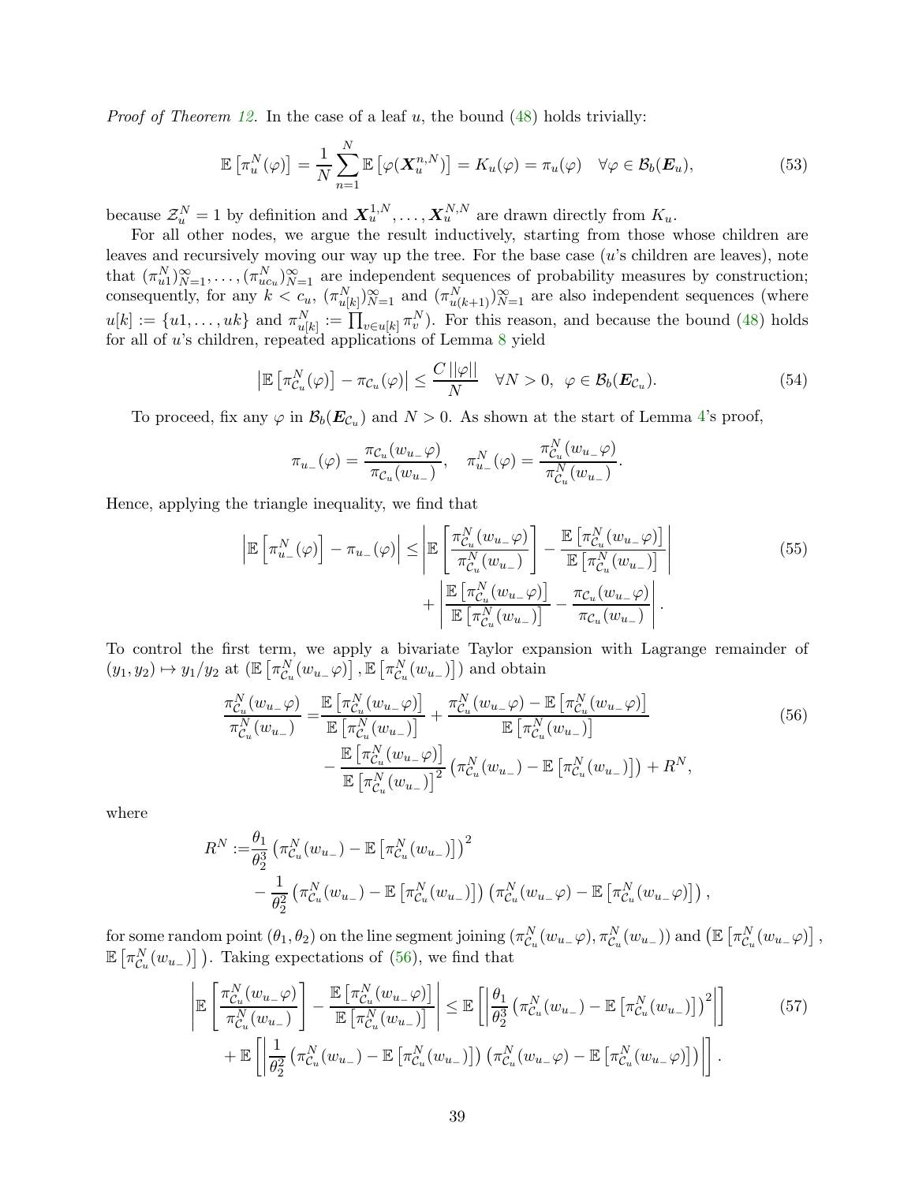*Proof of Theorem 12.* In the case of a leaf $u$, the bound (48) holds trivially:

$$\mathbb{E}\left[\pi_u^N(\varphi)\right] = \frac{1}{N}\sum_{n=1}^{N}\mathbb{E}\left[\varphi(\boldsymbol{X}_u^{n,N})\right] = K_u(\varphi) = \pi_u(\varphi) \quad \forall \varphi \in \mathcal{B}_b(\boldsymbol{E}_u), \tag{53}$$

because $\mathcal{Z}_u^N = 1$ by definition and $\boldsymbol{X}_u^{1,N}, \dots, \boldsymbol{X}_u^{N,N}$ are drawn directly from $K_u$.

For all other nodes, we argue the result inductively, starting from those whose children are leaves and recursively moving our way up the tree. For the base case ($u$'s children are leaves), note that $(\pi_{u1}^N)_{N=1}^\infty, \dots, (\pi_{uc_u}^N)_{N=1}^\infty$ are independent sequences of probability measures by construction; consequently, for any $k < c_u$, $(\pi_{u[k]}^N)_{N=1}^\infty$ and $(\pi_{u(k+1)}^N)_{N=1}^\infty$ are also independent sequences (where $u[k] := \{u1, \dots, uk\}$ and $\pi_{u[k]}^N := \prod_{v \in u[k]} \pi_v^N$). For this reason, and because the bound (48) holds for all of $u$'s children, repeated applications of Lemma 8 yield

$$\left|\mathbb{E}\left[\pi_{\mathcal{C}_u}^N(\varphi)\right] - \pi_{\mathcal{C}_u}(\varphi)\right| \leq \frac{C\,||\varphi||}{N} \quad \forall N > 0, \;\; \varphi \in \mathcal{B}_b(\boldsymbol{E}_{\mathcal{C}_u}). \tag{54}$$

To proceed, fix any $\varphi$ in $\mathcal{B}_b(\boldsymbol{E}_{\mathcal{C}_u})$ and $N > 0$. As shown at the start of Lemma 4's proof,

$$\pi_{u_-}(\varphi) = \frac{\pi_{\mathcal{C}_u}(w_{u_-}\varphi)}{\pi_{\mathcal{C}_u}(w_{u_-})}, \quad \pi_{u_-}^N(\varphi) = \frac{\pi_{\mathcal{C}_u}^N(w_{u_-}\varphi)}{\pi_{\mathcal{C}_u}^N(w_{u_-})}.$$

Hence, applying the triangle inequality, we find that

$$\begin{aligned}\left|\mathbb{E}\left[\pi_{u_-}^N(\varphi)\right] - \pi_{u_-}(\varphi)\right| \leq & \left|\mathbb{E}\left[\frac{\pi_{\mathcal{C}_u}^N(w_{u_-}\varphi)}{\pi_{\mathcal{C}_u}^N(w_{u_-})}\right] - \frac{\mathbb{E}\left[\pi_{\mathcal{C}_u}^N(w_{u_-}\varphi)\right]}{\mathbb{E}\left[\pi_{\mathcal{C}_u}^N(w_{u_-})\right]}\right| \\ & + \left|\frac{\mathbb{E}\left[\pi_{\mathcal{C}_u}^N(w_{u_-}\varphi)\right]}{\mathbb{E}\left[\pi_{\mathcal{C}_u}^N(w_{u_-})\right]} - \frac{\pi_{\mathcal{C}_u}(w_{u_-}\varphi)}{\pi_{\mathcal{C}_u}(w_{u_-})}\right|.\end{aligned} \tag{55}$$

To control the first term, we apply a bivariate Taylor expansion with Lagrange remainder of $(y_1, y_2) \mapsto y_1/y_2$ at $(\mathbb{E}\left[\pi_{\mathcal{C}_u}^N(w_{u_-}\varphi)\right], \mathbb{E}\left[\pi_{\mathcal{C}_u}^N(w_{u_-})\right])$ and obtain

$$\begin{aligned}\frac{\pi_{\mathcal{C}_u}^N(w_{u_-}\varphi)}{\pi_{\mathcal{C}_u}^N(w_{u_-})} =& \frac{\mathbb{E}\left[\pi_{\mathcal{C}_u}^N(w_{u_-}\varphi)\right]}{\mathbb{E}\left[\pi_{\mathcal{C}_u}^N(w_{u_-})\right]} + \frac{\pi_{\mathcal{C}_u}^N(w_{u_-}\varphi) - \mathbb{E}\left[\pi_{\mathcal{C}_u}^N(w_{u_-}\varphi)\right]}{\mathbb{E}\left[\pi_{\mathcal{C}_u}^N(w_{u_-})\right]} \\ & - \frac{\mathbb{E}\left[\pi_{\mathcal{C}_u}^N(w_{u_-}\varphi)\right]}{\mathbb{E}\left[\pi_{\mathcal{C}_u}^N(w_{u_-})\right]^2}\left(\pi_{\mathcal{C}_u}^N(w_{u_-}) - \mathbb{E}\left[\pi_{\mathcal{C}_u}^N(w_{u_-})\right]\right) + R^N,\end{aligned} \tag{56}$$

where

$$\begin{aligned}R^N :=& \frac{\theta_1}{\theta_2^3}\left(\pi_{\mathcal{C}_u}^N(w_{u_-}) - \mathbb{E}\left[\pi_{\mathcal{C}_u}^N(w_{u_-})\right]\right)^2 \\ & - \frac{1}{\theta_2^2}\left(\pi_{\mathcal{C}_u}^N(w_{u_-}) - \mathbb{E}\left[\pi_{\mathcal{C}_u}^N(w_{u_-})\right]\right)\left(\pi_{\mathcal{C}_u}^N(w_{u_-}\varphi) - \mathbb{E}\left[\pi_{\mathcal{C}_u}^N(w_{u_-}\varphi)\right]\right),\end{aligned}$$

for some random point $(\theta_1, \theta_2)$ on the line segment joining $(\pi_{\mathcal{C}_u}^N(w_{u_-}\varphi), \pi_{\mathcal{C}_u}^N(w_{u_-}))$ and $(\mathbb{E}\left[\pi_{\mathcal{C}_u}^N(w_{u_-}\varphi)\right], \mathbb{E}\left[\pi_{\mathcal{C}_u}^N(w_{u_-})\right])$. Taking expectations of (56), we find that

$$\begin{aligned}\left|\mathbb{E}\left[\frac{\pi_{\mathcal{C}_u}^N(w_{u_-}\varphi)}{\pi_{\mathcal{C}_u}^N(w_{u_-})}\right] - \frac{\mathbb{E}\left[\pi_{\mathcal{C}_u}^N(w_{u_-}\varphi)\right]}{\mathbb{E}\left[\pi_{\mathcal{C}_u}^N(w_{u_-})\right]}\right| \leq & \mathbb{E}\left[\left|\frac{\theta_1}{\theta_2^3}\left(\pi_{\mathcal{C}_u}^N(w_{u_-}) - \mathbb{E}\left[\pi_{\mathcal{C}_u}^N(w_{u_-})\right]\right)^2\right|\right] \\ & + \mathbb{E}\left[\left|\frac{1}{\theta_2^2}\left(\pi_{\mathcal{C}_u}^N(w_{u_-}) - \mathbb{E}\left[\pi_{\mathcal{C}_u}^N(w_{u_-})\right]\right)\left(\pi_{\mathcal{C}_u}^N(w_{u_-}\varphi) - \mathbb{E}\left[\pi_{\mathcal{C}_u}^N(w_{u_-}\varphi)\right]\right)\right|\right].\end{aligned} \tag{57}$$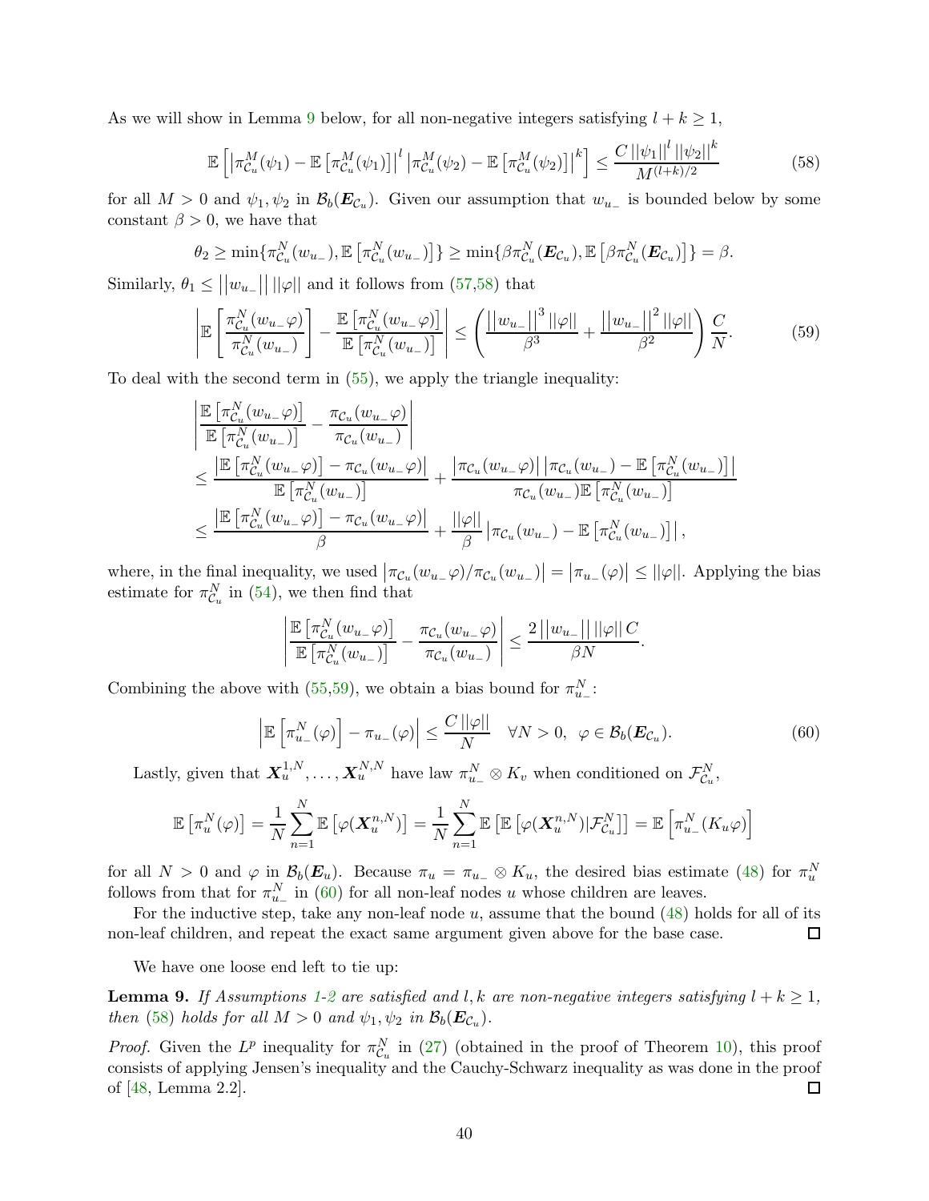As we will show in Lemma 9 below, for all non-negative integers satisfying $l + k \geq 1$,

$$\mathbb{E}\left[\left|\pi^M_{\mathcal{C}_u}(\psi_1) - \mathbb{E}\left[\pi^M_{\mathcal{C}_u}(\psi_1)\right]\right|^l \left|\pi^M_{\mathcal{C}_u}(\psi_2) - \mathbb{E}\left[\pi^M_{\mathcal{C}_u}(\psi_2)\right]\right|^k\right] \leq \frac{C\,||\psi_1||^l\,||\psi_2||^k}{M^{(l+k)/2}} \tag{58}$$

for all $M > 0$ and $\psi_1, \psi_2$ in $\mathcal{B}_b(\boldsymbol{E}_{\mathcal{C}_u})$. Given our assumption that $w_{u_-}$ is bounded below by some constant $\beta > 0$, we have that

$$\theta_2 \geq \min\{\pi^N_{\mathcal{C}_u}(w_{u_-}), \mathbb{E}\left[\pi^N_{\mathcal{C}_u}(w_{u_-})\right]\} \geq \min\{\beta\pi^N_{\mathcal{C}_u}(\boldsymbol{E}_{\mathcal{C}_u}), \mathbb{E}\left[\beta\pi^N_{\mathcal{C}_u}(\boldsymbol{E}_{\mathcal{C}_u})\right]\} = \beta.$$

Similarly, $\theta_1 \leq \left|\left|w_{u_-}\right|\right|\,||\varphi||$ and it follows from (57,58) that

$$\left|\mathbb{E}\left[\frac{\pi^N_{\mathcal{C}_u}(w_{u_-}\varphi)}{\pi^N_{\mathcal{C}_u}(w_{u_-})}\right] - \frac{\mathbb{E}\left[\pi^N_{\mathcal{C}_u}(w_{u_-}\varphi)\right]}{\mathbb{E}\left[\pi^N_{\mathcal{C}_u}(w_{u_-})\right]}\right| \leq \left(\frac{\left|\left|w_{u_-}\right|\right|^3 ||\varphi||}{\beta^3} + \frac{\left|\left|w_{u_-}\right|\right|^2 ||\varphi||}{\beta^2}\right)\frac{C}{N}. \tag{59}$$

To deal with the second term in (55), we apply the triangle inequality:

$$\begin{aligned}
&\left|\frac{\mathbb{E}\left[\pi^N_{\mathcal{C}_u}(w_{u_-}\varphi)\right]}{\mathbb{E}\left[\pi^N_{\mathcal{C}_u}(w_{u_-})\right]} - \frac{\pi_{\mathcal{C}_u}(w_{u_-}\varphi)}{\pi_{\mathcal{C}_u}(w_{u_-})}\right| \\
&\leq \frac{\left|\mathbb{E}\left[\pi^N_{\mathcal{C}_u}(w_{u_-}\varphi)\right] - \pi_{\mathcal{C}_u}(w_{u_-}\varphi)\right|}{\mathbb{E}\left[\pi^N_{\mathcal{C}_u}(w_{u_-})\right]} + \frac{\left|\pi_{\mathcal{C}_u}(w_{u_-}\varphi)\right|\left|\pi_{\mathcal{C}_u}(w_{u_-}) - \mathbb{E}\left[\pi^N_{\mathcal{C}_u}(w_{u_-})\right]\right|}{\pi_{\mathcal{C}_u}(w_{u_-})\mathbb{E}\left[\pi^N_{\mathcal{C}_u}(w_{u_-})\right]} \\
&\leq \frac{\left|\mathbb{E}\left[\pi^N_{\mathcal{C}_u}(w_{u_-}\varphi)\right] - \pi_{\mathcal{C}_u}(w_{u_-}\varphi)\right|}{\beta} + \frac{||\varphi||}{\beta}\left|\pi_{\mathcal{C}_u}(w_{u_-}) - \mathbb{E}\left[\pi^N_{\mathcal{C}_u}(w_{u_-})\right]\right|,
\end{aligned}$$

where, in the final inequality, we used $\left|\pi_{\mathcal{C}_u}(w_{u_-}\varphi)/\pi_{\mathcal{C}_u}(w_{u_-})\right| = \left|\pi_{u_-}(\varphi)\right| \leq ||\varphi||$. Applying the bias estimate for $\pi^N_{\mathcal{C}_u}$ in (54), we then find that

$$\left|\frac{\mathbb{E}\left[\pi^N_{\mathcal{C}_u}(w_{u_-}\varphi)\right]}{\mathbb{E}\left[\pi^N_{\mathcal{C}_u}(w_{u_-})\right]} - \frac{\pi_{\mathcal{C}_u}(w_{u_-}\varphi)}{\pi_{\mathcal{C}_u}(w_{u_-})}\right| \leq \frac{2\left|\left|w_{u_-}\right|\right|\,||\varphi||\,C}{\beta N}.$$

Combining the above with (55,59), we obtain a bias bound for $\pi^N_{u_-}$:

$$\left|\mathbb{E}\left[\pi^N_{u_-}(\varphi)\right] - \pi_{u_-}(\varphi)\right| \leq \frac{C\,||\varphi||}{N} \quad \forall N > 0,\;\; \varphi \in \mathcal{B}_b(\boldsymbol{E}_{\mathcal{C}_u}). \tag{60}$$

Lastly, given that $\boldsymbol{X}^{1,N}_u, \ldots, \boldsymbol{X}^{N,N}_u$ have law $\pi^N_{u_-} \otimes K_v$ when conditioned on $\mathcal{F}^N_{\mathcal{C}_u}$,

$$\mathbb{E}\left[\pi^N_u(\varphi)\right] = \frac{1}{N}\sum_{n=1}^N \mathbb{E}\left[\varphi(\boldsymbol{X}^{n,N}_u)\right] = \frac{1}{N}\sum_{n=1}^N \mathbb{E}\left[\mathbb{E}\left[\varphi(\boldsymbol{X}^{n,N}_u)|\mathcal{F}^N_{\mathcal{C}_u}\right]\right] = \mathbb{E}\left[\pi^N_{u_-}(K_u\varphi)\right]$$

for all $N > 0$ and $\varphi$ in $\mathcal{B}_b(\boldsymbol{E}_u)$. Because $\pi_u = \pi_{u_-} \otimes K_u$, the desired bias estimate (48) for $\pi^N_u$ follows from that for $\pi^N_{u_-}$ in (60) for all non-leaf nodes $u$ whose children are leaves.

For the inductive step, take any non-leaf node $u$, assume that the bound (48) holds for all of its non-leaf children, and repeat the exact same argument given above for the base case. □

We have one loose end left to tie up:

**Lemma 9.** *If Assumptions 1-2 are satisfied and $l, k$ are non-negative integers satisfying $l + k \geq 1$, then (58) holds for all $M > 0$ and $\psi_1, \psi_2$ in $\mathcal{B}_b(\boldsymbol{E}_{\mathcal{C}_u})$.*

*Proof.* Given the $L^p$ inequality for $\pi^N_{\mathcal{C}_u}$ in (27) (obtained in the proof of Theorem 10), this proof consists of applying Jensen's inequality and the Cauchy-Schwarz inequality as was done in the proof of [48, Lemma 2.2]. □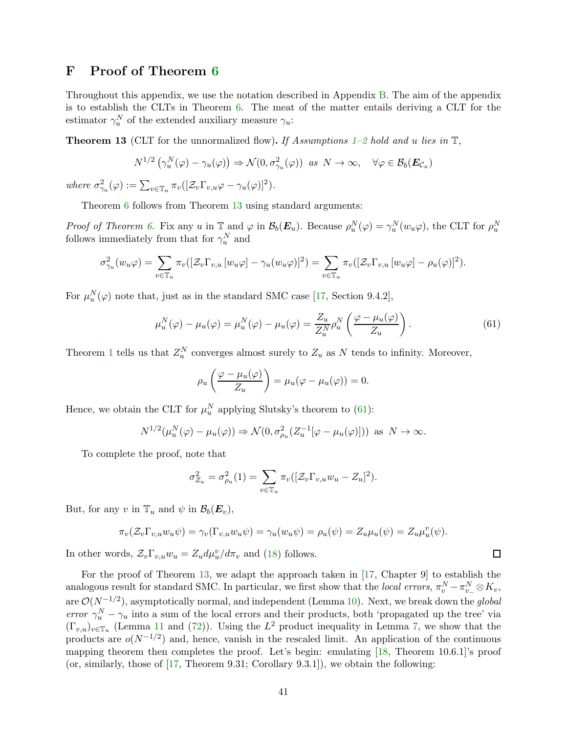# F Proof of Theorem 6

Throughout this appendix, we use the notation described in Appendix B. The aim of the appendix is to establish the CLTs in Theorem 6. The meat of the matter entails deriving a CLT for the estimator $\gamma_u^N$ of the extended auxiliary measure $\gamma_u$:

**Theorem 13** (CLT for the unnormalized flow)**.** *If Assumptions 1–2 hold and $u$ lies in $\mathbb{T}$,*

$$N^{1/2}\left(\gamma_u^N(\varphi) - \gamma_u(\varphi)\right) \Rightarrow \mathcal{N}(0, \sigma^2_{\gamma_u}(\varphi)) \;\; as \;\; N \to \infty, \quad \forall \varphi \in \mathcal{B}_b(\boldsymbol{E}_{\mathcal{C}_u})$$

*where* $\sigma^2_{\gamma_u}(\varphi) := \sum_{v \in \mathbb{T}_u} \pi_v([\mathcal{Z}_v \Gamma_{v,u}\varphi - \gamma_u(\varphi)]^2)$.

Theorem 6 follows from Theorem 13 using standard arguments:

*Proof of Theorem 6.* Fix any $u$ in $\mathbb{T}$ and $\varphi$ in $\mathcal{B}_b(\boldsymbol{E}_u)$. Because $\rho_u^N(\varphi) = \gamma_u^N(w_u\varphi)$, the CLT for $\rho_u^N$ follows immediately from that for $\gamma_u^N$ and

$$\sigma^2_{\gamma_u}(w_u\varphi) = \sum_{v \in \mathbb{T}_u} \pi_v([\mathcal{Z}_v\Gamma_{v,u}\left[w_u\varphi\right] - \gamma_u(w_u\varphi)]^2) = \sum_{v \in \mathbb{T}_u} \pi_v([\mathcal{Z}_v\Gamma_{v,u}\left[w_u\varphi\right] - \rho_u(\varphi)]^2).$$

For $\mu_u^N(\varphi)$ note that, just as in the standard SMC case [17, Section 9.4.2],

$$\mu_u^N(\varphi) - \mu_u(\varphi) = \mu_u^N(\varphi) - \mu_u(\varphi) = \frac{Z_u}{Z_u^N}\rho_u^N\left(\frac{\varphi - \mu_u(\varphi)}{Z_u}\right). \tag{61}$$

Theorem 1 tells us that $Z_u^N$ converges almost surely to $Z_u$ as $N$ tends to infinity. Moreover,

$$\rho_u\left(\frac{\varphi - \mu_u(\varphi)}{Z_u}\right) = \mu_u(\varphi - \mu_u(\varphi)) = 0.$$

Hence, we obtain the CLT for $\mu_u^N$ applying Slutsky's theorem to (61):

$$N^{1/2}(\mu_u^N(\varphi) - \mu_u(\varphi)) \Rightarrow \mathcal{N}(0, \sigma^2_{\rho_u}(Z_u^{-1}[\varphi - \mu_u(\varphi)])) \;\text{ as }\; N \to \infty.$$

To complete the proof, note that

$$\sigma^2_{Z_u} = \sigma^2_{\rho_u}(1) = \sum_{v \in \mathbb{T}_u} \pi_v([\mathcal{Z}_v\Gamma_{v,u}w_u - Z_u]^2).$$

But, for any $v$ in $\mathbb{T}_u$ and $\psi$ in $\mathcal{B}_b(\boldsymbol{E}_v)$,

$$\pi_v(\mathcal{Z}_v\Gamma_{v,u}w_u\psi) = \gamma_v(\Gamma_{v,u}w_u\psi) = \gamma_u(w_u\psi) = \rho_u(\psi) = Z_u\mu_u(\psi) = Z_u\mu_u^v(\psi).$$

In other words, $\mathcal{Z}_v\Gamma_{v,u}w_u = Z_u d\mu_u^v/d\pi_v$ and (18) follows. $\square$

For the proof of Theorem 13, we adapt the approach taken in [17, Chapter 9] to establish the analogous result for standard SMC. In particular, we first show that the *local errors*, $\pi_v^N - \pi_{v_-}^N \otimes K_v$, are $\mathcal{O}(N^{-1/2})$, asymptotically normal, and independent (Lemma 10). Next, we break down the *global error* $\gamma_u^N - \gamma_u$ into a sum of the local errors and their products, both 'propagated up the tree' via $(\Gamma_{v,u})_{v \in \mathbb{T}_u}$ (Lemma 11 and (72)). Using the $L^2$ product inequality in Lemma 7, we show that the products are $o(N^{-1/2})$ and, hence, vanish in the rescaled limit. An application of the continuous mapping theorem then completes the proof. Let's begin: emulating [18, Theorem 10.6.1]'s proof (or, similarly, those of [17, Theorem 9.31; Corollary 9.3.1]), we obtain the following: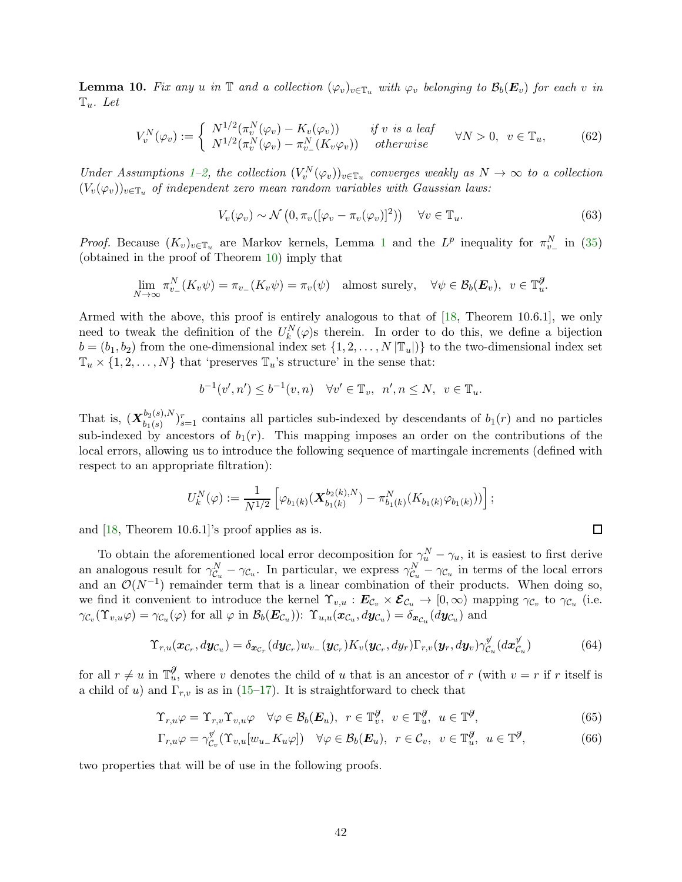**Lemma 10.** *Fix any $u$ in $\mathbb{T}$ and a collection $(\varphi_v)_{v\in\mathbb{T}_u}$ with $\varphi_v$ belonging to $\mathcal{B}_b(\boldsymbol{E}_v)$ for each $v$ in $\mathbb{T}_u$. Let*

$$V_v^N(\varphi_v) := \begin{cases} N^{1/2}(\pi_v^N(\varphi_v) - K_v(\varphi_v)) & \text{if } v \text{ is a leaf} \\ N^{1/2}(\pi_v^N(\varphi_v) - \pi_{v_-}^N(K_v\varphi_v)) & \text{otherwise} \end{cases} \quad \forall N>0,\ \ v\in\mathbb{T}_u, \tag{62}$$

*Under Assumptions 1–2, the collection $(V_v^N(\varphi_v))_{v\in\mathbb{T}_u}$ converges weakly as $N\to\infty$ to a collection $(V_v(\varphi_v))_{v\in\mathbb{T}_u}$ of independent zero mean random variables with Gaussian laws:*

$$V_v(\varphi_v) \sim \mathcal{N}\left(0, \pi_v([\varphi_v - \pi_v(\varphi_v)]^2)\right) \quad \forall v\in\mathbb{T}_u. \tag{63}$$

*Proof.* Because $(K_v)_{v\in\mathbb{T}_u}$ are Markov kernels, Lemma 1 and the $L^p$ inequality for $\pi_{v_-}^N$ in (35) (obtained in the proof of Theorem 10) imply that

$$\lim_{N\to\infty} \pi_{v_-}^N(K_v\psi) = \pi_{v_-}(K_v\psi) = \pi_v(\psi) \quad \text{almost surely}, \quad \forall \psi\in\mathcal{B}_b(\boldsymbol{E}_v),\ \ v\in\mathbb{T}_u^{\not\partial}.$$

Armed with the above, this proof is entirely analogous to that of [18, Theorem 10.6.1], we only need to tweak the definition of the $U_k^N(\varphi)$s therein. In order to do this, we define a bijection $b=(b_1,b_2)$ from the one-dimensional index set $\{1,2,\dots,N\,|\mathbb{T}_u|\}$ to the two-dimensional index set $\mathbb{T}_u\times\{1,2,\dots,N\}$ that 'preserves $\mathbb{T}_u$'s structure' in the sense that:

$$b^{-1}(v',n') \le b^{-1}(v,n) \quad \forall v'\in\mathbb{T}_v,\ \ n',n\le N,\ \ v\in\mathbb{T}_u.$$

That is, $(\boldsymbol{X}_{b_1(s)}^{b_2(s),N})_{s=1}^r$ contains all particles sub-indexed by descendants of $b_1(r)$ and no particles sub-indexed by ancestors of $b_1(r)$. This mapping imposes an order on the contributions of the local errors, allowing us to introduce the following sequence of martingale increments (defined with respect to an appropriate filtration):

$$U_k^N(\varphi) := \frac{1}{N^{1/2}}\left[\varphi_{b_1(k)}(\boldsymbol{X}_{b_1(k)}^{b_2(k),N}) - \pi_{b_1(k)}^N(K_{b_1(k)}\varphi_{b_1(k)}))\right];$$

and [18, Theorem 10.6.1]'s proof applies as is. $\square$

To obtain the aforementioned local error decomposition for $\gamma_u^N - \gamma_u$, it is easiest to first derive an analogous result for $\gamma_{\mathcal{C}_u}^N - \gamma_{\mathcal{C}_u}$. In particular, we express $\gamma_{\mathcal{C}_u}^N - \gamma_{\mathcal{C}_u}$ in terms of the local errors and an $\mathcal{O}(N^{-1})$ remainder term that is a linear combination of their products. When doing so, we find it convenient to introduce the kernel $\Upsilon_{v,u}:\boldsymbol{E}_{\mathcal{C}_v}\times\boldsymbol{\mathcal{E}}_{\mathcal{C}_u}\to[0,\infty)$ mapping $\gamma_{\mathcal{C}_v}$ to $\gamma_{\mathcal{C}_u}$ (i.e. $\gamma_{\mathcal{C}_v}(\Upsilon_{v,u}\varphi)=\gamma_{\mathcal{C}_u}(\varphi)$ for all $\varphi$ in $\mathcal{B}_b(\boldsymbol{E}_{\mathcal{C}_u})$): $\Upsilon_{u,u}(\boldsymbol{x}_{\mathcal{C}_u}, d\boldsymbol{y}_{\mathcal{C}_u}) = \delta_{\boldsymbol{x}_{\mathcal{C}_u}}(d\boldsymbol{y}_{\mathcal{C}_u})$ and

$$\Upsilon_{r,u}(\boldsymbol{x}_{\mathcal{C}_r}, d\boldsymbol{y}_{\mathcal{C}_u}) = \delta_{\boldsymbol{x}_{\mathcal{C}_r}}(d\boldsymbol{y}_{\mathcal{C}_r}) w_{v_-}(\boldsymbol{y}_{\mathcal{C}_r}) K_v(\boldsymbol{y}_{\mathcal{C}_r}, dy_r)\Gamma_{r,v}(\boldsymbol{y}_r, d\boldsymbol{y}_v)\gamma_{\mathcal{C}_u}^{\not v}(d\boldsymbol{x}_{\mathcal{C}_u}^{\not v}) \tag{64}$$

for all $r\neq u$ in $\mathbb{T}_u^{\not\partial}$, where $v$ denotes the child of $u$ that is an ancestor of $r$ (with $v=r$ if $r$ itself is a child of $u$) and $\Gamma_{r,v}$ is as in (15–17). It is straightforward to check that

$$\Upsilon_{r,u}\varphi = \Upsilon_{r,v}\Upsilon_{v,u}\varphi \quad \forall\varphi\in\mathcal{B}_b(\boldsymbol{E}_u),\ \ r\in\mathbb{T}_v^{\not\partial},\ \ v\in\mathbb{T}_u^{\not\partial},\ \ u\in\mathbb{T}^{\not\partial}, \tag{65}$$

$$\Gamma_{r,u}\varphi = \gamma_{\mathcal{C}_v}^{\not r}(\Upsilon_{v,u}[w_{u_-}K_u\varphi]) \quad \forall\varphi\in\mathcal{B}_b(\boldsymbol{E}_u),\ \ r\in\mathcal{C}_v,\ \ v\in\mathbb{T}_u^{\not\partial},\ \ u\in\mathbb{T}^{\not\partial}, \tag{66}$$

two properties that will be of use in the following proofs.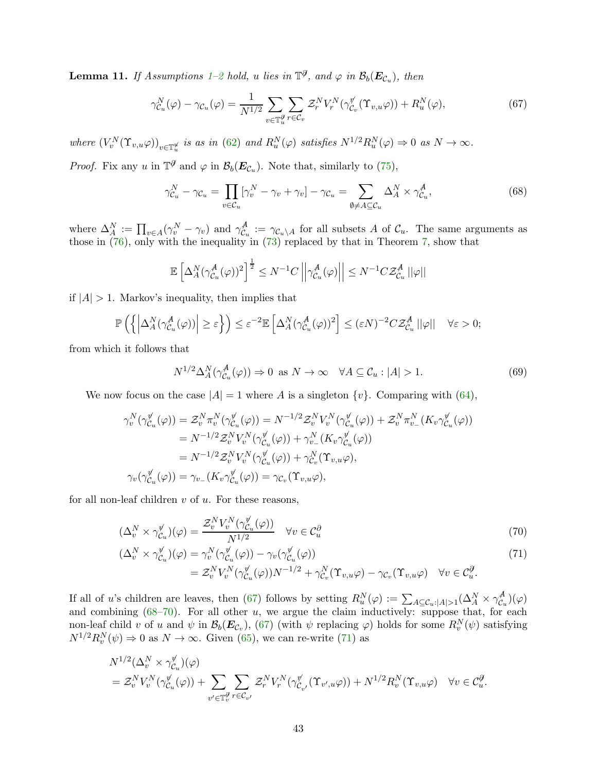**Lemma 11.** *If Assumptions 1–2 hold, $u$ lies in $\mathbb{T}^{\not\partial}$, and $\varphi$ in $\mathcal{B}_b(\boldsymbol{E}_{\mathcal{C}_u})$, then*

$$\gamma^N_{\mathcal{C}_u}(\varphi) - \gamma_{\mathcal{C}_u}(\varphi) = \frac{1}{N^{1/2}} \sum_{v\in\mathbb{T}^{\not\partial}_u} \sum_{r\in\mathcal{C}_v} \mathcal{Z}^N_r V^N_r(\gamma^{\not r}_{\mathcal{C}_v}(\Upsilon_{v,u}\varphi)) + R^N_u(\varphi), \tag{67}$$

*where $(V^N_v(\Upsilon_{v,u}\varphi))_{v\in\mathbb{T}^{\not u}_u}$ is as in (62) and $R^N_u(\varphi)$ satisfies $N^{1/2}R^N_u(\varphi) \Rightarrow 0$ as $N\to\infty$.*

*Proof.* Fix any $u$ in $\mathbb{T}^{\not\partial}$ and $\varphi$ in $\mathcal{B}_b(\boldsymbol{E}_{\mathcal{C}_u})$. Note that, similarly to (75),

$$\gamma^N_{\mathcal{C}_u} - \gamma_{\mathcal{C}_u} = \prod_{v\in\mathcal{C}_u}[\gamma^N_v - \gamma_v + \gamma_v] - \gamma_{\mathcal{C}_u} = \sum_{\emptyset\neq A\subseteq\mathcal{C}_u} \Delta^N_A \times \gamma^{\not A}_{\mathcal{C}_u}, \tag{68}$$

where $\Delta^N_A := \prod_{v\in A}(\gamma^N_v - \gamma_v)$ and $\gamma^{\not A}_{\mathcal{C}_u} := \gamma_{\mathcal{C}_u\setminus A}$ for all subsets $A$ of $\mathcal{C}_u$. The same arguments as those in (76), only with the inequality in (73) replaced by that in Theorem 7, show that

$$\mathbb{E}\left[\Delta^N_A(\gamma^{\not A}_{\mathcal{C}_u}(\varphi))^2\right]^{\frac{1}{2}} \leq N^{-1}C\left|\left|\gamma^{\not A}_{\mathcal{C}_u}(\varphi)\right|\right| \leq N^{-1}C\mathcal{Z}^{\not A}_{\mathcal{C}_u}\left|\left|\varphi\right|\right|$$

if $|A|>1$. Markov's inequality, then implies that

$$\mathbb{P}\left(\left\{\left|\Delta^N_A(\gamma^{\not A}_{\mathcal{C}_u}(\varphi))\right| \geq \varepsilon\right\}\right) \leq \varepsilon^{-2}\mathbb{E}\left[\Delta^N_A(\gamma^{\not A}_{\mathcal{C}_u}(\varphi))^2\right] \leq (\varepsilon N)^{-2}C\mathcal{Z}^{\not A}_{\mathcal{C}_u}\left|\left|\varphi\right|\right| \quad \forall\varepsilon>0;$$

from which it follows that

$$N^{1/2}\Delta^N_A(\gamma^{\not A}_{\mathcal{C}_u}(\varphi)) \Rightarrow 0 \text{ as } N\to\infty \quad \forall A\subseteq\mathcal{C}_u : |A|>1. \tag{69}$$

We now focus on the case $|A|=1$ where $A$ is a singleton $\{v\}$. Comparing with (64),

$$\begin{aligned}
\gamma^N_v(\gamma^{\not v}_{\mathcal{C}_u}(\varphi)) &= \mathcal{Z}^N_v\pi^N_v(\gamma^{\not v}_{\mathcal{C}_u}(\varphi)) = N^{-1/2}\mathcal{Z}^N_v V^N_v(\gamma^{\not v}_{\mathcal{C}_u}(\varphi)) + \mathcal{Z}^N_v\pi^N_{v_-}(K_v\gamma^{\not v}_{\mathcal{C}_u}(\varphi)) \\
&= N^{-1/2}\mathcal{Z}^N_v V^N_v(\gamma^{\not v}_{\mathcal{C}_u}(\varphi)) + \gamma^N_{v_-}(K_v\gamma^{\not v}_{\mathcal{C}_u}(\varphi)) \\
&= N^{-1/2}\mathcal{Z}^N_v V^N_v(\gamma^{\not v}_{\mathcal{C}_u}(\varphi)) + \gamma^N_{\mathcal{C}_v}(\Upsilon_{v,u}\varphi), \\
\gamma_v(\gamma^{\not v}_{\mathcal{C}_u}(\varphi)) &= \gamma_{v_-}(K_v\gamma^{\not v}_{\mathcal{C}_u}(\varphi)) = \gamma_{\mathcal{C}_v}(\Upsilon_{v,u}\varphi),
\end{aligned}$$

for all non-leaf children $v$ of $u$. For these reasons,

$$(\Delta^N_v\times\gamma^{\not v}_{\mathcal{C}_u})(\varphi) = \frac{\mathcal{Z}^N_v V^N_v(\gamma^{\not v}_{\mathcal{C}_u}(\varphi))}{N^{1/2}} \quad \forall v\in\mathcal{C}^\partial_u \tag{70}$$

$$\begin{aligned}
(\Delta^N_v\times\gamma^{\not v}_{\mathcal{C}_u})(\varphi) &= \gamma^N_v(\gamma^{\not v}_{\mathcal{C}_u}(\varphi)) - \gamma_v(\gamma^{\not v}_{\mathcal{C}_u}(\varphi)) \\
&= \mathcal{Z}^N_v V^N_v(\gamma^{\not v}_{\mathcal{C}_u}(\varphi))N^{-1/2} + \gamma^N_{\mathcal{C}_v}(\Upsilon_{v,u}\varphi) - \gamma_{\mathcal{C}_v}(\Upsilon_{v,u}\varphi) \quad \forall v\in\mathcal{C}^{\not\partial}_u.
\end{aligned} \tag{71}$$

If all of $u$'s children are leaves, then (67) follows by setting $R^N_u(\varphi) := \sum_{A\subseteq\mathcal{C}_u:|A|>1}(\Delta^N_A\times\gamma^{\not A}_{\mathcal{C}_u})(\varphi)$ and combining (68–70). For all other $u$, we argue the claim inductively: suppose that, for each non-leaf child $v$ of $u$ and $\psi$ in $\mathcal{B}_b(\boldsymbol{E}_{\mathcal{C}_v})$, (67) (with $\psi$ replacing $\varphi$) holds for some $R^N_v(\psi)$ satisfying $N^{1/2}R^N_v(\psi)\Rightarrow 0$ as $N\to\infty$. Given (65), we can re-write (71) as

$$\begin{aligned}
&N^{1/2}(\Delta^N_v\times\gamma^{\not v}_{\mathcal{C}_u})(\varphi) \\
&= \mathcal{Z}^N_v V^N_v(\gamma^{\not v}_{\mathcal{C}_u}(\varphi)) + \sum_{v'\in\mathbb{T}^{\not\partial}_v}\sum_{r\in\mathcal{C}_{v'}} \mathcal{Z}^N_r V^N_r(\gamma^{\not r}_{\mathcal{C}_{v'}}(\Upsilon_{v',u}\varphi)) + N^{1/2}R^N_v(\Upsilon_{v,u}\varphi) \quad \forall v\in\mathcal{C}^{\not\partial}_u.
\end{aligned}$$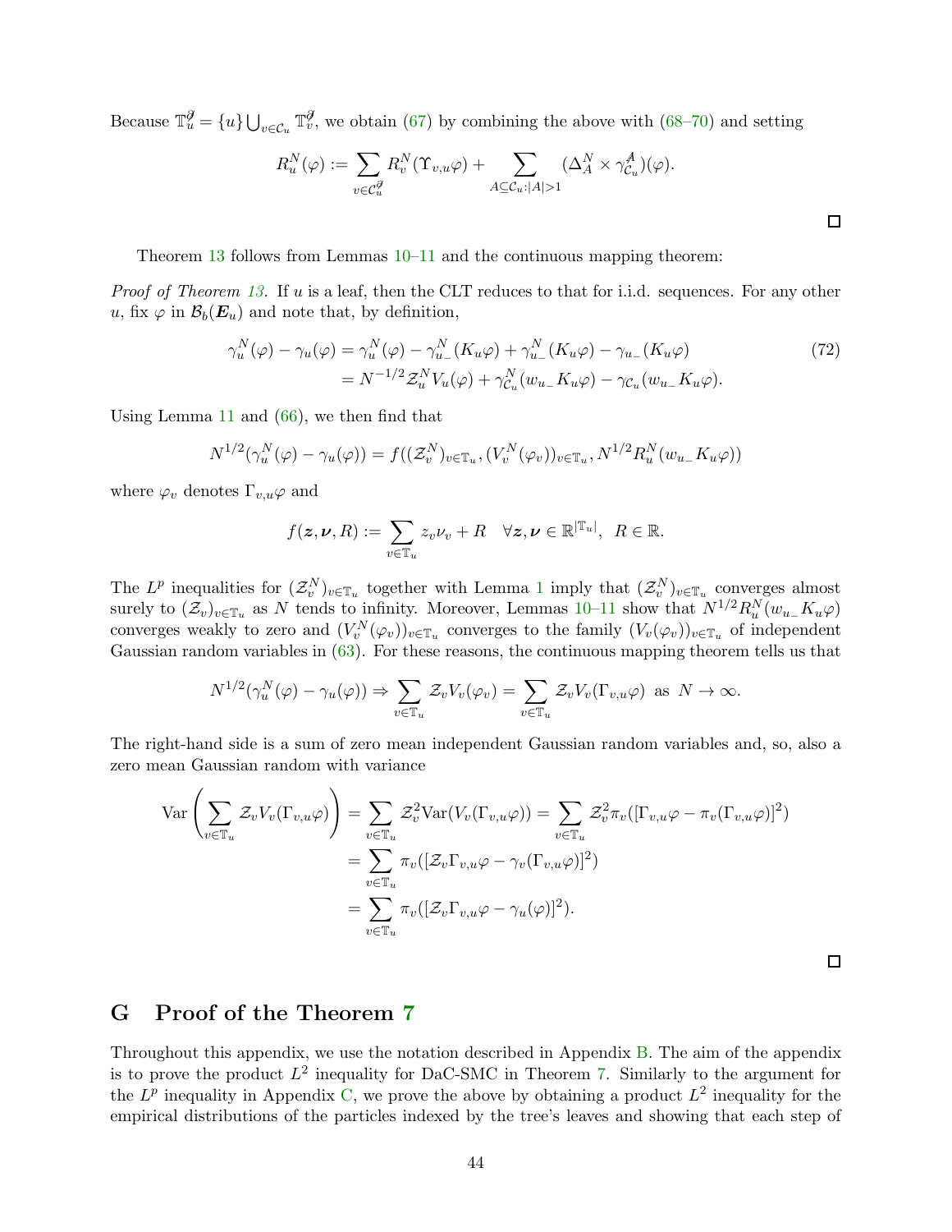Because $\mathbb{T}_u^{\not\partial} = \{u\} \bigcup_{v\in\mathcal{C}_u} \mathbb{T}_v^{\not\partial}$, we obtain (67) by combining the above with (68–70) and setting

$$R_u^N(\varphi) := \sum_{v\in\mathcal{C}_u^{\not\partial}} R_v^N(\Upsilon_{v,u}\varphi) + \sum_{A\subseteq\mathcal{C}_u:|A|>1} (\Delta_A^N \times \gamma_{\mathcal{C}_u}^{\not A})(\varphi).$$

□

Theorem 13 follows from Lemmas 10–11 and the continuous mapping theorem:

*Proof of Theorem 13.* If $u$ is a leaf, then the CLT reduces to that for i.i.d. sequences. For any other $u$, fix $\varphi$ in $\mathcal{B}_b(\boldsymbol{E}_u)$ and note that, by definition,

$$\begin{aligned}
\gamma_u^N(\varphi) - \gamma_u(\varphi) &= \gamma_u^N(\varphi) - \gamma_{u_-}^N(K_u\varphi) + \gamma_{u_-}^N(K_u\varphi) - \gamma_{u_-}(K_u\varphi) \\
&= N^{-1/2}\mathcal{Z}_u^N V_u(\varphi) + \gamma_{\mathcal{C}_u}^N(w_{u_-}K_u\varphi) - \gamma_{\mathcal{C}_u}(w_{u_-}K_u\varphi).
\end{aligned} \tag{72}$$

Using Lemma 11 and (66), we then find that

$$N^{1/2}(\gamma_u^N(\varphi) - \gamma_u(\varphi)) = f((\mathcal{Z}_v^N)_{v\in\mathbb{T}_u}, (V_v^N(\varphi_v))_{v\in\mathbb{T}_u}, N^{1/2}R_u^N(w_{u_-}K_u\varphi))$$

where $\varphi_v$ denotes $\Gamma_{v,u}\varphi$ and

$$f(\boldsymbol{z}, \boldsymbol{\nu}, R) := \sum_{v\in\mathbb{T}_u} z_v\nu_v + R \quad \forall \boldsymbol{z}, \boldsymbol{\nu} \in \mathbb{R}^{|\mathbb{T}_u|}, \ \ R \in \mathbb{R}.$$

The $L^p$ inequalities for $(\mathcal{Z}_v^N)_{v\in\mathbb{T}_u}$ together with Lemma 1 imply that $(\mathcal{Z}_v^N)_{v\in\mathbb{T}_u}$ converges almost surely to $(\mathcal{Z}_v)_{v\in\mathbb{T}_u}$ as $N$ tends to infinity. Moreover, Lemmas 10–11 show that $N^{1/2}R_u^N(w_{u_-}K_u\varphi)$ converges weakly to zero and $(V_v^N(\varphi_v))_{v\in\mathbb{T}_u}$ converges to the family $(V_v(\varphi_v))_{v\in\mathbb{T}_u}$ of independent Gaussian random variables in (63). For these reasons, the continuous mapping theorem tells us that

$$N^{1/2}(\gamma_u^N(\varphi) - \gamma_u(\varphi)) \Rightarrow \sum_{v\in\mathbb{T}_u} \mathcal{Z}_v V_v(\varphi_v) = \sum_{v\in\mathbb{T}_u} \mathcal{Z}_v V_v(\Gamma_{v,u}\varphi) \ \text{ as } \ N\to\infty.$$

The right-hand side is a sum of zero mean independent Gaussian random variables and, so, also a zero mean Gaussian random with variance

$$\begin{aligned}
\mathrm{Var}\left(\sum_{v\in\mathbb{T}_u} \mathcal{Z}_v V_v(\Gamma_{v,u}\varphi)\right) &= \sum_{v\in\mathbb{T}_u} \mathcal{Z}_v^2 \mathrm{Var}(V_v(\Gamma_{v,u}\varphi)) = \sum_{v\in\mathbb{T}_u} \mathcal{Z}_v^2 \pi_v([\Gamma_{v,u}\varphi - \pi_v(\Gamma_{v,u}\varphi)]^2) \\
&= \sum_{v\in\mathbb{T}_u} \pi_v([\mathcal{Z}_v\Gamma_{v,u}\varphi - \gamma_v(\Gamma_{v,u}\varphi)]^2) \\
&= \sum_{v\in\mathbb{T}_u} \pi_v([\mathcal{Z}_v\Gamma_{v,u}\varphi - \gamma_u(\varphi)]^2).
\end{aligned}$$

□

# G Proof of the Theorem 7

Throughout this appendix, we use the notation described in Appendix B. The aim of the appendix is to prove the product $L^2$ inequality for DaC-SMC in Theorem 7. Similarly to the argument for the $L^p$ inequality in Appendix C, we prove the above by obtaining a product $L^2$ inequality for the empirical distributions of the particles indexed by the tree's leaves and showing that each step of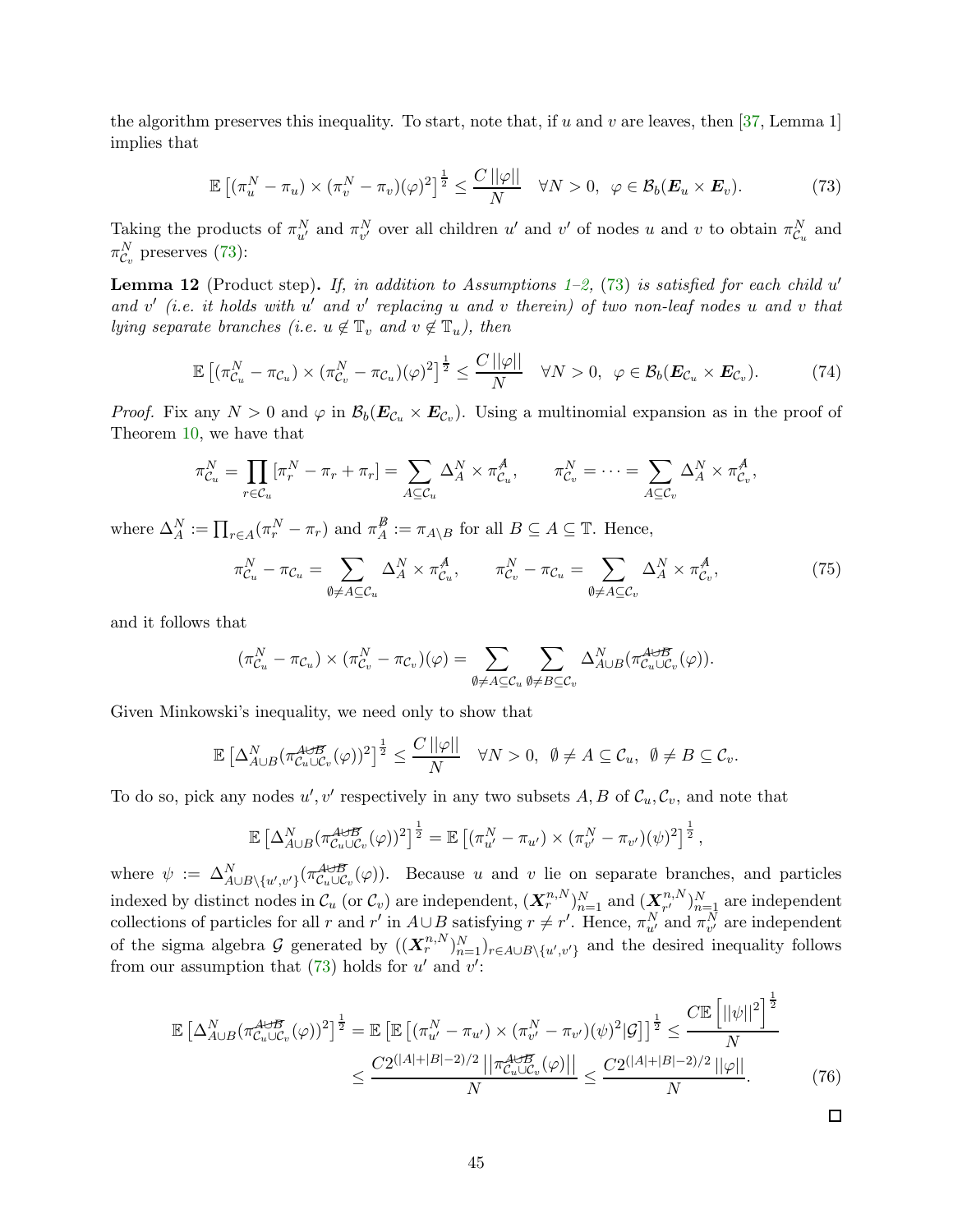the algorithm preserves this inequality. To start, note that, if $u$ and $v$ are leaves, then [37, Lemma 1] implies that

$$\mathbb{E}\left[(\pi_u^N - \pi_u) \times (\pi_v^N - \pi_v)(\varphi)^2\right]^{\frac{1}{2}} \leq \frac{C\,||\varphi||}{N} \quad \forall N > 0, \;\; \varphi \in \mathcal{B}_b(\boldsymbol{E}_u \times \boldsymbol{E}_v). \tag{73}$$

Taking the products of $\pi_{u'}^N$ and $\pi_{v'}^N$ over all children $u'$ and $v'$ of nodes $u$ and $v$ to obtain $\pi_{\mathcal{C}_u}^N$ and $\pi_{\mathcal{C}_v}^N$ preserves (73):

**Lemma 12** (Product step)**.** *If, in addition to Assumptions 1–2, (73) is satisfied for each child $u'$ and $v'$ (i.e. it holds with $u'$ and $v'$ replacing $u$ and $v$ therein) of two non-leaf nodes $u$ and $v$ that lying separate branches (i.e. $u \notin \mathbb{T}_v$ and $v \notin \mathbb{T}_u$), then*

$$\mathbb{E}\left[(\pi_{\mathcal{C}_u}^N - \pi_{\mathcal{C}_u}) \times (\pi_{\mathcal{C}_v}^N - \pi_{\mathcal{C}_u})(\varphi)^2\right]^{\frac{1}{2}} \leq \frac{C\,||\varphi||}{N} \quad \forall N > 0, \;\; \varphi \in \mathcal{B}_b(\boldsymbol{E}_{\mathcal{C}_u} \times \boldsymbol{E}_{\mathcal{C}_v}). \tag{74}$$

*Proof.* Fix any $N > 0$ and $\varphi$ in $\mathcal{B}_b(\boldsymbol{E}_{\mathcal{C}_u} \times \boldsymbol{E}_{\mathcal{C}_v})$. Using a multinomial expansion as in the proof of Theorem 10, we have that

$$\pi_{\mathcal{C}_u}^N = \prod_{r\in\mathcal{C}_u} [\pi_r^N - \pi_r + \pi_r] = \sum_{A\subseteq\mathcal{C}_u} \Delta_A^N \times \pi_{\mathcal{C}_u}^{\not A}, \qquad \pi_{\mathcal{C}_v}^N = \cdots = \sum_{A\subseteq\mathcal{C}_v} \Delta_A^N \times \pi_{\mathcal{C}_v}^{\not A},$$

where $\Delta_A^N := \prod_{r\in A}(\pi_r^N - \pi_r)$ and $\pi_A^{\not B} := \pi_{A\setminus B}$ for all $B \subseteq A \subseteq \mathbb{T}$. Hence,

$$\pi_{\mathcal{C}_u}^N - \pi_{\mathcal{C}_u} = \sum_{\emptyset\neq A\subseteq\mathcal{C}_u} \Delta_A^N \times \pi_{\mathcal{C}_u}^{\not A}, \qquad \pi_{\mathcal{C}_v}^N - \pi_{\mathcal{C}_u} = \sum_{\emptyset\neq A\subseteq\mathcal{C}_v} \Delta_A^N \times \pi_{\mathcal{C}_v}^{\not A}, \tag{75}$$

and it follows that

$$(\pi_{\mathcal{C}_u}^N - \pi_{\mathcal{C}_u}) \times (\pi_{\mathcal{C}_v}^N - \pi_{\mathcal{C}_v})(\varphi) = \sum_{\emptyset\neq A\subseteq\mathcal{C}_u} \sum_{\emptyset\neq B\subseteq\mathcal{C}_v} \Delta_{A\cup B}^N(\pi_{\mathcal{C}_u\cup\mathcal{C}_v}^{\not A\cup \not B}(\varphi)).$$

Given Minkowski's inequality, we need only to show that

$$\mathbb{E}\left[\Delta_{A\cup B}^N(\pi_{\mathcal{C}_u\cup\mathcal{C}_v}^{\not A\cup \not B}(\varphi))^2\right]^{\frac{1}{2}} \leq \frac{C\,||\varphi||}{N} \quad \forall N > 0, \;\; \emptyset \neq A \subseteq \mathcal{C}_u, \;\; \emptyset \neq B \subseteq \mathcal{C}_v.$$

To do so, pick any nodes $u', v'$ respectively in any two subsets $A, B$ of $\mathcal{C}_u, \mathcal{C}_v$, and note that

$$\mathbb{E}\left[\Delta_{A\cup B}^N(\pi_{\mathcal{C}_u\cup\mathcal{C}_v}^{\not A\cup \not B}(\varphi))^2\right]^{\frac{1}{2}} = \mathbb{E}\left[(\pi_{u'}^N - \pi_{u'}) \times (\pi_{v'}^N - \pi_{v'})(\psi)^2\right]^{\frac{1}{2}},$$

where $\psi := \Delta_{A\cup B\setminus\{u',v'\}}^N(\pi_{\mathcal{C}_u\cup\mathcal{C}_v}^{\not A\cup \not B}(\varphi))$. Because $u$ and $v$ lie on separate branches, and particles indexed by distinct nodes in $\mathcal{C}_u$ (or $\mathcal{C}_v$) are independent, $(\boldsymbol{X}_r^{n,N})_{n=1}^N$ and $(\boldsymbol{X}_{r'}^{n,N})_{n=1}^N$ are independent collections of particles for all $r$ and $r'$ in $A\cup B$ satisfying $r \neq r'$. Hence, $\pi_{u'}^N$ and $\pi_{v'}^N$ are independent of the sigma algebra $\mathcal{G}$ generated by $((\boldsymbol{X}_r^{n,N})_{n=1}^N)_{r\in A\cup B\setminus\{u',v'\}}$ and the desired inequality follows from our assumption that (73) holds for $u'$ and $v'$:

$$\begin{aligned}
\mathbb{E}\left[\Delta_{A\cup B}^N(\pi_{\mathcal{C}_u\cup\mathcal{C}_v}^{\not A\cup \not B}(\varphi))^2\right]^{\frac{1}{2}} &= \mathbb{E}\left[\mathbb{E}\left[(\pi_{u'}^N - \pi_{u'}) \times (\pi_{v'}^N - \pi_{v'})(\psi)^2 \middle| \mathcal{G}\right]\right]^{\frac{1}{2}} \leq \frac{C\mathbb{E}\left[||\psi||^2\right]^{\frac{1}{2}}}{N} \\
&\leq \frac{C2^{(|A|+|B|-2)/2}\left|\left|\pi_{\mathcal{C}_u\cup\mathcal{C}_v}^{\not A\cup \not B}(\varphi)\right|\right|}{N} \leq \frac{C2^{(|A|+|B|-2)/2}\,||\varphi||}{N}.
\end{aligned} \tag{76}$$

□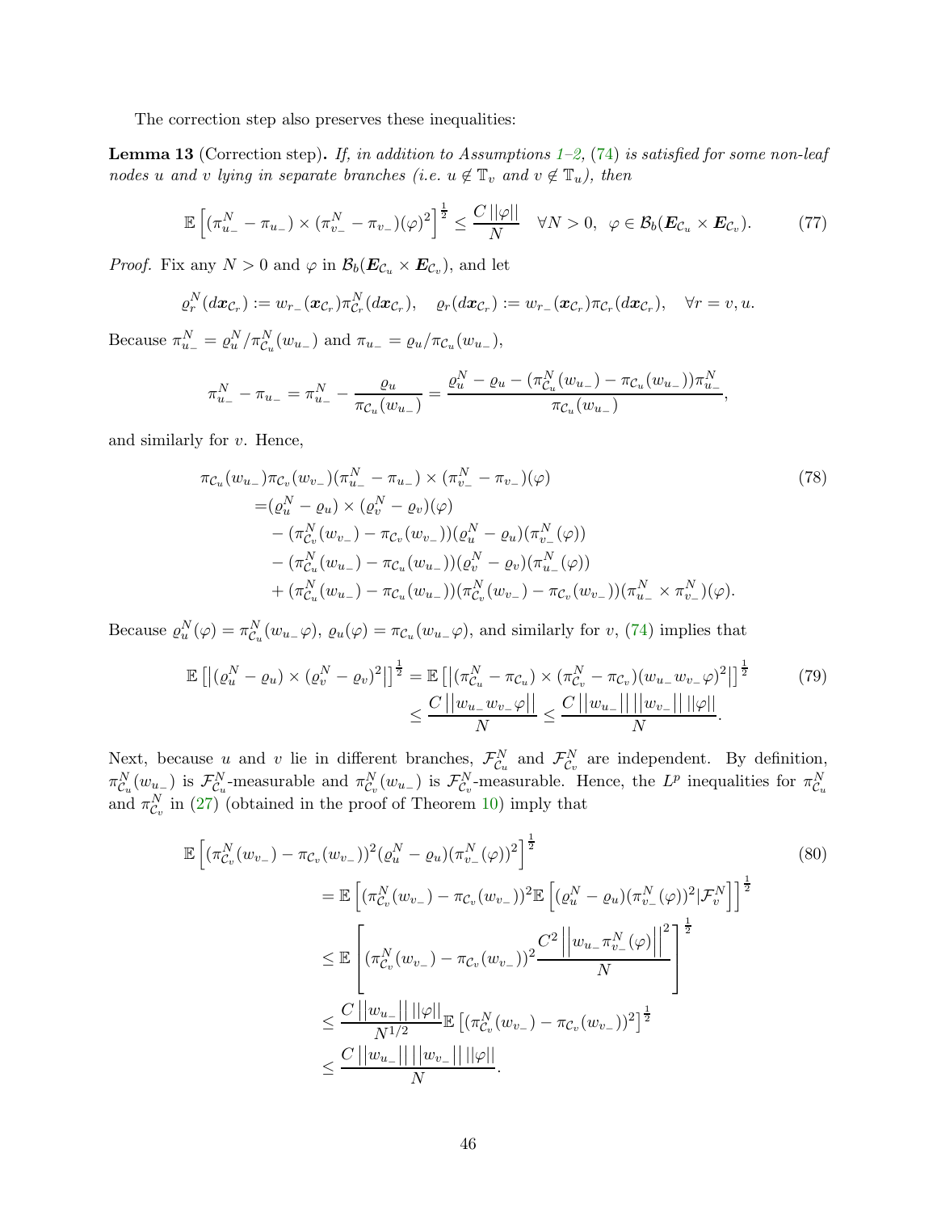The correction step also preserves these inequalities:

**Lemma 13** (Correction step)**.** *If, in addition to Assumptions 1–2, (74) is satisfied for some non-leaf nodes $u$ and $v$ lying in separate branches (i.e. $u \notin \mathbb{T}_v$ and $v \notin \mathbb{T}_u$), then*

$$\mathbb{E}\left[(\pi_{u_-}^N - \pi_{u_-}) \times (\pi_{v_-}^N - \pi_{v_-})(\varphi)^2\right]^{\frac{1}{2}} \leq \frac{C\,||\varphi||}{N} \quad \forall N > 0, \;\; \varphi \in \mathcal{B}_b(\boldsymbol{E}_{\mathcal{C}_u} \times \boldsymbol{E}_{\mathcal{C}_v}). \tag{77}$$

*Proof.* Fix any $N > 0$ and $\varphi$ in $\mathcal{B}_b(\boldsymbol{E}_{\mathcal{C}_u} \times \boldsymbol{E}_{\mathcal{C}_v})$, and let

$$\varrho_r^N(d\boldsymbol{x}_{\mathcal{C}_r}) := w_{r_-}(\boldsymbol{x}_{\mathcal{C}_r})\pi_{\mathcal{C}_r}^N(d\boldsymbol{x}_{\mathcal{C}_r}), \quad \varrho_r(d\boldsymbol{x}_{\mathcal{C}_r}) := w_{r_-}(\boldsymbol{x}_{\mathcal{C}_r})\pi_{\mathcal{C}_r}(d\boldsymbol{x}_{\mathcal{C}_r}), \quad \forall r = v, u.$$

Because $\pi_{u_-}^N = \varrho_u^N/\pi_{\mathcal{C}_u}^N(w_{u_-})$ and $\pi_{u_-} = \varrho_u/\pi_{\mathcal{C}_u}(w_{u_-})$,

$$\pi_{u_-}^N - \pi_{u_-} = \pi_{u_-}^N - \frac{\varrho_u}{\pi_{\mathcal{C}_u}(w_{u_-})} = \frac{\varrho_u^N - \varrho_u - (\pi_{\mathcal{C}_u}^N(w_{u_-}) - \pi_{\mathcal{C}_u}(w_{u_-}))\pi_{u_-}^N}{\pi_{\mathcal{C}_u}(w_{u_-})},$$

and similarly for $v$. Hence,

$$\begin{aligned}
&\pi_{\mathcal{C}_u}(w_{u_-})\pi_{\mathcal{C}_v}(w_{v_-})(\pi_{u_-}^N - \pi_{u_-}) \times (\pi_{v_-}^N - \pi_{v_-})(\varphi) \\
&\quad= (\varrho_u^N - \varrho_u) \times (\varrho_v^N - \varrho_v)(\varphi) \\
&\quad\quad - (\pi_{\mathcal{C}_v}^N(w_{v_-}) - \pi_{\mathcal{C}_v}(w_{v_-}))(\varrho_u^N - \varrho_u)(\pi_{v_-}^N(\varphi)) \\
&\quad\quad - (\pi_{\mathcal{C}_u}^N(w_{u_-}) - \pi_{\mathcal{C}_u}(w_{u_-}))(\varrho_v^N - \varrho_v)(\pi_{u_-}^N(\varphi)) \\
&\quad\quad + (\pi_{\mathcal{C}_u}^N(w_{u_-}) - \pi_{\mathcal{C}_u}(w_{u_-}))(\pi_{\mathcal{C}_v}^N(w_{v_-}) - \pi_{\mathcal{C}_v}(w_{v_-}))(\pi_{u_-}^N \times \pi_{v_-}^N)(\varphi).
\end{aligned} \tag{78}$$

Because $\varrho_u^N(\varphi) = \pi_{\mathcal{C}_u}^N(w_{u_-}\varphi)$, $\varrho_u(\varphi) = \pi_{\mathcal{C}_u}(w_{u_-}\varphi)$, and similarly for $v$, (74) implies that

$$\begin{aligned}
\mathbb{E}\left[|(\varrho_u^N - \varrho_u) \times (\varrho_v^N - \varrho_v)^2|\right]^{\frac{1}{2}} &= \mathbb{E}\left[|(\pi_{\mathcal{C}_u}^N - \pi_{\mathcal{C}_u}) \times (\pi_{\mathcal{C}_v}^N - \pi_{\mathcal{C}_v})(w_{u_-}w_{v_-}\varphi)^2|\right]^{\frac{1}{2}} \\
&\leq \frac{C\,||w_{u_-}w_{v_-}\varphi||}{N} \leq \frac{C\,||w_{u_-}||\,||w_{v_-}||\,||\varphi||}{N}.
\end{aligned} \tag{79}$$

Next, because $u$ and $v$ lie in different branches, $\mathcal{F}_{\mathcal{C}_u}^N$ and $\mathcal{F}_{\mathcal{C}_v}^N$ are independent. By definition, $\pi_{\mathcal{C}_u}^N(w_{u_-})$ is $\mathcal{F}_{\mathcal{C}_u}^N$-measurable and $\pi_{\mathcal{C}_v}^N(w_{u_-})$ is $\mathcal{F}_{\mathcal{C}_v}^N$-measurable. Hence, the $L^p$ inequalities for $\pi_{\mathcal{C}_u}^N$ and $\pi_{\mathcal{C}_v}^N$ in (27) (obtained in the proof of Theorem 10) imply that

$$\begin{aligned}
&\mathbb{E}\left[(\pi_{\mathcal{C}_v}^N(w_{v_-}) - \pi_{\mathcal{C}_v}(w_{v_-}))^2(\varrho_u^N - \varrho_u)(\pi_{v_-}^N(\varphi))^2\right]^{\frac{1}{2}} \\
&\quad\quad= \mathbb{E}\left[(\pi_{\mathcal{C}_v}^N(w_{v_-}) - \pi_{\mathcal{C}_v}(w_{v_-}))^2\mathbb{E}\left[(\varrho_u^N - \varrho_u)(\pi_{v_-}^N(\varphi))^2|\mathcal{F}_v^N\right]\right]^{\frac{1}{2}} \\
&\quad\quad\leq \mathbb{E}\left[(\pi_{\mathcal{C}_v}^N(w_{v_-}) - \pi_{\mathcal{C}_v}(w_{v_-}))^2\frac{C^2\left|\left|w_{u_-}\pi_{v_-}^N(\varphi)\right|\right|^2}{N}\right]^{\frac{1}{2}} \\
&\quad\quad\leq \frac{C\,||w_{u_-}||\,||\varphi||}{N^{1/2}}\mathbb{E}\left[(\pi_{\mathcal{C}_v}^N(w_{v_-}) - \pi_{\mathcal{C}_v}(w_{v_-}))^2\right]^{\frac{1}{2}} \\
&\quad\quad\leq \frac{C\,||w_{u_-}||\,||w_{v_-}||\,||\varphi||}{N}.
\end{aligned} \tag{80}$$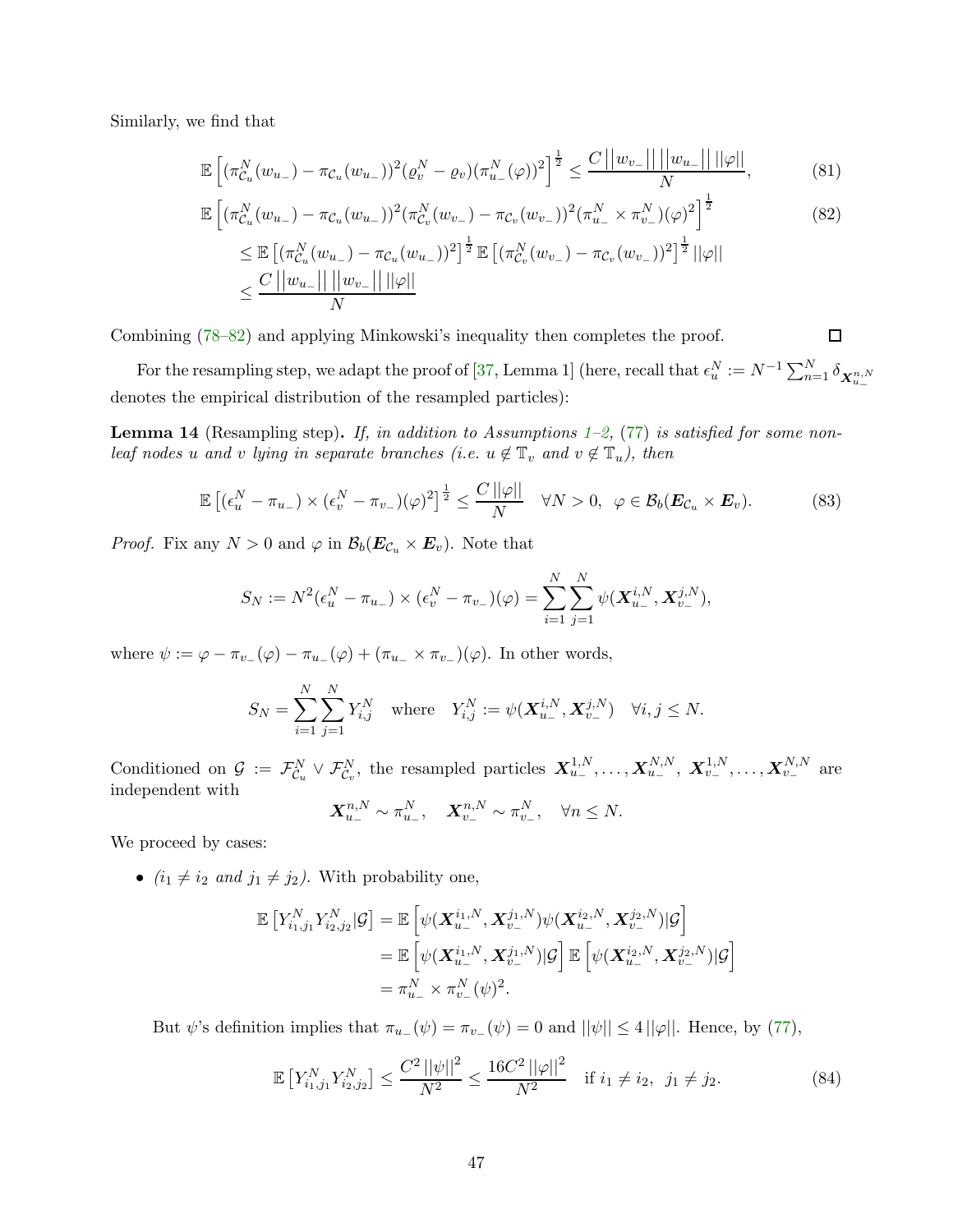Similarly, we find that

$$
\mathbb{E}\left[(\pi^N_{\mathcal{C}_u}(w_{u_-}) - \pi_{\mathcal{C}_u}(w_{u_-}))^2(\varrho^N_v - \varrho_v)(\pi^N_{u_-}(\varphi))^2\right]^{\frac{1}{2}} \leq \frac{C\,||w_{v_-}||\,||w_{u_-}||\,||\varphi||}{N}, \tag{81}
$$

$$
\begin{aligned}
&\mathbb{E}\left[(\pi^N_{\mathcal{C}_u}(w_{u_-}) - \pi_{\mathcal{C}_u}(w_{u_-}))^2(\pi^N_{\mathcal{C}_v}(w_{v_-}) - \pi_{\mathcal{C}_v}(w_{v_-}))^2(\pi^N_{u_-} \times \pi^N_{v_-})(\varphi)^2\right]^{\frac{1}{2}} \qquad (82)\\
&\quad\leq \mathbb{E}\left[(\pi^N_{\mathcal{C}_u}(w_{u_-}) - \pi_{\mathcal{C}_u}(w_{u_-}))^2\right]^{\frac{1}{2}} \mathbb{E}\left[(\pi^N_{\mathcal{C}_v}(w_{v_-}) - \pi_{\mathcal{C}_v}(w_{v_-}))^2\right]^{\frac{1}{2}} ||\varphi||\\
&\quad\leq \frac{C\,||w_{u_-}||\,||w_{v_-}||\,||\varphi||}{N}
\end{aligned}
$$

Combining (78–82) and applying Minkowski's inequality then completes the proof. □

For the resampling step, we adapt the proof of [37, Lemma 1] (here, recall that $\epsilon^N_u := N^{-1}\sum_{n=1}^N \delta_{\boldsymbol{X}^{n,N}_{u_-}}$ denotes the empirical distribution of the resampled particles):

**Lemma 14** (Resampling step)**.** *If, in addition to Assumptions 1–2, (77) is satisfied for some non-leaf nodes $u$ and $v$ lying in separate branches (i.e. $u \notin \mathbb{T}_v$ and $v \notin \mathbb{T}_u$), then*

$$
\mathbb{E}\left[(\epsilon^N_u - \pi_{u_-}) \times (\epsilon^N_v - \pi_{v_-})(\varphi)^2\right]^{\frac{1}{2}} \leq \frac{C\,||\varphi||}{N} \quad \forall N > 0, \;\; \varphi \in \mathcal{B}_b(\boldsymbol{E}_{\mathcal{C}_u} \times \boldsymbol{E}_v). \tag{83}
$$

*Proof.* Fix any $N > 0$ and $\varphi$ in $\mathcal{B}_b(\boldsymbol{E}_{\mathcal{C}_u} \times \boldsymbol{E}_v)$. Note that

$$
S_N := N^2(\epsilon^N_u - \pi_{u_-}) \times (\epsilon^N_v - \pi_{v_-})(\varphi) = \sum_{i=1}^N \sum_{j=1}^N \psi(\boldsymbol{X}^{i,N}_{u_-}, \boldsymbol{X}^{j,N}_{v_-}),
$$

where $\psi := \varphi - \pi_{v_-}(\varphi) - \pi_{u_-}(\varphi) + (\pi_{u_-} \times \pi_{v_-})(\varphi)$. In other words,

$$
S_N = \sum_{i=1}^N \sum_{j=1}^N Y^N_{i,j} \quad \text{where} \quad Y^N_{i,j} := \psi(\boldsymbol{X}^{i,N}_{u_-}, \boldsymbol{X}^{j,N}_{v_-}) \quad \forall i, j \leq N.
$$

Conditioned on $\mathcal{G} := \mathcal{F}^N_{\mathcal{C}_u} \vee \mathcal{F}^N_{\mathcal{C}_v}$, the resampled particles $\boldsymbol{X}^{1,N}_{u_-}, \ldots, \boldsymbol{X}^{N,N}_{u_-}$, $\boldsymbol{X}^{1,N}_{v_-}, \ldots, \boldsymbol{X}^{N,N}_{v_-}$ are independent with

$$
\boldsymbol{X}^{n,N}_{u_-} \sim \pi^N_{u_-}, \quad \boldsymbol{X}^{n,N}_{v_-} \sim \pi^N_{v_-}, \quad \forall n \leq N.
$$

We proceed by cases:

- *($i_1 \neq i_2$ and $j_1 \neq j_2$).* With probability one,

$$
\begin{aligned}
\mathbb{E}\left[Y^N_{i_1,j_1} Y^N_{i_2,j_2} | \mathcal{G}\right] &= \mathbb{E}\left[\psi(\boldsymbol{X}^{i_1,N}_{u_-}, \boldsymbol{X}^{j_1,N}_{v_-})\psi(\boldsymbol{X}^{i_2,N}_{u_-}, \boldsymbol{X}^{j_2,N}_{v_-}) | \mathcal{G}\right]\\
&= \mathbb{E}\left[\psi(\boldsymbol{X}^{i_1,N}_{u_-}, \boldsymbol{X}^{j_1,N}_{v_-}) | \mathcal{G}\right] \mathbb{E}\left[\psi(\boldsymbol{X}^{i_2,N}_{u_-}, \boldsymbol{X}^{j_2,N}_{v_-}) | \mathcal{G}\right]\\
&= \pi^N_{u_-} \times \pi^N_{v_-}(\psi)^2.
\end{aligned}
$$

  But $\psi$'s definition implies that $\pi_{u_-}(\psi) = \pi_{v_-}(\psi) = 0$ and $||\psi|| \leq 4\,||\varphi||$. Hence, by (77),

$$
\mathbb{E}\left[Y^N_{i_1,j_1} Y^N_{i_2,j_2}\right] \leq \frac{C^2\,||\psi||^2}{N^2} \leq \frac{16 C^2\,||\varphi||^2}{N^2} \quad \text{if } i_1 \neq i_2, \;\; j_1 \neq j_2. \tag{84}
$$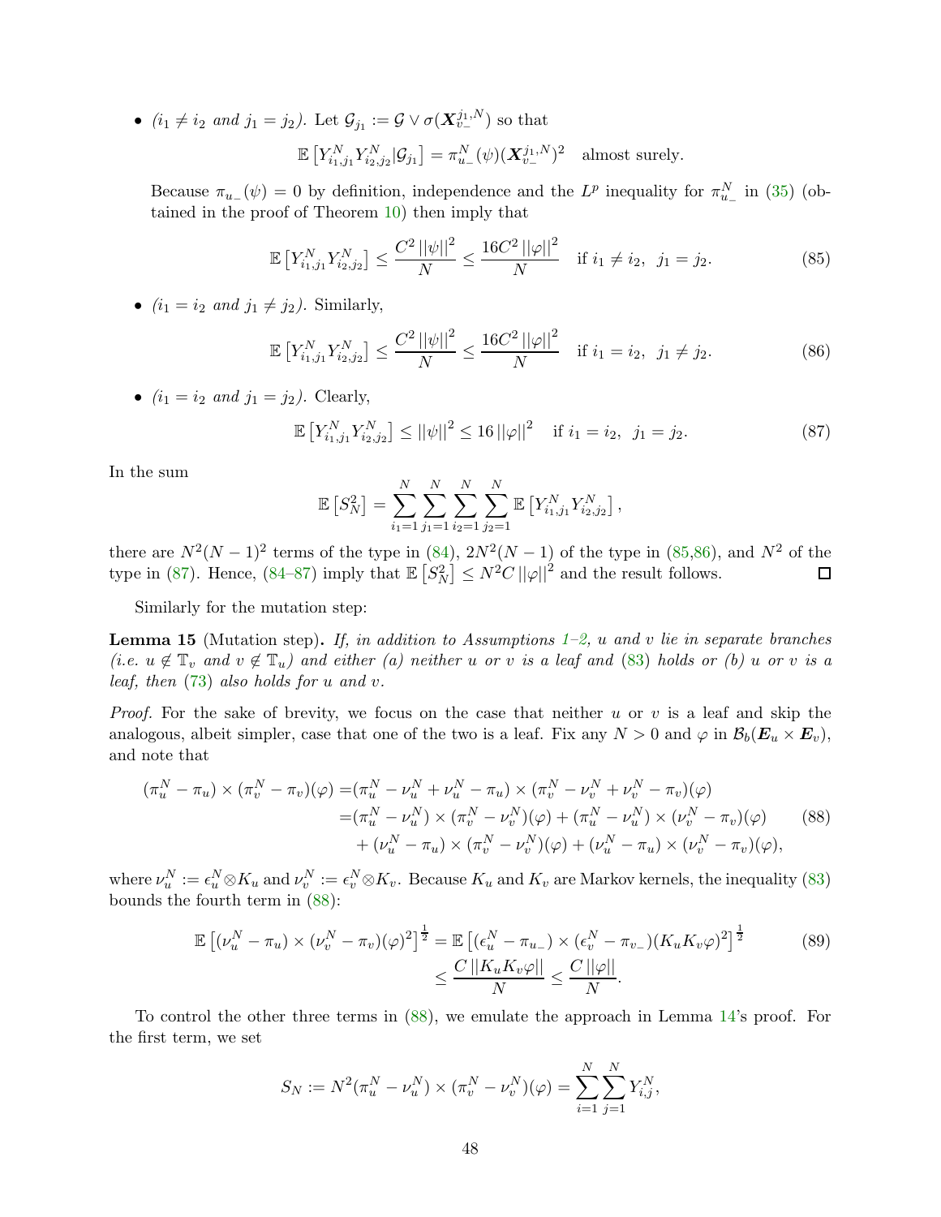- *($i_1 \neq i_2$ and $j_1 = j_2$).* Let $\mathcal{G}_{j_1} := \mathcal{G} \vee \sigma(\boldsymbol{X}_{v_-}^{j_1,N})$ so that

$$\mathbb{E}\left[Y_{i_1,j_1}^N Y_{i_2,j_2}^N | \mathcal{G}_{j_1}\right] = \pi_{u_-}^N(\psi)(\boldsymbol{X}_{v_-}^{j_1,N})^2 \quad \text{almost surely.}$$

  Because $\pi_{u_-}(\psi) = 0$ by definition, independence and the $L^p$ inequality for $\pi_{u_-}^N$ in (35) (obtained in the proof of Theorem 10) then imply that

$$\mathbb{E}\left[Y_{i_1,j_1}^N Y_{i_2,j_2}^N\right] \leq \frac{C^2 \left|\left|\psi\right|\right|^2}{N} \leq \frac{16 C^2 \left|\left|\varphi\right|\right|^2}{N} \quad \text{if } i_1 \neq i_2, \;\; j_1 = j_2. \tag{85}$$

- *($i_1 = i_2$ and $j_1 \neq j_2$).* Similarly,

$$\mathbb{E}\left[Y_{i_1,j_1}^N Y_{i_2,j_2}^N\right] \leq \frac{C^2 \left|\left|\psi\right|\right|^2}{N} \leq \frac{16 C^2 \left|\left|\varphi\right|\right|^2}{N} \quad \text{if } i_1 = i_2, \;\; j_1 \neq j_2. \tag{86}$$

- *($i_1 = i_2$ and $j_1 = j_2$).* Clearly,

$$\mathbb{E}\left[Y_{i_1,j_1}^N Y_{i_2,j_2}^N\right] \leq \left|\left|\psi\right|\right|^2 \leq 16 \left|\left|\varphi\right|\right|^2 \quad \text{if } i_1 = i_2, \;\; j_1 = j_2. \tag{87}$$

In the sum

$$\mathbb{E}\left[S_N^2\right] = \sum_{i_1=1}^N \sum_{j_1=1}^N \sum_{i_2=1}^N \sum_{j_2=1}^N \mathbb{E}\left[Y_{i_1,j_1}^N Y_{i_2,j_2}^N\right],$$

there are $N^2(N-1)^2$ terms of the type in (84), $2N^2(N-1)$ of the type in (85,86), and $N^2$ of the type in (87). Hence, (84–87) imply that $\mathbb{E}\left[S_N^2\right] \leq N^2 C \left|\left|\varphi\right|\right|^2$ and the result follows. $\square$

Similarly for the mutation step:

**Lemma 15** (Mutation step)**.** *If, in addition to Assumptions 1–2, $u$ and $v$ lie in separate branches (i.e. $u \notin \mathbb{T}_v$ and $v \notin \mathbb{T}_u$) and either (a) neither $u$ or $v$ is a leaf and (83) holds or (b) $u$ or $v$ is a leaf, then (73) also holds for $u$ and $v$.*

*Proof.* For the sake of brevity, we focus on the case that neither $u$ or $v$ is a leaf and skip the analogous, albeit simpler, case that one of the two is a leaf. Fix any $N > 0$ and $\varphi$ in $\mathcal{B}_b(\boldsymbol{E}_u \times \boldsymbol{E}_v)$, and note that

$$\begin{aligned}
(\pi_u^N - \pi_u) \times (\pi_v^N - \pi_v)(\varphi) =& (\pi_u^N - \nu_u^N + \nu_u^N - \pi_u) \times (\pi_v^N - \nu_v^N + \nu_v^N - \pi_v)(\varphi) \\
=& (\pi_u^N - \nu_u^N) \times (\pi_v^N - \nu_v^N)(\varphi) + (\pi_u^N - \nu_u^N) \times (\nu_v^N - \pi_v)(\varphi) \\
&+ (\nu_u^N - \pi_u) \times (\pi_v^N - \nu_v^N)(\varphi) + (\nu_u^N - \pi_u) \times (\nu_v^N - \pi_v)(\varphi),
\end{aligned} \tag{88}$$

where $\nu_u^N := \epsilon_u^N \otimes K_u$ and $\nu_v^N := \epsilon_v^N \otimes K_v$. Because $K_u$ and $K_v$ are Markov kernels, the inequality (83) bounds the fourth term in (88):

$$\begin{aligned}
\mathbb{E}\left[(\nu_u^N - \pi_u) \times (\nu_v^N - \pi_v)(\varphi)^2\right]^{\frac{1}{2}} =& \mathbb{E}\left[(\epsilon_u^N - \pi_{u_-}) \times (\epsilon_v^N - \pi_{v_-})(K_u K_v \varphi)^2\right]^{\frac{1}{2}} \\
&\leq \frac{C \left|\left|K_u K_v \varphi\right|\right|}{N} \leq \frac{C \left|\left|\varphi\right|\right|}{N}.
\end{aligned} \tag{89}$$

To control the other three terms in (88), we emulate the approach in Lemma 14's proof. For the first term, we set

$$S_N := N^2 (\pi_u^N - \nu_u^N) \times (\pi_v^N - \nu_v^N)(\varphi) = \sum_{i=1}^N \sum_{j=1}^N Y_{i,j}^N,$$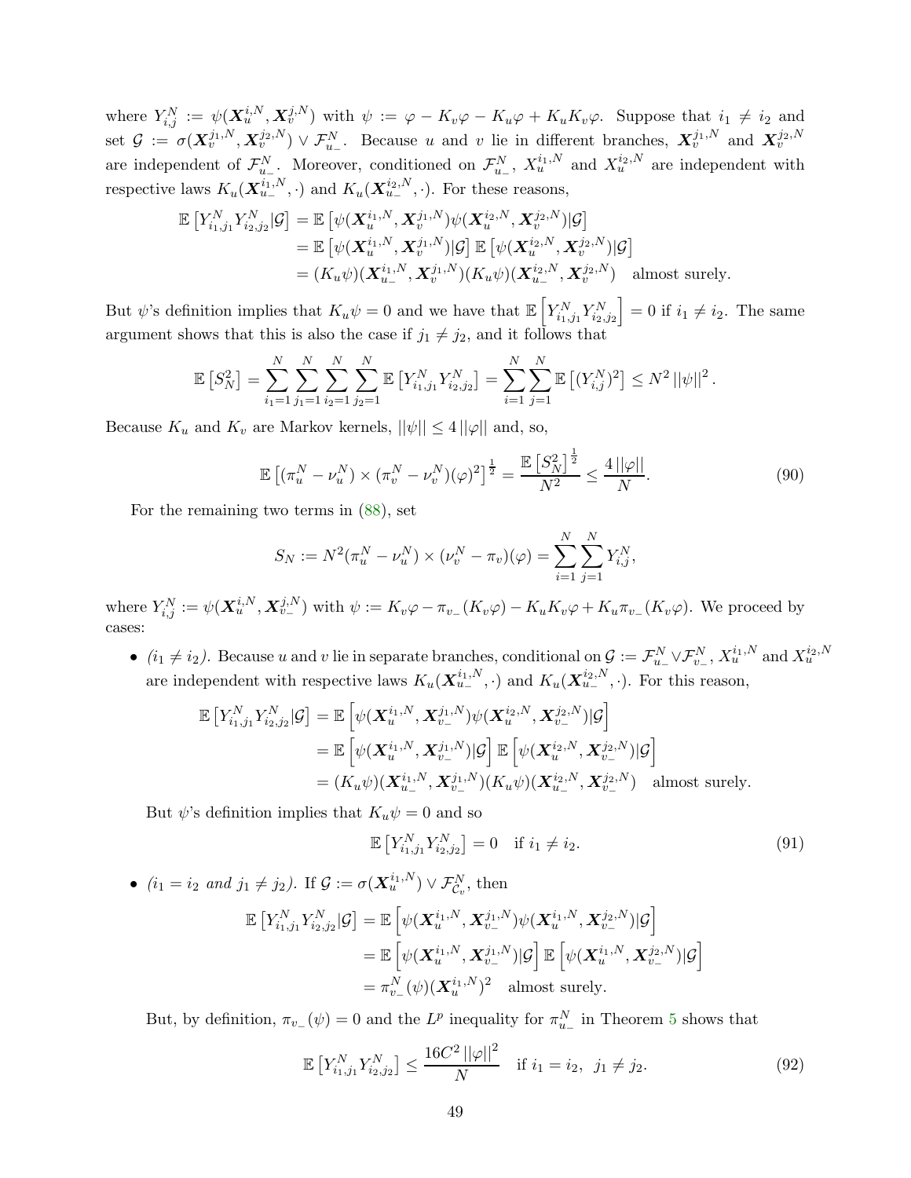where $Y_{i,j}^N := \psi(\boldsymbol{X}_u^{i,N}, \boldsymbol{X}_v^{j,N})$ with $\psi := \varphi - K_v\varphi - K_u\varphi + K_uK_v\varphi$. Suppose that $i_1 \neq i_2$ and set $\mathcal{G} := \sigma(\boldsymbol{X}_v^{j_1,N}, \boldsymbol{X}_v^{j_2,N}) \vee \mathcal{F}_{u_-}^N$. Because $u$ and $v$ lie in different branches, $\boldsymbol{X}_v^{j_1,N}$ and $\boldsymbol{X}_v^{j_2,N}$ are independent of $\mathcal{F}_{u_-}^N$. Moreover, conditioned on $\mathcal{F}_{u_-}^N$, $X_u^{i_1,N}$ and $X_u^{i_2,N}$ are independent with respective laws $K_u(\boldsymbol{X}_{u_-}^{i_1,N}, \cdot)$ and $K_u(\boldsymbol{X}_{u_-}^{i_2,N}, \cdot)$. For these reasons,

$$
\begin{aligned}
\mathbb{E}\left[Y_{i_1,j_1}^N Y_{i_2,j_2}^N|\mathcal{G}\right] &= \mathbb{E}\left[\psi(\boldsymbol{X}_u^{i_1,N}, \boldsymbol{X}_v^{j_1,N})\psi(\boldsymbol{X}_u^{i_2,N}, \boldsymbol{X}_v^{j_2,N})|\mathcal{G}\right] \\
&= \mathbb{E}\left[\psi(\boldsymbol{X}_u^{i_1,N}, \boldsymbol{X}_v^{j_1,N})|\mathcal{G}\right]\mathbb{E}\left[\psi(\boldsymbol{X}_u^{i_2,N}, \boldsymbol{X}_v^{j_2,N})|\mathcal{G}\right] \\
&= (K_u\psi)(\boldsymbol{X}_{u_-}^{i_1,N}, \boldsymbol{X}_v^{j_1,N})(K_u\psi)(\boldsymbol{X}_{u_-}^{i_2,N}, \boldsymbol{X}_v^{j_2,N}) \quad \text{almost surely.}
\end{aligned}
$$

But $\psi$'s definition implies that $K_u\psi = 0$ and we have that $\mathbb{E}\left[Y_{i_1,j_1}^N Y_{i_2,j_2}^N\right] = 0$ if $i_1 \neq i_2$. The same argument shows that this is also the case if $j_1 \neq j_2$, and it follows that

$$
\mathbb{E}\left[S_N^2\right] = \sum_{i_1=1}^N \sum_{j_1=1}^N \sum_{i_2=1}^N \sum_{j_2=1}^N \mathbb{E}\left[Y_{i_1,j_1}^N Y_{i_2,j_2}^N\right] = \sum_{i=1}^N \sum_{j=1}^N \mathbb{E}\left[(Y_{i,j}^N)^2\right] \leq N^2 \|\psi\|^2.
$$

Because $K_u$ and $K_v$ are Markov kernels, $\|\psi\| \leq 4\|\varphi\|$ and, so,

$$
\mathbb{E}\left[(\pi_u^N - \nu_u^N) \times (\pi_v^N - \nu_v^N)(\varphi)^2\right]^{\frac{1}{2}} = \frac{\mathbb{E}\left[S_N^2\right]^{\frac{1}{2}}}{N^2} \leq \frac{4\|\varphi\|}{N}. \tag{90}
$$

For the remaining two terms in (88), set

$$
S_N := N^2(\pi_u^N - \nu_u^N) \times (\nu_v^N - \pi_v)(\varphi) = \sum_{i=1}^N \sum_{j=1}^N Y_{i,j}^N,
$$

where $Y_{i,j}^N := \psi(\boldsymbol{X}_u^{i,N}, \boldsymbol{X}_{v_-}^{j,N})$ with $\psi := K_v\varphi - \pi_{v_-}(K_v\varphi) - K_uK_v\varphi + K_u\pi_{v_-}(K_v\varphi)$. We proceed by cases:

- *($i_1 \neq i_2$).* Because $u$ and $v$ lie in separate branches, conditional on $\mathcal{G} := \mathcal{F}_{u_-}^N \vee \mathcal{F}_{v_-}^N$, $X_u^{i_1,N}$ and $X_u^{i_2,N}$ are independent with respective laws $K_u(\boldsymbol{X}_{u_-}^{i_1,N}, \cdot)$ and $K_u(\boldsymbol{X}_{u_-}^{i_2,N}, \cdot)$. For this reason,

$$
\begin{aligned}
\mathbb{E}\left[Y_{i_1,j_1}^N Y_{i_2,j_2}^N|\mathcal{G}\right] &= \mathbb{E}\left[\psi(\boldsymbol{X}_u^{i_1,N}, \boldsymbol{X}_{v_-}^{j_1,N})\psi(\boldsymbol{X}_u^{i_2,N}, \boldsymbol{X}_{v_-}^{j_2,N})|\mathcal{G}\right] \\
&= \mathbb{E}\left[\psi(\boldsymbol{X}_u^{i_1,N}, \boldsymbol{X}_{v_-}^{j_1,N})|\mathcal{G}\right]\mathbb{E}\left[\psi(\boldsymbol{X}_u^{i_2,N}, \boldsymbol{X}_{v_-}^{j_2,N})|\mathcal{G}\right] \\
&= (K_u\psi)(\boldsymbol{X}_{u_-}^{i_1,N}, \boldsymbol{X}_{v_-}^{j_1,N})(K_u\psi)(\boldsymbol{X}_{u_-}^{i_2,N}, \boldsymbol{X}_{v_-}^{j_2,N}) \quad \text{almost surely.}
\end{aligned}
$$

  But $\psi$'s definition implies that $K_u\psi = 0$ and so

$$
\mathbb{E}\left[Y_{i_1,j_1}^N Y_{i_2,j_2}^N\right] = 0 \quad \text{if } i_1 \neq i_2. \tag{91}
$$

- *($i_1 = i_2$ and $j_1 \neq j_2$).* If $\mathcal{G} := \sigma(\boldsymbol{X}_u^{i_1,N}) \vee \mathcal{F}_{\mathcal{C}_v}^N$, then

$$
\begin{aligned}
\mathbb{E}\left[Y_{i_1,j_1}^N Y_{i_2,j_2}^N|\mathcal{G}\right] &= \mathbb{E}\left[\psi(\boldsymbol{X}_u^{i_1,N}, \boldsymbol{X}_{v_-}^{j_1,N})\psi(\boldsymbol{X}_u^{i_1,N}, \boldsymbol{X}_{v_-}^{j_2,N})|\mathcal{G}\right] \\
&= \mathbb{E}\left[\psi(\boldsymbol{X}_u^{i_1,N}, \boldsymbol{X}_{v_-}^{j_1,N})|\mathcal{G}\right]\mathbb{E}\left[\psi(\boldsymbol{X}_u^{i_1,N}, \boldsymbol{X}_{v_-}^{j_2,N})|\mathcal{G}\right] \\
&= \pi_{v_-}^N(\psi)(\boldsymbol{X}_u^{i_1,N})^2 \quad \text{almost surely.}
\end{aligned}
$$

  But, by definition, $\pi_{v_-}(\psi) = 0$ and the $L^p$ inequality for $\pi_{u_-}^N$ in Theorem 5 shows that

$$
\mathbb{E}\left[Y_{i_1,j_1}^N Y_{i_2,j_2}^N\right] \leq \frac{16C^2\|\varphi\|^2}{N} \quad \text{if } i_1 = i_2, \ j_1 \neq j_2. \tag{92}
$$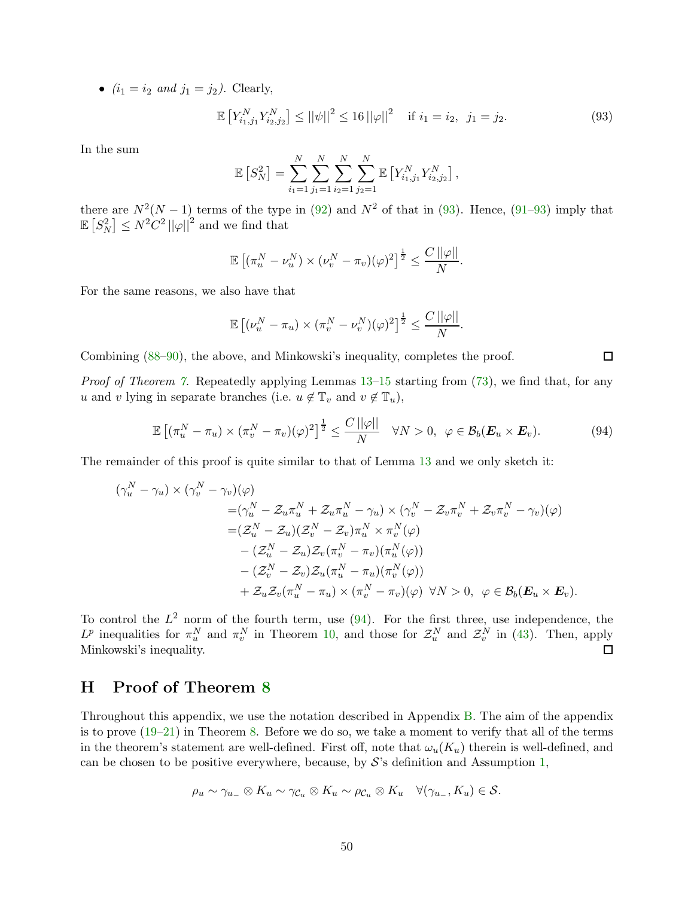- *($i_1 = i_2$ and $j_1 = j_2$).* Clearly,

$$\mathbb{E}\left[Y_{i_1,j_1}^N Y_{i_2,j_2}^N\right] \leq ||\psi||^2 \leq 16\,||\varphi||^2 \quad \text{if } i_1 = i_2,\ \ j_1 = j_2. \tag{93}$$

In the sum

$$\mathbb{E}\left[S_N^2\right] = \sum_{i_1=1}^{N}\sum_{j_1=1}^{N}\sum_{i_2=1}^{N}\sum_{j_2=1}^{N}\mathbb{E}\left[Y_{i_1,j_1}^N Y_{i_2,j_2}^N\right],$$

there are $N^2(N-1)$ terms of the type in (92) and $N^2$ of that in (93). Hence, (91–93) imply that $\mathbb{E}\left[S_N^2\right] \leq N^2 C^2 ||\varphi||^2$ and we find that

$$\mathbb{E}\left[(\pi_u^N - \nu_u^N)\times(\nu_v^N - \pi_v)(\varphi)^2\right]^{\frac{1}{2}} \leq \frac{C\,||\varphi||}{N}.$$

For the same reasons, we also have that

$$\mathbb{E}\left[(\nu_u^N - \pi_u)\times(\pi_v^N - \nu_v^N)(\varphi)^2\right]^{\frac{1}{2}} \leq \frac{C\,||\varphi||}{N}.$$

Combining (88–90), the above, and Minkowski's inequality, completes the proof. $\square$

*Proof of Theorem 7.* Repeatedly applying Lemmas 13–15 starting from (73), we find that, for any $u$ and $v$ lying in separate branches (i.e. $u \notin \mathbb{T}_v$ and $v \notin \mathbb{T}_u$),

$$\mathbb{E}\left[(\pi_u^N - \pi_u)\times(\pi_v^N - \pi_v)(\varphi)^2\right]^{\frac{1}{2}} \leq \frac{C\,||\varphi||}{N} \quad \forall N > 0,\ \ \varphi \in \mathcal{B}_b(\boldsymbol{E}_u \times \boldsymbol{E}_v). \tag{94}$$

The remainder of this proof is quite similar to that of Lemma 13 and we only sketch it:

$$\begin{aligned}
(\gamma_u^N - \gamma_u)\times(\gamma_v^N - \gamma_v)(\varphi)& \\
&= (\gamma_u^N - \mathcal{Z}_u\pi_u^N + \mathcal{Z}_u\pi_u^N - \gamma_u)\times(\gamma_v^N - \mathcal{Z}_v\pi_v^N + \mathcal{Z}_v\pi_v^N - \gamma_v)(\varphi)\\
&= (\mathcal{Z}_u^N - \mathcal{Z}_u)(\mathcal{Z}_v^N - \mathcal{Z}_v)\pi_u^N \times \pi_v^N(\varphi)\\
&\quad - (\mathcal{Z}_u^N - \mathcal{Z}_u)\mathcal{Z}_v(\pi_v^N - \pi_v)(\pi_u^N(\varphi))\\
&\quad - (\mathcal{Z}_v^N - \mathcal{Z}_v)\mathcal{Z}_u(\pi_u^N - \pi_u)(\pi_v^N(\varphi))\\
&\quad + \mathcal{Z}_u\mathcal{Z}_v(\pi_u^N - \pi_u)\times(\pi_v^N - \pi_v)(\varphi)\ \ \forall N > 0,\ \ \varphi \in \mathcal{B}_b(\boldsymbol{E}_u \times \boldsymbol{E}_v).
\end{aligned}$$

To control the $L^2$ norm of the fourth term, use (94). For the first three, use independence, the $L^p$ inequalities for $\pi_u^N$ and $\pi_v^N$ in Theorem 10, and those for $\mathcal{Z}_u^N$ and $\mathcal{Z}_v^N$ in (43). Then, apply Minkowski's inequality. $\square$

# H Proof of Theorem 8

Throughout this appendix, we use the notation described in Appendix B. The aim of the appendix is to prove (19–21) in Theorem 8. Before we do so, we take a moment to verify that all of the terms in the theorem's statement are well-defined. First off, note that $\omega_u(K_u)$ therein is well-defined, and can be chosen to be positive everywhere, because, by $\mathcal{S}$'s definition and Assumption 1,

$$\rho_u \sim \gamma_{u_-}\otimes K_u \sim \gamma_{\mathcal{C}_u}\otimes K_u \sim \rho_{\mathcal{C}_u}\otimes K_u \quad \forall(\gamma_{u_-}, K_u) \in \mathcal{S}.$$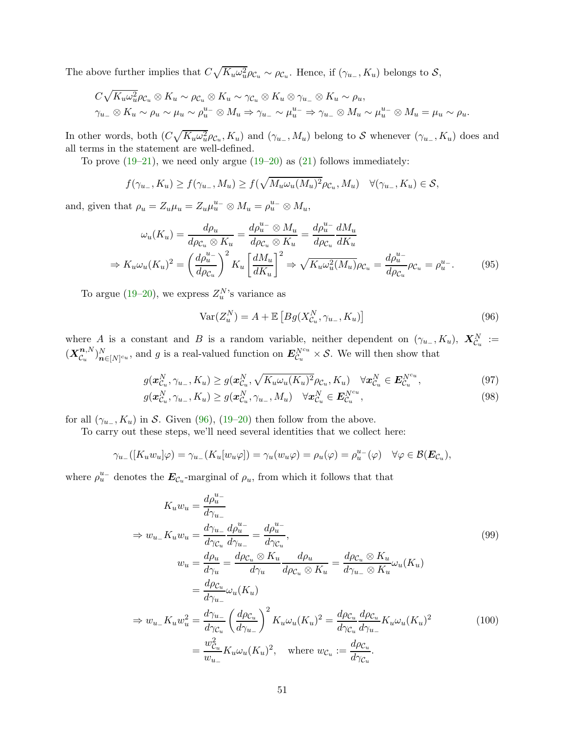The above further implies that $C\sqrt{K_u\omega_u^2}\rho_{\mathcal{C}_u} \sim \rho_{\mathcal{C}_u}$. Hence, if $(\gamma_{u_-}, K_u)$ belongs to $\mathcal{S}$,

$$
\begin{aligned}
&C\sqrt{K_u\omega_u^2}\rho_{\mathcal{C}_u} \otimes K_u \sim \rho_{\mathcal{C}_u} \otimes K_u \sim \gamma_{\mathcal{C}_u} \otimes K_u \otimes \gamma_{u_-} \otimes K_u \sim \rho_u, \\
&\gamma_{u_-} \otimes K_u \sim \rho_u \sim \mu_u \sim \rho_u^{u_-} \otimes M_u \Rightarrow \gamma_{u_-} \sim \mu_u^{u_-} \Rightarrow \gamma_{u_-} \otimes M_u \sim \mu_u^{u_-} \otimes M_u = \mu_u \sim \rho_u.
\end{aligned}
$$

In other words, both $(C\sqrt{K_u\omega_u^2}\rho_{\mathcal{C}_u}, K_u)$ and $(\gamma_{u_-}, M_u)$ belong to $\mathcal{S}$ whenever $(\gamma_{u_-}, K_u)$ does and all terms in the statement are well-defined.

To prove (19–21), we need only argue (19–20) as (21) follows immediately:

$$
f(\gamma_{u_-}, K_u) \geq f(\gamma_{u_-}, M_u) \geq f(\sqrt{M_u\omega_u(M_u)^2}\rho_{\mathcal{C}_u}, M_u) \quad \forall (\gamma_{u_-}, K_u) \in \mathcal{S},
$$

and, given that $\rho_u = Z_u\mu_u = Z_u\mu_u^{u_-} \otimes M_u = \rho_u^{u_-} \otimes M_u$,

$$
\begin{aligned}
\omega_u(K_u) &= \frac{d\rho_u}{d\rho_{\mathcal{C}_u} \otimes K_u} = \frac{d\rho_u^{u_-} \otimes M_u}{d\rho_{\mathcal{C}_u} \otimes K_u} = \frac{d\rho_u^{u_-}}{d\rho_{\mathcal{C}_u}}\frac{dM_u}{dK_u} \\
\Rightarrow K_u\omega_u(K_u)^2 &= \left(\frac{d\rho_u^{u_-}}{d\rho_{\mathcal{C}_u}}\right)^2 K_u \left[\frac{dM_u}{dK_u}\right]^2 \Rightarrow \sqrt{K_u\omega_u^2(M_u)}\rho_{\mathcal{C}_u} = \frac{d\rho_u^{u_-}}{d\rho_{\mathcal{C}_u}}\rho_{\mathcal{C}_u} = \rho_u^{u_-}.
\end{aligned} \tag{95}
$$

To argue (19–20), we express $Z_u^N$'s variance as

$$
\mathrm{Var}(Z_u^N) = A + \mathbb{E}\left[Bg(\boldsymbol{X}_{\mathcal{C}_u}^N, \gamma_{u_-}, K_u)\right] \tag{96}
$$

where $A$ is a constant and $B$ is a random variable, neither dependent on $(\gamma_{u_-}, K_u)$, $\boldsymbol{X}_{\mathcal{C}_u}^N := (\boldsymbol{X}_{\mathcal{C}_u}^{\boldsymbol{n},N})_{\boldsymbol{n}\in[N]^{c_u}}^N$, and $g$ is a real-valued function on $\boldsymbol{E}_{\mathcal{C}_u}^{N^{c_u}} \times \mathcal{S}$. We will then show that

$$
g(\boldsymbol{x}_{\mathcal{C}_u}^N, \gamma_{u_-}, K_u) \geq g(\boldsymbol{x}_{\mathcal{C}_u}^N, \sqrt{K_u\omega_u(K_u)^2}\rho_{\mathcal{C}_u}, K_u) \quad \forall \boldsymbol{x}_{\mathcal{C}_u}^N \in \boldsymbol{E}_{\mathcal{C}_u}^{N^{c_u}}, \tag{97}
$$

$$
g(\boldsymbol{x}_{\mathcal{C}_u}^N, \gamma_{u_-}, K_u) \geq g(\boldsymbol{x}_{\mathcal{C}_u}^N, \gamma_{u_-}, M_u) \quad \forall \boldsymbol{x}_{\mathcal{C}_u}^N \in \boldsymbol{E}_{\mathcal{C}_u}^{N^{c_u}}, \tag{98}
$$

for all $(\gamma_{u_-}, K_u)$ in $\mathcal{S}$. Given (96), (19–20) then follow from the above.

To carry out these steps, we'll need several identities that we collect here:

$$
\gamma_{u_-}([K_u w_u]\varphi) = \gamma_{u_-}(K_u[w_u\varphi]) = \gamma_u(w_u\varphi) = \rho_u(\varphi) = \rho_u^{u_-}(\varphi) \quad \forall \varphi \in \mathcal{B}(\boldsymbol{E}_{\mathcal{C}_u}),
$$

where $\rho_u^{u_-}$ denotes the $\boldsymbol{E}_{\mathcal{C}_u}$-marginal of $\rho_u$, from which it follows that that

$$
\begin{aligned}
K_u w_u &= \frac{d\rho_u^{u_-}}{d\gamma_{u_-}} \\
\Rightarrow w_{u_-}K_u w_u &= \frac{d\gamma_{u_-}}{d\gamma_{\mathcal{C}_u}}\frac{d\rho_u^{u_-}}{d\gamma_{u_-}} = \frac{d\rho_u^{u_-}}{d\gamma_{\mathcal{C}_u}},
\end{aligned} \tag{99}
$$

$$
\begin{aligned}
w_u &= \frac{d\rho_u}{d\gamma_u} = \frac{d\rho_{\mathcal{C}_u} \otimes K_u}{d\gamma_u}\frac{d\rho_u}{d\rho_{\mathcal{C}_u} \otimes K_u} = \frac{d\rho_{\mathcal{C}_u} \otimes K_u}{d\gamma_{u_-} \otimes K_u}\omega_u(K_u) \\
&= \frac{d\rho_{\mathcal{C}_u}}{d\gamma_{u_-}}\omega_u(K_u) \\
\Rightarrow w_{u_-}K_u w_u^2 &= \frac{d\gamma_{u_-}}{d\gamma_{\mathcal{C}_u}}\left(\frac{d\rho_{\mathcal{C}_u}}{d\gamma_{u_-}}\right)^2 K_u\omega_u(K_u)^2 = \frac{d\rho_{\mathcal{C}_u}}{d\gamma_{\mathcal{C}_u}}\frac{d\rho_{\mathcal{C}_u}}{d\gamma_{u_-}}K_u\omega_u(K_u)^2 \\
&= \frac{w_{\mathcal{C}_u}^2}{w_{u_-}}K_u\omega_u(K_u)^2, \quad \text{where } w_{\mathcal{C}_u} := \frac{d\rho_{\mathcal{C}_u}}{d\gamma_{\mathcal{C}_u}}.
\end{aligned} \tag{100}
$$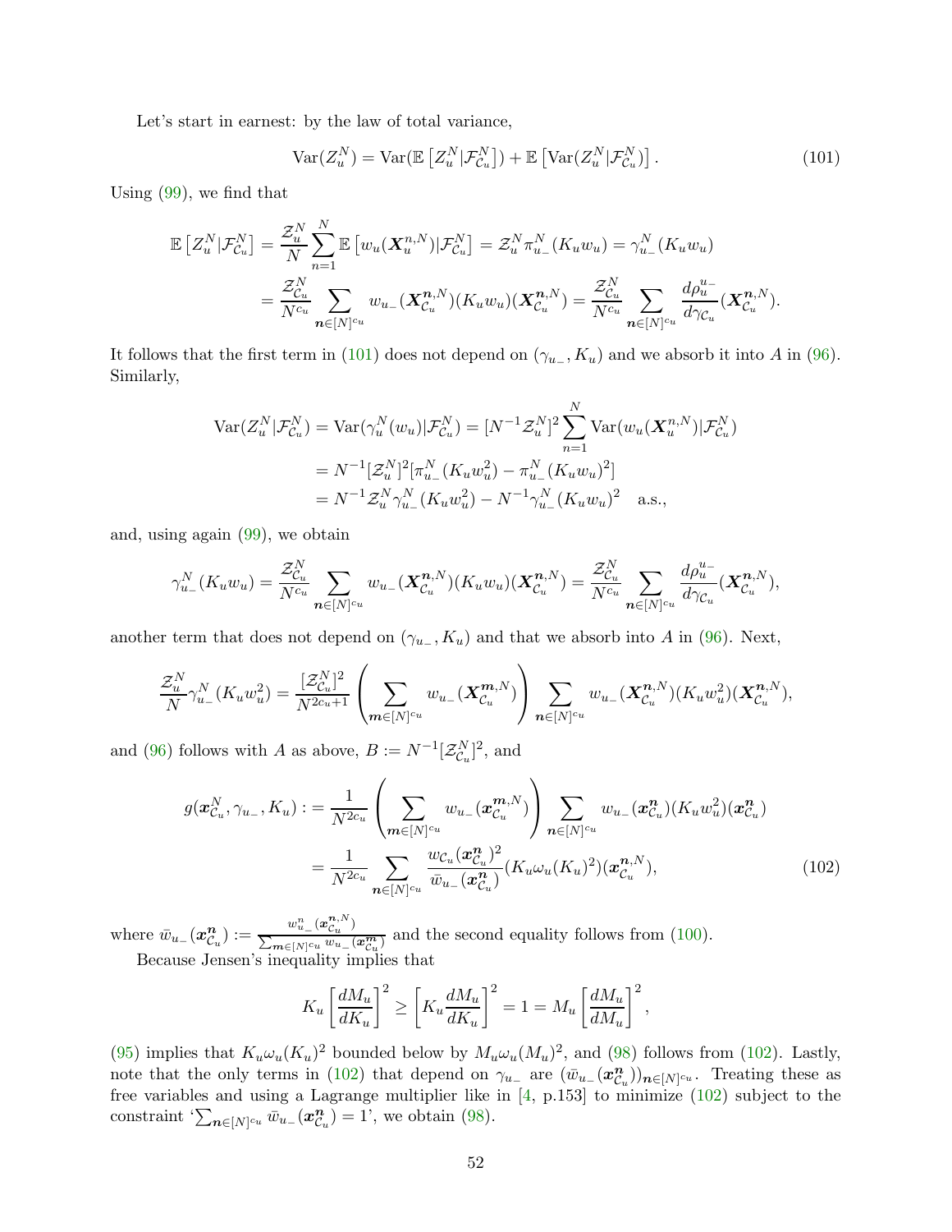Let's start in earnest: by the law of total variance,

$$\mathrm{Var}(Z_u^N) = \mathrm{Var}(\mathbb{E}\left[Z_u^N|\mathcal{F}_{\mathcal{C}_u}^N\right]) + \mathbb{E}\left[\mathrm{Var}(Z_u^N|\mathcal{F}_{\mathcal{C}_u}^N)\right]. \tag{101}$$

Using (99), we find that

$$\begin{aligned}
\mathbb{E}\left[Z_u^N|\mathcal{F}_{\mathcal{C}_u}^N\right] &= \frac{\mathcal{Z}_u^N}{N}\sum_{n=1}^N \mathbb{E}\left[w_u(\boldsymbol{X}_u^{n,N})|\mathcal{F}_{\mathcal{C}_u}^N\right] = \mathcal{Z}_u^N \pi_{u_-}^N(K_u w_u) = \gamma_{u_-}^N(K_u w_u)\\
&= \frac{\mathcal{Z}_{\mathcal{C}_u}^N}{N^{c_u}}\sum_{\boldsymbol{n}\in[N]^{c_u}} w_{u_-}(\boldsymbol{X}_{\mathcal{C}_u}^{\boldsymbol{n},N})(K_u w_u)(\boldsymbol{X}_{\mathcal{C}_u}^{\boldsymbol{n},N}) = \frac{\mathcal{Z}_{\mathcal{C}_u}^N}{N^{c_u}}\sum_{\boldsymbol{n}\in[N]^{c_u}} \frac{d\rho_u^{u_-}}{d\gamma_{\mathcal{C}_u}}(\boldsymbol{X}_{\mathcal{C}_u}^{\boldsymbol{n},N}).
\end{aligned}$$

It follows that the first term in (101) does not depend on $(\gamma_{u_-}, K_u)$ and we absorb it into $A$ in (96). Similarly,

$$\begin{aligned}
\mathrm{Var}(Z_u^N|\mathcal{F}_{\mathcal{C}_u}^N) &= \mathrm{Var}(\gamma_u^N(w_u)|\mathcal{F}_{\mathcal{C}_u}^N) = [N^{-1}\mathcal{Z}_u^N]^2\sum_{n=1}^N \mathrm{Var}(w_u(\boldsymbol{X}_u^{n,N})|\mathcal{F}_{\mathcal{C}_u}^N)\\
&= N^{-1}[\mathcal{Z}_u^N]^2[\pi_{u_-}^N(K_u w_u^2) - \pi_{u_-}^N(K_u w_u)^2]\\
&= N^{-1}\mathcal{Z}_u^N\gamma_{u_-}^N(K_u w_u^2) - N^{-1}\gamma_{u_-}^N(K_u w_u)^2 \quad \text{a.s.},
\end{aligned}$$

and, using again (99), we obtain

$$\gamma_{u_-}^N(K_u w_u) = \frac{\mathcal{Z}_{\mathcal{C}_u}^N}{N^{c_u}}\sum_{\boldsymbol{n}\in[N]^{c_u}} w_{u_-}(\boldsymbol{X}_{\mathcal{C}_u}^{\boldsymbol{n},N})(K_u w_u)(\boldsymbol{X}_{\mathcal{C}_u}^{\boldsymbol{n},N}) = \frac{\mathcal{Z}_{\mathcal{C}_u}^N}{N^{c_u}}\sum_{\boldsymbol{n}\in[N]^{c_u}} \frac{d\rho_u^{u_-}}{d\gamma_{\mathcal{C}_u}}(\boldsymbol{X}_{\mathcal{C}_u}^{\boldsymbol{n},N}),$$

another term that does not depend on $(\gamma_{u_-}, K_u)$ and that we absorb into $A$ in (96). Next,

$$\frac{\mathcal{Z}_u^N}{N}\gamma_{u_-}^N(K_u w_u^2) = \frac{[\mathcal{Z}_{\mathcal{C}_u}^N]^2}{N^{2c_u+1}}\left(\sum_{\boldsymbol{m}\in[N]^{c_u}} w_{u_-}(\boldsymbol{X}_{\mathcal{C}_u}^{\boldsymbol{m},N})\right)\sum_{\boldsymbol{n}\in[N]^{c_u}} w_{u_-}(\boldsymbol{X}_{\mathcal{C}_u}^{\boldsymbol{n},N})(K_u w_u^2)(\boldsymbol{X}_{\mathcal{C}_u}^{\boldsymbol{n},N}),$$

and (96) follows with $A$ as above, $B := N^{-1}[\mathcal{Z}_{\mathcal{C}_u}^N]^2$, and

$$\begin{aligned}
g(\boldsymbol{x}_{\mathcal{C}_u}^N, \gamma_{u_-}, K_u) &:= \frac{1}{N^{2c_u}}\left(\sum_{\boldsymbol{m}\in[N]^{c_u}} w_{u_-}(\boldsymbol{x}_{\mathcal{C}_u}^{\boldsymbol{m},N})\right)\sum_{\boldsymbol{n}\in[N]^{c_u}} w_{u_-}(\boldsymbol{x}_{\mathcal{C}_u}^{\boldsymbol{n}})(K_u w_u^2)(\boldsymbol{x}_{\mathcal{C}_u}^{\boldsymbol{n}})\\
&= \frac{1}{N^{2c_u}}\sum_{\boldsymbol{n}\in[N]^{c_u}} \frac{w_{\mathcal{C}_u}(\boldsymbol{x}_{\mathcal{C}_u}^{\boldsymbol{n}})^2}{\bar{w}_{u_-}(\boldsymbol{x}_{\mathcal{C}_u}^{\boldsymbol{n}})}(K_u\omega_u(K_u)^2)(\boldsymbol{x}_{\mathcal{C}_u}^{\boldsymbol{n},N}),
\end{aligned} \tag{102}$$

where $\bar{w}_{u_-}(\boldsymbol{x}_{\mathcal{C}_u}^{\boldsymbol{n}}) := \frac{w_{u_-}^n(\boldsymbol{x}_{\mathcal{C}_u}^{\boldsymbol{n},N})}{\sum_{\boldsymbol{m}\in[N]^{c_u}} w_{u_-}(\boldsymbol{x}_{\mathcal{C}_u}^{\boldsymbol{m}})}$ and the second equality follows from (100).

Because Jensen's inequality implies that

$$K_u\left[\frac{dM_u}{dK_u}\right]^2 \geq \left[K_u\frac{dM_u}{dK_u}\right]^2 = 1 = M_u\left[\frac{dM_u}{dM_u}\right]^2,$$

(95) implies that $K_u\omega_u(K_u)^2$ bounded below by $M_u\omega_u(M_u)^2$, and (98) follows from (102). Lastly, note that the only terms in (102) that depend on $\gamma_{u_-}$ are $(\bar{w}_{u_-}(\boldsymbol{x}_{\mathcal{C}_u}^{\boldsymbol{n}}))_{\boldsymbol{n}\in[N]^{c_u}}$. Treating these as free variables and using a Lagrange multiplier like in [4, p.153] to minimize (102) subject to the constraint '$\sum_{\boldsymbol{n}\in[N]^{c_u}} \bar{w}_{u_-}(\boldsymbol{x}_{\mathcal{C}_u}^{\boldsymbol{n}}) = 1$', we obtain (98).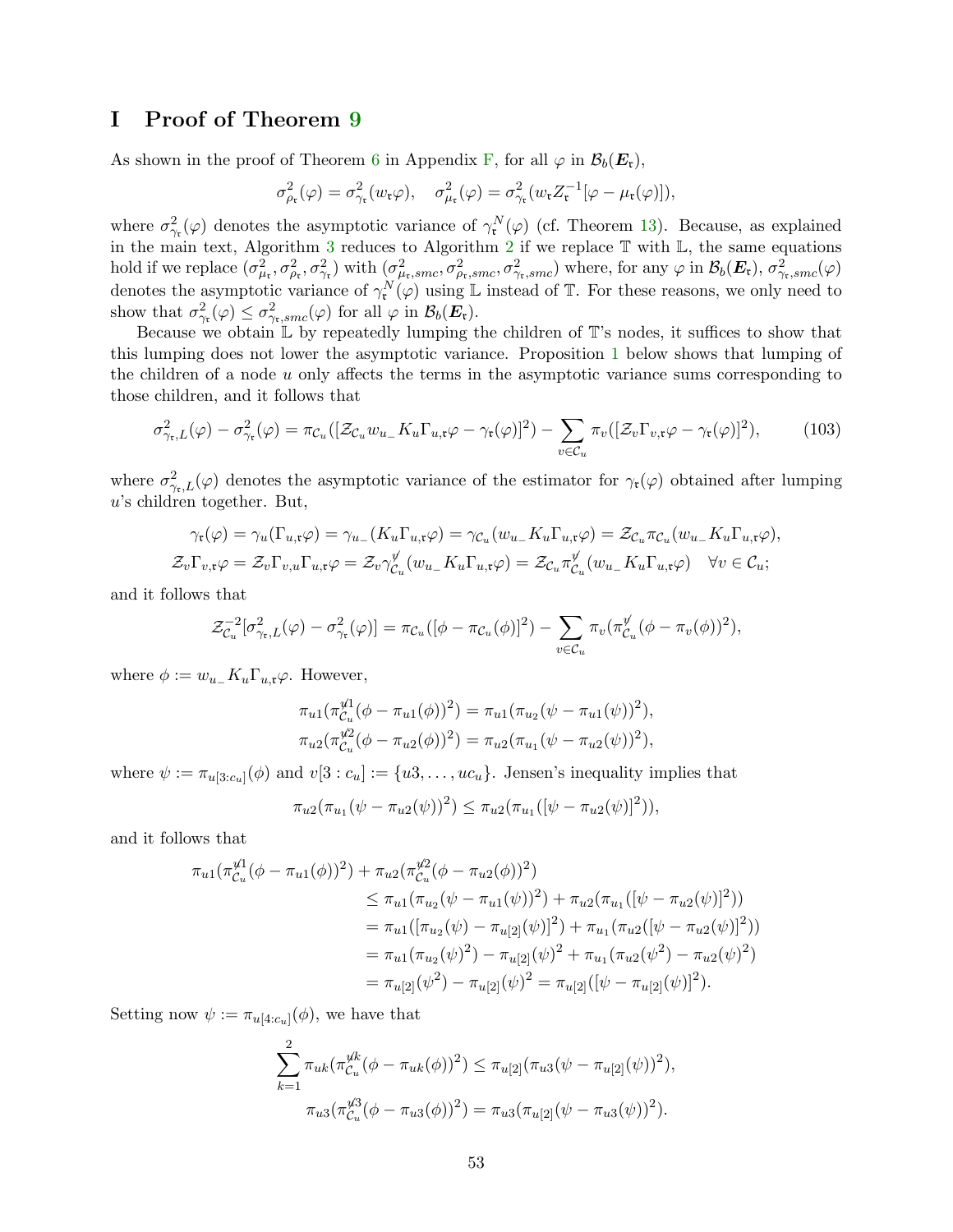# I Proof of Theorem 9

As shown in the proof of Theorem 6 in Appendix F, for all $\varphi$ in $\mathcal{B}_b(\boldsymbol{E}_\mathfrak{r})$,

$$\sigma^2_{\rho_\mathfrak{r}}(\varphi) = \sigma^2_{\gamma_\mathfrak{r}}(w_\mathfrak{r}\varphi), \quad \sigma^2_{\mu_\mathfrak{r}}(\varphi) = \sigma^2_{\gamma_\mathfrak{r}}(w_\mathfrak{r} Z_\mathfrak{r}^{-1}[\varphi - \mu_\mathfrak{r}(\varphi)]),$$

where $\sigma^2_{\gamma_\mathfrak{r}}(\varphi)$ denotes the asymptotic variance of $\gamma^N_\mathfrak{r}(\varphi)$ (cf. Theorem 13). Because, as explained in the main text, Algorithm 3 reduces to Algorithm 2 if we replace $\mathbb{T}$ with $\mathbb{L}$, the same equations hold if we replace $(\sigma^2_{\mu_\mathfrak{r}}, \sigma^2_{\rho_\mathfrak{r}}, \sigma^2_{\gamma_\mathfrak{r}})$ with $(\sigma^2_{\mu_\mathfrak{r},smc}, \sigma^2_{\rho_\mathfrak{r},smc}, \sigma^2_{\gamma_\mathfrak{r},smc})$ where, for any $\varphi$ in $\mathcal{B}_b(\boldsymbol{E}_\mathfrak{r})$, $\sigma^2_{\gamma_\mathfrak{r},smc}(\varphi)$ denotes the asymptotic variance of $\gamma^N_\mathfrak{r}(\varphi)$ using $\mathbb{L}$ instead of $\mathbb{T}$. For these reasons, we only need to show that $\sigma^2_{\gamma_\mathfrak{r}}(\varphi) \leq \sigma^2_{\gamma_\mathfrak{r},smc}(\varphi)$ for all $\varphi$ in $\mathcal{B}_b(\boldsymbol{E}_\mathfrak{r})$.

Because we obtain $\mathbb{L}$ by repeatedly lumping the children of $\mathbb{T}$'s nodes, it suffices to show that this lumping does not lower the asymptotic variance. Proposition 1 below shows that lumping of the children of a node $u$ only affects the terms in the asymptotic variance sums corresponding to those children, and it follows that

$$\sigma^2_{\gamma_\mathfrak{r},L}(\varphi) - \sigma^2_{\gamma_\mathfrak{r}}(\varphi) = \pi_{\mathcal{C}_u}([\mathcal{Z}_{\mathcal{C}_u} w_{u_-} K_u \Gamma_{u,\mathfrak{r}}\varphi - \gamma_\mathfrak{r}(\varphi)]^2) - \sum_{v\in\mathcal{C}_u} \pi_v([\mathcal{Z}_v \Gamma_{v,\mathfrak{r}}\varphi - \gamma_\mathfrak{r}(\varphi)]^2), \tag{103}$$

where $\sigma^2_{\gamma_\mathfrak{r},L}(\varphi)$ denotes the asymptotic variance of the estimator for $\gamma_\mathfrak{r}(\varphi)$ obtained after lumping $u$'s children together. But,

$$\gamma_\mathfrak{r}(\varphi) = \gamma_u(\Gamma_{u,\mathfrak{r}}\varphi) = \gamma_{u_-}(K_u\Gamma_{u,\mathfrak{r}}\varphi) = \gamma_{\mathcal{C}_u}(w_{u_-}K_u\Gamma_{u,\mathfrak{r}}\varphi) = \mathcal{Z}_{\mathcal{C}_u}\pi_{\mathcal{C}_u}(w_{u_-}K_u\Gamma_{u,\mathfrak{r}}\varphi),$$
$$\mathcal{Z}_v\Gamma_{v,\mathfrak{r}}\varphi = \mathcal{Z}_v\Gamma_{v,u}\Gamma_{u,\mathfrak{r}}\varphi = \mathcal{Z}_v\gamma^{\not v}_{\mathcal{C}_u}(w_{u_-}K_u\Gamma_{u,\mathfrak{r}}\varphi) = \mathcal{Z}_{\mathcal{C}_u}\pi^{\not v}_{\mathcal{C}_u}(w_{u_-}K_u\Gamma_{u,\mathfrak{r}}\varphi) \quad \forall v \in \mathcal{C}_u;$$

and it follows that

$$\mathcal{Z}^{-2}_{\mathcal{C}_u}[\sigma^2_{\gamma_\mathfrak{r},L}(\varphi) - \sigma^2_{\gamma_\mathfrak{r}}(\varphi)] = \pi_{\mathcal{C}_u}([\phi - \pi_{\mathcal{C}_u}(\phi)]^2) - \sum_{v\in\mathcal{C}_u}\pi_v(\pi^{\not v}_{\mathcal{C}_u}(\phi - \pi_v(\phi))^2),$$

where $\phi := w_{u_-}K_u\Gamma_{u,\mathfrak{r}}\varphi$. However,

$$\pi_{u1}(\pi^{\not u1}_{\mathcal{C}_u}(\phi - \pi_{u1}(\phi))^2) = \pi_{u1}(\pi_{u_2}(\psi - \pi_{u1}(\psi))^2),$$
$$\pi_{u2}(\pi^{\not u2}_{\mathcal{C}_u}(\phi - \pi_{u2}(\phi))^2) = \pi_{u2}(\pi_{u_1}(\psi - \pi_{u2}(\psi))^2),$$

where $\psi := \pi_{u[3:c_u]}(\phi)$ and $v[3:c_u] := \{u3, \ldots, uc_u\}$. Jensen's inequality implies that

$$\pi_{u2}(\pi_{u_1}(\psi - \pi_{u2}(\psi))^2) \leq \pi_{u2}(\pi_{u_1}([\psi - \pi_{u2}(\psi)]^2)),$$

and it follows that

$$\begin{aligned}
\pi_{u1}(\pi^{\not u1}_{\mathcal{C}_u}(\phi - \pi_{u1}(\phi))^2) &+ \pi_{u2}(\pi^{\not u2}_{\mathcal{C}_u}(\phi - \pi_{u2}(\phi))^2) \\
&\leq \pi_{u1}(\pi_{u_2}(\psi - \pi_{u1}(\psi))^2) + \pi_{u2}(\pi_{u_1}([\psi - \pi_{u2}(\psi)]^2)) \\
&= \pi_{u1}([\pi_{u_2}(\psi) - \pi_{u[2]}(\psi)]^2) + \pi_{u_1}(\pi_{u2}([\psi - \pi_{u2}(\psi)]^2)) \\
&= \pi_{u1}(\pi_{u_2}(\psi)^2) - \pi_{u[2]}(\psi)^2 + \pi_{u_1}(\pi_{u2}(\psi^2) - \pi_{u2}(\psi)^2) \\
&= \pi_{u[2]}(\psi^2) - \pi_{u[2]}(\psi)^2 = \pi_{u[2]}([\psi - \pi_{u[2]}(\psi)]^2).
\end{aligned}$$

Setting now $\psi := \pi_{u[4:c_u]}(\phi)$, we have that

$$\sum_{k=1}^{2}\pi_{uk}(\pi^{\not uk}_{\mathcal{C}_u}(\phi - \pi_{uk}(\phi))^2) \leq \pi_{u[2]}(\pi_{u3}(\psi - \pi_{u[2]}(\psi))^2),$$
$$\pi_{u3}(\pi^{\not u3}_{\mathcal{C}_u}(\phi - \pi_{u3}(\phi))^2) = \pi_{u3}(\pi_{u[2]}(\psi - \pi_{u3}(\psi))^2).$$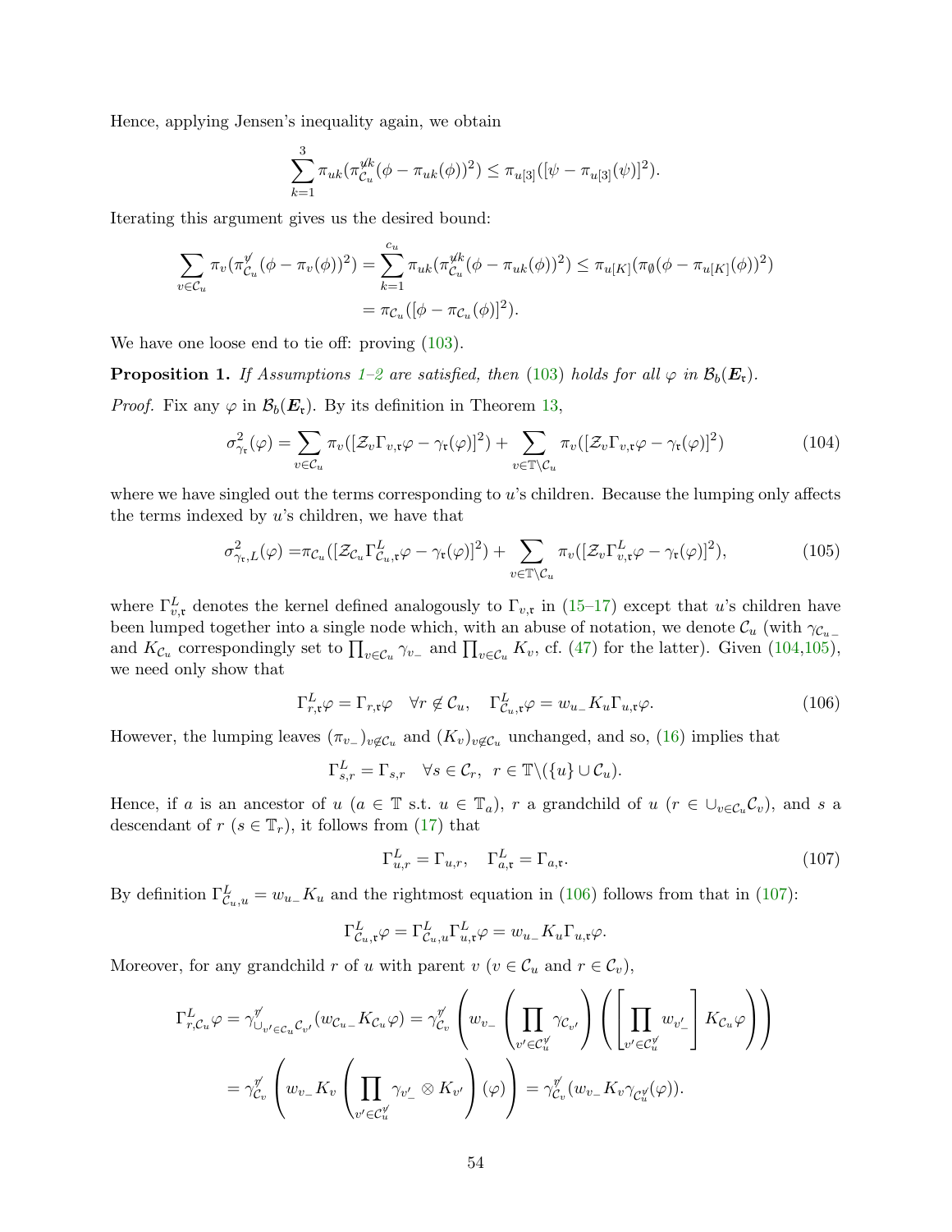Hence, applying Jensen's inequality again, we obtain

$$\sum_{k=1}^{3} \pi_{uk}(\pi^{\not{y}k}_{\mathcal{C}_u}(\phi - \pi_{uk}(\phi))^2) \leq \pi_{u[3]}([\psi - \pi_{u[3]}(\psi)]^2).$$

Iterating this argument gives us the desired bound:

$$\begin{aligned}\sum_{v\in\mathcal{C}_u} \pi_v(\pi^{\not{y}}_{\mathcal{C}_u}(\phi - \pi_v(\phi))^2) &= \sum_{k=1}^{c_u} \pi_{uk}(\pi^{\not{y}k}_{\mathcal{C}_u}(\phi - \pi_{uk}(\phi))^2) \leq \pi_{u[K]}(\pi_{\emptyset}(\phi - \pi_{u[K]}(\phi))^2)\\ &= \pi_{\mathcal{C}_u}([\phi - \pi_{\mathcal{C}_u}(\phi)]^2).\end{aligned}$$

We have one loose end to tie off: proving (103).

**Proposition 1.** *If Assumptions 1–2 are satisfied, then (103) holds for all $\varphi$ in $\mathcal{B}_b(\boldsymbol{E}_\mathfrak{r})$.*

*Proof.* Fix any $\varphi$ in $\mathcal{B}_b(\boldsymbol{E}_\mathfrak{r})$. By its definition in Theorem 13,

$$\sigma^2_{\gamma_\mathfrak{r}}(\varphi) = \sum_{v\in\mathcal{C}_u} \pi_v([\mathcal{Z}_v\Gamma_{v,\mathfrak{r}}\varphi - \gamma_\mathfrak{r}(\varphi)]^2) + \sum_{v\in\mathbb{T}\setminus\mathcal{C}_u} \pi_v([\mathcal{Z}_v\Gamma_{v,\mathfrak{r}}\varphi - \gamma_\mathfrak{r}(\varphi)]^2) \tag{104}$$

where we have singled out the terms corresponding to $u$'s children. Because the lumping only affects the terms indexed by $u$'s children, we have that

$$\sigma^2_{\gamma_\mathfrak{r},L}(\varphi) = \pi_{\mathcal{C}_u}([\mathcal{Z}_{\mathcal{C}_u}\Gamma^L_{\mathcal{C}_u,\mathfrak{r}}\varphi - \gamma_\mathfrak{r}(\varphi)]^2) + \sum_{v\in\mathbb{T}\setminus\mathcal{C}_u} \pi_v([\mathcal{Z}_v\Gamma^L_{v,\mathfrak{r}}\varphi - \gamma_\mathfrak{r}(\varphi)]^2), \tag{105}$$

where $\Gamma^L_{v,\mathfrak{r}}$ denotes the kernel defined analogously to $\Gamma_{v,\mathfrak{r}}$ in (15–17) except that $u$'s children have been lumped together into a single node which, with an abuse of notation, we denote $\mathcal{C}_u$ (with $\gamma_{\mathcal{C}_{u_-}}$ and $K_{\mathcal{C}_u}$ correspondingly set to $\prod_{v\in\mathcal{C}_u}\gamma_{v_-}$ and $\prod_{v\in\mathcal{C}_u}K_v$, cf. (47) for the latter). Given (104,105), we need only show that

$$\Gamma^L_{r,\mathfrak{r}}\varphi = \Gamma_{r,\mathfrak{r}}\varphi \quad \forall r\notin\mathcal{C}_u, \quad \Gamma^L_{\mathcal{C}_u,\mathfrak{r}}\varphi = w_{u_-}K_u\Gamma_{u,\mathfrak{r}}\varphi. \tag{106}$$

However, the lumping leaves $(\pi_{v_-})_{v\notin\mathcal{C}_u}$ and $(K_v)_{v\notin\mathcal{C}_u}$ unchanged, and so, (16) implies that

$$\Gamma^L_{s,r} = \Gamma_{s,r} \quad \forall s\in\mathcal{C}_r, \; r\in\mathbb{T}\setminus(\{u\}\cup\mathcal{C}_u).$$

Hence, if $a$ is an ancestor of $u$ ($a\in\mathbb{T}$ s.t. $u\in\mathbb{T}_a$), $r$ a grandchild of $u$ ($r\in\cup_{v\in\mathcal{C}_u}\mathcal{C}_v$), and $s$ a descendant of $r$ ($s\in\mathbb{T}_r$), it follows from (17) that

$$\Gamma^L_{u,r} = \Gamma_{u,r}, \quad \Gamma^L_{a,\mathfrak{r}} = \Gamma_{a,\mathfrak{r}}. \tag{107}$$

By definition $\Gamma^L_{\mathcal{C}_u,u} = w_{u_-}K_u$ and the rightmost equation in (106) follows from that in (107):

$$\Gamma^L_{\mathcal{C}_u,\mathfrak{r}}\varphi = \Gamma^L_{\mathcal{C}_u,u}\Gamma^L_{u,\mathfrak{r}}\varphi = w_{u_-}K_u\Gamma_{u,\mathfrak{r}}\varphi.$$

Moreover, for any grandchild $r$ of $u$ with parent $v$ ($v\in\mathcal{C}_u$ and $r\in\mathcal{C}_v$),

$$\begin{aligned}\Gamma^L_{r,\mathcal{C}_u}\varphi &= \gamma^{\not{y}}_{\cup_{v'\in\mathcal{C}_u}\mathcal{C}_{v'}}(w_{\mathcal{C}_{u_-}}K_{\mathcal{C}_u}\varphi) = \gamma^{\not{y}}_{\mathcal{C}_v}\left(w_{v_-}\left(\prod_{v'\in\mathcal{C}^{\not{y}}_u}\gamma_{\mathcal{C}_{v'}}\right)\left(\left[\prod_{v'\in\mathcal{C}^{\not{y}}_u} w_{v'_-}\right]K_{\mathcal{C}_u}\varphi\right)\right)\\ &= \gamma^{\not{y}}_{\mathcal{C}_v}\left(w_{v_-}K_v\left(\prod_{v'\in\mathcal{C}^{\not{y}}_u}\gamma_{v'_-}\otimes K_{v'}\right)(\varphi)\right) = \gamma^{\not{y}}_{\mathcal{C}_v}(w_{v_-}K_v\gamma_{\mathcal{C}^{\not{y}}_u}(\varphi)).\end{aligned}$$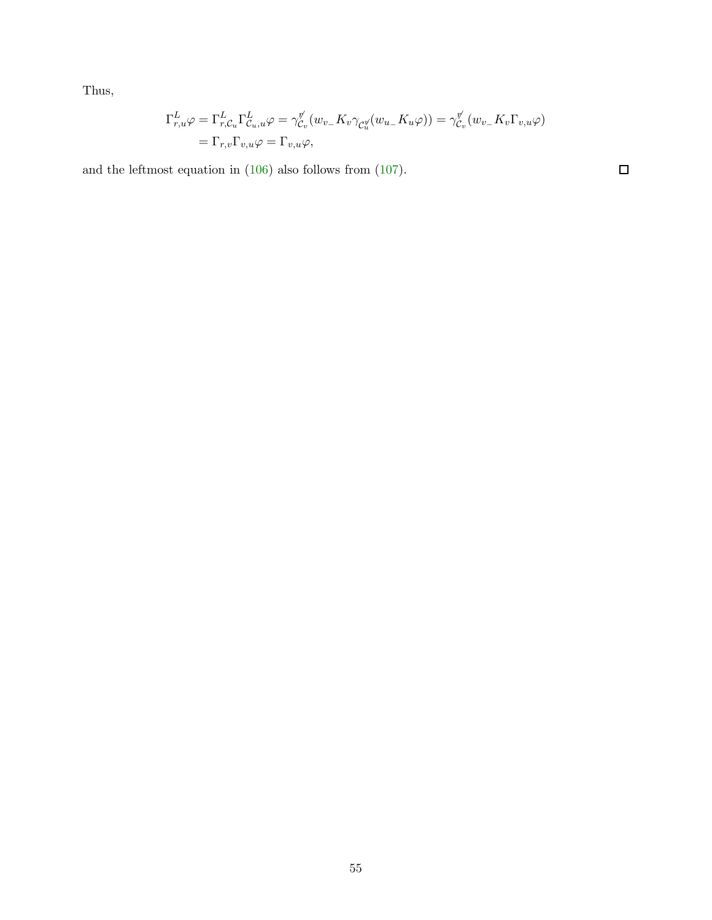Thus,

$$
\begin{aligned}
\Gamma^L_{r,u}\varphi &= \Gamma^L_{r,\mathcal{C}_u}\Gamma^L_{\mathcal{C}_u,u}\varphi = \gamma^{\eta'}_{\mathcal{C}_v}(w_{v_-}K_v\gamma_{\mathcal{C}^{\eta'}_u}(w_{u_-}K_u\varphi)) = \gamma^{\eta'}_{\mathcal{C}_v}(w_{v_-}K_v\Gamma_{v,u}\varphi) \\
&= \Gamma_{r,v}\Gamma_{v,u}\varphi = \Gamma_{v,u}\varphi,
\end{aligned}
$$

and the leftmost equation in (106) also follows from (107). □